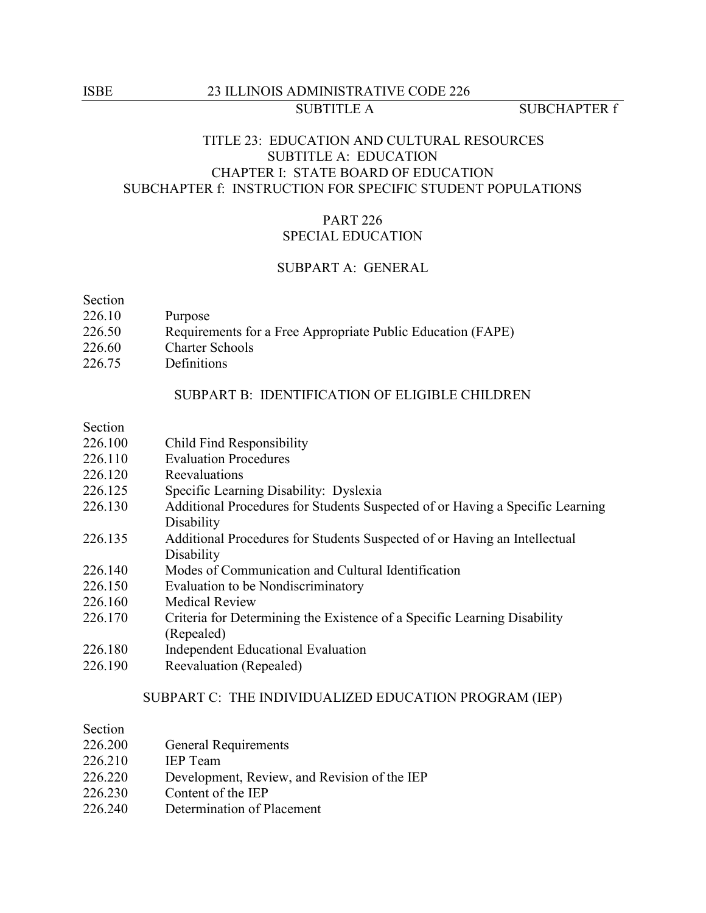TITLE 23: EDUCATION AND CULTURAL RESOURCES
SUBTITLE A: EDUCATION
CHAPTER I: STATE BOARD OF EDUCATION
SUBCHAPTER f: INSTRUCTION FOR SPECIFIC STUDENT POPULATIONS

# PART 226
# SPECIAL EDUCATION

## SUBPART A: GENERAL

| Section | |
|---|---|
| 226.10 | Purpose |
| 226.50 | Requirements for a Free Appropriate Public Education (FAPE) |
| 226.60 | Charter Schools |
| 226.75 | Definitions |

## SUBPART B: IDENTIFICATION OF ELIGIBLE CHILDREN

| Section | |
|---|---|
| 226.100 | Child Find Responsibility |
| 226.110 | Evaluation Procedures |
| 226.120 | Reevaluations |
| 226.125 | Specific Learning Disability: Dyslexia |
| 226.130 | Additional Procedures for Students Suspected of or Having a Specific Learning Disability |
| 226.135 | Additional Procedures for Students Suspected of or Having an Intellectual Disability |
| 226.140 | Modes of Communication and Cultural Identification |
| 226.150 | Evaluation to be Nondiscriminatory |
| 226.160 | Medical Review |
| 226.170 | Criteria for Determining the Existence of a Specific Learning Disability (Repealed) |
| 226.180 | Independent Educational Evaluation |
| 226.190 | Reevaluation (Repealed) |

## SUBPART C: THE INDIVIDUALIZED EDUCATION PROGRAM (IEP)

| Section | |
|---|---|
| 226.200 | General Requirements |
| 226.210 | IEP Team |
| 226.220 | Development, Review, and Revision of the IEP |
| 226.230 | Content of the IEP |
| 226.240 | Determination of Placement |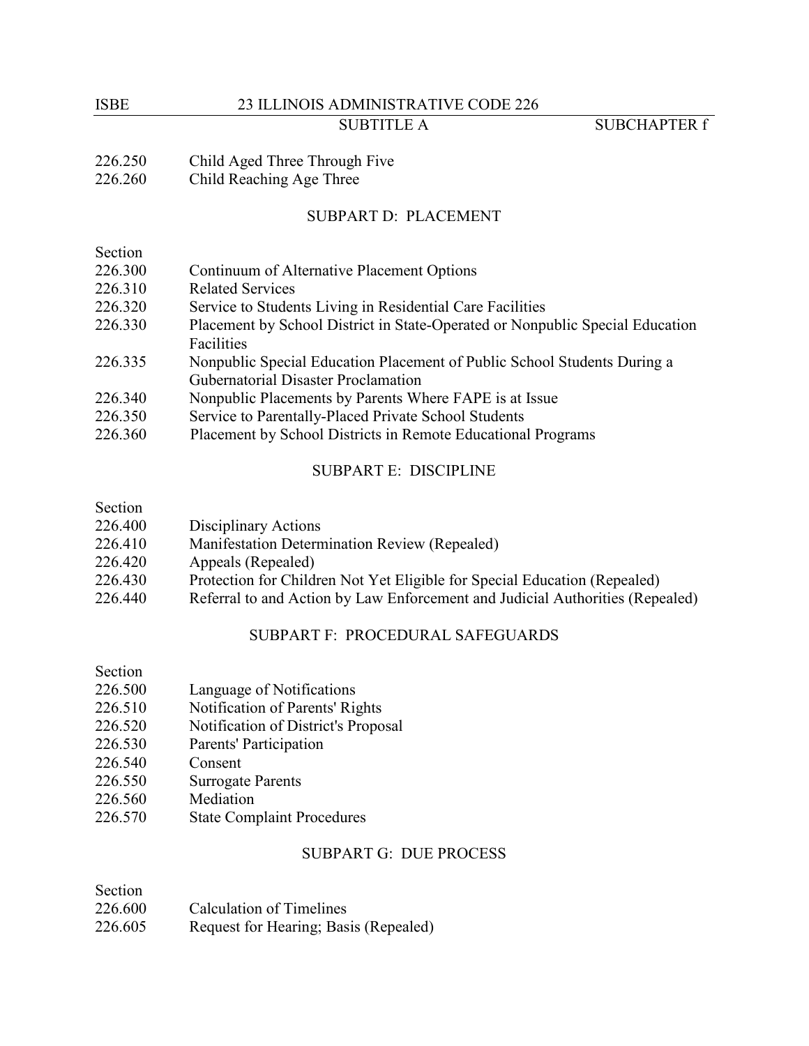226.250 Child Aged Three Through Five
226.260 Child Reaching Age Three

## SUBPART D: PLACEMENT

Section
226.300 Continuum of Alternative Placement Options
226.310 Related Services
226.320 Service to Students Living in Residential Care Facilities
226.330 Placement by School District in State-Operated or Nonpublic Special Education Facilities
226.335 Nonpublic Special Education Placement of Public School Students During a Gubernatorial Disaster Proclamation
226.340 Nonpublic Placements by Parents Where FAPE is at Issue
226.350 Service to Parentally-Placed Private School Students
226.360 Placement by School Districts in Remote Educational Programs

## SUBPART E: DISCIPLINE

Section
226.400 Disciplinary Actions
226.410 Manifestation Determination Review (Repealed)
226.420 Appeals (Repealed)
226.430 Protection for Children Not Yet Eligible for Special Education (Repealed)
226.440 Referral to and Action by Law Enforcement and Judicial Authorities (Repealed)

## SUBPART F: PROCEDURAL SAFEGUARDS

Section
226.500 Language of Notifications
226.510 Notification of Parents' Rights
226.520 Notification of District's Proposal
226.530 Parents' Participation
226.540 Consent
226.550 Surrogate Parents
226.560 Mediation
226.570 State Complaint Procedures

## SUBPART G: DUE PROCESS

Section
226.600 Calculation of Timelines
226.605 Request for Hearing; Basis (Repealed)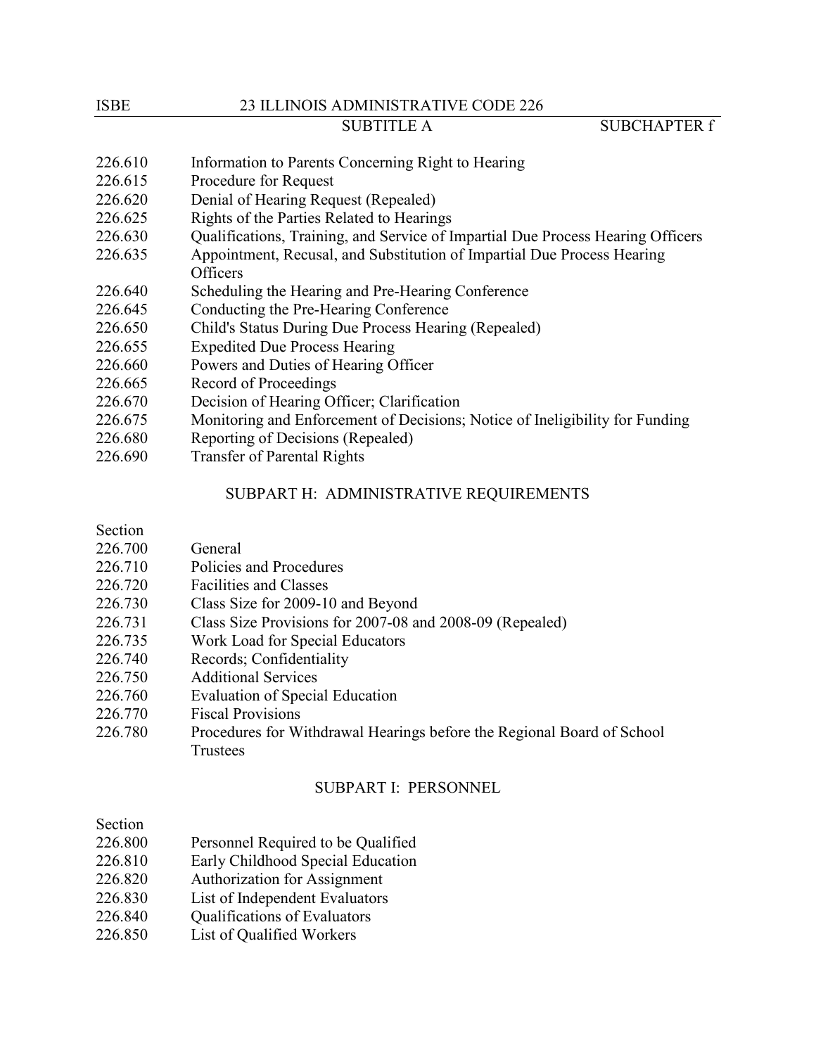226.610 Information to Parents Concerning Right to Hearing
226.615 Procedure for Request
226.620 Denial of Hearing Request (Repealed)
226.625 Rights of the Parties Related to Hearings
226.630 Qualifications, Training, and Service of Impartial Due Process Hearing Officers
226.635 Appointment, Recusal, and Substitution of Impartial Due Process Hearing Officers
226.640 Scheduling the Hearing and Pre-Hearing Conference
226.645 Conducting the Pre-Hearing Conference
226.650 Child's Status During Due Process Hearing (Repealed)
226.655 Expedited Due Process Hearing
226.660 Powers and Duties of Hearing Officer
226.665 Record of Proceedings
226.670 Decision of Hearing Officer; Clarification
226.675 Monitoring and Enforcement of Decisions; Notice of Ineligibility for Funding
226.680 Reporting of Decisions (Repealed)
226.690 Transfer of Parental Rights

## SUBPART H: ADMINISTRATIVE REQUIREMENTS

Section
226.700 General
226.710 Policies and Procedures
226.720 Facilities and Classes
226.730 Class Size for 2009-10 and Beyond
226.731 Class Size Provisions for 2007-08 and 2008-09 (Repealed)
226.735 Work Load for Special Educators
226.740 Records; Confidentiality
226.750 Additional Services
226.760 Evaluation of Special Education
226.770 Fiscal Provisions
226.780 Procedures for Withdrawal Hearings before the Regional Board of School Trustees

## SUBPART I: PERSONNEL

Section
226.800 Personnel Required to be Qualified
226.810 Early Childhood Special Education
226.820 Authorization for Assignment
226.830 List of Independent Evaluators
226.840 Qualifications of Evaluators
226.850 List of Qualified Workers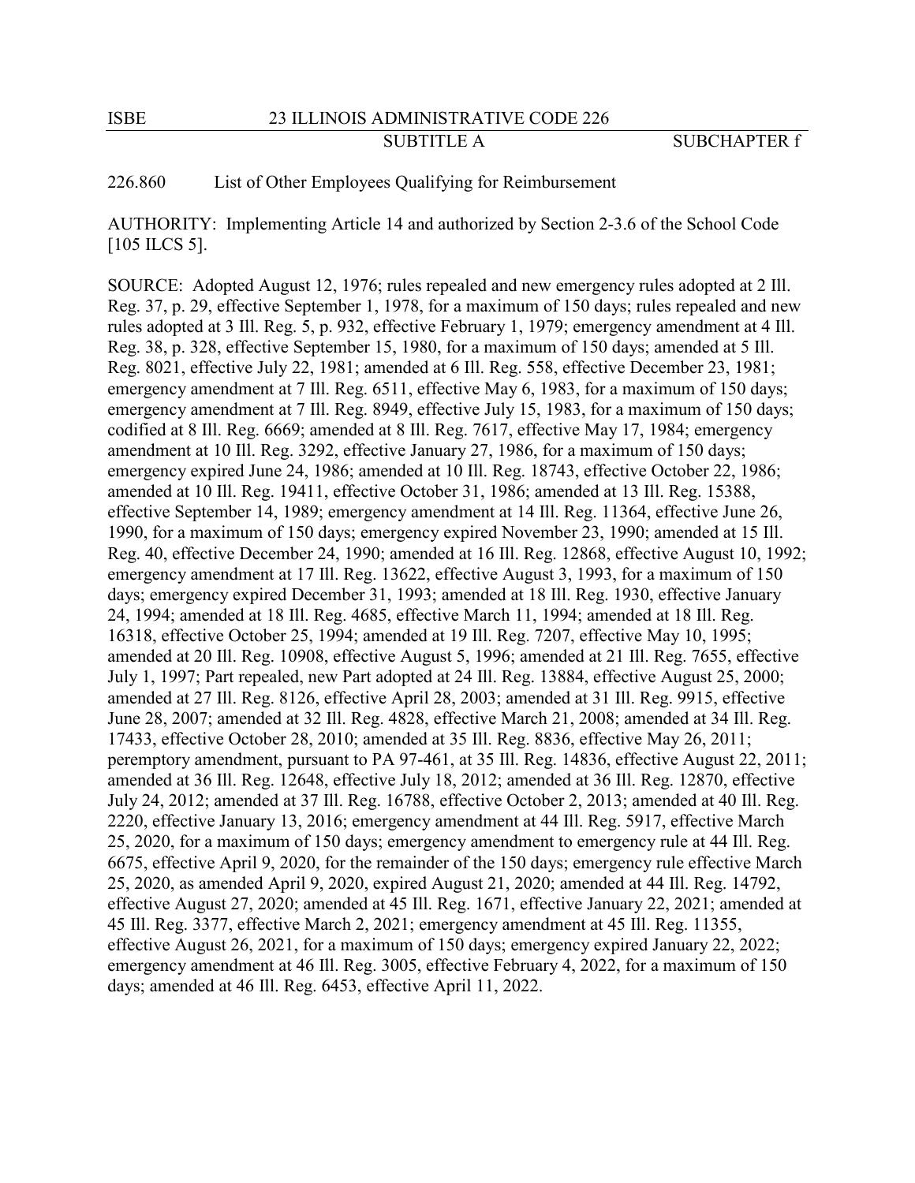226.860 List of Other Employees Qualifying for Reimbursement

AUTHORITY: Implementing Article 14 and authorized by Section 2-3.6 of the School Code [105 ILCS 5].

SOURCE: Adopted August 12, 1976; rules repealed and new emergency rules adopted at 2 Ill. Reg. 37, p. 29, effective September 1, 1978, for a maximum of 150 days; rules repealed and new rules adopted at 3 Ill. Reg. 5, p. 932, effective February 1, 1979; emergency amendment at 4 Ill. Reg. 38, p. 328, effective September 15, 1980, for a maximum of 150 days; amended at 5 Ill. Reg. 8021, effective July 22, 1981; amended at 6 Ill. Reg. 558, effective December 23, 1981; emergency amendment at 7 Ill. Reg. 6511, effective May 6, 1983, for a maximum of 150 days; emergency amendment at 7 Ill. Reg. 8949, effective July 15, 1983, for a maximum of 150 days; codified at 8 Ill. Reg. 6669; amended at 8 Ill. Reg. 7617, effective May 17, 1984; emergency amendment at 10 Ill. Reg. 3292, effective January 27, 1986, for a maximum of 150 days; emergency expired June 24, 1986; amended at 10 Ill. Reg. 18743, effective October 22, 1986; amended at 10 Ill. Reg. 19411, effective October 31, 1986; amended at 13 Ill. Reg. 15388, effective September 14, 1989; emergency amendment at 14 Ill. Reg. 11364, effective June 26, 1990, for a maximum of 150 days; emergency expired November 23, 1990; amended at 15 Ill. Reg. 40, effective December 24, 1990; amended at 16 Ill. Reg. 12868, effective August 10, 1992; emergency amendment at 17 Ill. Reg. 13622, effective August 3, 1993, for a maximum of 150 days; emergency expired December 31, 1993; amended at 18 Ill. Reg. 1930, effective January 24, 1994; amended at 18 Ill. Reg. 4685, effective March 11, 1994; amended at 18 Ill. Reg. 16318, effective October 25, 1994; amended at 19 Ill. Reg. 7207, effective May 10, 1995; amended at 20 Ill. Reg. 10908, effective August 5, 1996; amended at 21 Ill. Reg. 7655, effective July 1, 1997; Part repealed, new Part adopted at 24 Ill. Reg. 13884, effective August 25, 2000; amended at 27 Ill. Reg. 8126, effective April 28, 2003; amended at 31 Ill. Reg. 9915, effective June 28, 2007; amended at 32 Ill. Reg. 4828, effective March 21, 2008; amended at 34 Ill. Reg. 17433, effective October 28, 2010; amended at 35 Ill. Reg. 8836, effective May 26, 2011; peremptory amendment, pursuant to PA 97-461, at 35 Ill. Reg. 14836, effective August 22, 2011; amended at 36 Ill. Reg. 12648, effective July 18, 2012; amended at 36 Ill. Reg. 12870, effective July 24, 2012; amended at 37 Ill. Reg. 16788, effective October 2, 2013; amended at 40 Ill. Reg. 2220, effective January 13, 2016; emergency amendment at 44 Ill. Reg. 5917, effective March 25, 2020, for a maximum of 150 days; emergency amendment to emergency rule at 44 Ill. Reg. 6675, effective April 9, 2020, for the remainder of the 150 days; emergency rule effective March 25, 2020, as amended April 9, 2020, expired August 21, 2020; amended at 44 Ill. Reg. 14792, effective August 27, 2020; amended at 45 Ill. Reg. 1671, effective January 22, 2021; amended at 45 Ill. Reg. 3377, effective March 2, 2021; emergency amendment at 45 Ill. Reg. 11355, effective August 26, 2021, for a maximum of 150 days; emergency expired January 22, 2022; emergency amendment at 46 Ill. Reg. 3005, effective February 4, 2022, for a maximum of 150 days; amended at 46 Ill. Reg. 6453, effective April 11, 2022.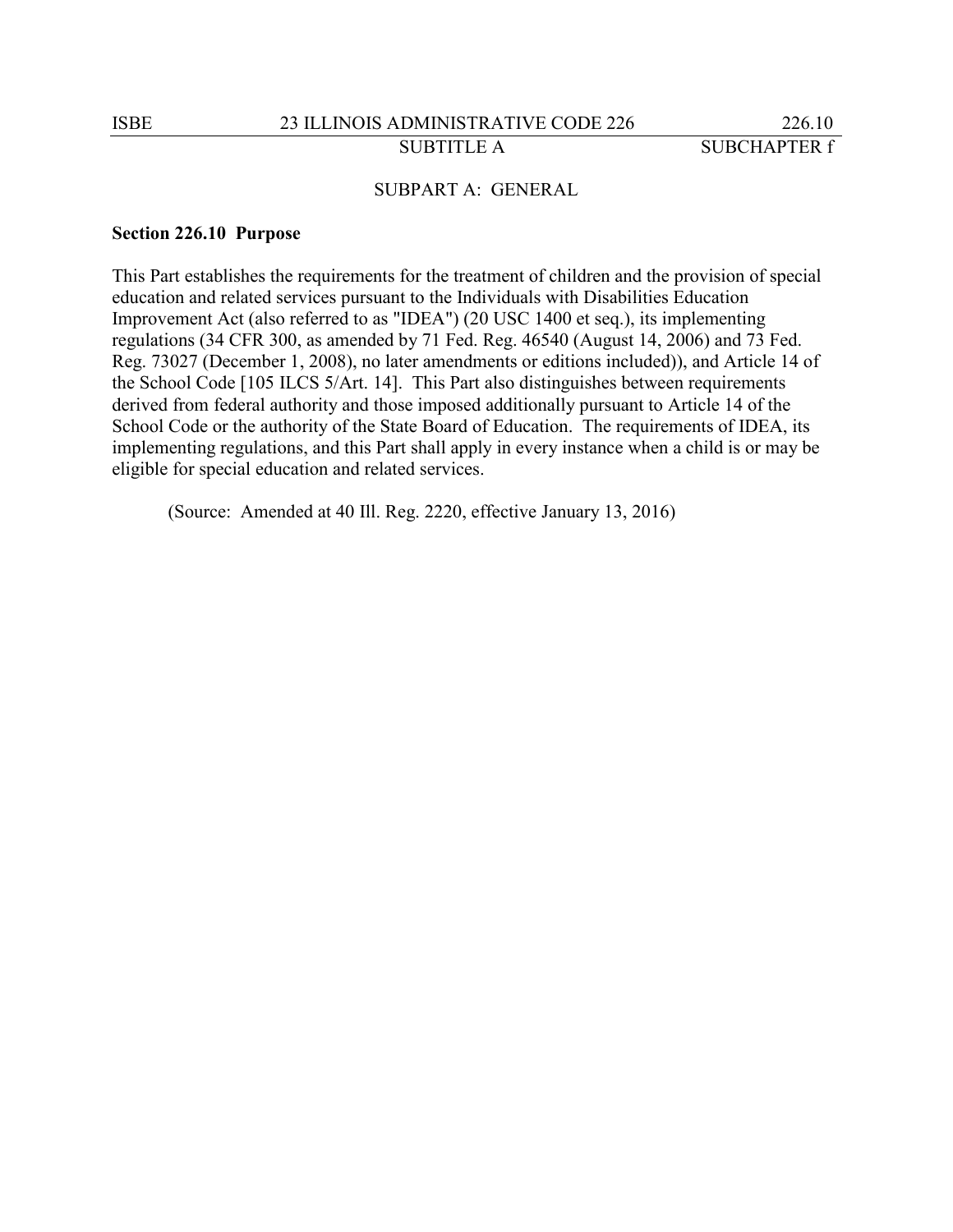## SUBPART A: GENERAL

### Section 226.10 Purpose

This Part establishes the requirements for the treatment of children and the provision of special education and related services pursuant to the Individuals with Disabilities Education Improvement Act (also referred to as "IDEA") (20 USC 1400 et seq.), its implementing regulations (34 CFR 300, as amended by 71 Fed. Reg. 46540 (August 14, 2006) and 73 Fed. Reg. 73027 (December 1, 2008), no later amendments or editions included)), and Article 14 of the School Code [105 ILCS 5/Art. 14]. This Part also distinguishes between requirements derived from federal authority and those imposed additionally pursuant to Article 14 of the School Code or the authority of the State Board of Education. The requirements of IDEA, its implementing regulations, and this Part shall apply in every instance when a child is or may be eligible for special education and related services.

(Source: Amended at 40 Ill. Reg. 2220, effective January 13, 2016)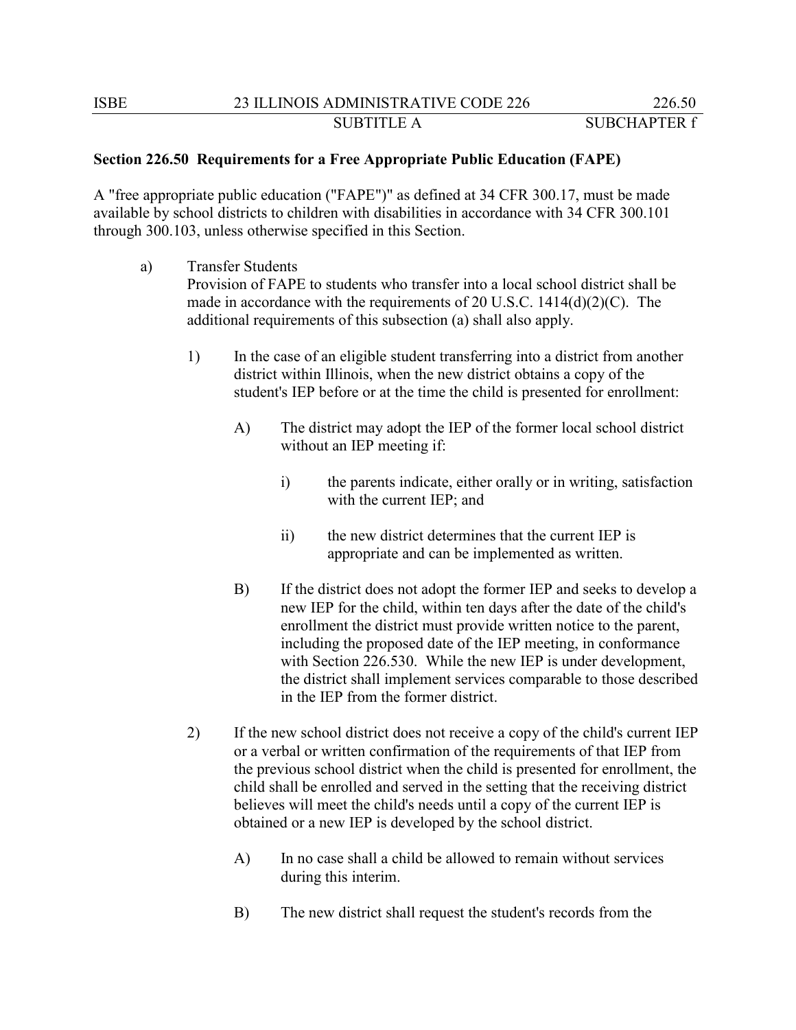**Section 226.50 Requirements for a Free Appropriate Public Education (FAPE)**

A "free appropriate public education ("FAPE")" as defined at 34 CFR 300.17, must be made available by school districts to children with disabilities in accordance with 34 CFR 300.101 through 300.103, unless otherwise specified in this Section.

a) Transfer Students
   Provision of FAPE to students who transfer into a local school district shall be made in accordance with the requirements of 20 U.S.C. 1414(d)(2)(C). The additional requirements of this subsection (a) shall also apply.

   1) In the case of an eligible student transferring into a district from another district within Illinois, when the new district obtains a copy of the student's IEP before or at the time the child is presented for enrollment:

      A) The district may adopt the IEP of the former local school district without an IEP meeting if:

         i) the parents indicate, either orally or in writing, satisfaction with the current IEP; and

         ii) the new district determines that the current IEP is appropriate and can be implemented as written.

      B) If the district does not adopt the former IEP and seeks to develop a new IEP for the child, within ten days after the date of the child's enrollment the district must provide written notice to the parent, including the proposed date of the IEP meeting, in conformance with Section 226.530. While the new IEP is under development, the district shall implement services comparable to those described in the IEP from the former district.

   2) If the new school district does not receive a copy of the child's current IEP or a verbal or written confirmation of the requirements of that IEP from the previous school district when the child is presented for enrollment, the child shall be enrolled and served in the setting that the receiving district believes will meet the child's needs until a copy of the current IEP is obtained or a new IEP is developed by the school district.

      A) In no case shall a child be allowed to remain without services during this interim.

      B) The new district shall request the student's records from the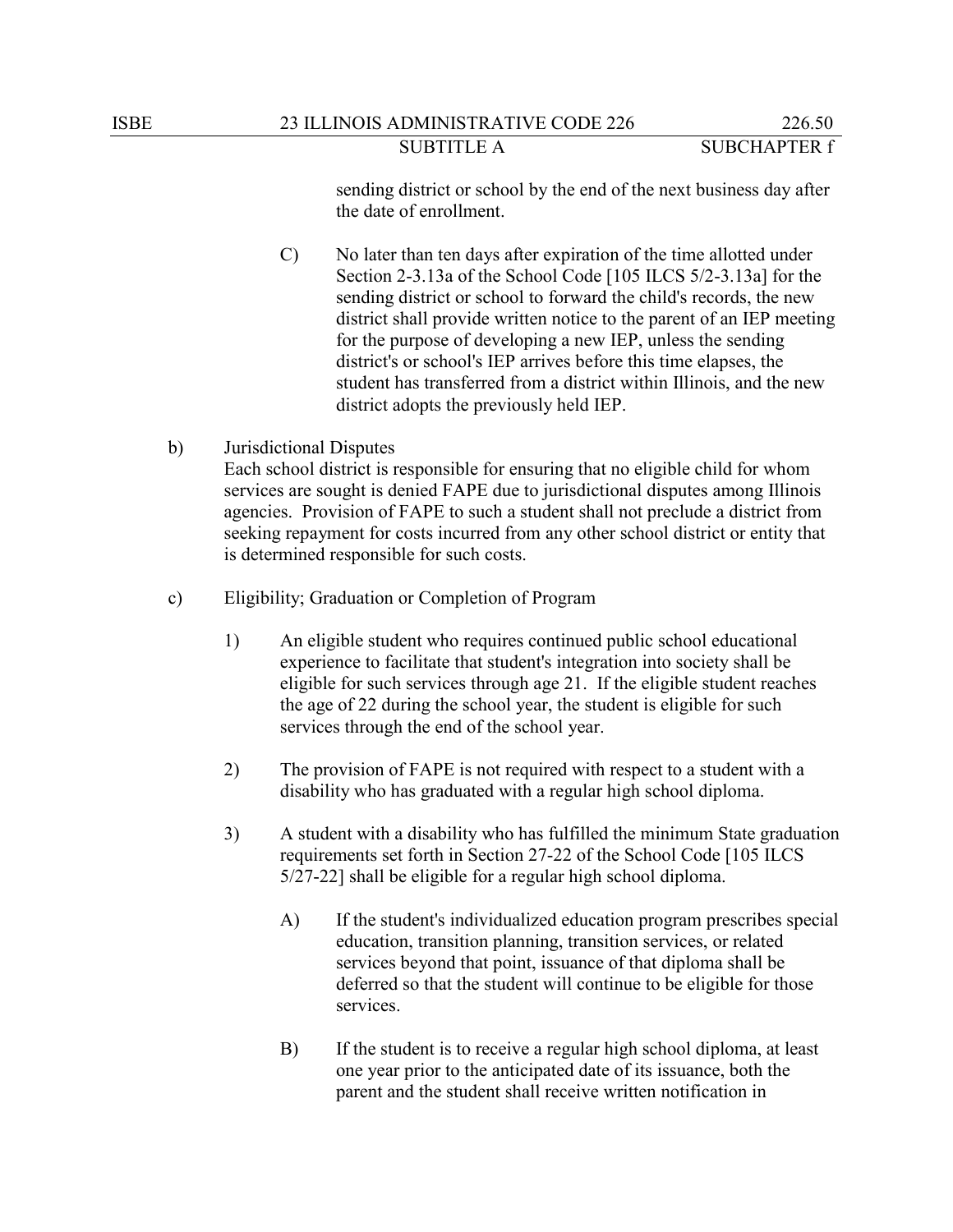sending district or school by the end of the next business day after the date of enrollment.

C) No later than ten days after expiration of the time allotted under Section 2-3.13a of the School Code [105 ILCS 5/2-3.13a] for the sending district or school to forward the child's records, the new district shall provide written notice to the parent of an IEP meeting for the purpose of developing a new IEP, unless the sending district's or school's IEP arrives before this time elapses, the student has transferred from a district within Illinois, and the new district adopts the previously held IEP.

b) Jurisdictional Disputes

Each school district is responsible for ensuring that no eligible child for whom services are sought is denied FAPE due to jurisdictional disputes among Illinois agencies. Provision of FAPE to such a student shall not preclude a district from seeking repayment for costs incurred from any other school district or entity that is determined responsible for such costs.

c) Eligibility; Graduation or Completion of Program

1) An eligible student who requires continued public school educational experience to facilitate that student's integration into society shall be eligible for such services through age 21. If the eligible student reaches the age of 22 during the school year, the student is eligible for such services through the end of the school year.

2) The provision of FAPE is not required with respect to a student with a disability who has graduated with a regular high school diploma.

3) A student with a disability who has fulfilled the minimum State graduation requirements set forth in Section 27-22 of the School Code [105 ILCS 5/27-22] shall be eligible for a regular high school diploma.

A) If the student's individualized education program prescribes special education, transition planning, transition services, or related services beyond that point, issuance of that diploma shall be deferred so that the student will continue to be eligible for those services.

B) If the student is to receive a regular high school diploma, at least one year prior to the anticipated date of its issuance, both the parent and the student shall receive written notification in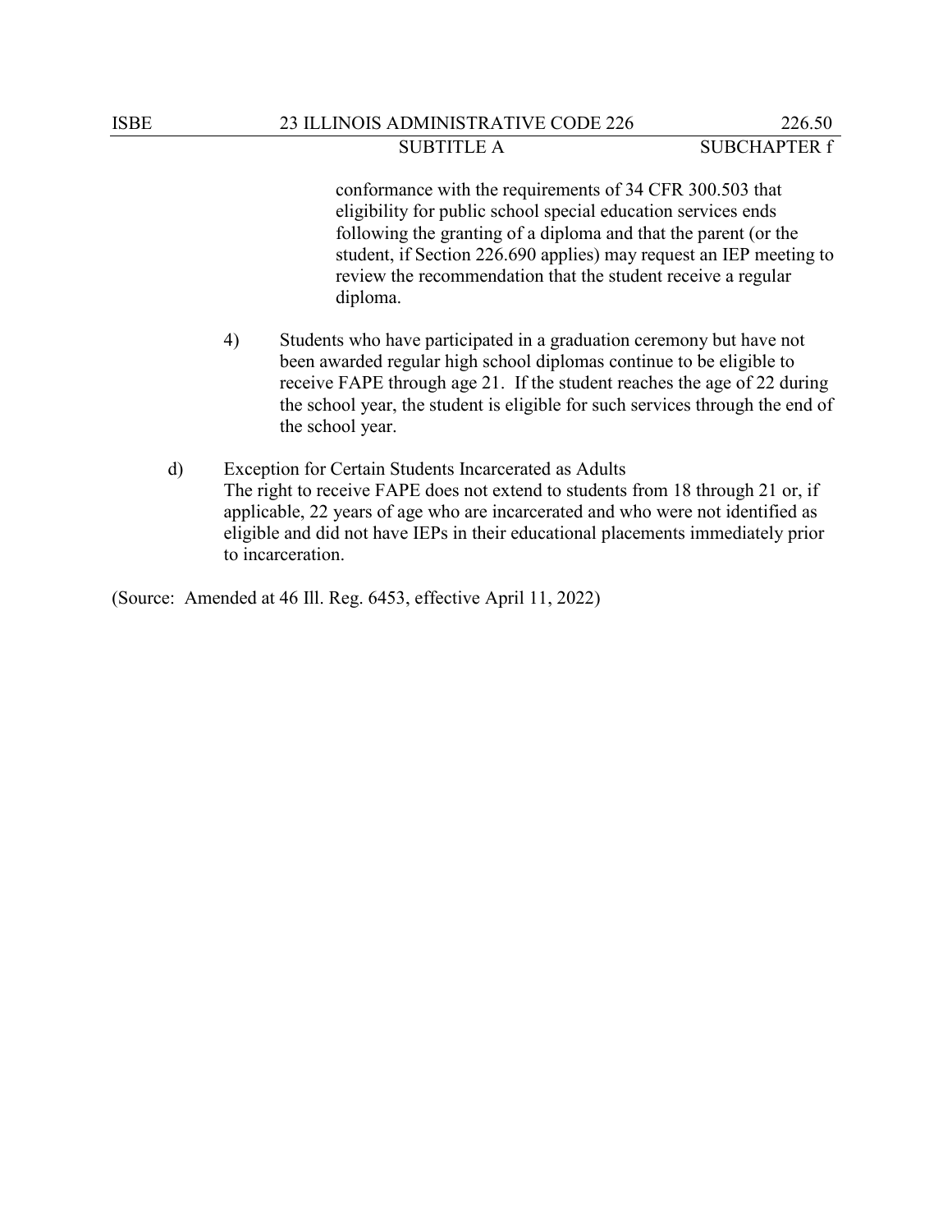conformance with the requirements of 34 CFR 300.503 that eligibility for public school special education services ends following the granting of a diploma and that the parent (or the student, if Section 226.690 applies) may request an IEP meeting to review the recommendation that the student receive a regular diploma.

4) Students who have participated in a graduation ceremony but have not been awarded regular high school diplomas continue to be eligible to receive FAPE through age 21. If the student reaches the age of 22 during the school year, the student is eligible for such services through the end of the school year.

d) Exception for Certain Students Incarcerated as Adults
The right to receive FAPE does not extend to students from 18 through 21 or, if applicable, 22 years of age who are incarcerated and who were not identified as eligible and did not have IEPs in their educational placements immediately prior to incarceration.

(Source: Amended at 46 Ill. Reg. 6453, effective April 11, 2022)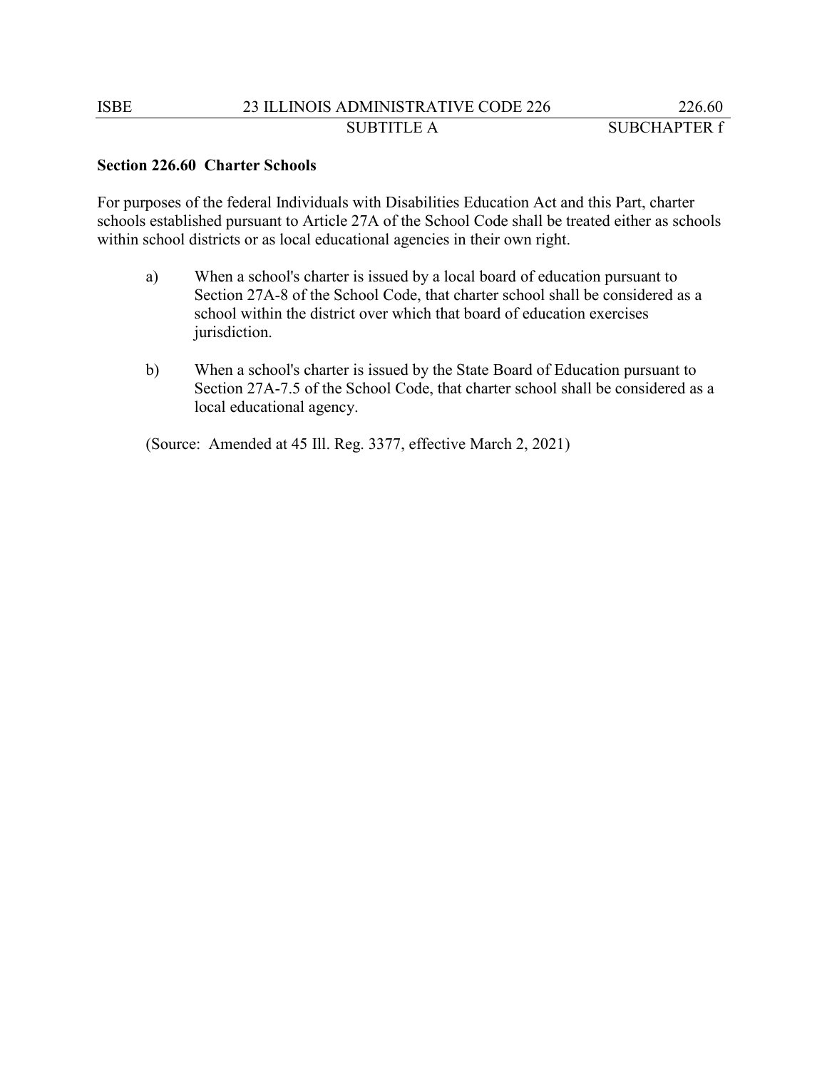**Section 226.60 Charter Schools**

For purposes of the federal Individuals with Disabilities Education Act and this Part, charter schools established pursuant to Article 27A of the School Code shall be treated either as schools within school districts or as local educational agencies in their own right.

a) When a school's charter is issued by a local board of education pursuant to Section 27A-8 of the School Code, that charter school shall be considered as a school within the district over which that board of education exercises jurisdiction.

b) When a school's charter is issued by the State Board of Education pursuant to Section 27A-7.5 of the School Code, that charter school shall be considered as a local educational agency.

(Source: Amended at 45 Ill. Reg. 3377, effective March 2, 2021)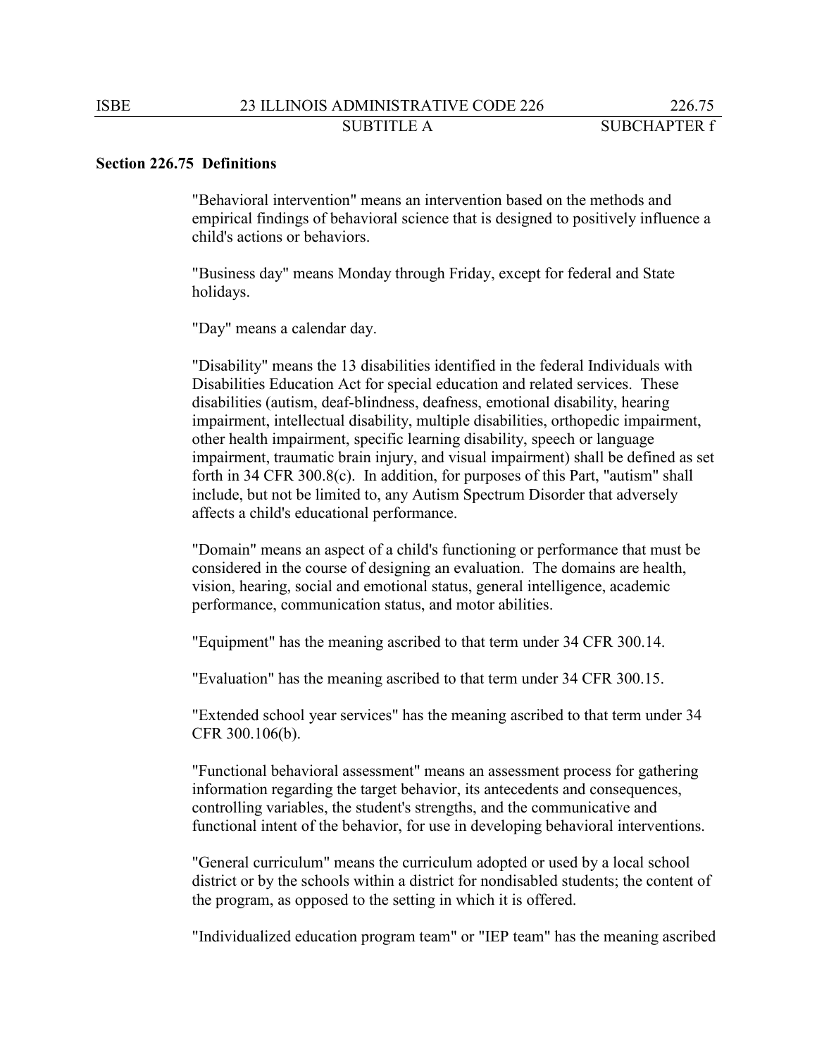## Section 226.75 Definitions

"Behavioral intervention" means an intervention based on the methods and empirical findings of behavioral science that is designed to positively influence a child's actions or behaviors.

"Business day" means Monday through Friday, except for federal and State holidays.

"Day" means a calendar day.

"Disability" means the 13 disabilities identified in the federal Individuals with Disabilities Education Act for special education and related services. These disabilities (autism, deaf-blindness, deafness, emotional disability, hearing impairment, intellectual disability, multiple disabilities, orthopedic impairment, other health impairment, specific learning disability, speech or language impairment, traumatic brain injury, and visual impairment) shall be defined as set forth in 34 CFR 300.8(c). In addition, for purposes of this Part, "autism" shall include, but not be limited to, any Autism Spectrum Disorder that adversely affects a child's educational performance.

"Domain" means an aspect of a child's functioning or performance that must be considered in the course of designing an evaluation. The domains are health, vision, hearing, social and emotional status, general intelligence, academic performance, communication status, and motor abilities.

"Equipment" has the meaning ascribed to that term under 34 CFR 300.14.

"Evaluation" has the meaning ascribed to that term under 34 CFR 300.15.

"Extended school year services" has the meaning ascribed to that term under 34 CFR 300.106(b).

"Functional behavioral assessment" means an assessment process for gathering information regarding the target behavior, its antecedents and consequences, controlling variables, the student's strengths, and the communicative and functional intent of the behavior, for use in developing behavioral interventions.

"General curriculum" means the curriculum adopted or used by a local school district or by the schools within a district for nondisabled students; the content of the program, as opposed to the setting in which it is offered.

"Individualized education program team" or "IEP team" has the meaning ascribed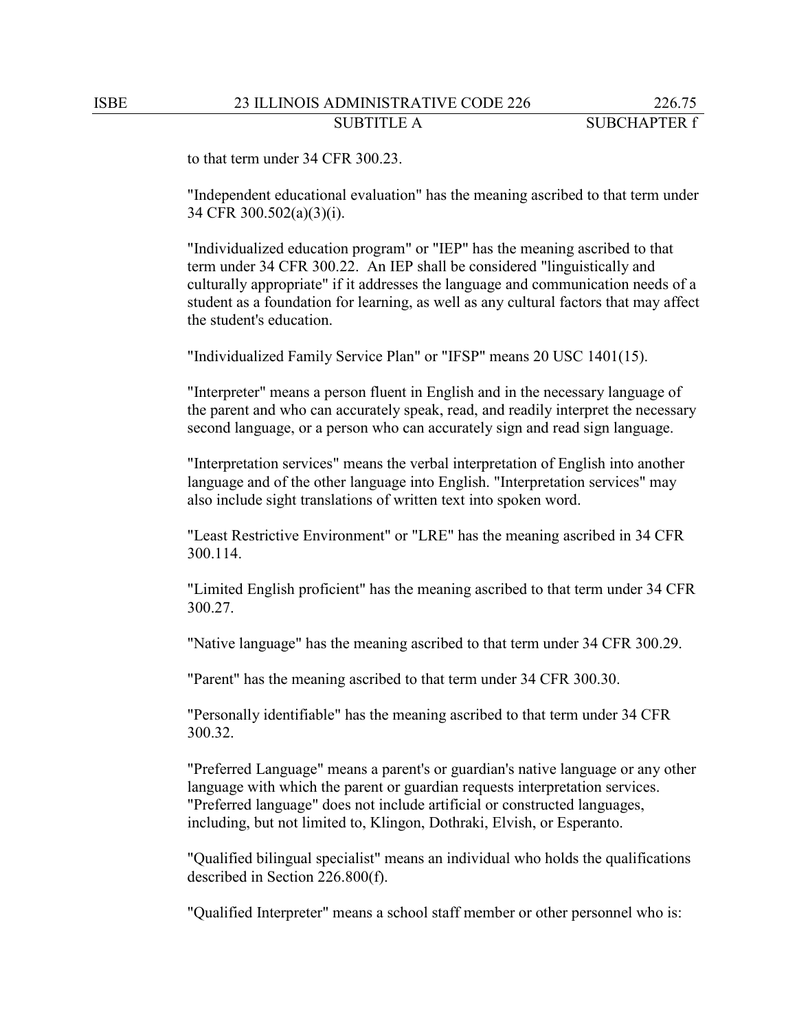to that term under 34 CFR 300.23.

"Independent educational evaluation" has the meaning ascribed to that term under 34 CFR 300.502(a)(3)(i).

"Individualized education program" or "IEP" has the meaning ascribed to that term under 34 CFR 300.22. An IEP shall be considered "linguistically and culturally appropriate" if it addresses the language and communication needs of a student as a foundation for learning, as well as any cultural factors that may affect the student's education.

"Individualized Family Service Plan" or "IFSP" means 20 USC 1401(15).

"Interpreter" means a person fluent in English and in the necessary language of the parent and who can accurately speak, read, and readily interpret the necessary second language, or a person who can accurately sign and read sign language.

"Interpretation services" means the verbal interpretation of English into another language and of the other language into English. "Interpretation services" may also include sight translations of written text into spoken word.

"Least Restrictive Environment" or "LRE" has the meaning ascribed in 34 CFR 300.114.

"Limited English proficient" has the meaning ascribed to that term under 34 CFR 300.27.

"Native language" has the meaning ascribed to that term under 34 CFR 300.29.

"Parent" has the meaning ascribed to that term under 34 CFR 300.30.

"Personally identifiable" has the meaning ascribed to that term under 34 CFR 300.32.

"Preferred Language" means a parent's or guardian's native language or any other language with which the parent or guardian requests interpretation services. "Preferred language" does not include artificial or constructed languages, including, but not limited to, Klingon, Dothraki, Elvish, or Esperanto.

"Qualified bilingual specialist" means an individual who holds the qualifications described in Section 226.800(f).

"Qualified Interpreter" means a school staff member or other personnel who is: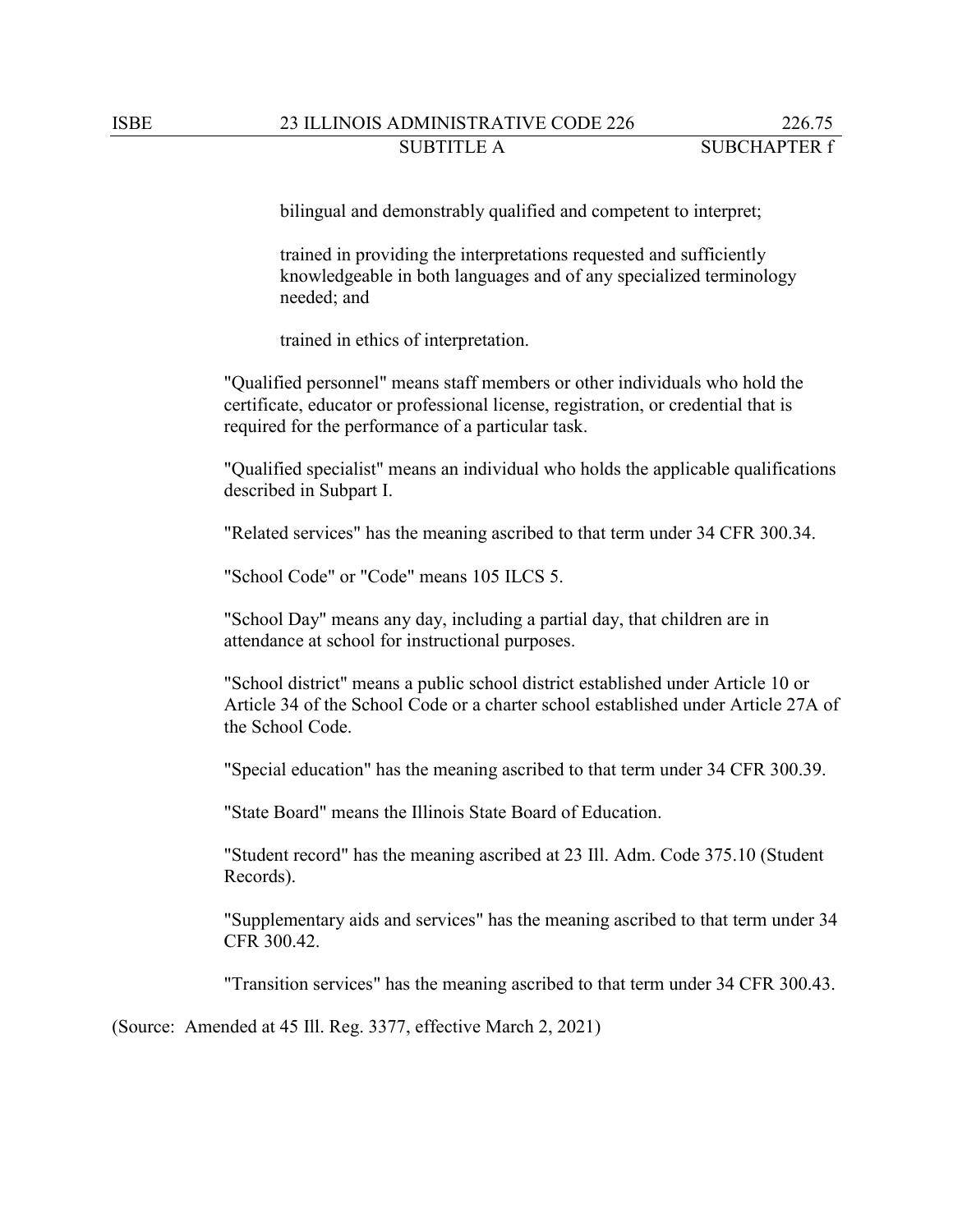bilingual and demonstrably qualified and competent to interpret;

trained in providing the interpretations requested and sufficiently knowledgeable in both languages and of any specialized terminology needed; and

trained in ethics of interpretation.

"Qualified personnel" means staff members or other individuals who hold the certificate, educator or professional license, registration, or credential that is required for the performance of a particular task.

"Qualified specialist" means an individual who holds the applicable qualifications described in Subpart I.

"Related services" has the meaning ascribed to that term under 34 CFR 300.34.

"School Code" or "Code" means 105 ILCS 5.

"School Day" means any day, including a partial day, that children are in attendance at school for instructional purposes.

"School district" means a public school district established under Article 10 or Article 34 of the School Code or a charter school established under Article 27A of the School Code.

"Special education" has the meaning ascribed to that term under 34 CFR 300.39.

"State Board" means the Illinois State Board of Education.

"Student record" has the meaning ascribed at 23 Ill. Adm. Code 375.10 (Student Records).

"Supplementary aids and services" has the meaning ascribed to that term under 34 CFR 300.42.

"Transition services" has the meaning ascribed to that term under 34 CFR 300.43.

(Source: Amended at 45 Ill. Reg. 3377, effective March 2, 2021)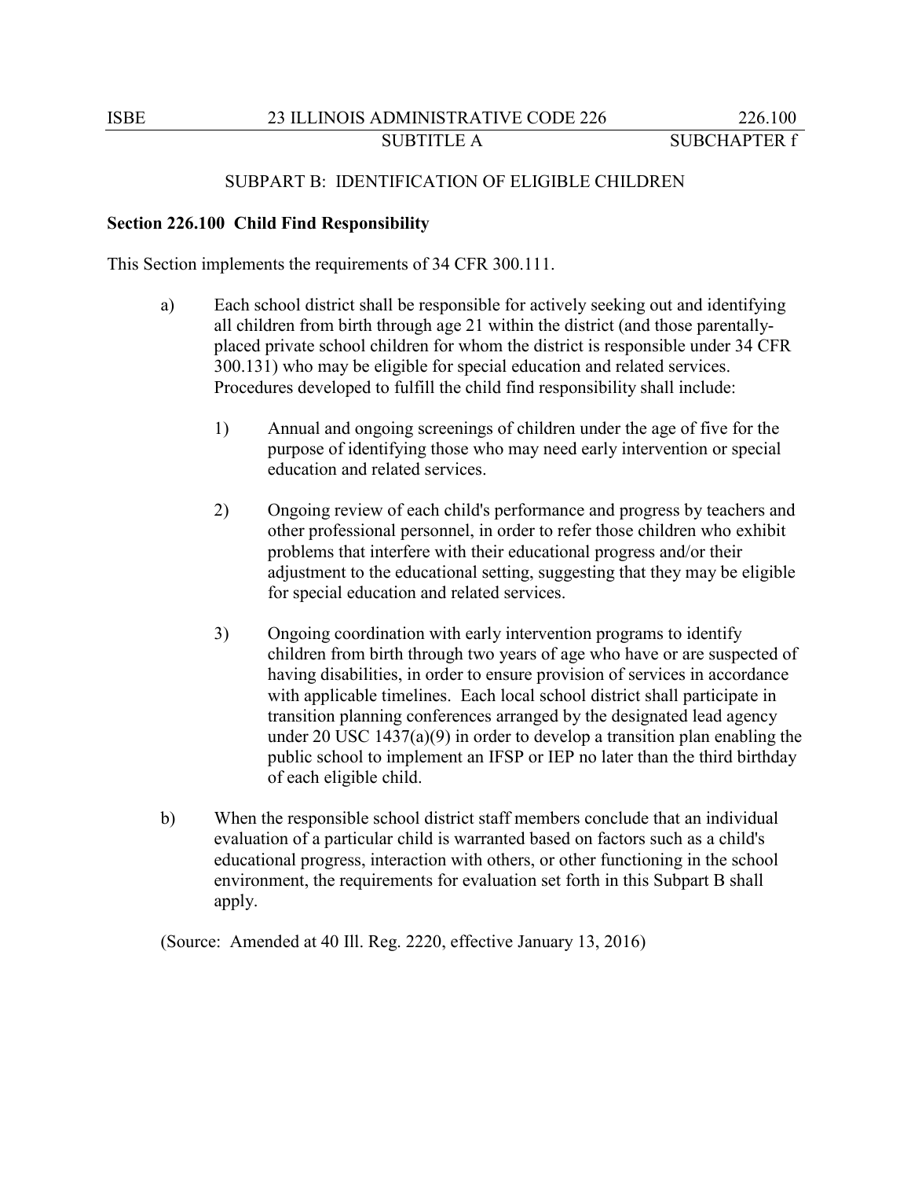## SUBPART B: IDENTIFICATION OF ELIGIBLE CHILDREN

**Section 226.100 Child Find Responsibility**

This Section implements the requirements of 34 CFR 300.111.

a) Each school district shall be responsible for actively seeking out and identifying all children from birth through age 21 within the district (and those parentally-placed private school children for whom the district is responsible under 34 CFR 300.131) who may be eligible for special education and related services. Procedures developed to fulfill the child find responsibility shall include:

   1) Annual and ongoing screenings of children under the age of five for the purpose of identifying those who may need early intervention or special education and related services.

   2) Ongoing review of each child's performance and progress by teachers and other professional personnel, in order to refer those children who exhibit problems that interfere with their educational progress and/or their adjustment to the educational setting, suggesting that they may be eligible for special education and related services.

   3) Ongoing coordination with early intervention programs to identify children from birth through two years of age who have or are suspected of having disabilities, in order to ensure provision of services in accordance with applicable timelines. Each local school district shall participate in transition planning conferences arranged by the designated lead agency under 20 USC 1437(a)(9) in order to develop a transition plan enabling the public school to implement an IFSP or IEP no later than the third birthday of each eligible child.

b) When the responsible school district staff members conclude that an individual evaluation of a particular child is warranted based on factors such as a child's educational progress, interaction with others, or other functioning in the school environment, the requirements for evaluation set forth in this Subpart B shall apply.

(Source: Amended at 40 Ill. Reg. 2220, effective January 13, 2016)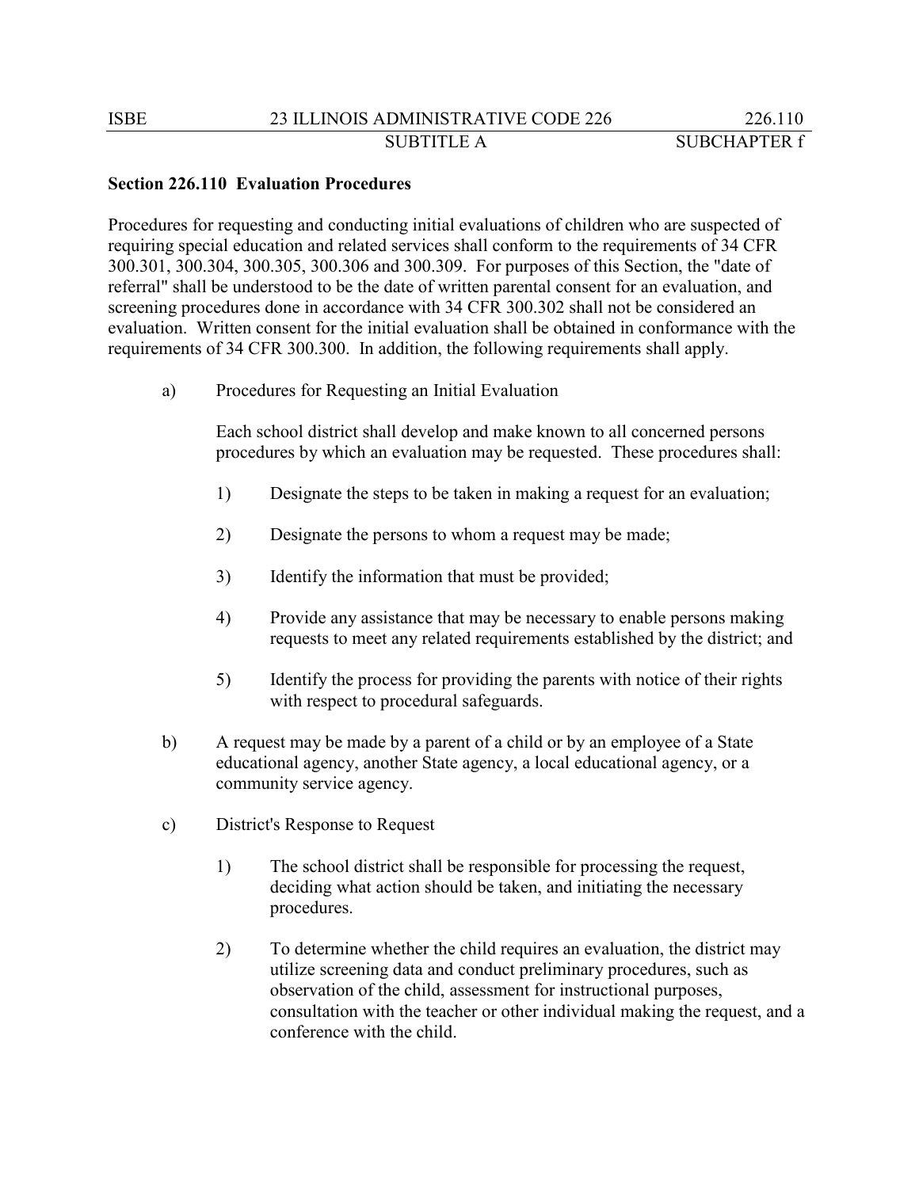## Section 226.110 Evaluation Procedures

Procedures for requesting and conducting initial evaluations of children who are suspected of requiring special education and related services shall conform to the requirements of 34 CFR 300.301, 300.304, 300.305, 300.306 and 300.309. For purposes of this Section, the "date of referral" shall be understood to be the date of written parental consent for an evaluation, and screening procedures done in accordance with 34 CFR 300.302 shall not be considered an evaluation. Written consent for the initial evaluation shall be obtained in conformance with the requirements of 34 CFR 300.300. In addition, the following requirements shall apply.

a) Procedures for Requesting an Initial Evaluation

   Each school district shall develop and make known to all concerned persons procedures by which an evaluation may be requested. These procedures shall:

   1) Designate the steps to be taken in making a request for an evaluation;

   2) Designate the persons to whom a request may be made;

   3) Identify the information that must be provided;

   4) Provide any assistance that may be necessary to enable persons making requests to meet any related requirements established by the district; and

   5) Identify the process for providing the parents with notice of their rights with respect to procedural safeguards.

b) A request may be made by a parent of a child or by an employee of a State educational agency, another State agency, a local educational agency, or a community service agency.

c) District's Response to Request

   1) The school district shall be responsible for processing the request, deciding what action should be taken, and initiating the necessary procedures.

   2) To determine whether the child requires an evaluation, the district may utilize screening data and conduct preliminary procedures, such as observation of the child, assessment for instructional purposes, consultation with the teacher or other individual making the request, and a conference with the child.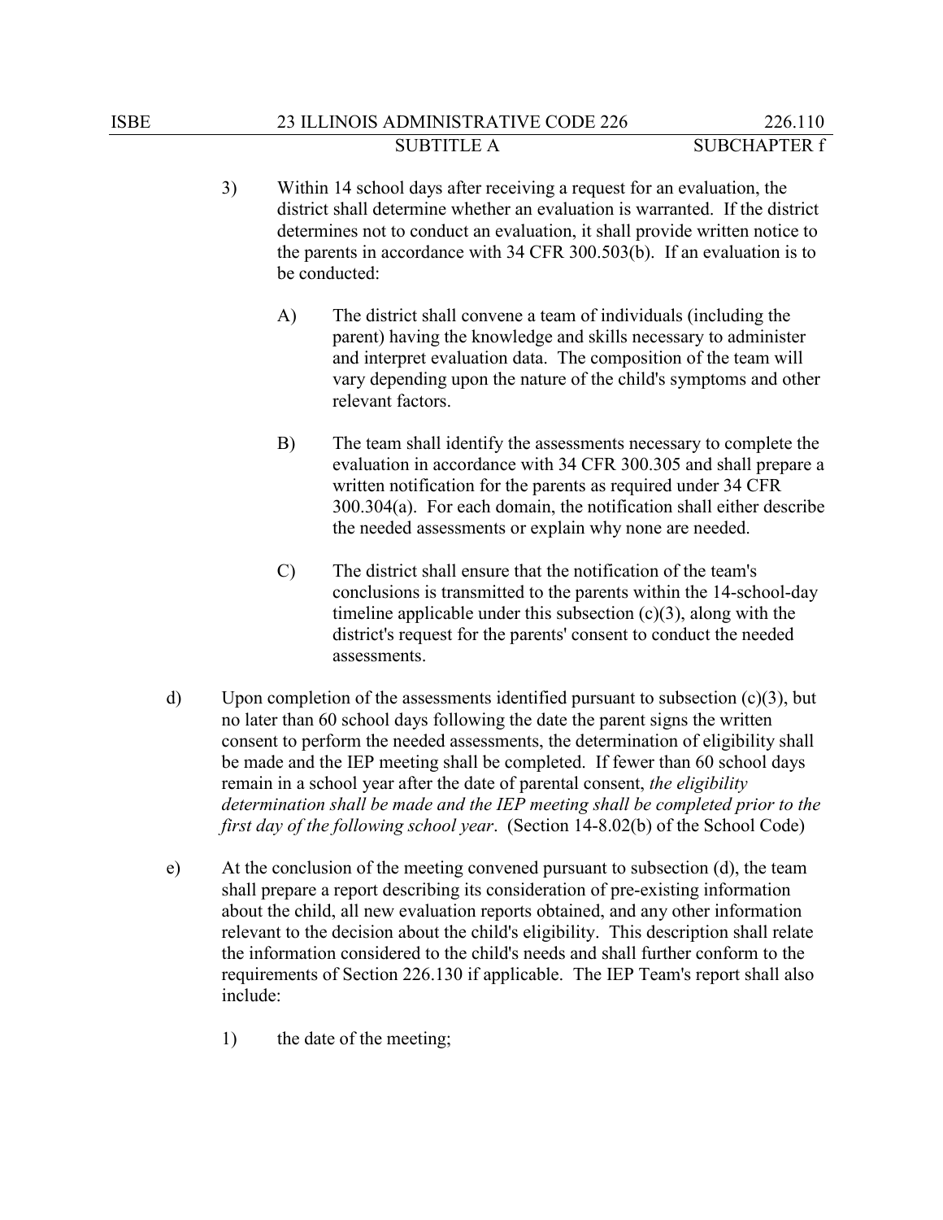3) Within 14 school days after receiving a request for an evaluation, the district shall determine whether an evaluation is warranted. If the district determines not to conduct an evaluation, it shall provide written notice to the parents in accordance with 34 CFR 300.503(b). If an evaluation is to be conducted:

   A) The district shall convene a team of individuals (including the parent) having the knowledge and skills necessary to administer and interpret evaluation data. The composition of the team will vary depending upon the nature of the child's symptoms and other relevant factors.

   B) The team shall identify the assessments necessary to complete the evaluation in accordance with 34 CFR 300.305 and shall prepare a written notification for the parents as required under 34 CFR 300.304(a). For each domain, the notification shall either describe the needed assessments or explain why none are needed.

   C) The district shall ensure that the notification of the team's conclusions is transmitted to the parents within the 14-school-day timeline applicable under this subsection (c)(3), along with the district's request for the parents' consent to conduct the needed assessments.

d) Upon completion of the assessments identified pursuant to subsection (c)(3), but no later than 60 school days following the date the parent signs the written consent to perform the needed assessments, the determination of eligibility shall be made and the IEP meeting shall be completed. If fewer than 60 school days remain in a school year after the date of parental consent, *the eligibility determination shall be made and the IEP meeting shall be completed prior to the first day of the following school year*. (Section 14-8.02(b) of the School Code)

e) At the conclusion of the meeting convened pursuant to subsection (d), the team shall prepare a report describing its consideration of pre-existing information about the child, all new evaluation reports obtained, and any other information relevant to the decision about the child's eligibility. This description shall relate the information considered to the child's needs and shall further conform to the requirements of Section 226.130 if applicable. The IEP Team's report shall also include:

   1) the date of the meeting;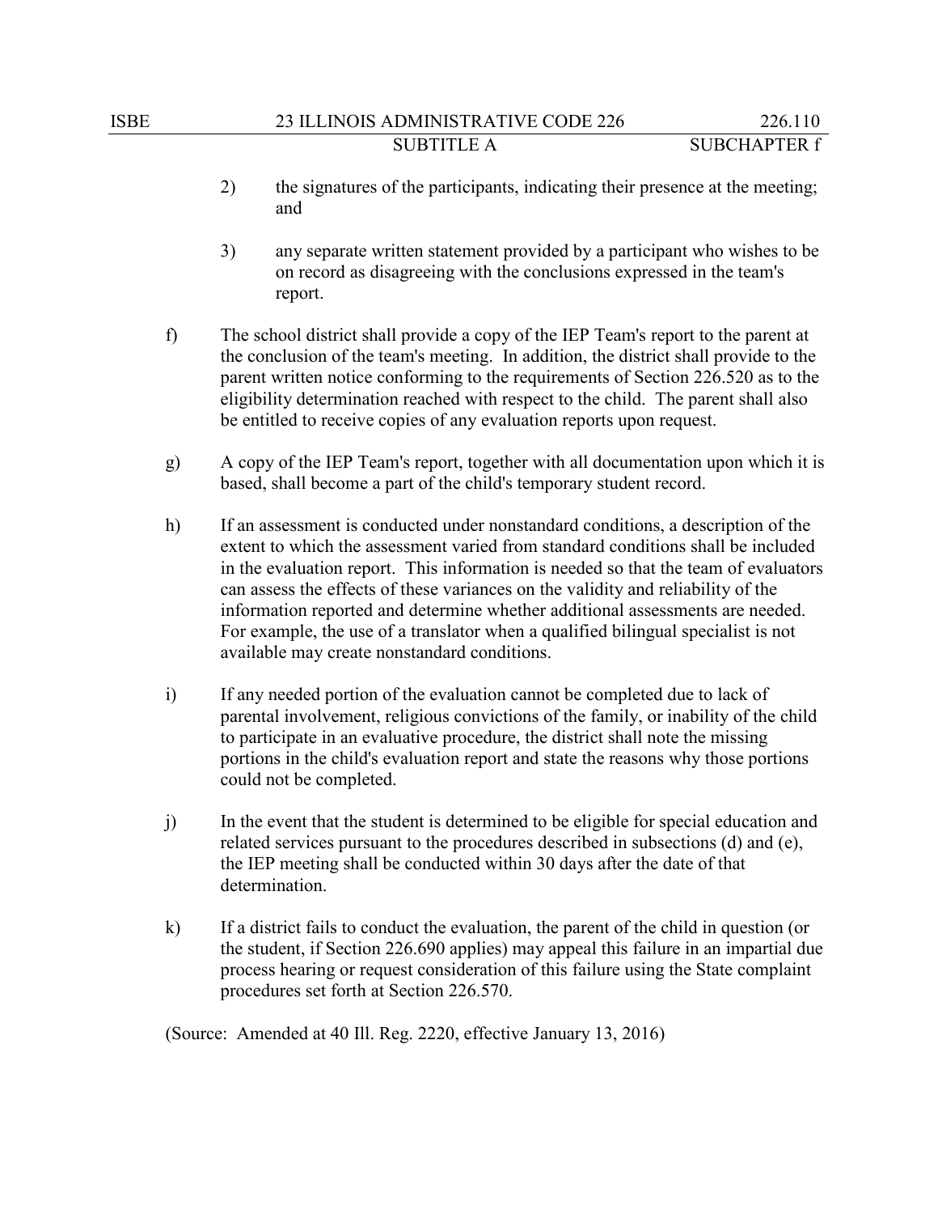2) the signatures of the participants, indicating their presence at the meeting; and

3) any separate written statement provided by a participant who wishes to be on record as disagreeing with the conclusions expressed in the team's report.

f) The school district shall provide a copy of the IEP Team's report to the parent at the conclusion of the team's meeting. In addition, the district shall provide to the parent written notice conforming to the requirements of Section 226.520 as to the eligibility determination reached with respect to the child. The parent shall also be entitled to receive copies of any evaluation reports upon request.

g) A copy of the IEP Team's report, together with all documentation upon which it is based, shall become a part of the child's temporary student record.

h) If an assessment is conducted under nonstandard conditions, a description of the extent to which the assessment varied from standard conditions shall be included in the evaluation report. This information is needed so that the team of evaluators can assess the effects of these variances on the validity and reliability of the information reported and determine whether additional assessments are needed. For example, the use of a translator when a qualified bilingual specialist is not available may create nonstandard conditions.

i) If any needed portion of the evaluation cannot be completed due to lack of parental involvement, religious convictions of the family, or inability of the child to participate in an evaluative procedure, the district shall note the missing portions in the child's evaluation report and state the reasons why those portions could not be completed.

j) In the event that the student is determined to be eligible for special education and related services pursuant to the procedures described in subsections (d) and (e), the IEP meeting shall be conducted within 30 days after the date of that determination.

k) If a district fails to conduct the evaluation, the parent of the child in question (or the student, if Section 226.690 applies) may appeal this failure in an impartial due process hearing or request consideration of this failure using the State complaint procedures set forth at Section 226.570.

(Source: Amended at 40 Ill. Reg. 2220, effective January 13, 2016)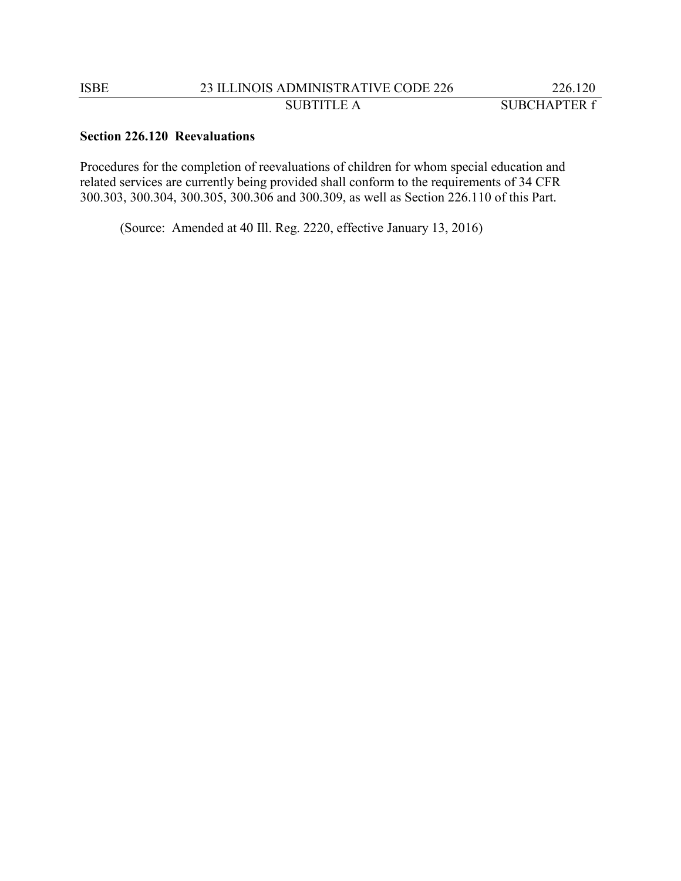**Section 226.120 Reevaluations**

Procedures for the completion of reevaluations of children for whom special education and related services are currently being provided shall conform to the requirements of 34 CFR 300.303, 300.304, 300.305, 300.306 and 300.309, as well as Section 226.110 of this Part.

(Source: Amended at 40 Ill. Reg. 2220, effective January 13, 2016)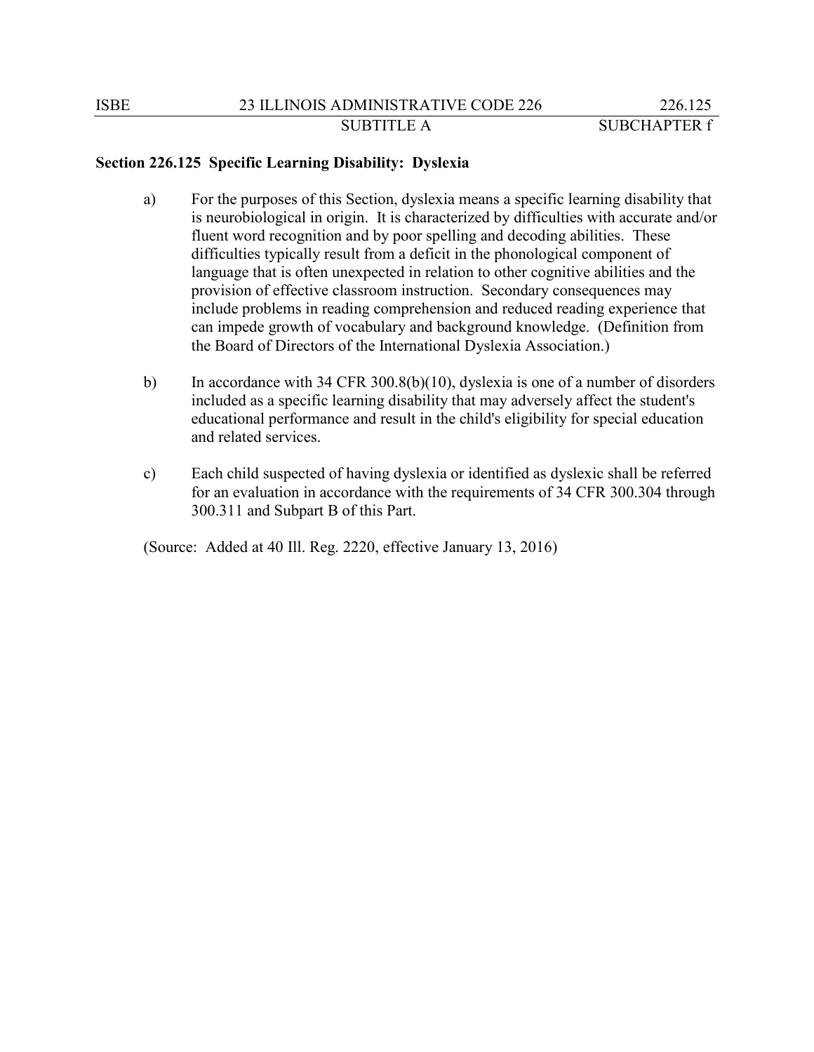## Section 226.125 Specific Learning Disability: Dyslexia

a) For the purposes of this Section, dyslexia means a specific learning disability that is neurobiological in origin. It is characterized by difficulties with accurate and/or fluent word recognition and by poor spelling and decoding abilities. These difficulties typically result from a deficit in the phonological component of language that is often unexpected in relation to other cognitive abilities and the provision of effective classroom instruction. Secondary consequences may include problems in reading comprehension and reduced reading experience that can impede growth of vocabulary and background knowledge. (Definition from the Board of Directors of the International Dyslexia Association.)

b) In accordance with 34 CFR 300.8(b)(10), dyslexia is one of a number of disorders included as a specific learning disability that may adversely affect the student's educational performance and result in the child's eligibility for special education and related services.

c) Each child suspected of having dyslexia or identified as dyslexic shall be referred for an evaluation in accordance with the requirements of 34 CFR 300.304 through 300.311 and Subpart B of this Part.

(Source: Added at 40 Ill. Reg. 2220, effective January 13, 2016)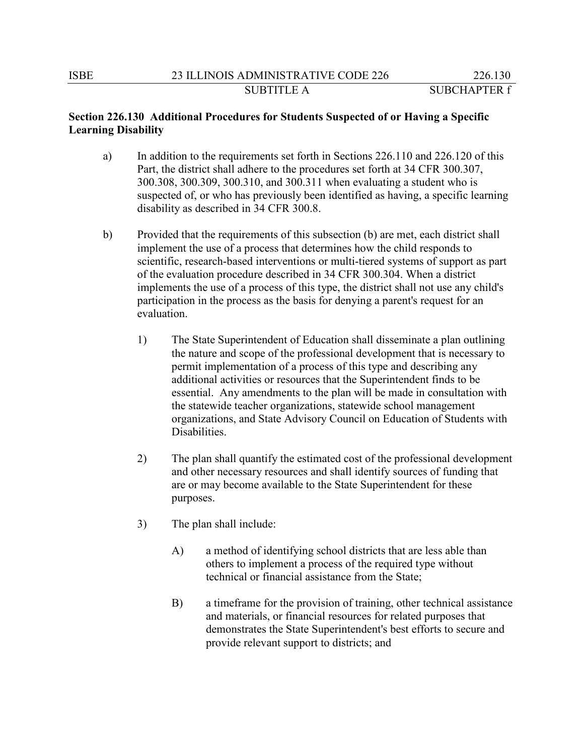**Section 226.130 Additional Procedures for Students Suspected of or Having a Specific Learning Disability**

a) In addition to the requirements set forth in Sections 226.110 and 226.120 of this Part, the district shall adhere to the procedures set forth at 34 CFR 300.307, 300.308, 300.309, 300.310, and 300.311 when evaluating a student who is suspected of, or who has previously been identified as having, a specific learning disability as described in 34 CFR 300.8.

b) Provided that the requirements of this subsection (b) are met, each district shall implement the use of a process that determines how the child responds to scientific, research-based interventions or multi-tiered systems of support as part of the evaluation procedure described in 34 CFR 300.304. When a district implements the use of a process of this type, the district shall not use any child's participation in the process as the basis for denying a parent's request for an evaluation.

   1) The State Superintendent of Education shall disseminate a plan outlining the nature and scope of the professional development that is necessary to permit implementation of a process of this type and describing any additional activities or resources that the Superintendent finds to be essential. Any amendments to the plan will be made in consultation with the statewide teacher organizations, statewide school management organizations, and State Advisory Council on Education of Students with Disabilities.

   2) The plan shall quantify the estimated cost of the professional development and other necessary resources and shall identify sources of funding that are or may become available to the State Superintendent for these purposes.

   3) The plan shall include:

      A) a method of identifying school districts that are less able than others to implement a process of the required type without technical or financial assistance from the State;

      B) a timeframe for the provision of training, other technical assistance and materials, or financial resources for related purposes that demonstrates the State Superintendent's best efforts to secure and provide relevant support to districts; and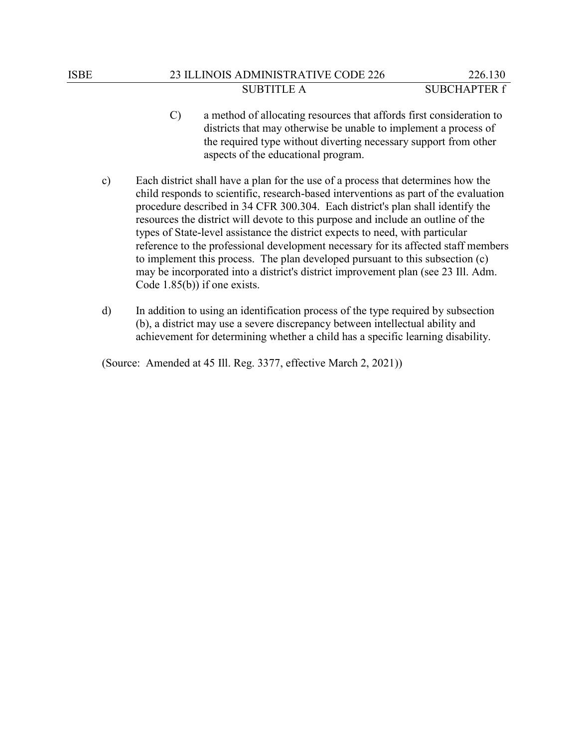C) a method of allocating resources that affords first consideration to districts that may otherwise be unable to implement a process of the required type without diverting necessary support from other aspects of the educational program.

c) Each district shall have a plan for the use of a process that determines how the child responds to scientific, research-based interventions as part of the evaluation procedure described in 34 CFR 300.304. Each district's plan shall identify the resources the district will devote to this purpose and include an outline of the types of State-level assistance the district expects to need, with particular reference to the professional development necessary for its affected staff members to implement this process. The plan developed pursuant to this subsection (c) may be incorporated into a district's district improvement plan (see 23 Ill. Adm. Code 1.85(b)) if one exists.

d) In addition to using an identification process of the type required by subsection (b), a district may use a severe discrepancy between intellectual ability and achievement for determining whether a child has a specific learning disability.

(Source: Amended at 45 Ill. Reg. 3377, effective March 2, 2021))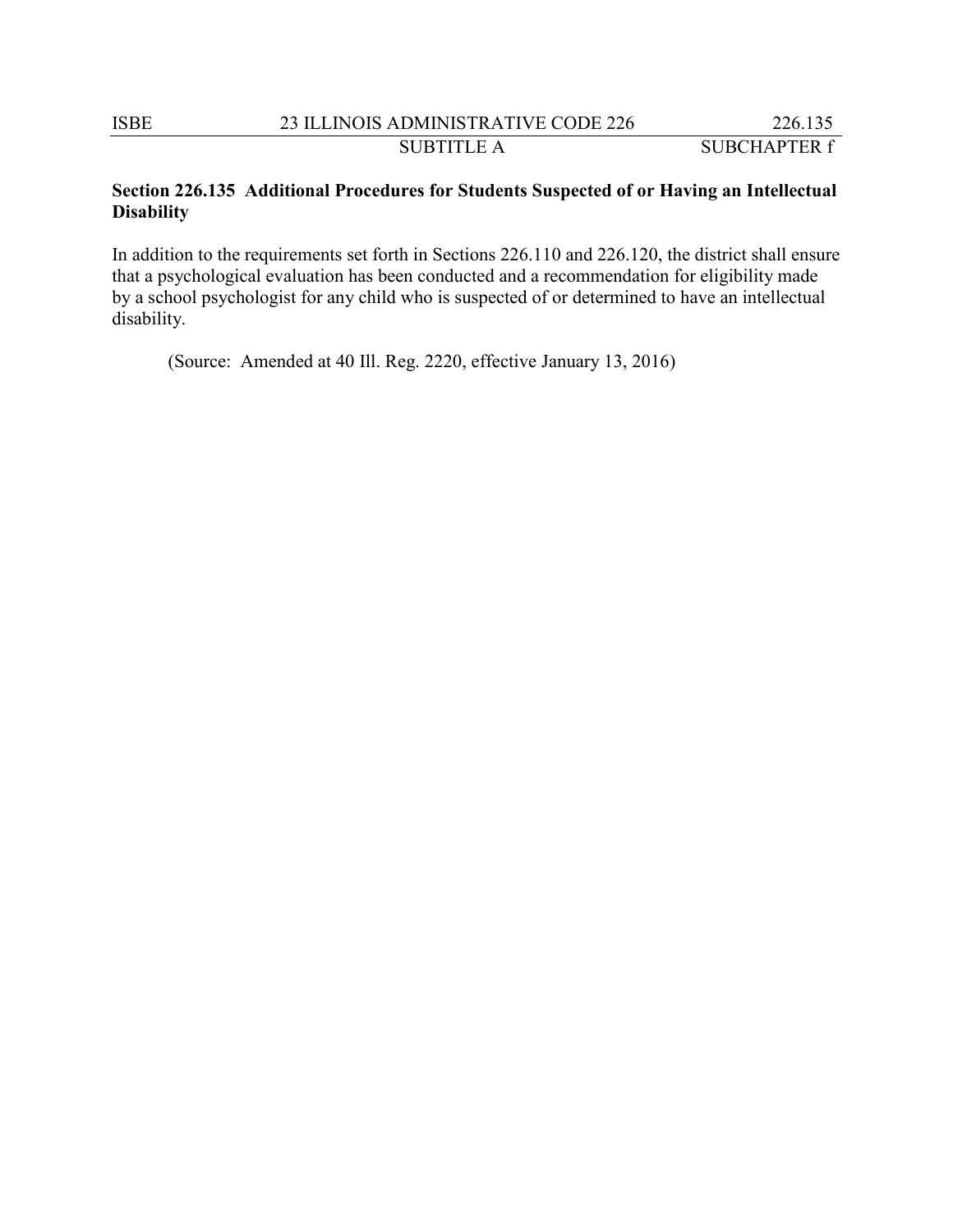**Section 226.135 Additional Procedures for Students Suspected of or Having an Intellectual Disability**

In addition to the requirements set forth in Sections 226.110 and 226.120, the district shall ensure that a psychological evaluation has been conducted and a recommendation for eligibility made by a school psychologist for any child who is suspected of or determined to have an intellectual disability.

(Source: Amended at 40 Ill. Reg. 2220, effective January 13, 2016)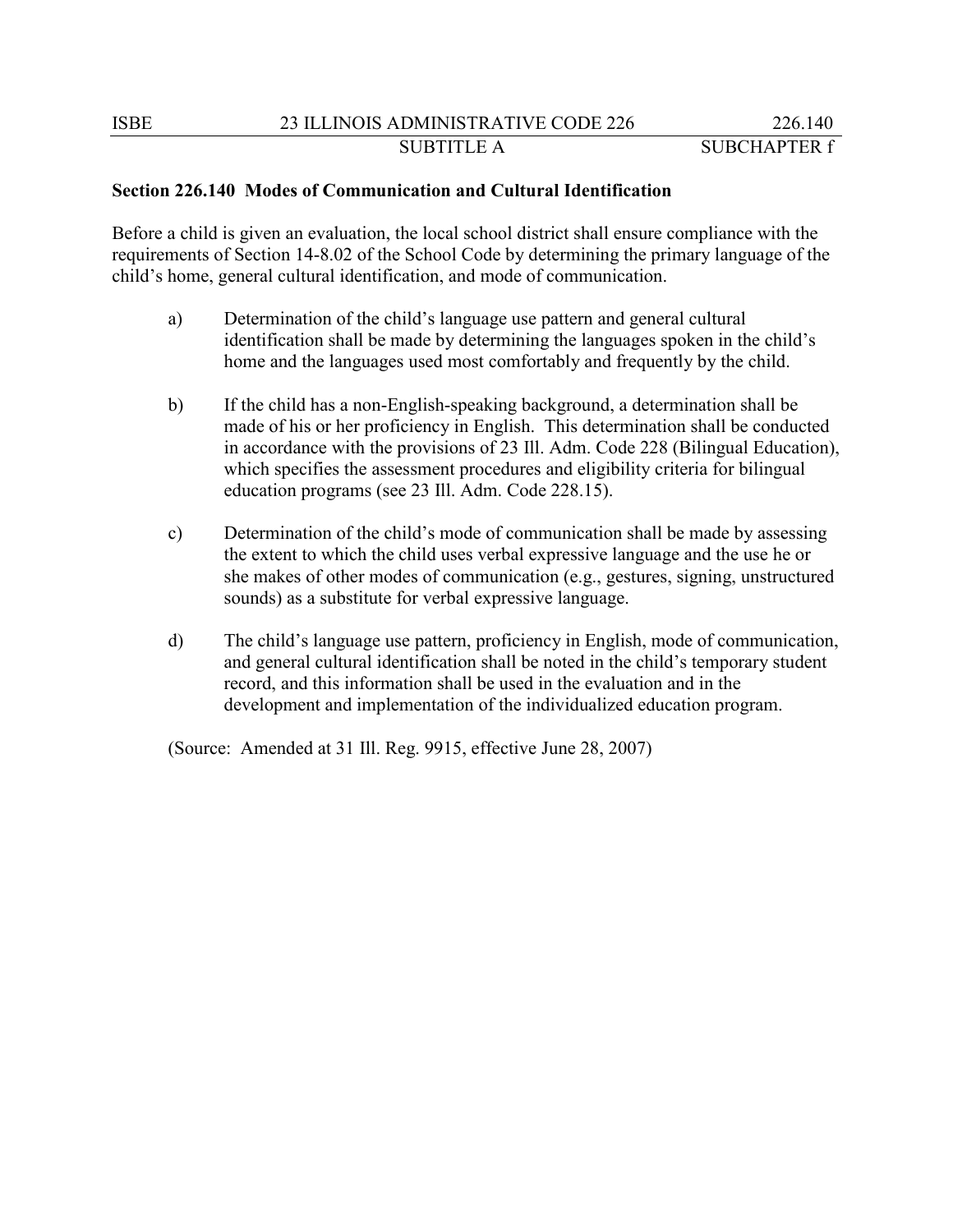## Section 226.140 Modes of Communication and Cultural Identification

Before a child is given an evaluation, the local school district shall ensure compliance with the requirements of Section 14-8.02 of the School Code by determining the primary language of the child's home, general cultural identification, and mode of communication.

a) Determination of the child's language use pattern and general cultural identification shall be made by determining the languages spoken in the child's home and the languages used most comfortably and frequently by the child.

b) If the child has a non-English-speaking background, a determination shall be made of his or her proficiency in English. This determination shall be conducted in accordance with the provisions of 23 Ill. Adm. Code 228 (Bilingual Education), which specifies the assessment procedures and eligibility criteria for bilingual education programs (see 23 Ill. Adm. Code 228.15).

c) Determination of the child's mode of communication shall be made by assessing the extent to which the child uses verbal expressive language and the use he or she makes of other modes of communication (e.g., gestures, signing, unstructured sounds) as a substitute for verbal expressive language.

d) The child's language use pattern, proficiency in English, mode of communication, and general cultural identification shall be noted in the child's temporary student record, and this information shall be used in the evaluation and in the development and implementation of the individualized education program.

(Source: Amended at 31 Ill. Reg. 9915, effective June 28, 2007)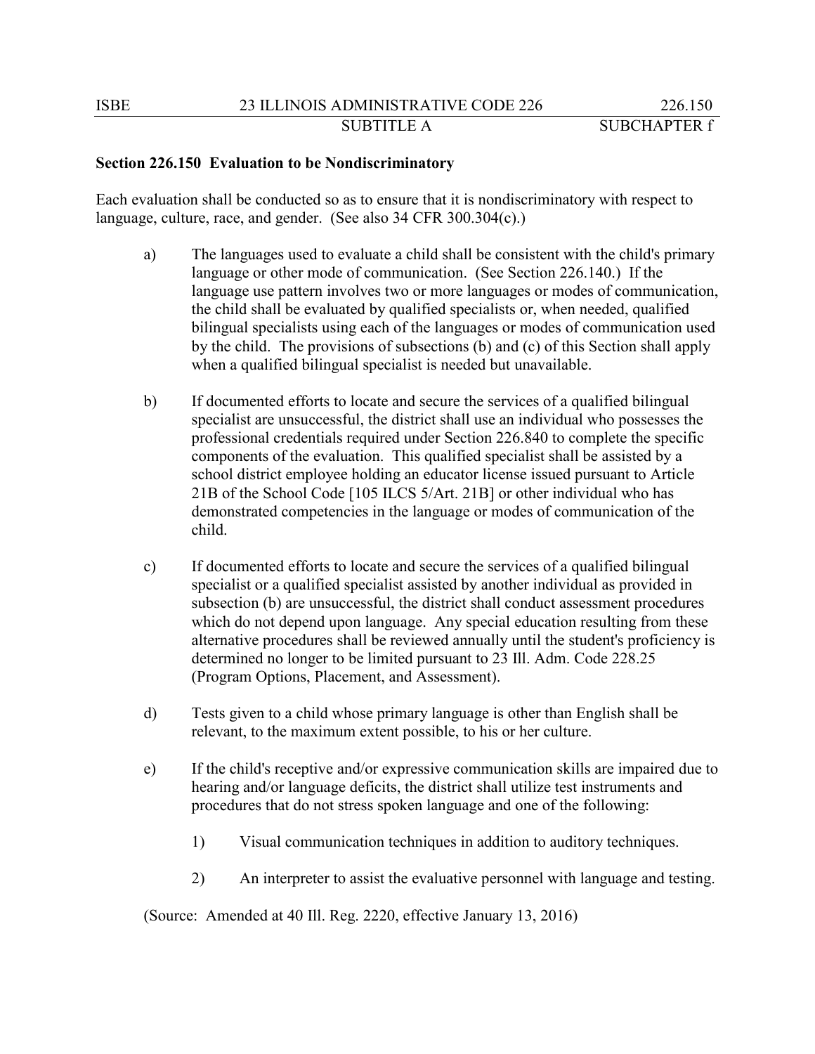**Section 226.150 Evaluation to be Nondiscriminatory**

Each evaluation shall be conducted so as to ensure that it is nondiscriminatory with respect to language, culture, race, and gender. (See also 34 CFR 300.304(c).)

a) The languages used to evaluate a child shall be consistent with the child's primary language or other mode of communication. (See Section 226.140.) If the language use pattern involves two or more languages or modes of communication, the child shall be evaluated by qualified specialists or, when needed, qualified bilingual specialists using each of the languages or modes of communication used by the child. The provisions of subsections (b) and (c) of this Section shall apply when a qualified bilingual specialist is needed but unavailable.

b) If documented efforts to locate and secure the services of a qualified bilingual specialist are unsuccessful, the district shall use an individual who possesses the professional credentials required under Section 226.840 to complete the specific components of the evaluation. This qualified specialist shall be assisted by a school district employee holding an educator license issued pursuant to Article 21B of the School Code [105 ILCS 5/Art. 21B] or other individual who has demonstrated competencies in the language or modes of communication of the child.

c) If documented efforts to locate and secure the services of a qualified bilingual specialist or a qualified specialist assisted by another individual as provided in subsection (b) are unsuccessful, the district shall conduct assessment procedures which do not depend upon language. Any special education resulting from these alternative procedures shall be reviewed annually until the student's proficiency is determined no longer to be limited pursuant to 23 Ill. Adm. Code 228.25 (Program Options, Placement, and Assessment).

d) Tests given to a child whose primary language is other than English shall be relevant, to the maximum extent possible, to his or her culture.

e) If the child's receptive and/or expressive communication skills are impaired due to hearing and/or language deficits, the district shall utilize test instruments and procedures that do not stress spoken language and one of the following:

1) Visual communication techniques in addition to auditory techniques.

2) An interpreter to assist the evaluative personnel with language and testing.

(Source: Amended at 40 Ill. Reg. 2220, effective January 13, 2016)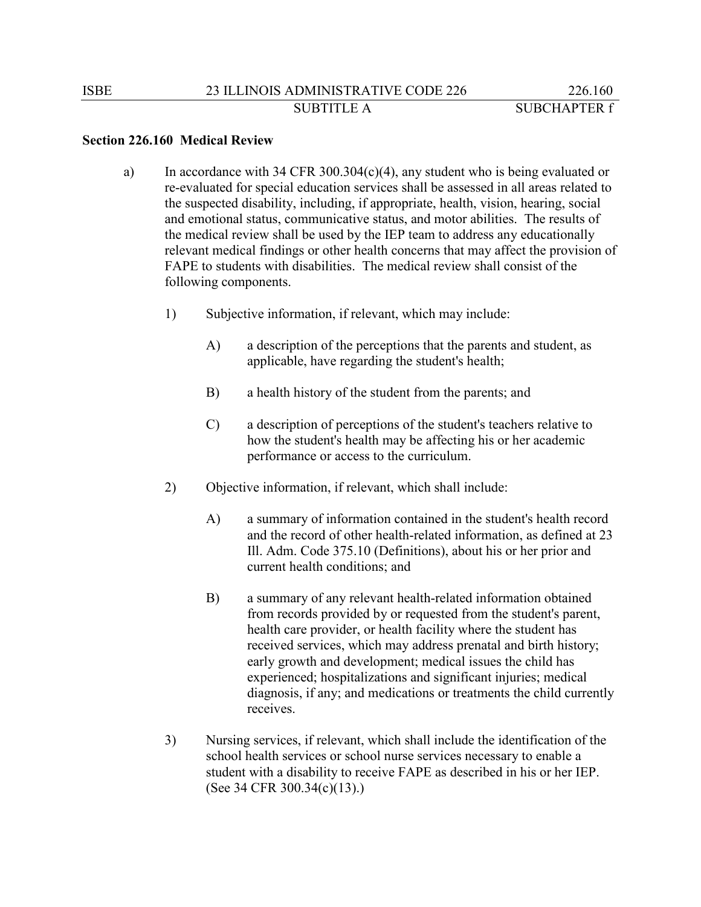## Section 226.160 Medical Review

a) In accordance with 34 CFR 300.304(c)(4), any student who is being evaluated or re-evaluated for special education services shall be assessed in all areas related to the suspected disability, including, if appropriate, health, vision, hearing, social and emotional status, communicative status, and motor abilities. The results of the medical review shall be used by the IEP team to address any educationally relevant medical findings or other health concerns that may affect the provision of FAPE to students with disabilities. The medical review shall consist of the following components.

1) Subjective information, if relevant, which may include:

A) a description of the perceptions that the parents and student, as applicable, have regarding the student's health;

B) a health history of the student from the parents; and

C) a description of perceptions of the student's teachers relative to how the student's health may be affecting his or her academic performance or access to the curriculum.

2) Objective information, if relevant, which shall include:

A) a summary of information contained in the student's health record and the record of other health-related information, as defined at 23 Ill. Adm. Code 375.10 (Definitions), about his or her prior and current health conditions; and

B) a summary of any relevant health-related information obtained from records provided by or requested from the student's parent, health care provider, or health facility where the student has received services, which may address prenatal and birth history; early growth and development; medical issues the child has experienced; hospitalizations and significant injuries; medical diagnosis, if any; and medications or treatments the child currently receives.

3) Nursing services, if relevant, which shall include the identification of the school health services or school nurse services necessary to enable a student with a disability to receive FAPE as described in his or her IEP. (See 34 CFR 300.34(c)(13).)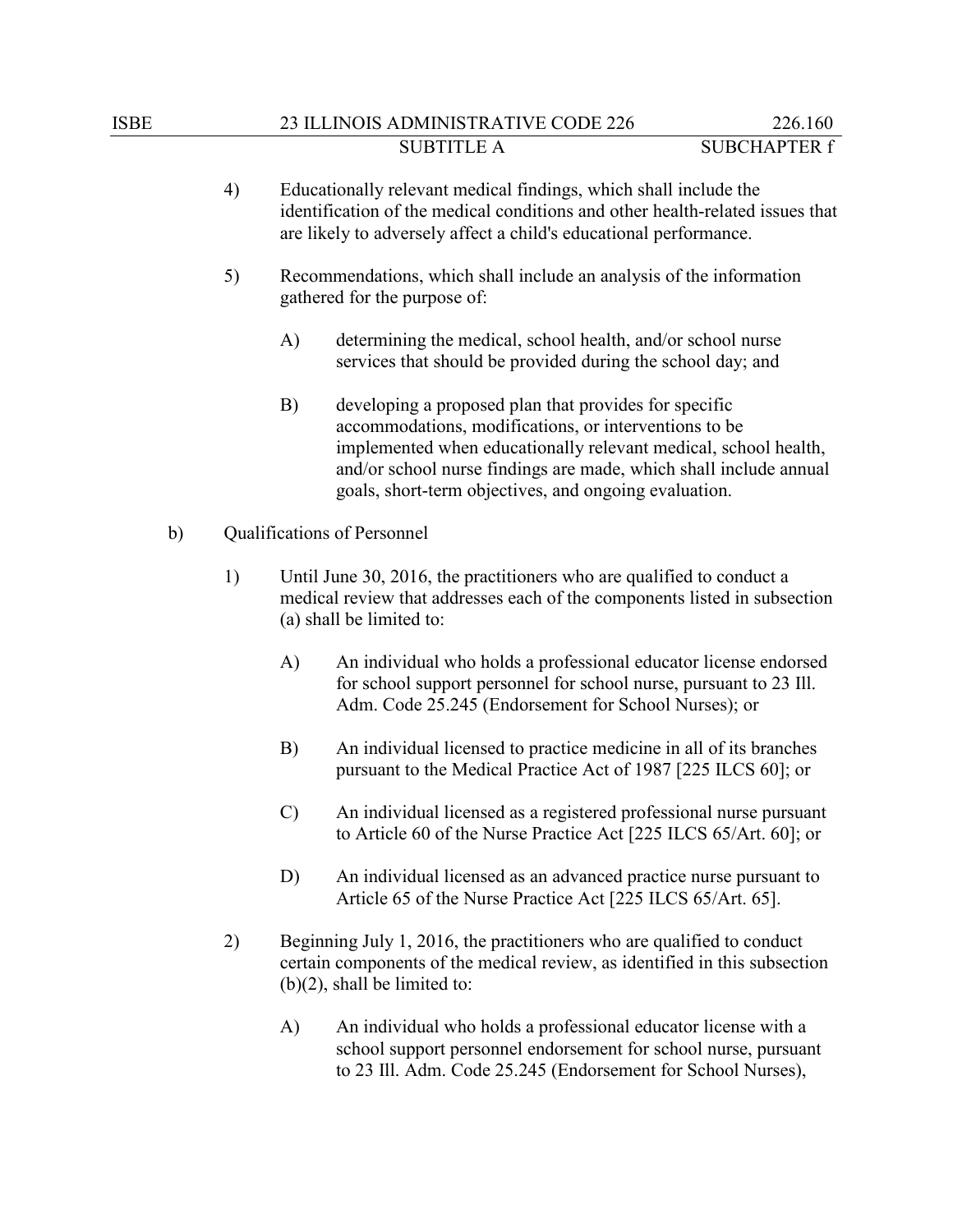4) Educationally relevant medical findings, which shall include the identification of the medical conditions and other health-related issues that are likely to adversely affect a child's educational performance.

5) Recommendations, which shall include an analysis of the information gathered for the purpose of:

   A) determining the medical, school health, and/or school nurse services that should be provided during the school day; and

   B) developing a proposed plan that provides for specific accommodations, modifications, or interventions to be implemented when educationally relevant medical, school health, and/or school nurse findings are made, which shall include annual goals, short-term objectives, and ongoing evaluation.

b) Qualifications of Personnel

1) Until June 30, 2016, the practitioners who are qualified to conduct a medical review that addresses each of the components listed in subsection (a) shall be limited to:

   A) An individual who holds a professional educator license endorsed for school support personnel for school nurse, pursuant to 23 Ill. Adm. Code 25.245 (Endorsement for School Nurses); or

   B) An individual licensed to practice medicine in all of its branches pursuant to the Medical Practice Act of 1987 [225 ILCS 60]; or

   C) An individual licensed as a registered professional nurse pursuant to Article 60 of the Nurse Practice Act [225 ILCS 65/Art. 60]; or

   D) An individual licensed as an advanced practice nurse pursuant to Article 65 of the Nurse Practice Act [225 ILCS 65/Art. 65].

2) Beginning July 1, 2016, the practitioners who are qualified to conduct certain components of the medical review, as identified in this subsection (b)(2), shall be limited to:

   A) An individual who holds a professional educator license with a school support personnel endorsement for school nurse, pursuant to 23 Ill. Adm. Code 25.245 (Endorsement for School Nurses),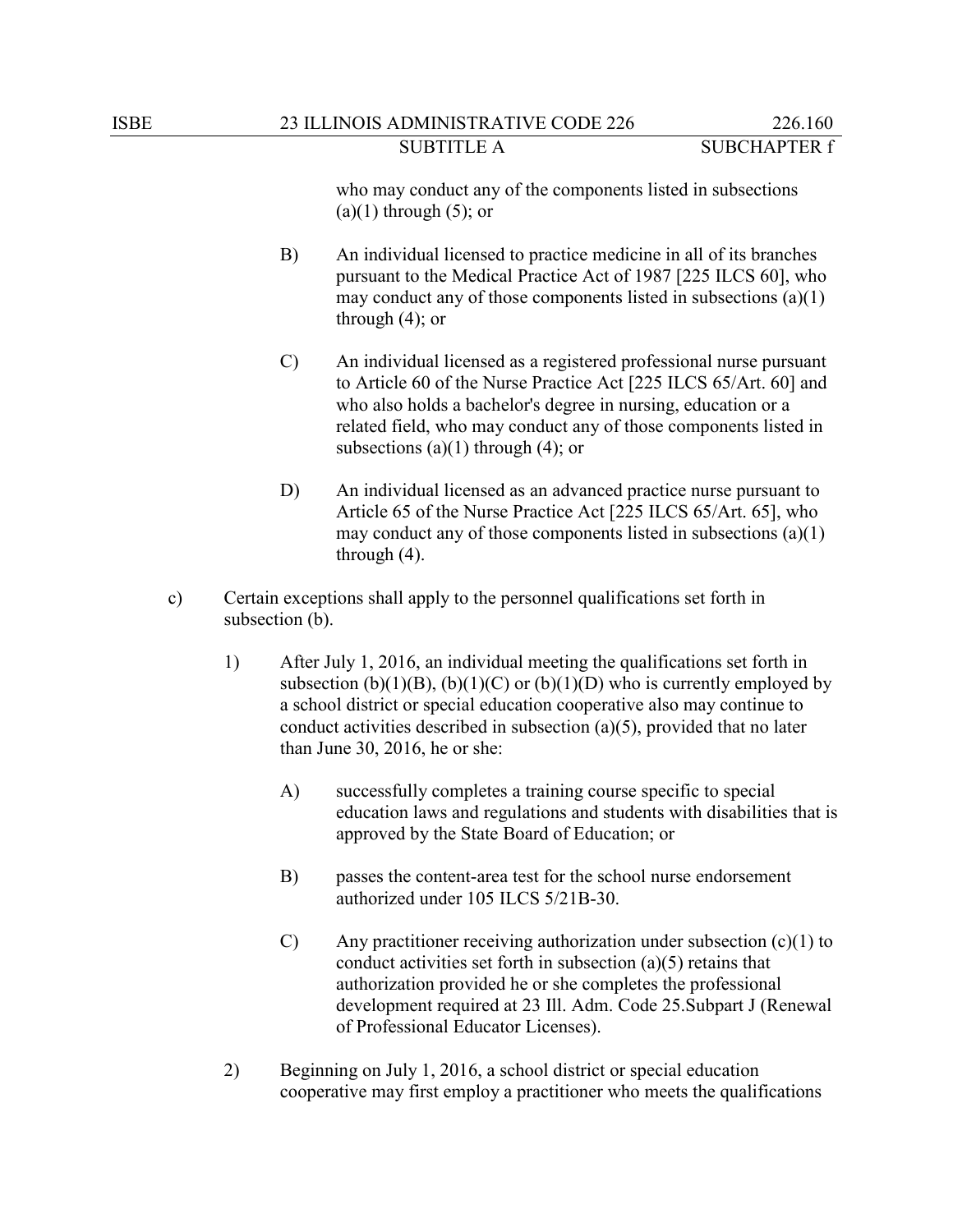who may conduct any of the components listed in subsections (a)(1) through (5); or

B) An individual licensed to practice medicine in all of its branches pursuant to the Medical Practice Act of 1987 [225 ILCS 60], who may conduct any of those components listed in subsections (a)(1) through (4); or

C) An individual licensed as a registered professional nurse pursuant to Article 60 of the Nurse Practice Act [225 ILCS 65/Art. 60] and who also holds a bachelor's degree in nursing, education or a related field, who may conduct any of those components listed in subsections (a)(1) through (4); or

D) An individual licensed as an advanced practice nurse pursuant to Article 65 of the Nurse Practice Act [225 ILCS 65/Art. 65], who may conduct any of those components listed in subsections (a)(1) through (4).

c) Certain exceptions shall apply to the personnel qualifications set forth in subsection (b).

1) After July 1, 2016, an individual meeting the qualifications set forth in subsection (b)(1)(B), (b)(1)(C) or (b)(1)(D) who is currently employed by a school district or special education cooperative also may continue to conduct activities described in subsection (a)(5), provided that no later than June 30, 2016, he or she:

A) successfully completes a training course specific to special education laws and regulations and students with disabilities that is approved by the State Board of Education; or

B) passes the content-area test for the school nurse endorsement authorized under 105 ILCS 5/21B-30.

C) Any practitioner receiving authorization under subsection (c)(1) to conduct activities set forth in subsection (a)(5) retains that authorization provided he or she completes the professional development required at 23 Ill. Adm. Code 25.Subpart J (Renewal of Professional Educator Licenses).

2) Beginning on July 1, 2016, a school district or special education cooperative may first employ a practitioner who meets the qualifications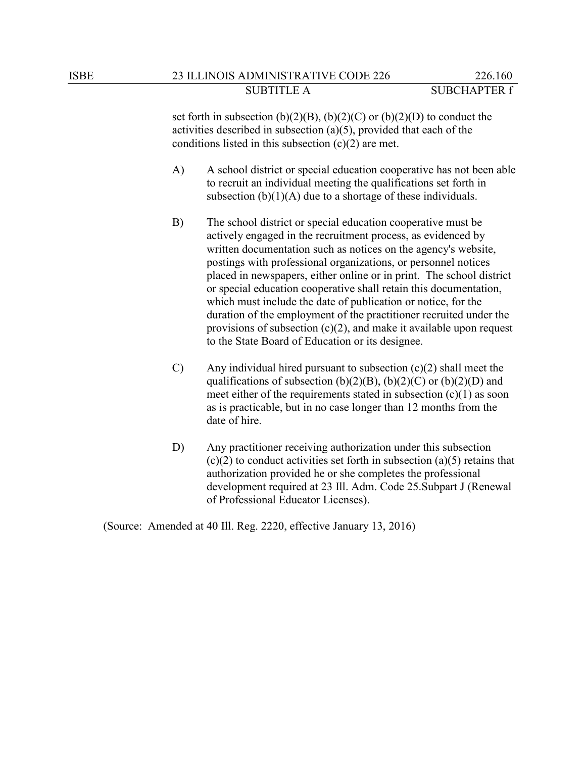set forth in subsection (b)(2)(B), (b)(2)(C) or (b)(2)(D) to conduct the activities described in subsection (a)(5), provided that each of the conditions listed in this subsection (c)(2) are met.

A) A school district or special education cooperative has not been able to recruit an individual meeting the qualifications set forth in subsection (b)(1)(A) due to a shortage of these individuals.

B) The school district or special education cooperative must be actively engaged in the recruitment process, as evidenced by written documentation such as notices on the agency's website, postings with professional organizations, or personnel notices placed in newspapers, either online or in print. The school district or special education cooperative shall retain this documentation, which must include the date of publication or notice, for the duration of the employment of the practitioner recruited under the provisions of subsection (c)(2), and make it available upon request to the State Board of Education or its designee.

C) Any individual hired pursuant to subsection (c)(2) shall meet the qualifications of subsection (b)(2)(B), (b)(2)(C) or (b)(2)(D) and meet either of the requirements stated in subsection (c)(1) as soon as is practicable, but in no case longer than 12 months from the date of hire.

D) Any practitioner receiving authorization under this subsection (c)(2) to conduct activities set forth in subsection (a)(5) retains that authorization provided he or she completes the professional development required at 23 Ill. Adm. Code 25.Subpart J (Renewal of Professional Educator Licenses).

(Source: Amended at 40 Ill. Reg. 2220, effective January 13, 2016)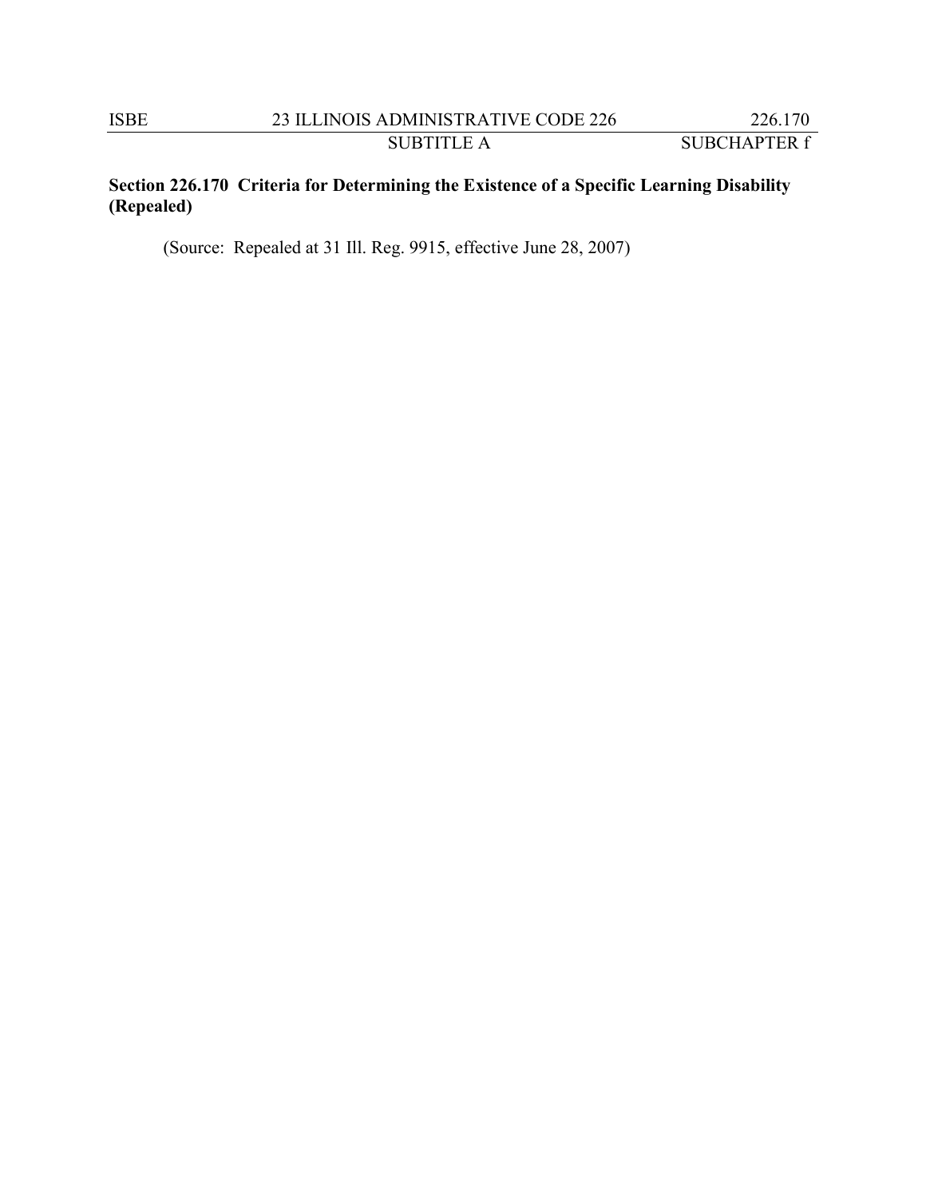**Section 226.170 Criteria for Determining the Existence of a Specific Learning Disability (Repealed)**

(Source: Repealed at 31 Ill. Reg. 9915, effective June 28, 2007)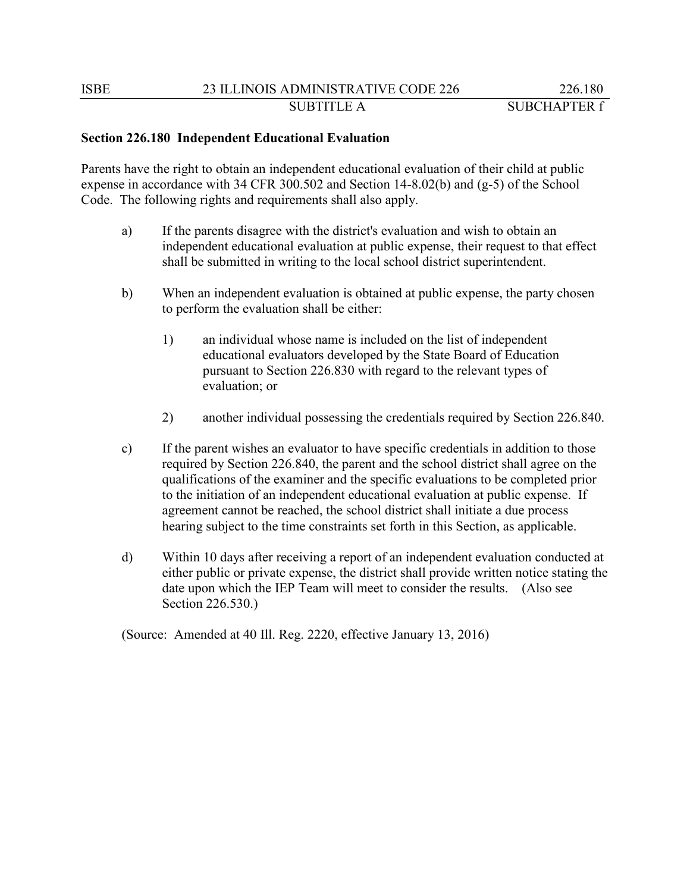**Section 226.180 Independent Educational Evaluation**

Parents have the right to obtain an independent educational evaluation of their child at public expense in accordance with 34 CFR 300.502 and Section 14-8.02(b) and (g-5) of the School Code. The following rights and requirements shall also apply.

a) If the parents disagree with the district's evaluation and wish to obtain an independent educational evaluation at public expense, their request to that effect shall be submitted in writing to the local school district superintendent.

b) When an independent evaluation is obtained at public expense, the party chosen to perform the evaluation shall be either:

   1) an individual whose name is included on the list of independent educational evaluators developed by the State Board of Education pursuant to Section 226.830 with regard to the relevant types of evaluation; or

   2) another individual possessing the credentials required by Section 226.840.

c) If the parent wishes an evaluator to have specific credentials in addition to those required by Section 226.840, the parent and the school district shall agree on the qualifications of the examiner and the specific evaluations to be completed prior to the initiation of an independent educational evaluation at public expense. If agreement cannot be reached, the school district shall initiate a due process hearing subject to the time constraints set forth in this Section, as applicable.

d) Within 10 days after receiving a report of an independent evaluation conducted at either public or private expense, the district shall provide written notice stating the date upon which the IEP Team will meet to consider the results. (Also see Section 226.530.)

(Source: Amended at 40 Ill. Reg. 2220, effective January 13, 2016)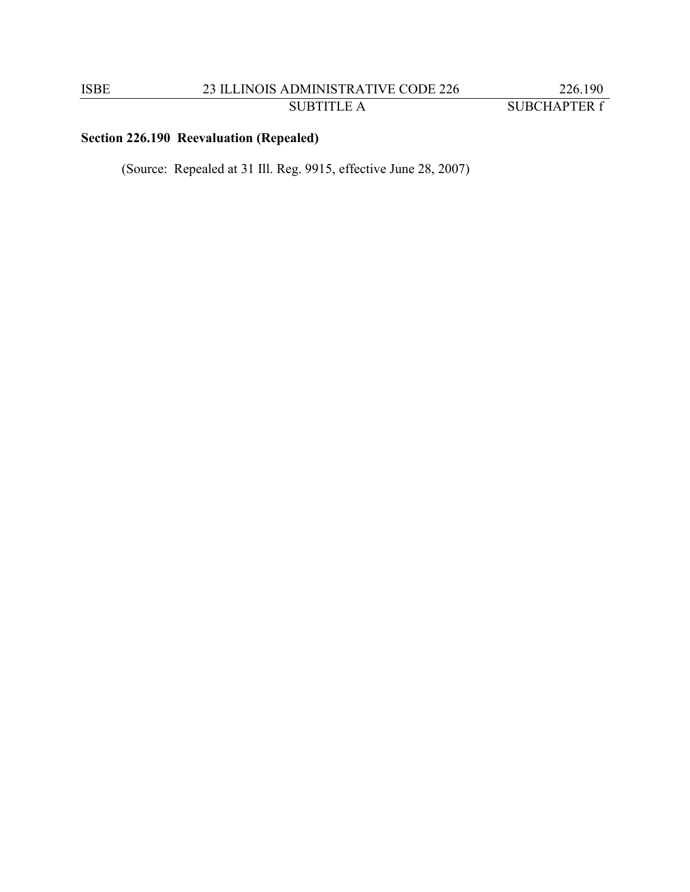**Section 226.190 Reevaluation (Repealed)**

(Source: Repealed at 31 Ill. Reg. 9915, effective June 28, 2007)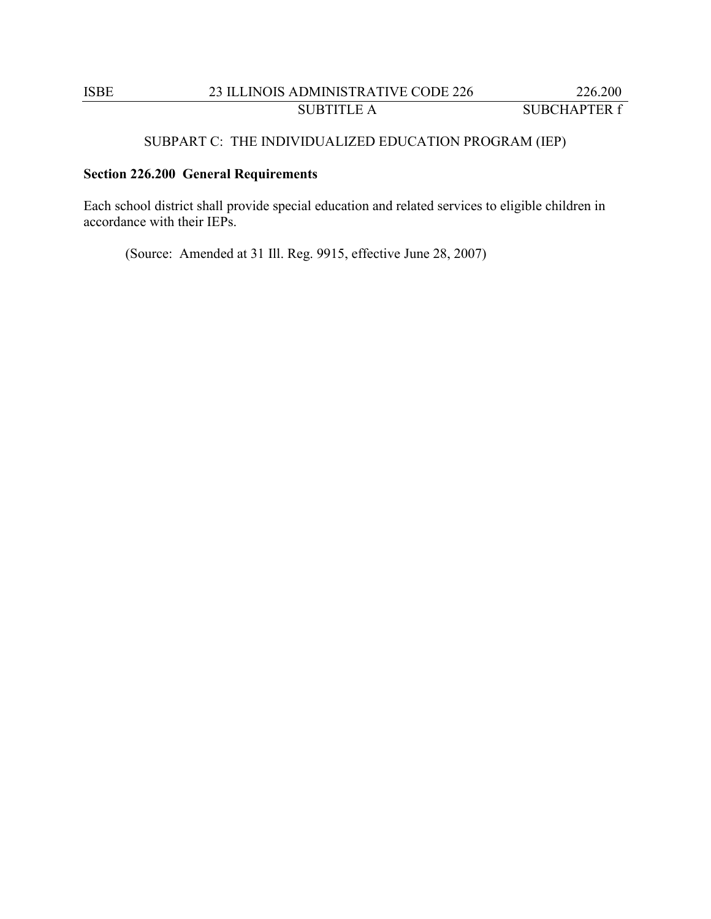## SUBPART C: THE INDIVIDUALIZED EDUCATION PROGRAM (IEP)

### Section 226.200 General Requirements

Each school district shall provide special education and related services to eligible children in accordance with their IEPs.

(Source: Amended at 31 Ill. Reg. 9915, effective June 28, 2007)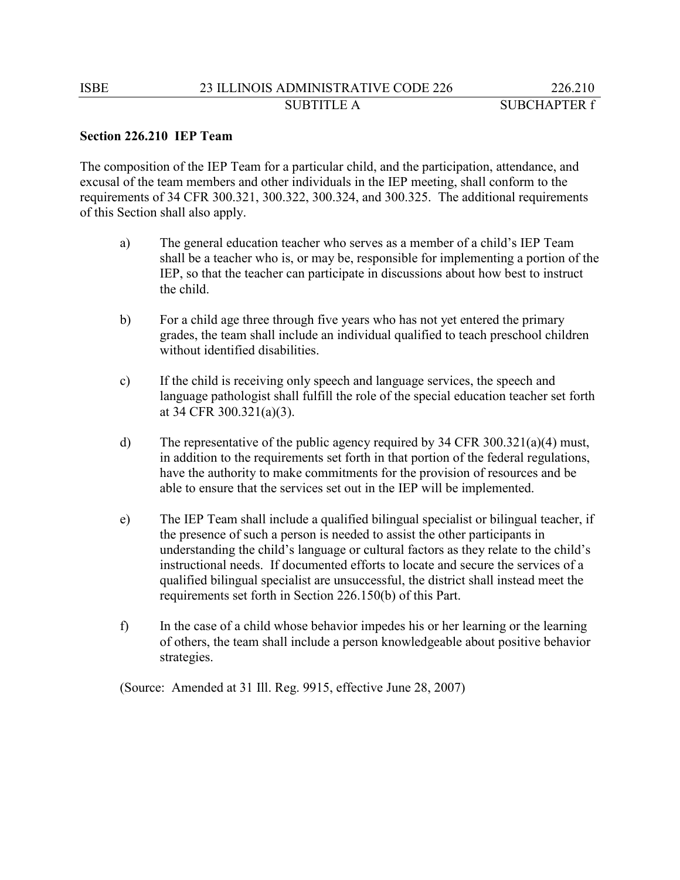**Section 226.210 IEP Team**

The composition of the IEP Team for a particular child, and the participation, attendance, and excusal of the team members and other individuals in the IEP meeting, shall conform to the requirements of 34 CFR 300.321, 300.322, 300.324, and 300.325. The additional requirements of this Section shall also apply.

a) The general education teacher who serves as a member of a child's IEP Team shall be a teacher who is, or may be, responsible for implementing a portion of the IEP, so that the teacher can participate in discussions about how best to instruct the child.

b) For a child age three through five years who has not yet entered the primary grades, the team shall include an individual qualified to teach preschool children without identified disabilities.

c) If the child is receiving only speech and language services, the speech and language pathologist shall fulfill the role of the special education teacher set forth at 34 CFR 300.321(a)(3).

d) The representative of the public agency required by 34 CFR 300.321(a)(4) must, in addition to the requirements set forth in that portion of the federal regulations, have the authority to make commitments for the provision of resources and be able to ensure that the services set out in the IEP will be implemented.

e) The IEP Team shall include a qualified bilingual specialist or bilingual teacher, if the presence of such a person is needed to assist the other participants in understanding the child's language or cultural factors as they relate to the child's instructional needs. If documented efforts to locate and secure the services of a qualified bilingual specialist are unsuccessful, the district shall instead meet the requirements set forth in Section 226.150(b) of this Part.

f) In the case of a child whose behavior impedes his or her learning or the learning of others, the team shall include a person knowledgeable about positive behavior strategies.

(Source: Amended at 31 Ill. Reg. 9915, effective June 28, 2007)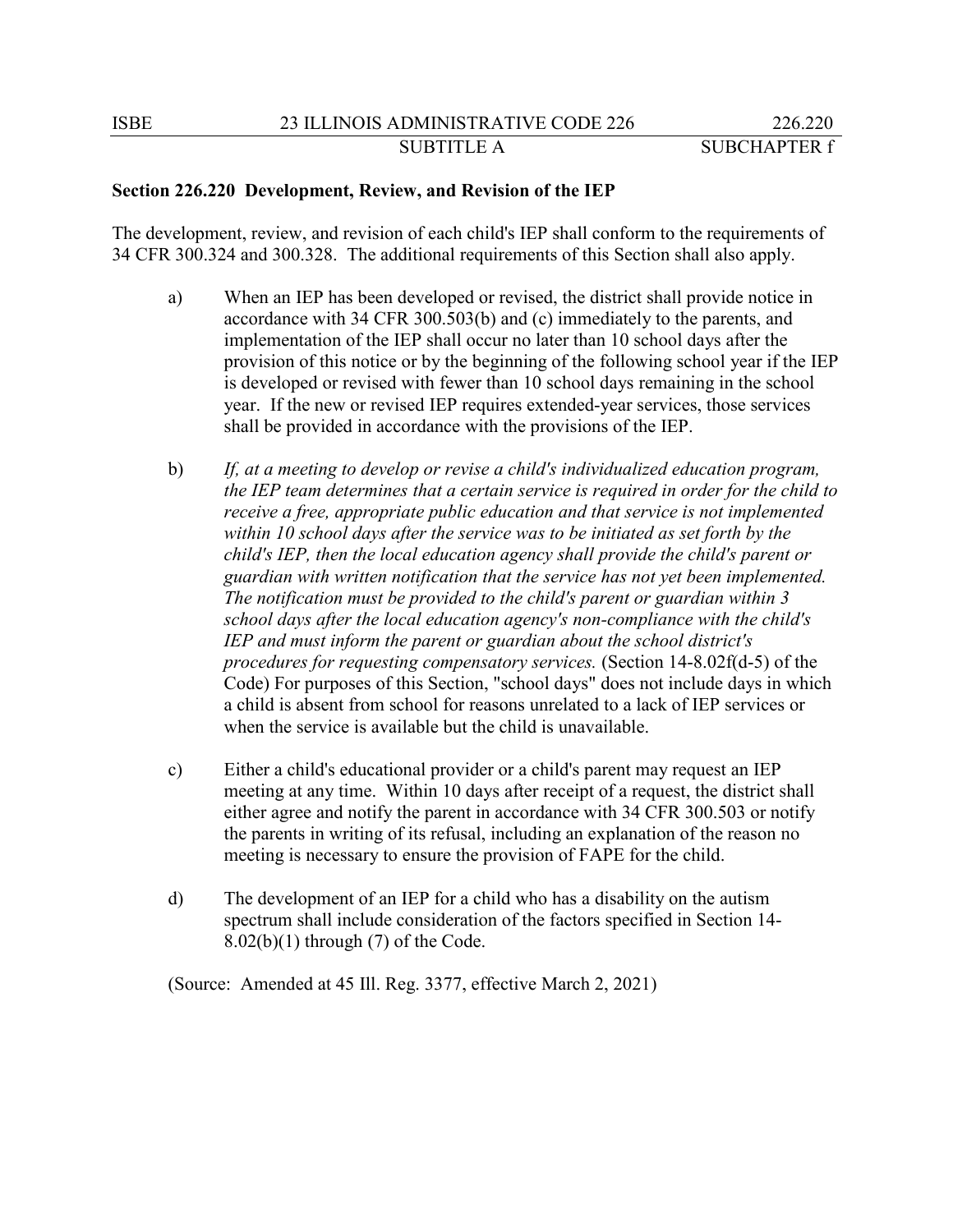**Section 226.220 Development, Review, and Revision of the IEP**

The development, review, and revision of each child's IEP shall conform to the requirements of 34 CFR 300.324 and 300.328. The additional requirements of this Section shall also apply.

a) When an IEP has been developed or revised, the district shall provide notice in accordance with 34 CFR 300.503(b) and (c) immediately to the parents, and implementation of the IEP shall occur no later than 10 school days after the provision of this notice or by the beginning of the following school year if the IEP is developed or revised with fewer than 10 school days remaining in the school year. If the new or revised IEP requires extended-year services, those services shall be provided in accordance with the provisions of the IEP.

b) *If, at a meeting to develop or revise a child's individualized education program, the IEP team determines that a certain service is required in order for the child to receive a free, appropriate public education and that service is not implemented within 10 school days after the service was to be initiated as set forth by the child's IEP, then the local education agency shall provide the child's parent or guardian with written notification that the service has not yet been implemented. The notification must be provided to the child's parent or guardian within 3 school days after the local education agency's non-compliance with the child's IEP and must inform the parent or guardian about the school district's procedures for requesting compensatory services.* (Section 14-8.02f(d-5) of the Code) For purposes of this Section, "school days" does not include days in which a child is absent from school for reasons unrelated to a lack of IEP services or when the service is available but the child is unavailable.

c) Either a child's educational provider or a child's parent may request an IEP meeting at any time. Within 10 days after receipt of a request, the district shall either agree and notify the parent in accordance with 34 CFR 300.503 or notify the parents in writing of its refusal, including an explanation of the reason no meeting is necessary to ensure the provision of FAPE for the child.

d) The development of an IEP for a child who has a disability on the autism spectrum shall include consideration of the factors specified in Section 14-8.02(b)(1) through (7) of the Code.

(Source: Amended at 45 Ill. Reg. 3377, effective March 2, 2021)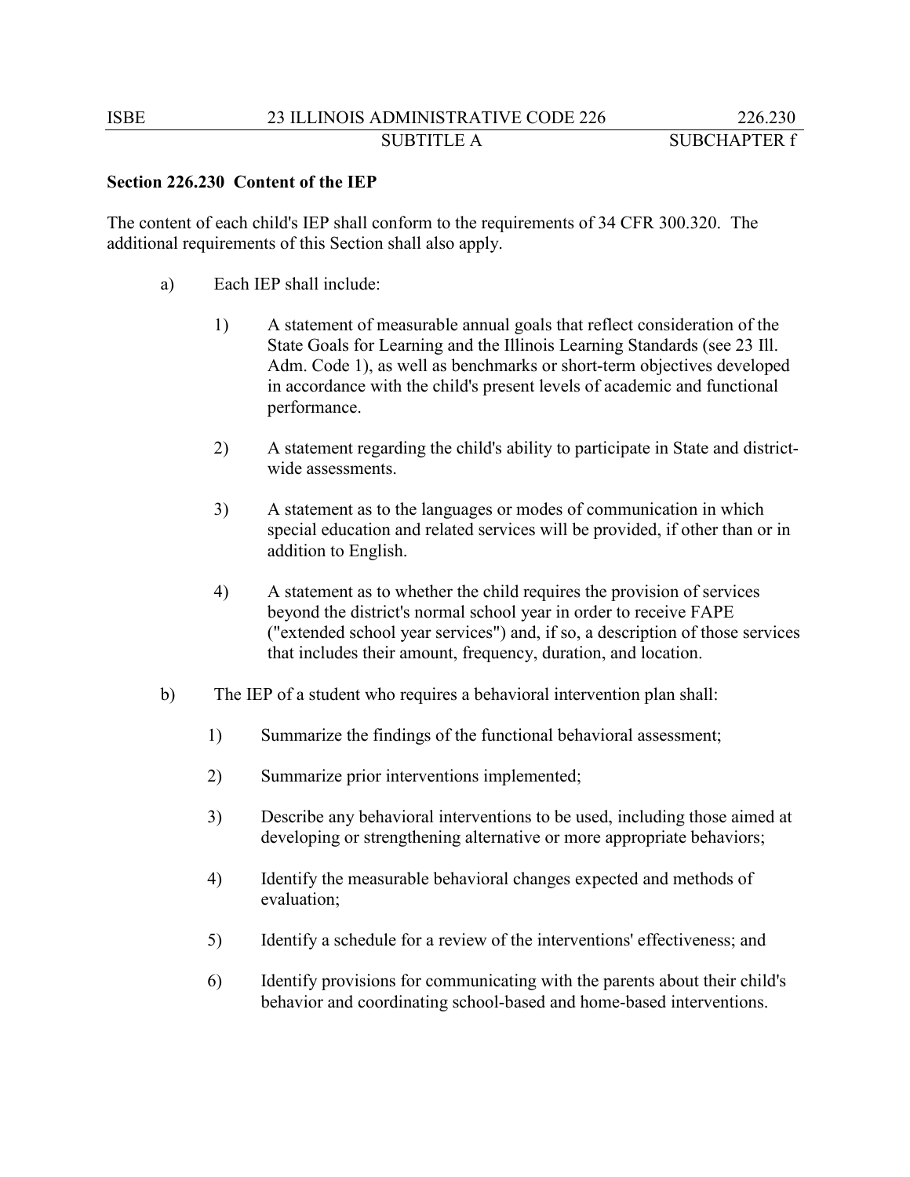## Section 226.230 Content of the IEP

The content of each child's IEP shall conform to the requirements of 34 CFR 300.320. The additional requirements of this Section shall also apply.

a) Each IEP shall include:

1) A statement of measurable annual goals that reflect consideration of the State Goals for Learning and the Illinois Learning Standards (see 23 Ill. Adm. Code 1), as well as benchmarks or short-term objectives developed in accordance with the child's present levels of academic and functional performance.

2) A statement regarding the child's ability to participate in State and district-wide assessments.

3) A statement as to the languages or modes of communication in which special education and related services will be provided, if other than or in addition to English.

4) A statement as to whether the child requires the provision of services beyond the district's normal school year in order to receive FAPE ("extended school year services") and, if so, a description of those services that includes their amount, frequency, duration, and location.

b) The IEP of a student who requires a behavioral intervention plan shall:

1) Summarize the findings of the functional behavioral assessment;

2) Summarize prior interventions implemented;

3) Describe any behavioral interventions to be used, including those aimed at developing or strengthening alternative or more appropriate behaviors;

4) Identify the measurable behavioral changes expected and methods of evaluation;

5) Identify a schedule for a review of the interventions' effectiveness; and

6) Identify provisions for communicating with the parents about their child's behavior and coordinating school-based and home-based interventions.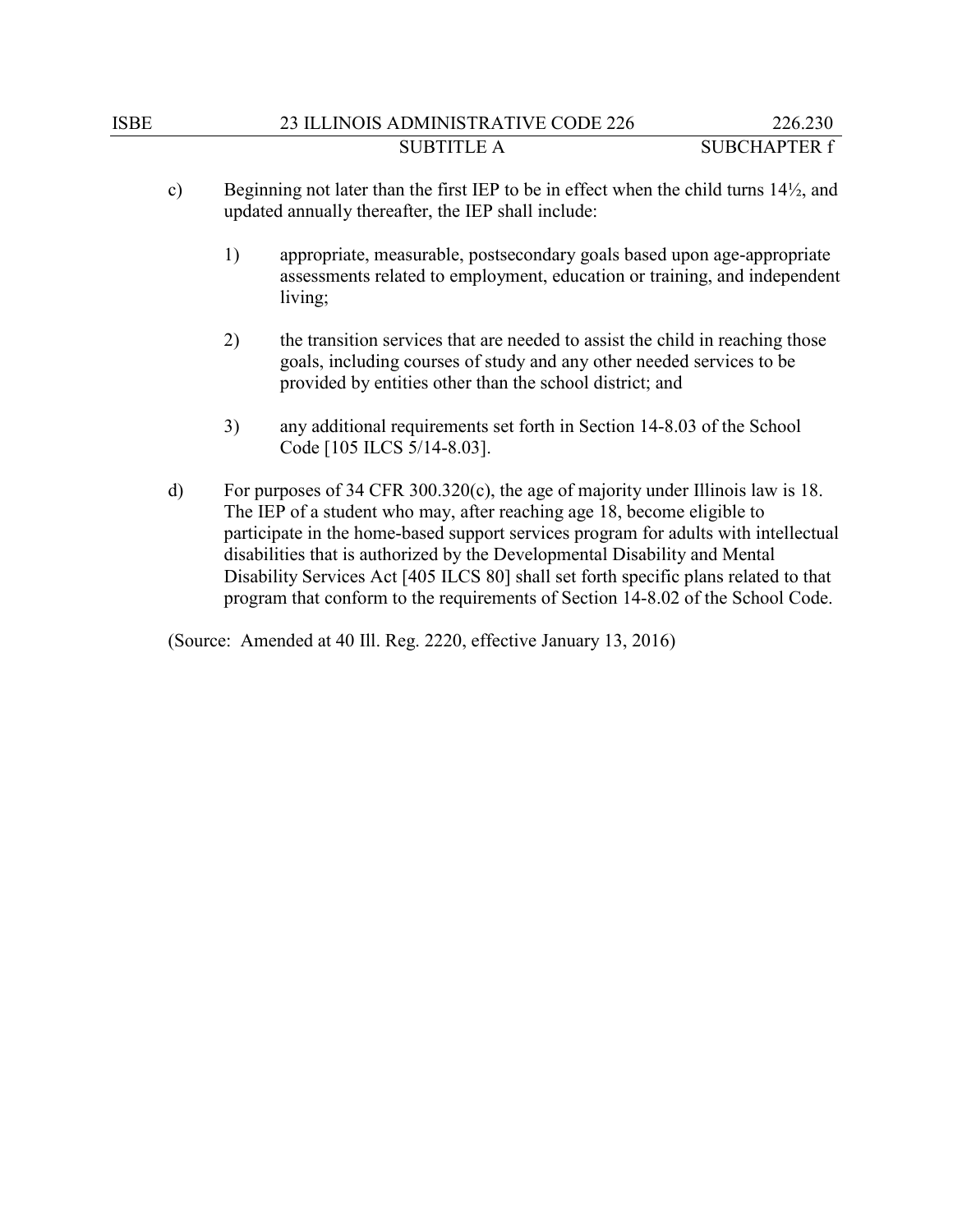c) Beginning not later than the first IEP to be in effect when the child turns 14½, and updated annually thereafter, the IEP shall include:

   1) appropriate, measurable, postsecondary goals based upon age-appropriate assessments related to employment, education or training, and independent living;

   2) the transition services that are needed to assist the child in reaching those goals, including courses of study and any other needed services to be provided by entities other than the school district; and

   3) any additional requirements set forth in Section 14-8.03 of the School Code [105 ILCS 5/14-8.03].

d) For purposes of 34 CFR 300.320(c), the age of majority under Illinois law is 18. The IEP of a student who may, after reaching age 18, become eligible to participate in the home-based support services program for adults with intellectual disabilities that is authorized by the Developmental Disability and Mental Disability Services Act [405 ILCS 80] shall set forth specific plans related to that program that conform to the requirements of Section 14-8.02 of the School Code.

(Source: Amended at 40 Ill. Reg. 2220, effective January 13, 2016)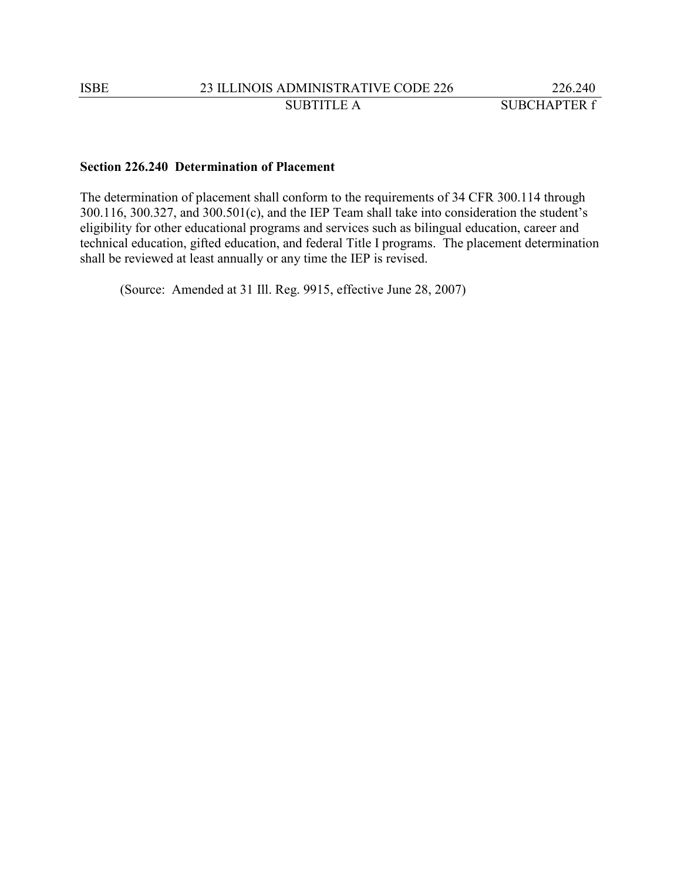**Section 226.240 Determination of Placement**

The determination of placement shall conform to the requirements of 34 CFR 300.114 through 300.116, 300.327, and 300.501(c), and the IEP Team shall take into consideration the student's eligibility for other educational programs and services such as bilingual education, career and technical education, gifted education, and federal Title I programs. The placement determination shall be reviewed at least annually or any time the IEP is revised.

(Source: Amended at 31 Ill. Reg. 9915, effective June 28, 2007)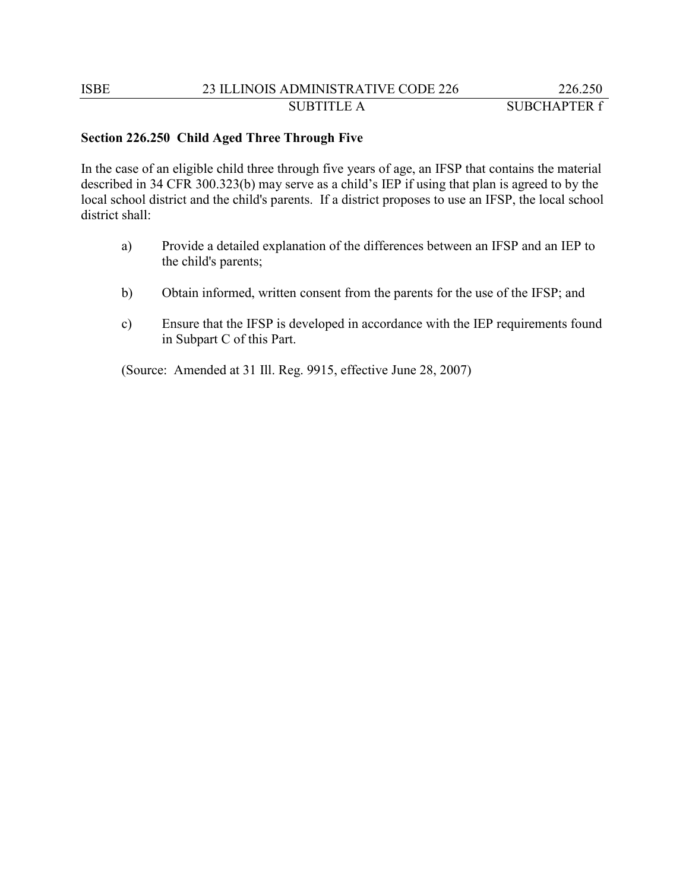**Section 226.250 Child Aged Three Through Five**

In the case of an eligible child three through five years of age, an IFSP that contains the material described in 34 CFR 300.323(b) may serve as a child's IEP if using that plan is agreed to by the local school district and the child's parents. If a district proposes to use an IFSP, the local school district shall:

a) Provide a detailed explanation of the differences between an IFSP and an IEP to the child's parents;

b) Obtain informed, written consent from the parents for the use of the IFSP; and

c) Ensure that the IFSP is developed in accordance with the IEP requirements found in Subpart C of this Part.

(Source: Amended at 31 Ill. Reg. 9915, effective June 28, 2007)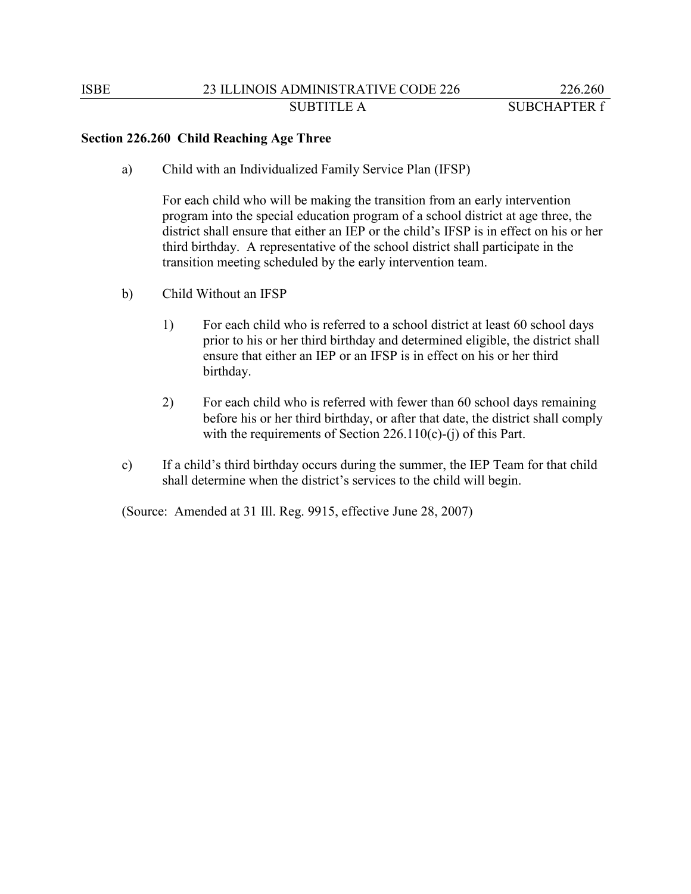**Section 226.260 Child Reaching Age Three**

a) Child with an Individualized Family Service Plan (IFSP)

For each child who will be making the transition from an early intervention program into the special education program of a school district at age three, the district shall ensure that either an IEP or the child's IFSP is in effect on his or her third birthday. A representative of the school district shall participate in the transition meeting scheduled by the early intervention team.

b) Child Without an IFSP

1) For each child who is referred to a school district at least 60 school days prior to his or her third birthday and determined eligible, the district shall ensure that either an IEP or an IFSP is in effect on his or her third birthday.

2) For each child who is referred with fewer than 60 school days remaining before his or her third birthday, or after that date, the district shall comply with the requirements of Section 226.110(c)-(j) of this Part.

c) If a child's third birthday occurs during the summer, the IEP Team for that child shall determine when the district's services to the child will begin.

(Source: Amended at 31 Ill. Reg. 9915, effective June 28, 2007)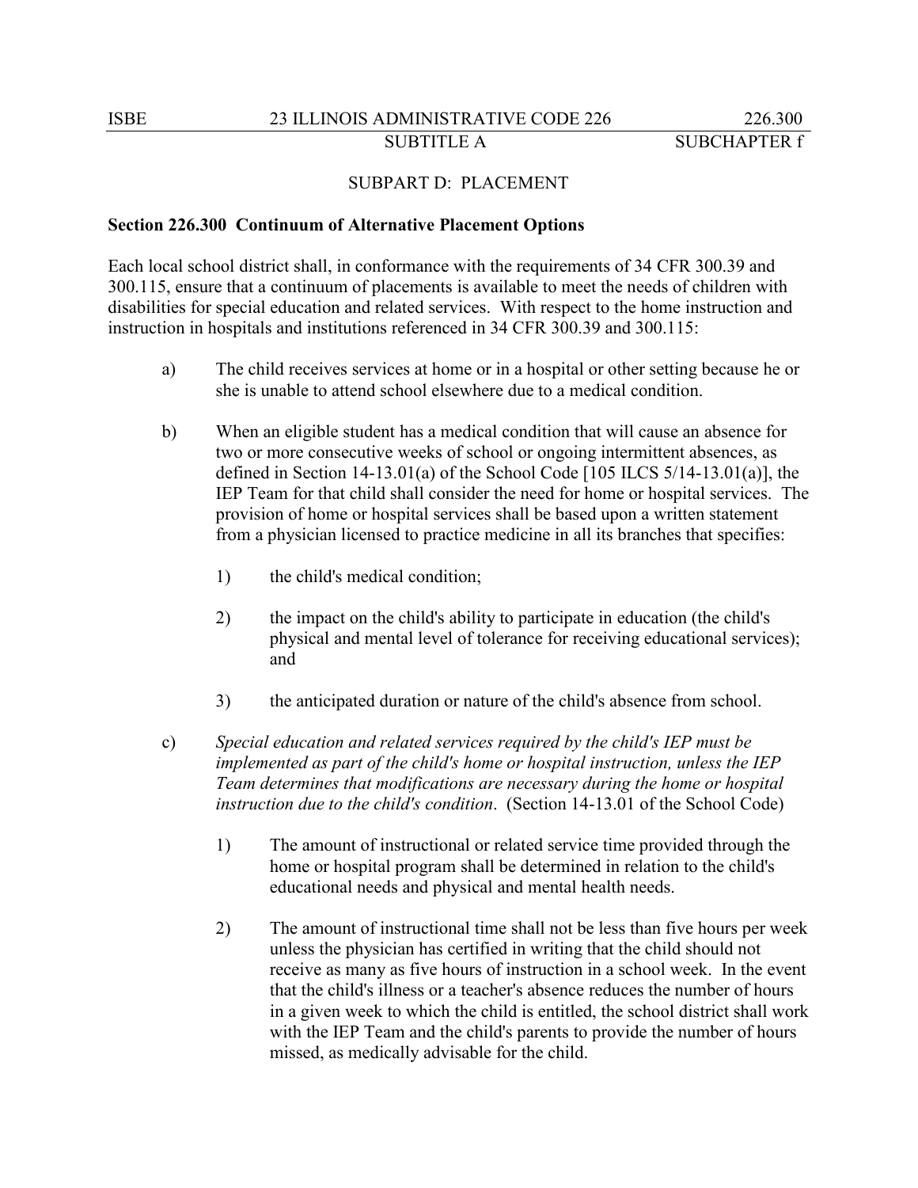## SUBPART D: PLACEMENT

### Section 226.300 Continuum of Alternative Placement Options

Each local school district shall, in conformance with the requirements of 34 CFR 300.39 and 300.115, ensure that a continuum of placements is available to meet the needs of children with disabilities for special education and related services. With respect to the home instruction and instruction in hospitals and institutions referenced in 34 CFR 300.39 and 300.115:

a) The child receives services at home or in a hospital or other setting because he or she is unable to attend school elsewhere due to a medical condition.

b) When an eligible student has a medical condition that will cause an absence for two or more consecutive weeks of school or ongoing intermittent absences, as defined in Section 14-13.01(a) of the School Code [105 ILCS 5/14-13.01(a)], the IEP Team for that child shall consider the need for home or hospital services. The provision of home or hospital services shall be based upon a written statement from a physician licensed to practice medicine in all its branches that specifies:

   1) the child's medical condition;

   2) the impact on the child's ability to participate in education (the child's physical and mental level of tolerance for receiving educational services); and

   3) the anticipated duration or nature of the child's absence from school.

c) *Special education and related services required by the child's IEP must be implemented as part of the child's home or hospital instruction, unless the IEP Team determines that modifications are necessary during the home or hospital instruction due to the child's condition*. (Section 14-13.01 of the School Code)

   1) The amount of instructional or related service time provided through the home or hospital program shall be determined in relation to the child's educational needs and physical and mental health needs.

   2) The amount of instructional time shall not be less than five hours per week unless the physician has certified in writing that the child should not receive as many as five hours of instruction in a school week. In the event that the child's illness or a teacher's absence reduces the number of hours in a given week to which the child is entitled, the school district shall work with the IEP Team and the child's parents to provide the number of hours missed, as medically advisable for the child.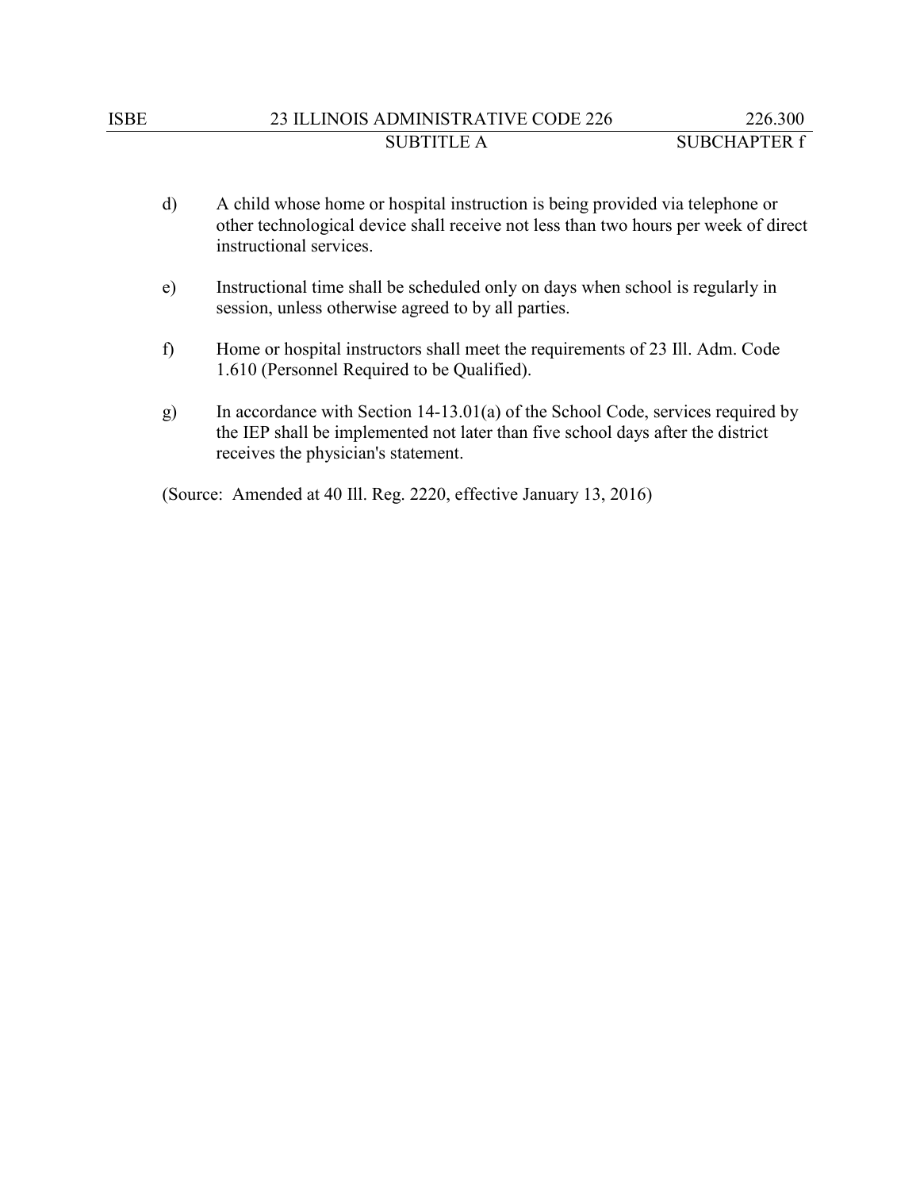d) A child whose home or hospital instruction is being provided via telephone or other technological device shall receive not less than two hours per week of direct instructional services.

e) Instructional time shall be scheduled only on days when school is regularly in session, unless otherwise agreed to by all parties.

f) Home or hospital instructors shall meet the requirements of 23 Ill. Adm. Code 1.610 (Personnel Required to be Qualified).

g) In accordance with Section 14-13.01(a) of the School Code, services required by the IEP shall be implemented not later than five school days after the district receives the physician's statement.

(Source: Amended at 40 Ill. Reg. 2220, effective January 13, 2016)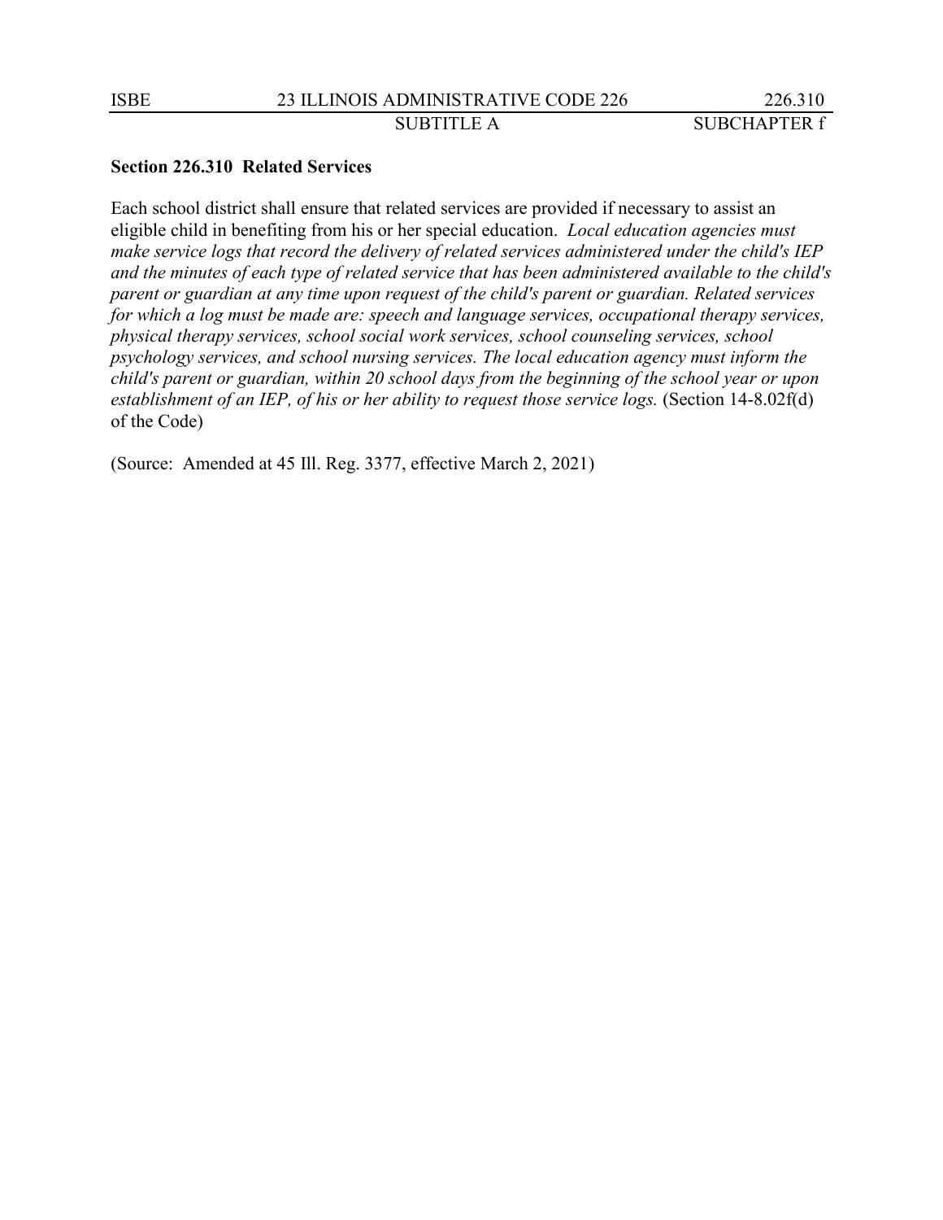**Section 226.310 Related Services**

Each school district shall ensure that related services are provided if necessary to assist an eligible child in benefiting from his or her special education. *Local education agencies must make service logs that record the delivery of related services administered under the child's IEP and the minutes of each type of related service that has been administered available to the child's parent or guardian at any time upon request of the child's parent or guardian. Related services for which a log must be made are: speech and language services, occupational therapy services, physical therapy services, school social work services, school counseling services, school psychology services, and school nursing services. The local education agency must inform the child's parent or guardian, within 20 school days from the beginning of the school year or upon establishment of an IEP, of his or her ability to request those service logs.* (Section 14-8.02f(d) of the Code)

(Source: Amended at 45 Ill. Reg. 3377, effective March 2, 2021)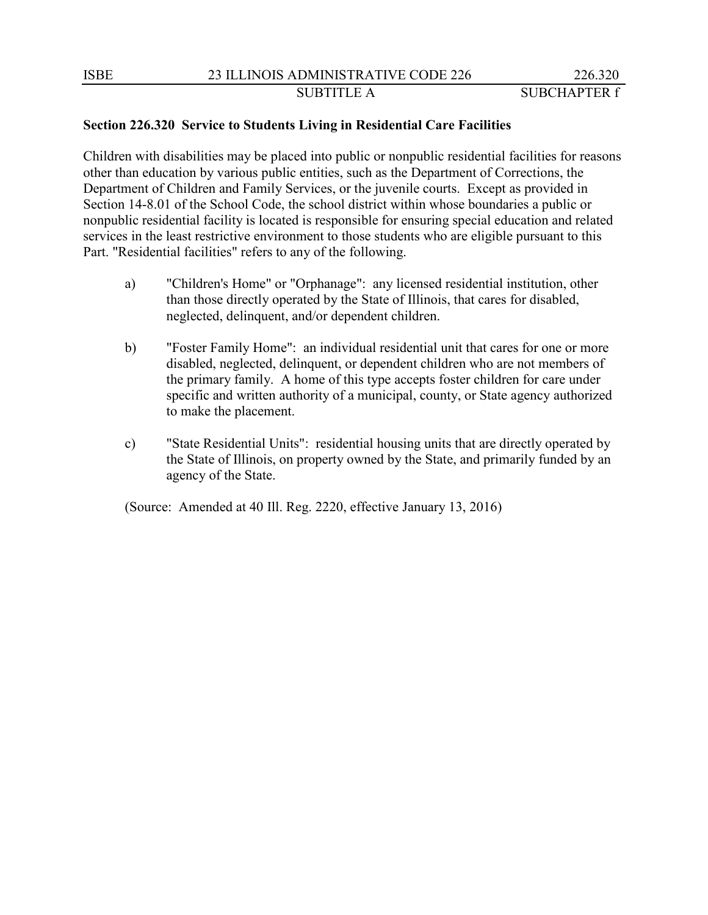### Section 226.320 Service to Students Living in Residential Care Facilities

Children with disabilities may be placed into public or nonpublic residential facilities for reasons other than education by various public entities, such as the Department of Corrections, the Department of Children and Family Services, or the juvenile courts. Except as provided in Section 14-8.01 of the School Code, the school district within whose boundaries a public or nonpublic residential facility is located is responsible for ensuring special education and related services in the least restrictive environment to those students who are eligible pursuant to this Part. "Residential facilities" refers to any of the following.

a) "Children's Home" or "Orphanage": any licensed residential institution, other than those directly operated by the State of Illinois, that cares for disabled, neglected, delinquent, and/or dependent children.

b) "Foster Family Home": an individual residential unit that cares for one or more disabled, neglected, delinquent, or dependent children who are not members of the primary family. A home of this type accepts foster children for care under specific and written authority of a municipal, county, or State agency authorized to make the placement.

c) "State Residential Units": residential housing units that are directly operated by the State of Illinois, on property owned by the State, and primarily funded by an agency of the State.

(Source: Amended at 40 Ill. Reg. 2220, effective January 13, 2016)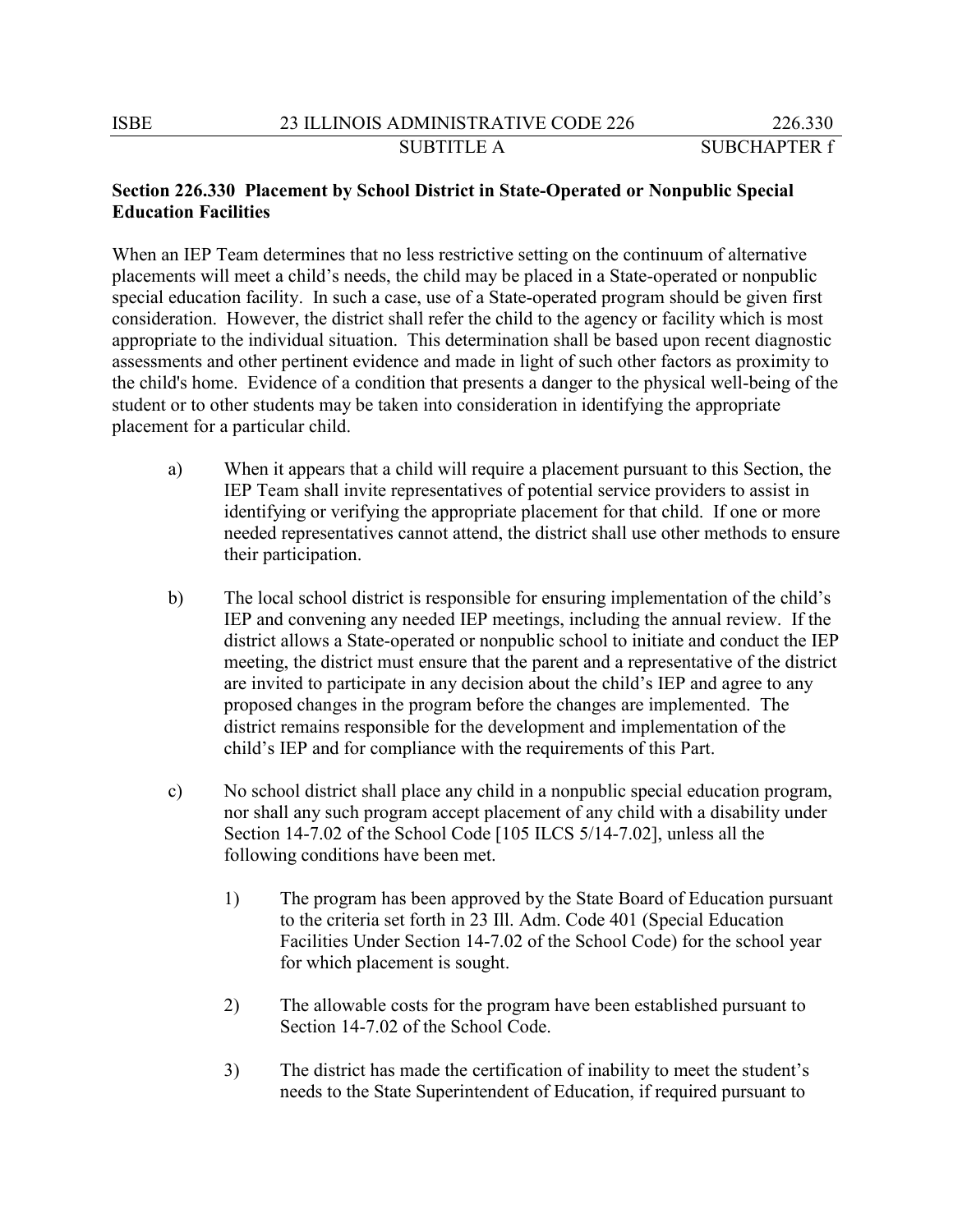**Section 226.330 Placement by School District in State-Operated or Nonpublic Special Education Facilities**

When an IEP Team determines that no less restrictive setting on the continuum of alternative placements will meet a child's needs, the child may be placed in a State-operated or nonpublic special education facility. In such a case, use of a State-operated program should be given first consideration. However, the district shall refer the child to the agency or facility which is most appropriate to the individual situation. This determination shall be based upon recent diagnostic assessments and other pertinent evidence and made in light of such other factors as proximity to the child's home. Evidence of a condition that presents a danger to the physical well-being of the student or to other students may be taken into consideration in identifying the appropriate placement for a particular child.

a) When it appears that a child will require a placement pursuant to this Section, the IEP Team shall invite representatives of potential service providers to assist in identifying or verifying the appropriate placement for that child. If one or more needed representatives cannot attend, the district shall use other methods to ensure their participation.

b) The local school district is responsible for ensuring implementation of the child's IEP and convening any needed IEP meetings, including the annual review. If the district allows a State-operated or nonpublic school to initiate and conduct the IEP meeting, the district must ensure that the parent and a representative of the district are invited to participate in any decision about the child's IEP and agree to any proposed changes in the program before the changes are implemented. The district remains responsible for the development and implementation of the child's IEP and for compliance with the requirements of this Part.

c) No school district shall place any child in a nonpublic special education program, nor shall any such program accept placement of any child with a disability under Section 14-7.02 of the School Code [105 ILCS 5/14-7.02], unless all the following conditions have been met.

   1) The program has been approved by the State Board of Education pursuant to the criteria set forth in 23 Ill. Adm. Code 401 (Special Education Facilities Under Section 14-7.02 of the School Code) for the school year for which placement is sought.

   2) The allowable costs for the program have been established pursuant to Section 14-7.02 of the School Code.

   3) The district has made the certification of inability to meet the student's needs to the State Superintendent of Education, if required pursuant to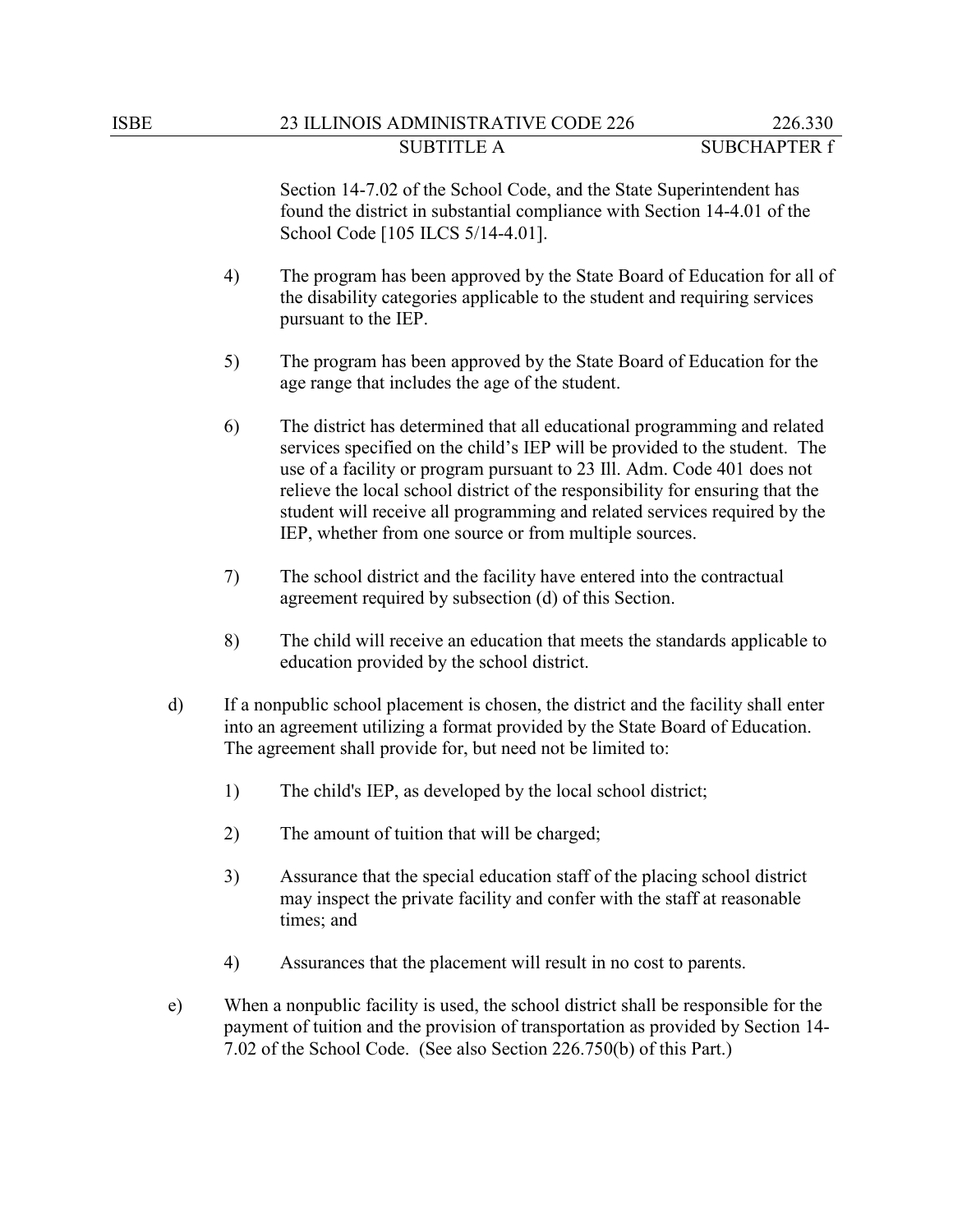Section 14-7.02 of the School Code, and the State Superintendent has found the district in substantial compliance with Section 14-4.01 of the School Code [105 ILCS 5/14-4.01].

4) The program has been approved by the State Board of Education for all of the disability categories applicable to the student and requiring services pursuant to the IEP.

5) The program has been approved by the State Board of Education for the age range that includes the age of the student.

6) The district has determined that all educational programming and related services specified on the child's IEP will be provided to the student. The use of a facility or program pursuant to 23 Ill. Adm. Code 401 does not relieve the local school district of the responsibility for ensuring that the student will receive all programming and related services required by the IEP, whether from one source or from multiple sources.

7) The school district and the facility have entered into the contractual agreement required by subsection (d) of this Section.

8) The child will receive an education that meets the standards applicable to education provided by the school district.

d) If a nonpublic school placement is chosen, the district and the facility shall enter into an agreement utilizing a format provided by the State Board of Education. The agreement shall provide for, but need not be limited to:

1) The child's IEP, as developed by the local school district;

2) The amount of tuition that will be charged;

3) Assurance that the special education staff of the placing school district may inspect the private facility and confer with the staff at reasonable times; and

4) Assurances that the placement will result in no cost to parents.

e) When a nonpublic facility is used, the school district shall be responsible for the payment of tuition and the provision of transportation as provided by Section 14-7.02 of the School Code. (See also Section 226.750(b) of this Part.)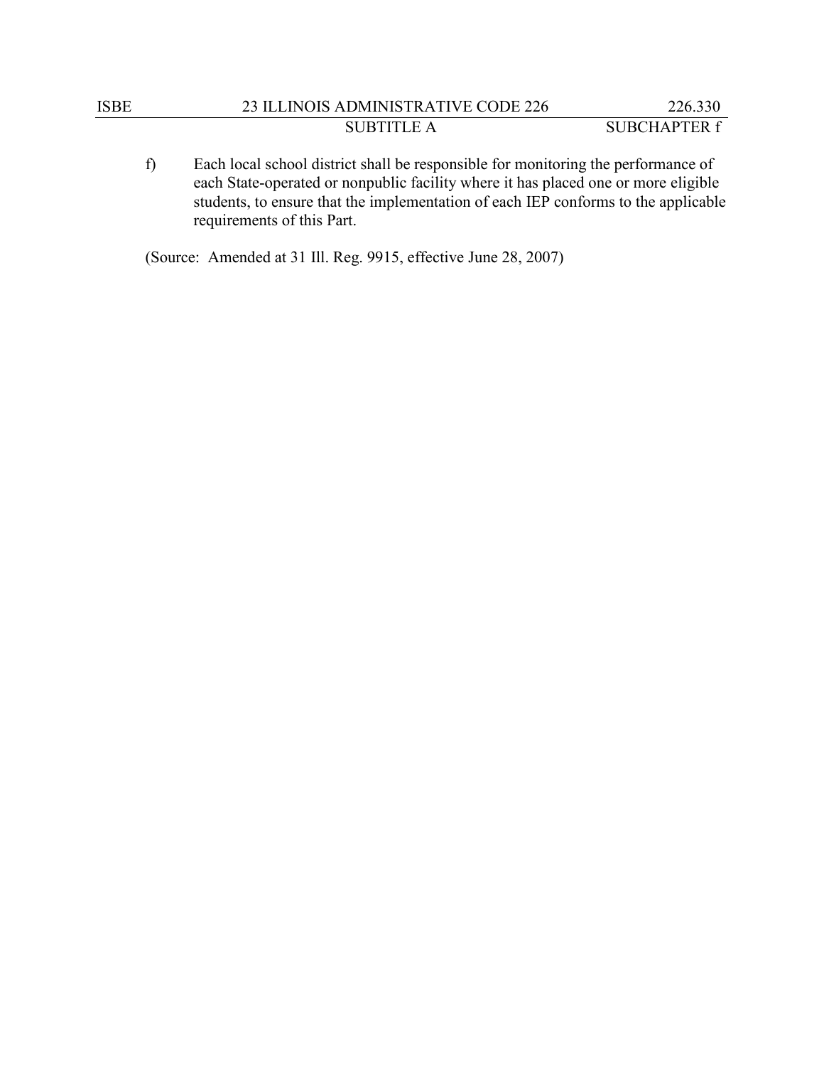f) Each local school district shall be responsible for monitoring the performance of each State-operated or nonpublic facility where it has placed one or more eligible students, to ensure that the implementation of each IEP conforms to the applicable requirements of this Part.

(Source: Amended at 31 Ill. Reg. 9915, effective June 28, 2007)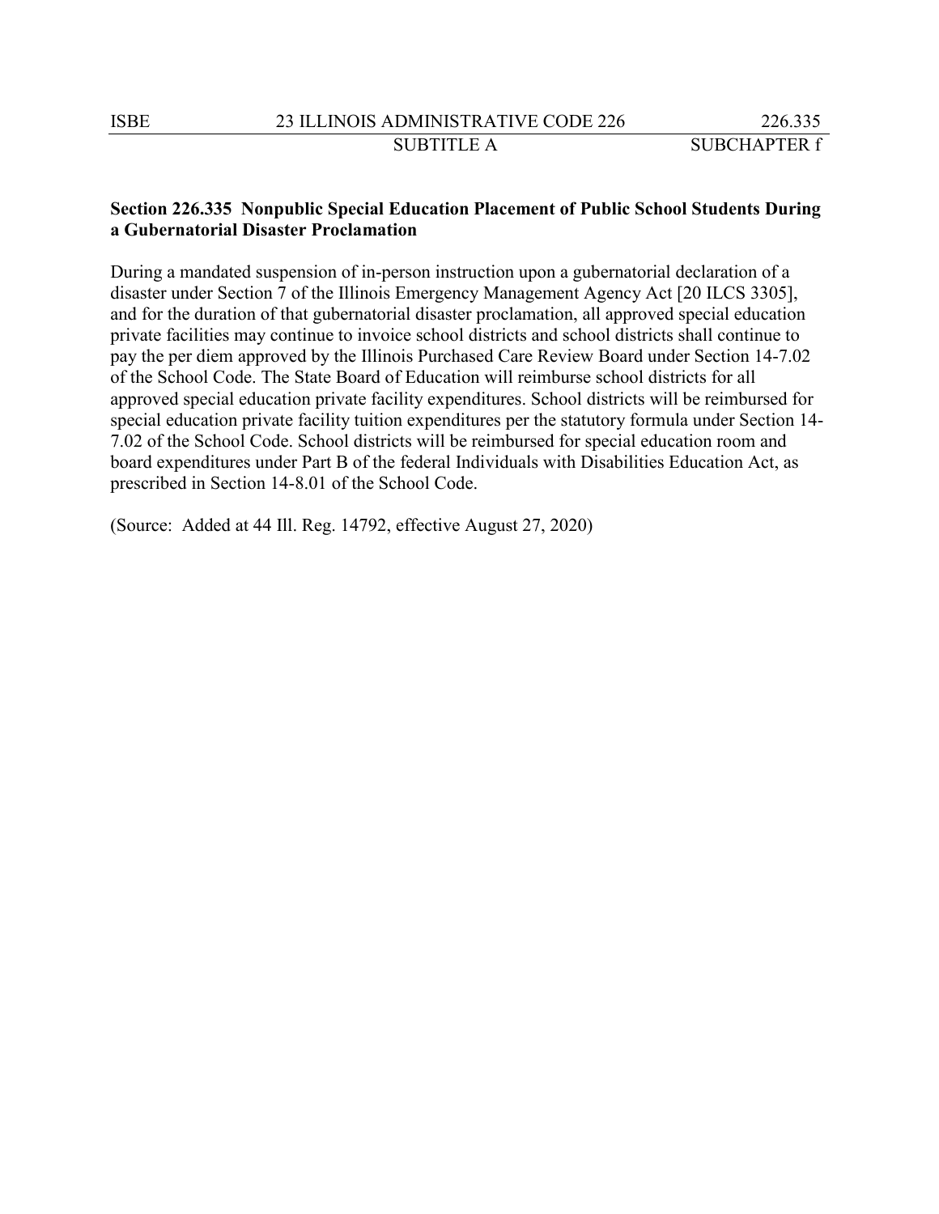**Section 226.335 Nonpublic Special Education Placement of Public School Students During a Gubernatorial Disaster Proclamation**

During a mandated suspension of in-person instruction upon a gubernatorial declaration of a disaster under Section 7 of the Illinois Emergency Management Agency Act [20 ILCS 3305], and for the duration of that gubernatorial disaster proclamation, all approved special education private facilities may continue to invoice school districts and school districts shall continue to pay the per diem approved by the Illinois Purchased Care Review Board under Section 14-7.02 of the School Code. The State Board of Education will reimburse school districts for all approved special education private facility expenditures. School districts will be reimbursed for special education private facility tuition expenditures per the statutory formula under Section 14-7.02 of the School Code. School districts will be reimbursed for special education room and board expenditures under Part B of the federal Individuals with Disabilities Education Act, as prescribed in Section 14-8.01 of the School Code.

(Source: Added at 44 Ill. Reg. 14792, effective August 27, 2020)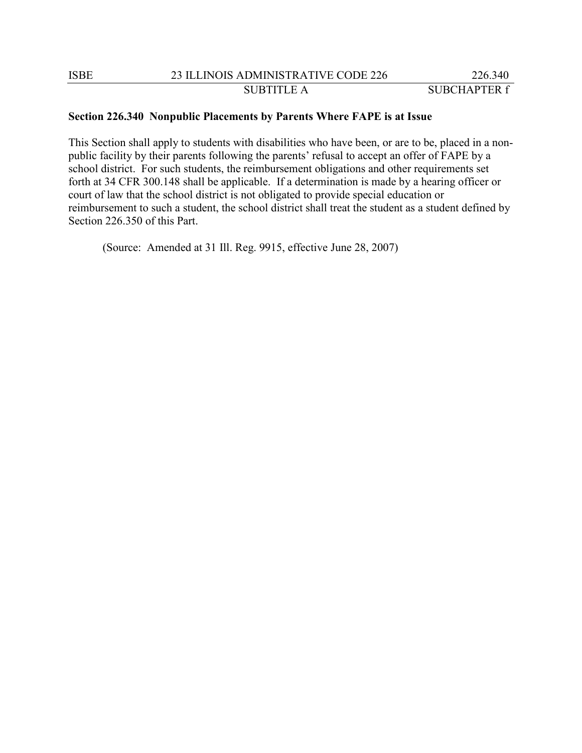**Section 226.340 Nonpublic Placements by Parents Where FAPE is at Issue**

This Section shall apply to students with disabilities who have been, or are to be, placed in a non-public facility by their parents following the parents' refusal to accept an offer of FAPE by a school district. For such students, the reimbursement obligations and other requirements set forth at 34 CFR 300.148 shall be applicable. If a determination is made by a hearing officer or court of law that the school district is not obligated to provide special education or reimbursement to such a student, the school district shall treat the student as a student defined by Section 226.350 of this Part.

(Source: Amended at 31 Ill. Reg. 9915, effective June 28, 2007)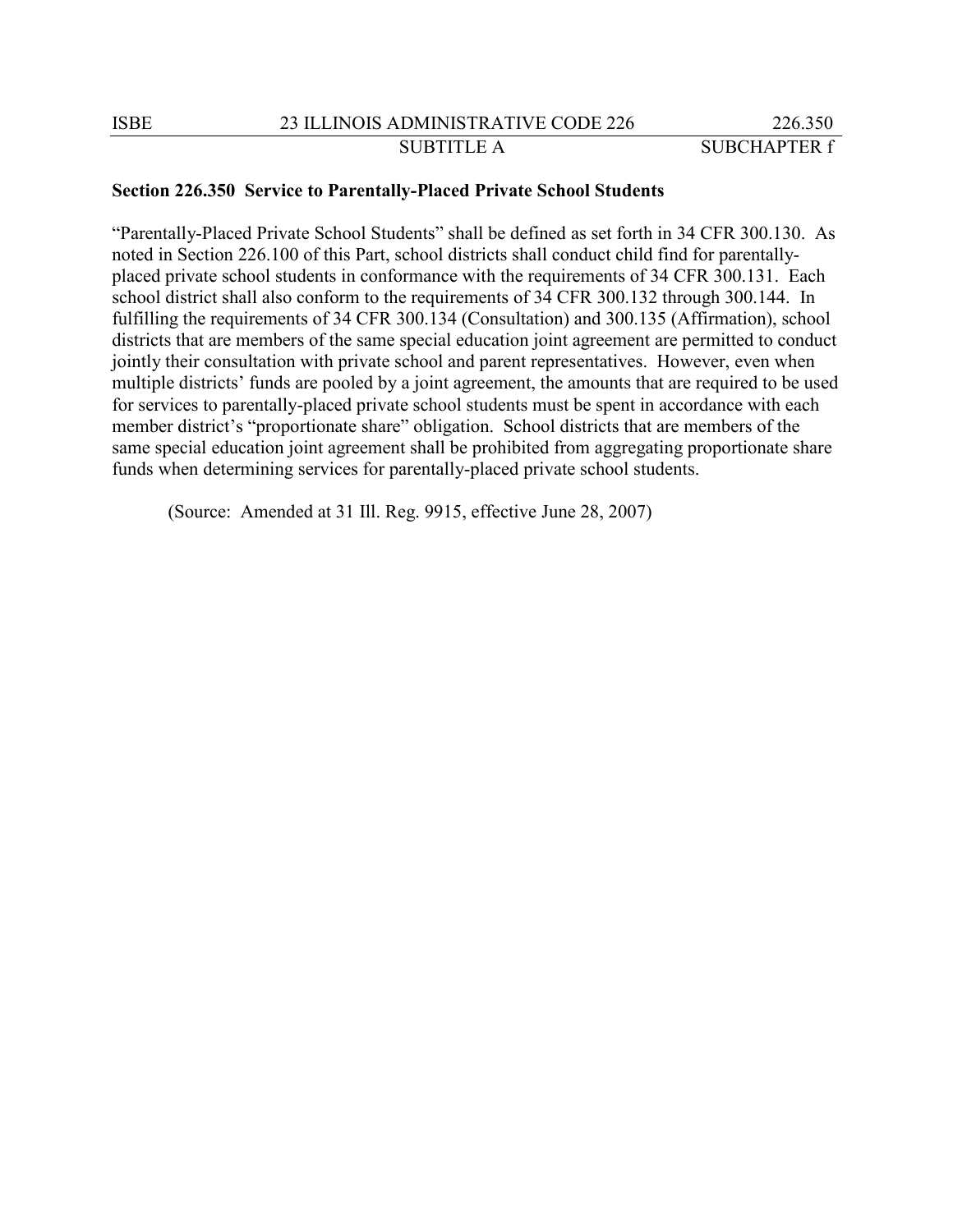**Section 226.350 Service to Parentally-Placed Private School Students**

"Parentally-Placed Private School Students" shall be defined as set forth in 34 CFR 300.130. As noted in Section 226.100 of this Part, school districts shall conduct child find for parentally-placed private school students in conformance with the requirements of 34 CFR 300.131. Each school district shall also conform to the requirements of 34 CFR 300.132 through 300.144. In fulfilling the requirements of 34 CFR 300.134 (Consultation) and 300.135 (Affirmation), school districts that are members of the same special education joint agreement are permitted to conduct jointly their consultation with private school and parent representatives. However, even when multiple districts' funds are pooled by a joint agreement, the amounts that are required to be used for services to parentally-placed private school students must be spent in accordance with each member district's "proportionate share" obligation. School districts that are members of the same special education joint agreement shall be prohibited from aggregating proportionate share funds when determining services for parentally-placed private school students.

(Source: Amended at 31 Ill. Reg. 9915, effective June 28, 2007)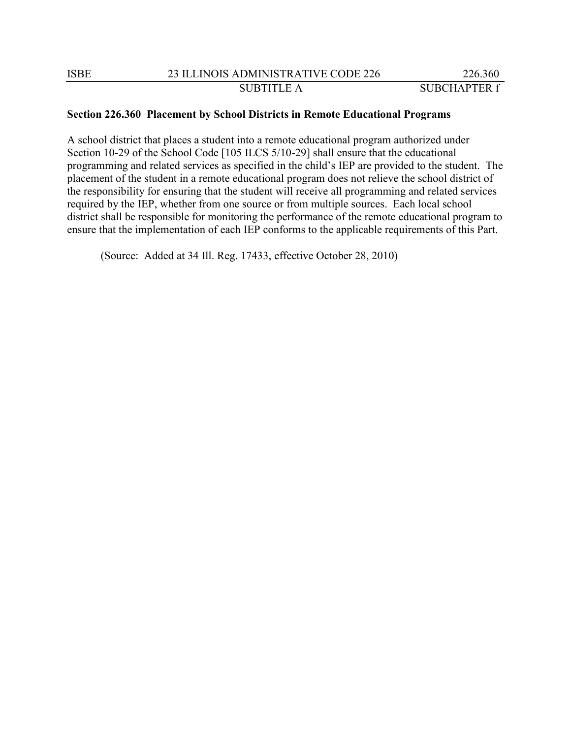**Section 226.360 Placement by School Districts in Remote Educational Programs**

A school district that places a student into a remote educational program authorized under Section 10-29 of the School Code [105 ILCS 5/10-29] shall ensure that the educational programming and related services as specified in the child's IEP are provided to the student. The placement of the student in a remote educational program does not relieve the school district of the responsibility for ensuring that the student will receive all programming and related services required by the IEP, whether from one source or from multiple sources. Each local school district shall be responsible for monitoring the performance of the remote educational program to ensure that the implementation of each IEP conforms to the applicable requirements of this Part.

(Source: Added at 34 Ill. Reg. 17433, effective October 28, 2010)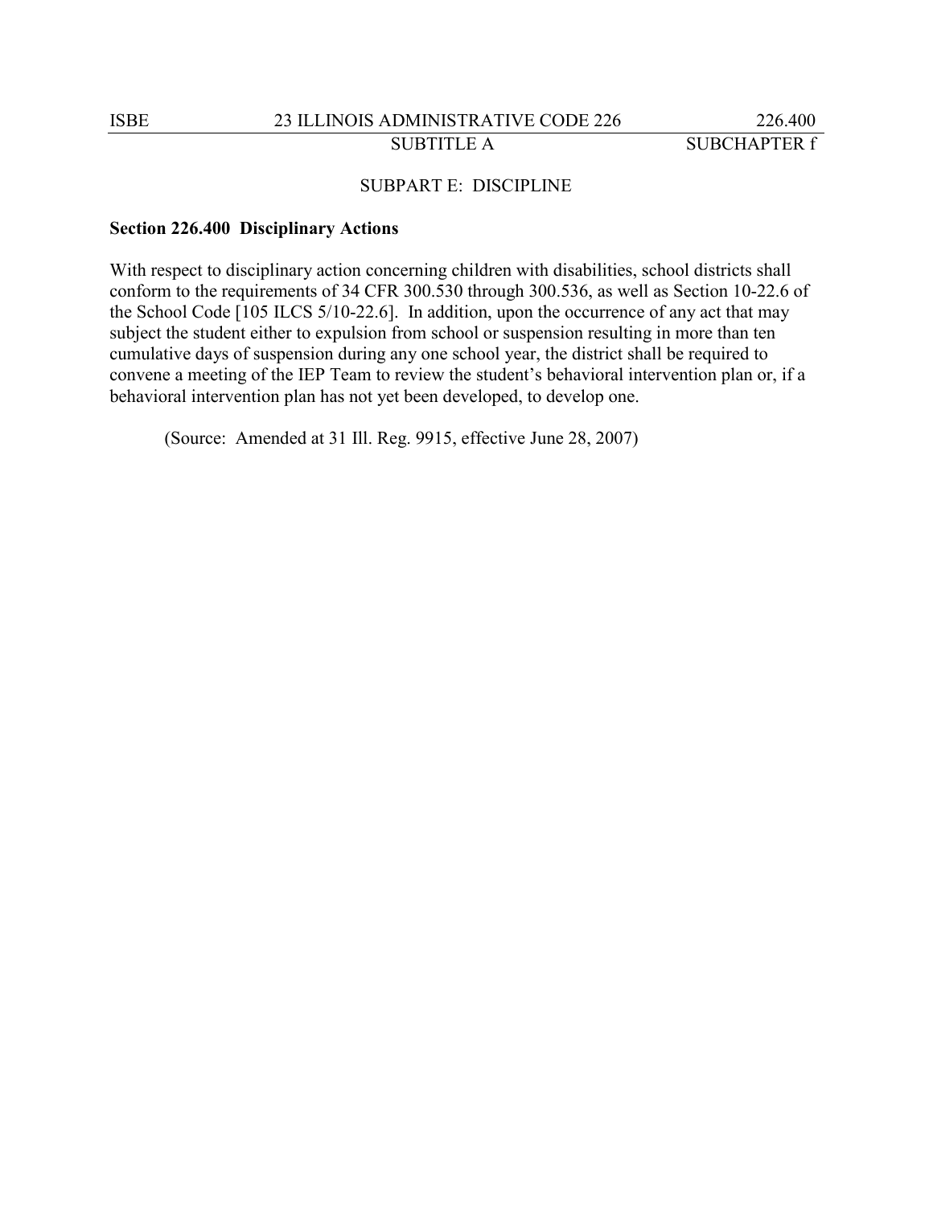## SUBPART E: DISCIPLINE

**Section 226.400 Disciplinary Actions**

With respect to disciplinary action concerning children with disabilities, school districts shall conform to the requirements of 34 CFR 300.530 through 300.536, as well as Section 10-22.6 of the School Code [105 ILCS 5/10-22.6]. In addition, upon the occurrence of any act that may subject the student either to expulsion from school or suspension resulting in more than ten cumulative days of suspension during any one school year, the district shall be required to convene a meeting of the IEP Team to review the student's behavioral intervention plan or, if a behavioral intervention plan has not yet been developed, to develop one.

(Source: Amended at 31 Ill. Reg. 9915, effective June 28, 2007)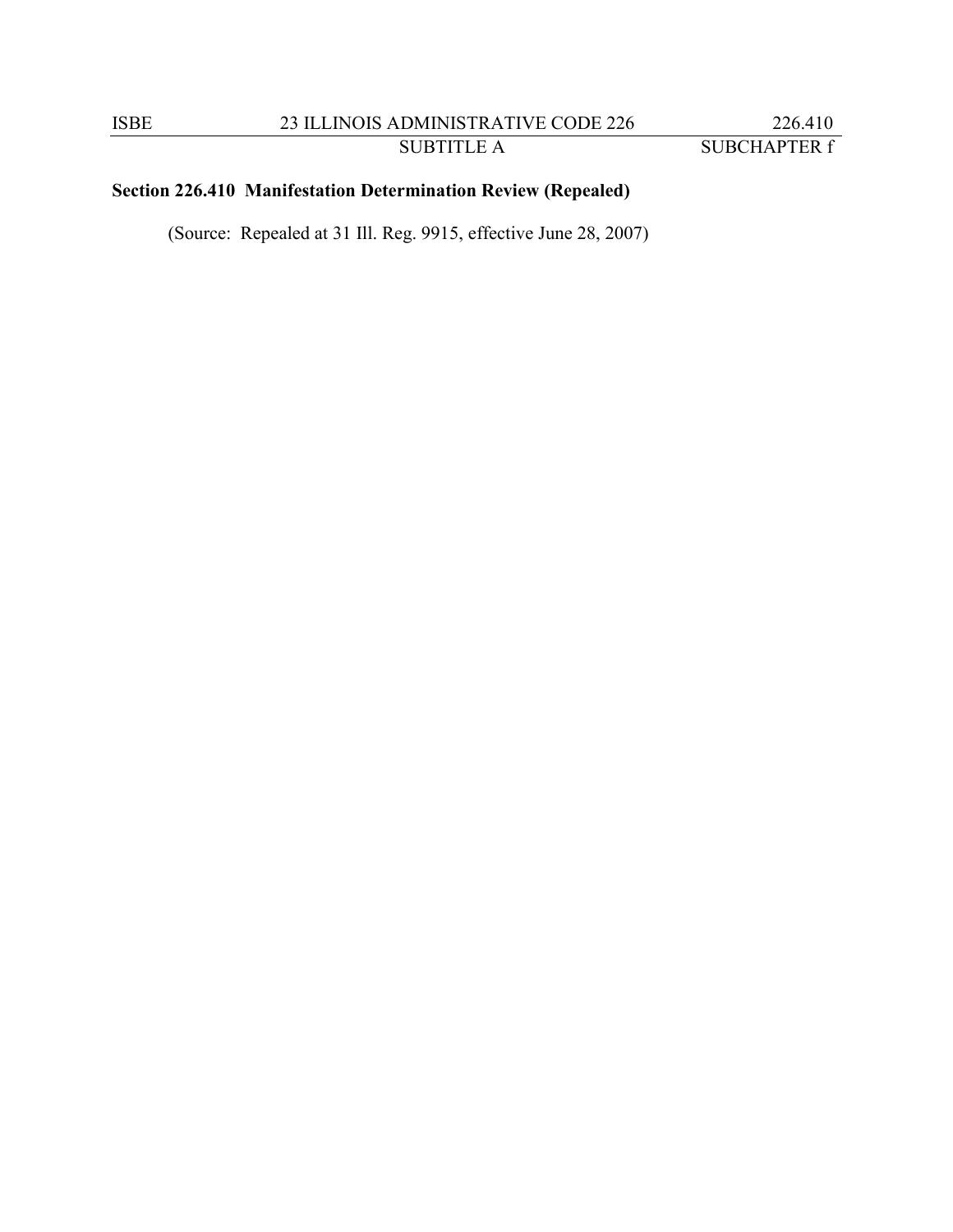**Section 226.410 Manifestation Determination Review (Repealed)**

(Source: Repealed at 31 Ill. Reg. 9915, effective June 28, 2007)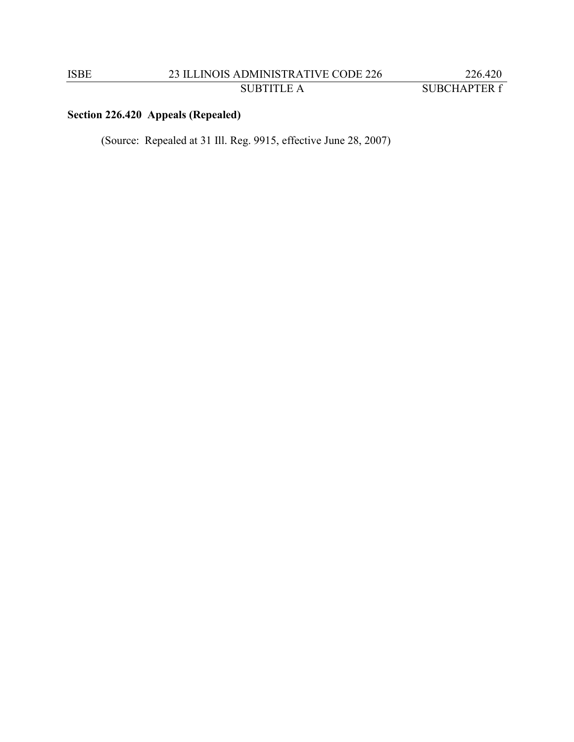**Section 226.420 Appeals (Repealed)**

(Source: Repealed at 31 Ill. Reg. 9915, effective June 28, 2007)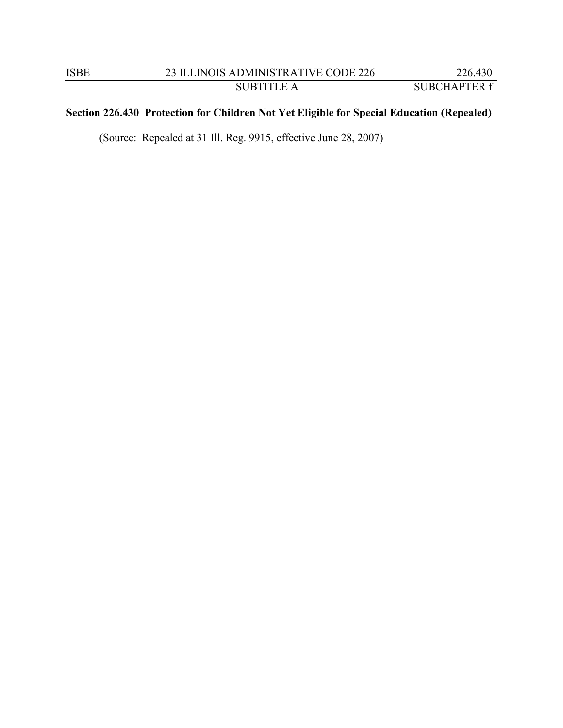**Section 226.430 Protection for Children Not Yet Eligible for Special Education (Repealed)**

(Source: Repealed at 31 Ill. Reg. 9915, effective June 28, 2007)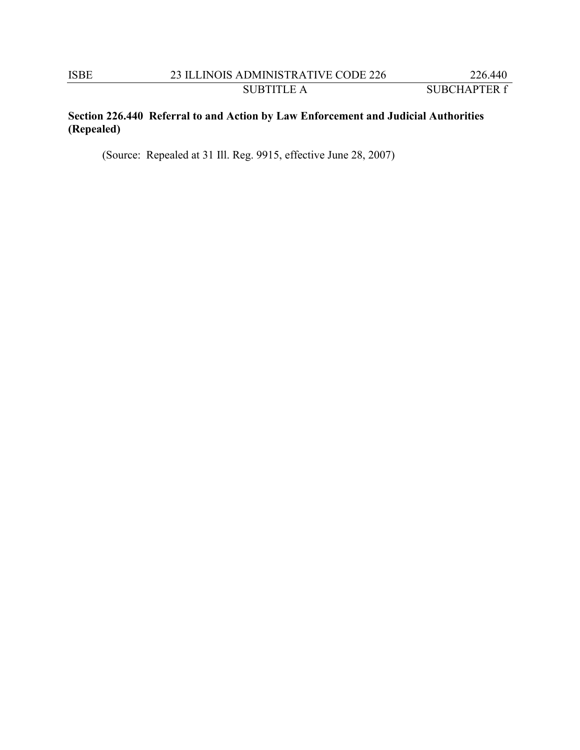**Section 226.440 Referral to and Action by Law Enforcement and Judicial Authorities (Repealed)**

(Source: Repealed at 31 Ill. Reg. 9915, effective June 28, 2007)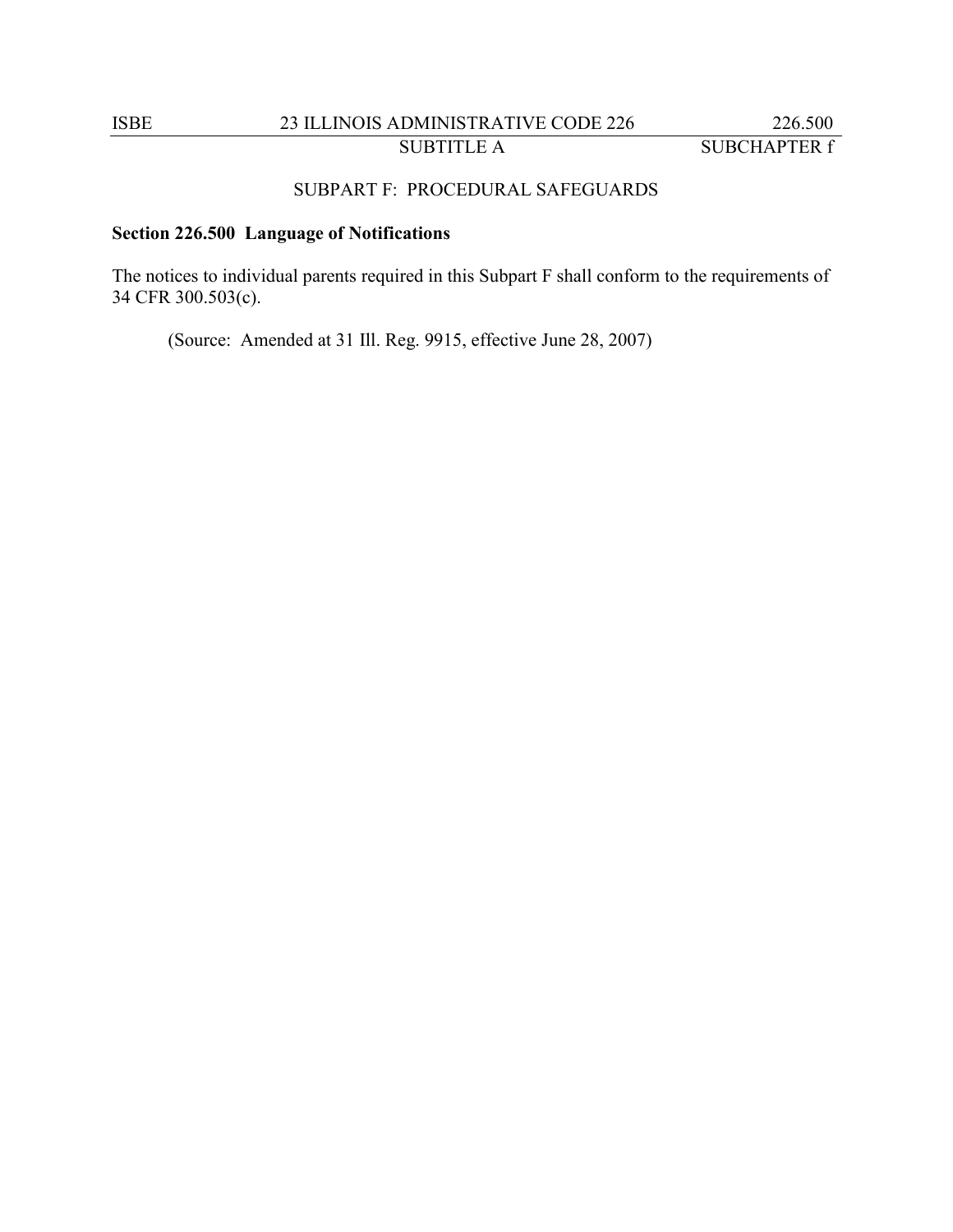## SUBPART F: PROCEDURAL SAFEGUARDS

### Section 226.500 Language of Notifications

The notices to individual parents required in this Subpart F shall conform to the requirements of 34 CFR 300.503(c).

(Source: Amended at 31 Ill. Reg. 9915, effective June 28, 2007)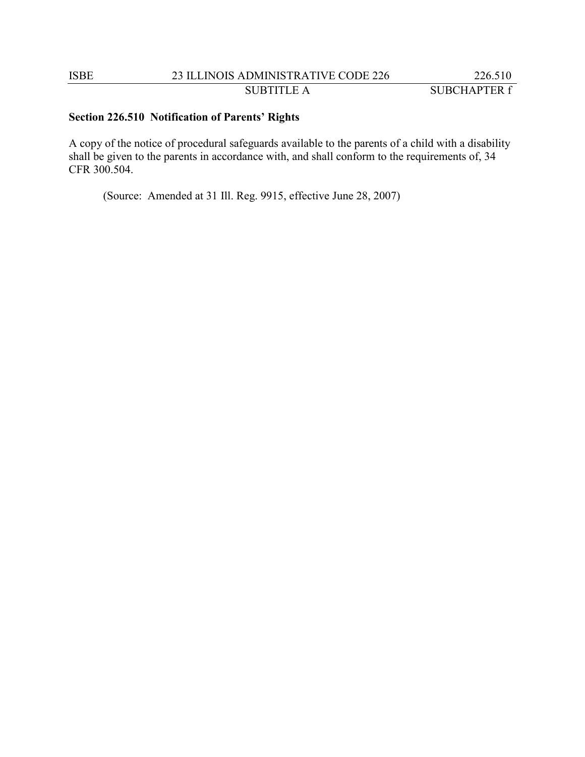**Section 226.510 Notification of Parents' Rights**

A copy of the notice of procedural safeguards available to the parents of a child with a disability shall be given to the parents in accordance with, and shall conform to the requirements of, 34 CFR 300.504.

(Source: Amended at 31 Ill. Reg. 9915, effective June 28, 2007)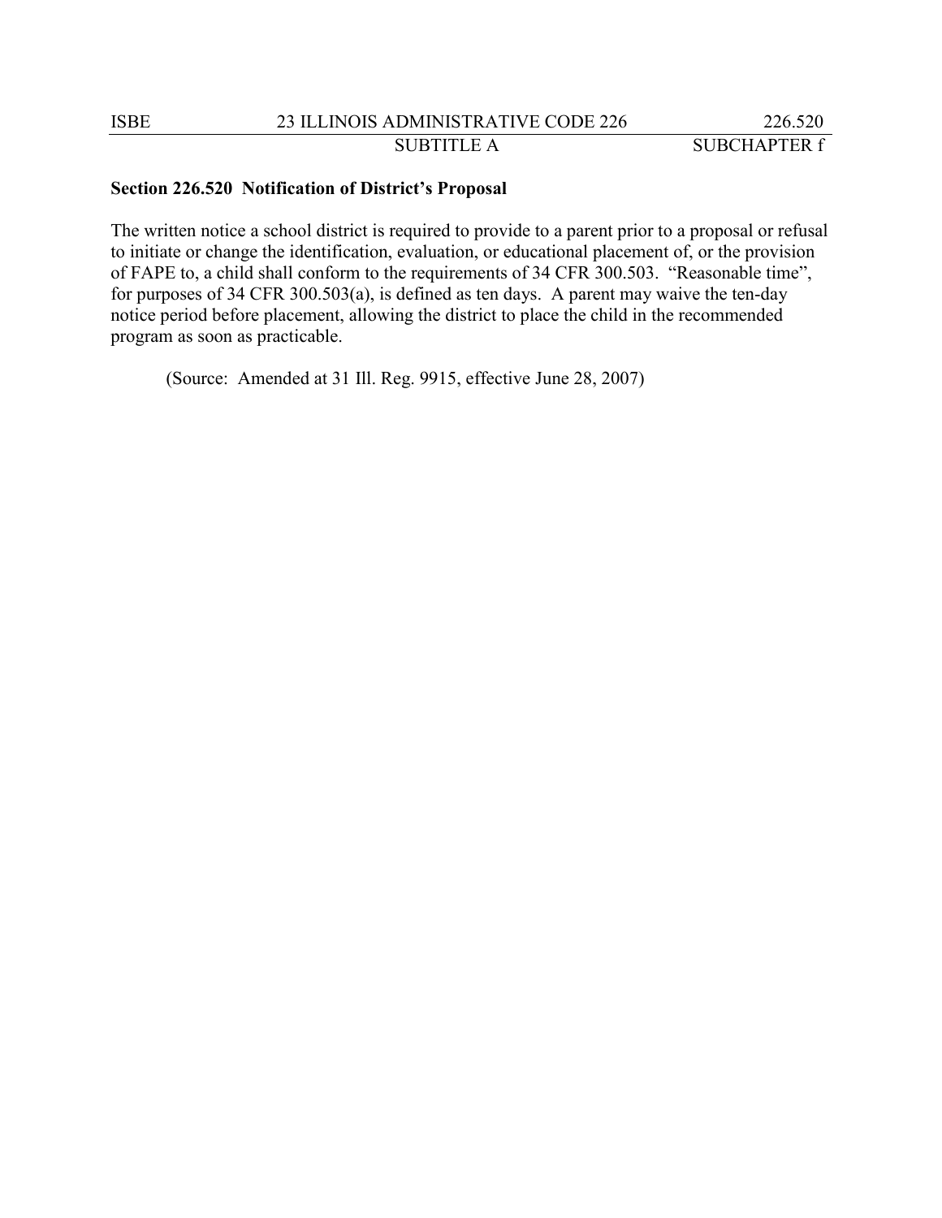**Section 226.520 Notification of District's Proposal**

The written notice a school district is required to provide to a parent prior to a proposal or refusal to initiate or change the identification, evaluation, or educational placement of, or the provision of FAPE to, a child shall conform to the requirements of 34 CFR 300.503. "Reasonable time", for purposes of 34 CFR 300.503(a), is defined as ten days. A parent may waive the ten-day notice period before placement, allowing the district to place the child in the recommended program as soon as practicable.

(Source: Amended at 31 Ill. Reg. 9915, effective June 28, 2007)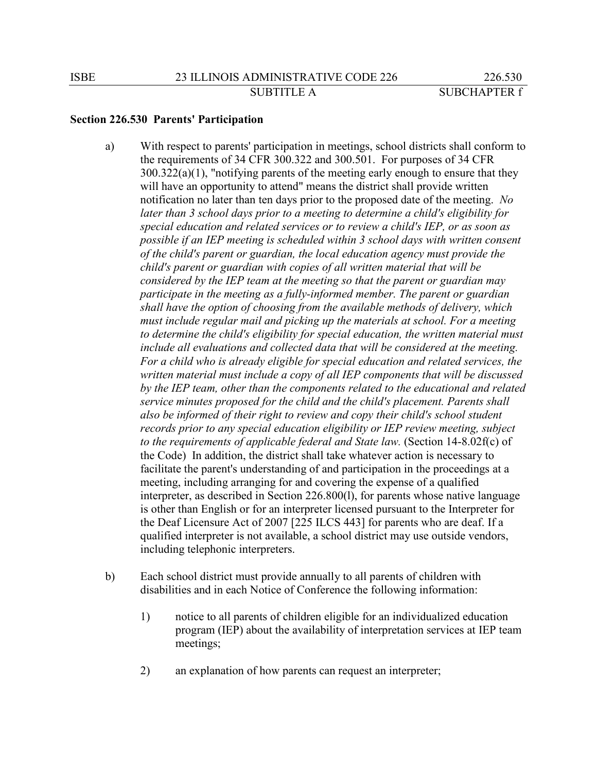**Section 226.530 Parents' Participation**

a) With respect to parents' participation in meetings, school districts shall conform to the requirements of 34 CFR 300.322 and 300.501. For purposes of 34 CFR 300.322(a)(1), "notifying parents of the meeting early enough to ensure that they will have an opportunity to attend" means the district shall provide written notification no later than ten days prior to the proposed date of the meeting. *No later than 3 school days prior to a meeting to determine a child's eligibility for special education and related services or to review a child's IEP, or as soon as possible if an IEP meeting is scheduled within 3 school days with written consent of the child's parent or guardian, the local education agency must provide the child's parent or guardian with copies of all written material that will be considered by the IEP team at the meeting so that the parent or guardian may participate in the meeting as a fully-informed member. The parent or guardian shall have the option of choosing from the available methods of delivery, which must include regular mail and picking up the materials at school. For a meeting to determine the child's eligibility for special education, the written material must include all evaluations and collected data that will be considered at the meeting. For a child who is already eligible for special education and related services, the written material must include a copy of all IEP components that will be discussed by the IEP team, other than the components related to the educational and related service minutes proposed for the child and the child's placement. Parents shall also be informed of their right to review and copy their child's school student records prior to any special education eligibility or IEP review meeting, subject to the requirements of applicable federal and State law.* (Section 14-8.02f(c) of the Code) In addition, the district shall take whatever action is necessary to facilitate the parent's understanding of and participation in the proceedings at a meeting, including arranging for and covering the expense of a qualified interpreter, as described in Section 226.800(l), for parents whose native language is other than English or for an interpreter licensed pursuant to the Interpreter for the Deaf Licensure Act of 2007 [225 ILCS 443] for parents who are deaf. If a qualified interpreter is not available, a school district may use outside vendors, including telephonic interpreters.

b) Each school district must provide annually to all parents of children with disabilities and in each Notice of Conference the following information:

1) notice to all parents of children eligible for an individualized education program (IEP) about the availability of interpretation services at IEP team meetings;

2) an explanation of how parents can request an interpreter;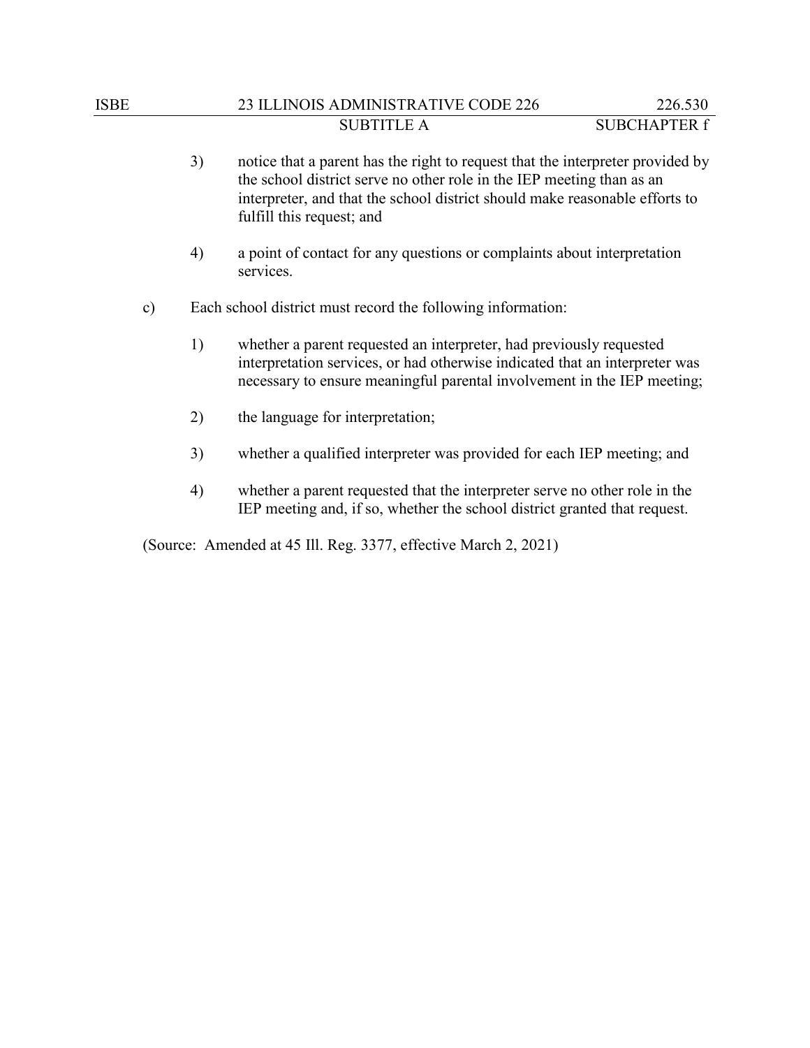3) notice that a parent has the right to request that the interpreter provided by the school district serve no other role in the IEP meeting than as an interpreter, and that the school district should make reasonable efforts to fulfill this request; and

4) a point of contact for any questions or complaints about interpretation services.

c) Each school district must record the following information:

1) whether a parent requested an interpreter, had previously requested interpretation services, or had otherwise indicated that an interpreter was necessary to ensure meaningful parental involvement in the IEP meeting;

2) the language for interpretation;

3) whether a qualified interpreter was provided for each IEP meeting; and

4) whether a parent requested that the interpreter serve no other role in the IEP meeting and, if so, whether the school district granted that request.

(Source: Amended at 45 Ill. Reg. 3377, effective March 2, 2021)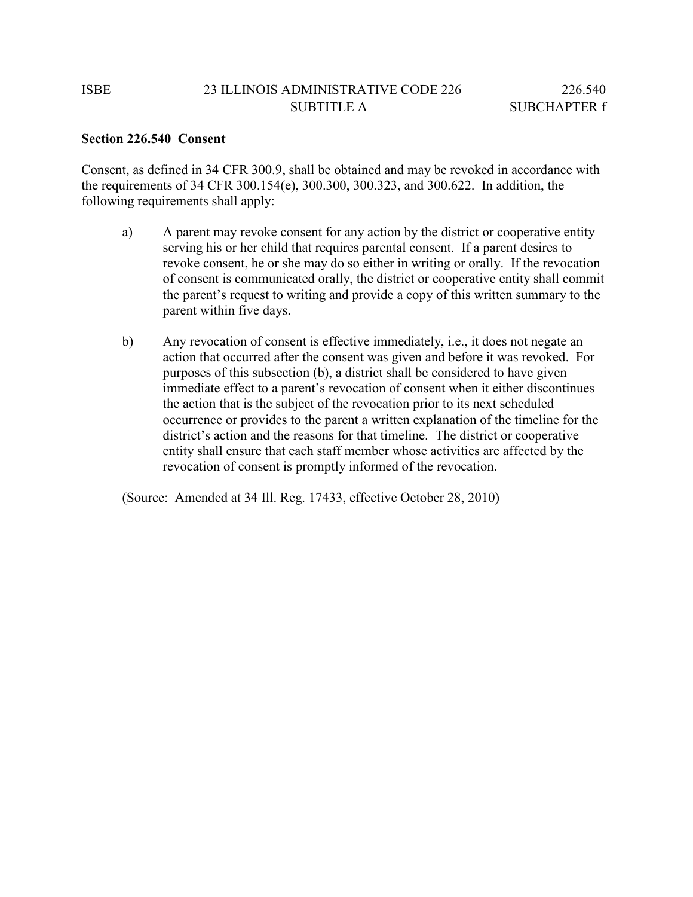**Section 226.540 Consent**

Consent, as defined in 34 CFR 300.9, shall be obtained and may be revoked in accordance with the requirements of 34 CFR 300.154(e), 300.300, 300.323, and 300.622. In addition, the following requirements shall apply:

a) A parent may revoke consent for any action by the district or cooperative entity serving his or her child that requires parental consent. If a parent desires to revoke consent, he or she may do so either in writing or orally. If the revocation of consent is communicated orally, the district or cooperative entity shall commit the parent's request to writing and provide a copy of this written summary to the parent within five days.

b) Any revocation of consent is effective immediately, i.e., it does not negate an action that occurred after the consent was given and before it was revoked. For purposes of this subsection (b), a district shall be considered to have given immediate effect to a parent's revocation of consent when it either discontinues the action that is the subject of the revocation prior to its next scheduled occurrence or provides to the parent a written explanation of the timeline for the district's action and the reasons for that timeline. The district or cooperative entity shall ensure that each staff member whose activities are affected by the revocation of consent is promptly informed of the revocation.

(Source: Amended at 34 Ill. Reg. 17433, effective October 28, 2010)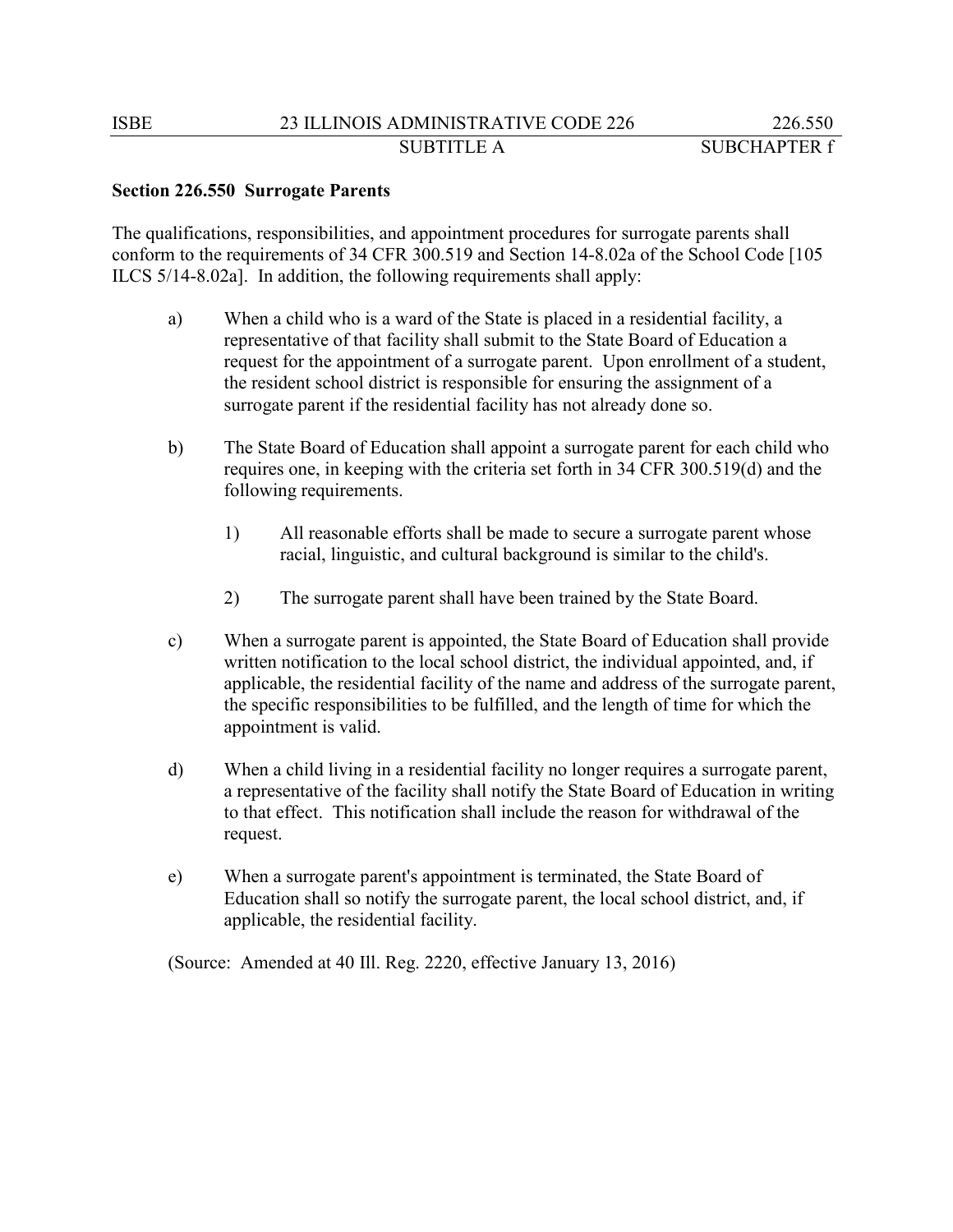## Section 226.550 Surrogate Parents

The qualifications, responsibilities, and appointment procedures for surrogate parents shall conform to the requirements of 34 CFR 300.519 and Section 14-8.02a of the School Code [105 ILCS 5/14-8.02a]. In addition, the following requirements shall apply:

a) When a child who is a ward of the State is placed in a residential facility, a representative of that facility shall submit to the State Board of Education a request for the appointment of a surrogate parent. Upon enrollment of a student, the resident school district is responsible for ensuring the assignment of a surrogate parent if the residential facility has not already done so.

b) The State Board of Education shall appoint a surrogate parent for each child who requires one, in keeping with the criteria set forth in 34 CFR 300.519(d) and the following requirements.

   1) All reasonable efforts shall be made to secure a surrogate parent whose racial, linguistic, and cultural background is similar to the child's.

   2) The surrogate parent shall have been trained by the State Board.

c) When a surrogate parent is appointed, the State Board of Education shall provide written notification to the local school district, the individual appointed, and, if applicable, the residential facility of the name and address of the surrogate parent, the specific responsibilities to be fulfilled, and the length of time for which the appointment is valid.

d) When a child living in a residential facility no longer requires a surrogate parent, a representative of the facility shall notify the State Board of Education in writing to that effect. This notification shall include the reason for withdrawal of the request.

e) When a surrogate parent's appointment is terminated, the State Board of Education shall so notify the surrogate parent, the local school district, and, if applicable, the residential facility.

(Source: Amended at 40 Ill. Reg. 2220, effective January 13, 2016)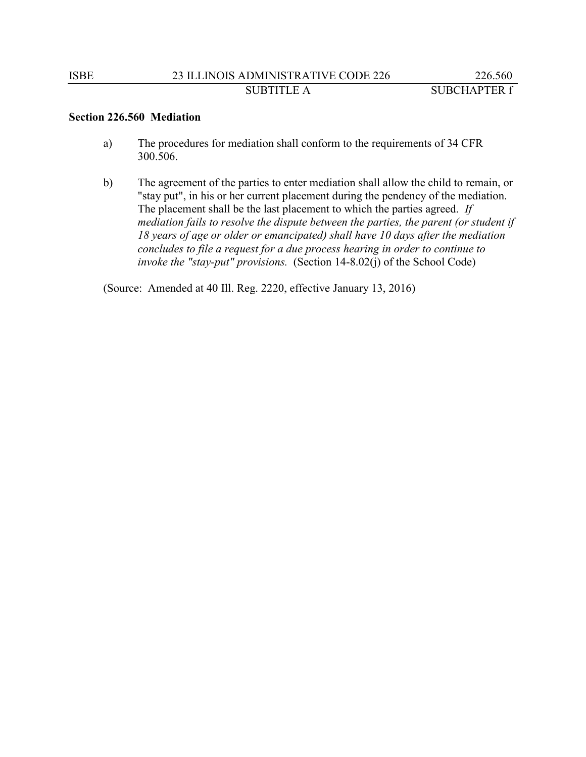**Section 226.560 Mediation**

a) The procedures for mediation shall conform to the requirements of 34 CFR 300.506.

b) The agreement of the parties to enter mediation shall allow the child to remain, or "stay put", in his or her current placement during the pendency of the mediation. The placement shall be the last placement to which the parties agreed. *If mediation fails to resolve the dispute between the parties, the parent (or student if 18 years of age or older or emancipated) shall have 10 days after the mediation concludes to file a request for a due process hearing in order to continue to invoke the "stay-put" provisions.* (Section 14-8.02(j) of the School Code)

(Source: Amended at 40 Ill. Reg. 2220, effective January 13, 2016)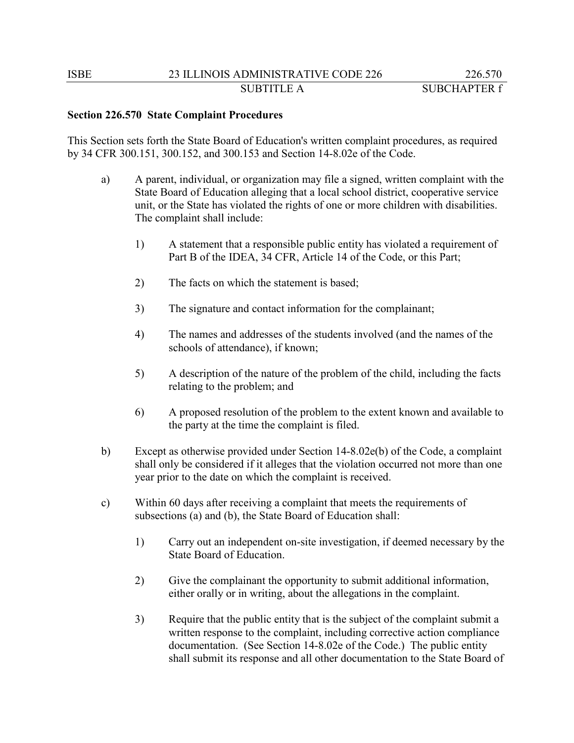**Section 226.570 State Complaint Procedures**

This Section sets forth the State Board of Education's written complaint procedures, as required by 34 CFR 300.151, 300.152, and 300.153 and Section 14-8.02e of the Code.

a) A parent, individual, or organization may file a signed, written complaint with the State Board of Education alleging that a local school district, cooperative service unit, or the State has violated the rights of one or more children with disabilities. The complaint shall include:

   1) A statement that a responsible public entity has violated a requirement of Part B of the IDEA, 34 CFR, Article 14 of the Code, or this Part;

   2) The facts on which the statement is based;

   3) The signature and contact information for the complainant;

   4) The names and addresses of the students involved (and the names of the schools of attendance), if known;

   5) A description of the nature of the problem of the child, including the facts relating to the problem; and

   6) A proposed resolution of the problem to the extent known and available to the party at the time the complaint is filed.

b) Except as otherwise provided under Section 14-8.02e(b) of the Code, a complaint shall only be considered if it alleges that the violation occurred not more than one year prior to the date on which the complaint is received.

c) Within 60 days after receiving a complaint that meets the requirements of subsections (a) and (b), the State Board of Education shall:

   1) Carry out an independent on-site investigation, if deemed necessary by the State Board of Education.

   2) Give the complainant the opportunity to submit additional information, either orally or in writing, about the allegations in the complaint.

   3) Require that the public entity that is the subject of the complaint submit a written response to the complaint, including corrective action compliance documentation. (See Section 14-8.02e of the Code.) The public entity shall submit its response and all other documentation to the State Board of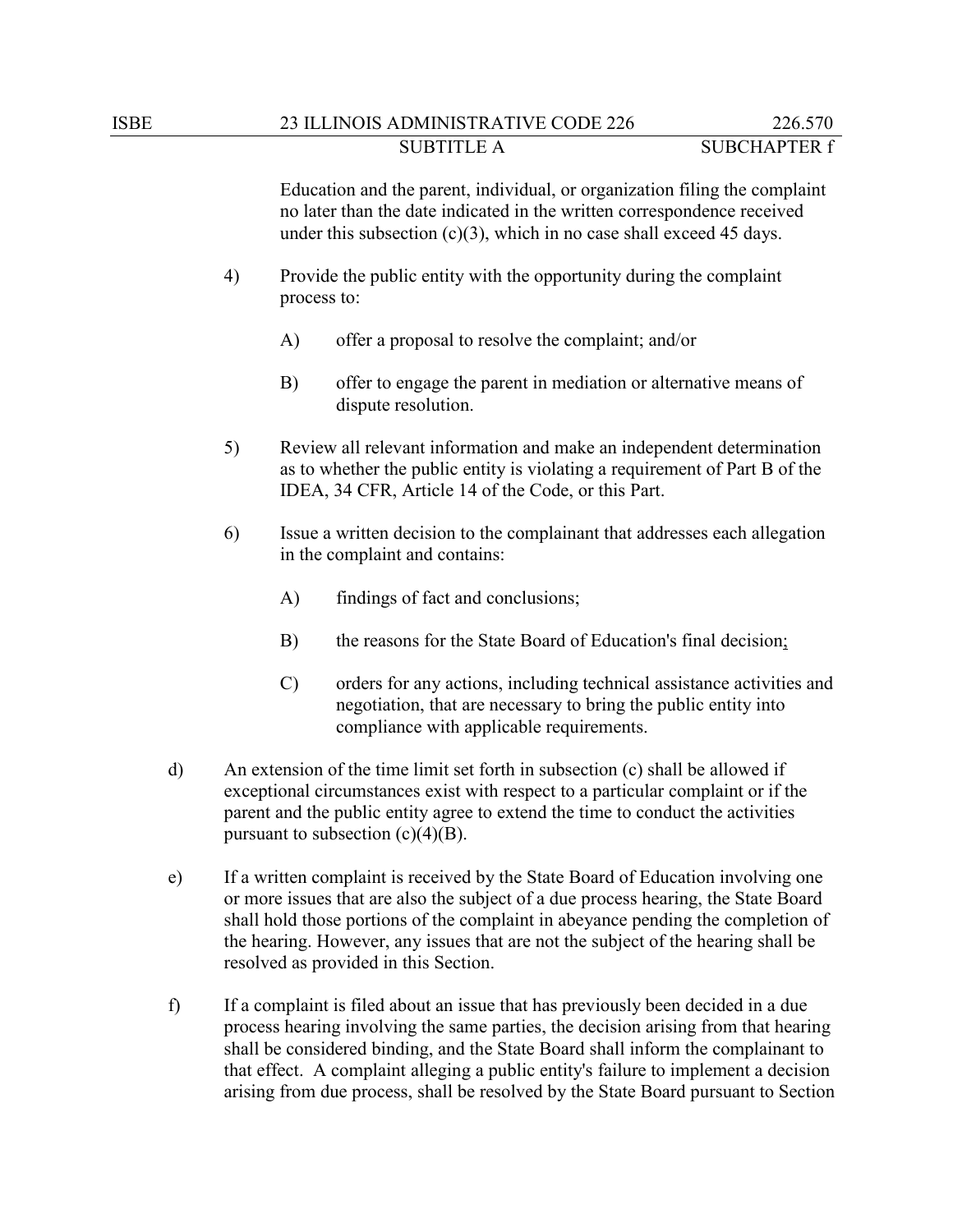Education and the parent, individual, or organization filing the complaint no later than the date indicated in the written correspondence received under this subsection (c)(3), which in no case shall exceed 45 days.

4) Provide the public entity with the opportunity during the complaint process to:

   A) offer a proposal to resolve the complaint; and/or

   B) offer to engage the parent in mediation or alternative means of dispute resolution.

5) Review all relevant information and make an independent determination as to whether the public entity is violating a requirement of Part B of the IDEA, 34 CFR, Article 14 of the Code, or this Part.

6) Issue a written decision to the complainant that addresses each allegation in the complaint and contains:

   A) findings of fact and conclusions;

   B) the reasons for the State Board of Education's final decision;

   C) orders for any actions, including technical assistance activities and negotiation, that are necessary to bring the public entity into compliance with applicable requirements.

d) An extension of the time limit set forth in subsection (c) shall be allowed if exceptional circumstances exist with respect to a particular complaint or if the parent and the public entity agree to extend the time to conduct the activities pursuant to subsection (c)(4)(B).

e) If a written complaint is received by the State Board of Education involving one or more issues that are also the subject of a due process hearing, the State Board shall hold those portions of the complaint in abeyance pending the completion of the hearing. However, any issues that are not the subject of the hearing shall be resolved as provided in this Section.

f) If a complaint is filed about an issue that has previously been decided in a due process hearing involving the same parties, the decision arising from that hearing shall be considered binding, and the State Board shall inform the complainant to that effect. A complaint alleging a public entity's failure to implement a decision arising from due process, shall be resolved by the State Board pursuant to Section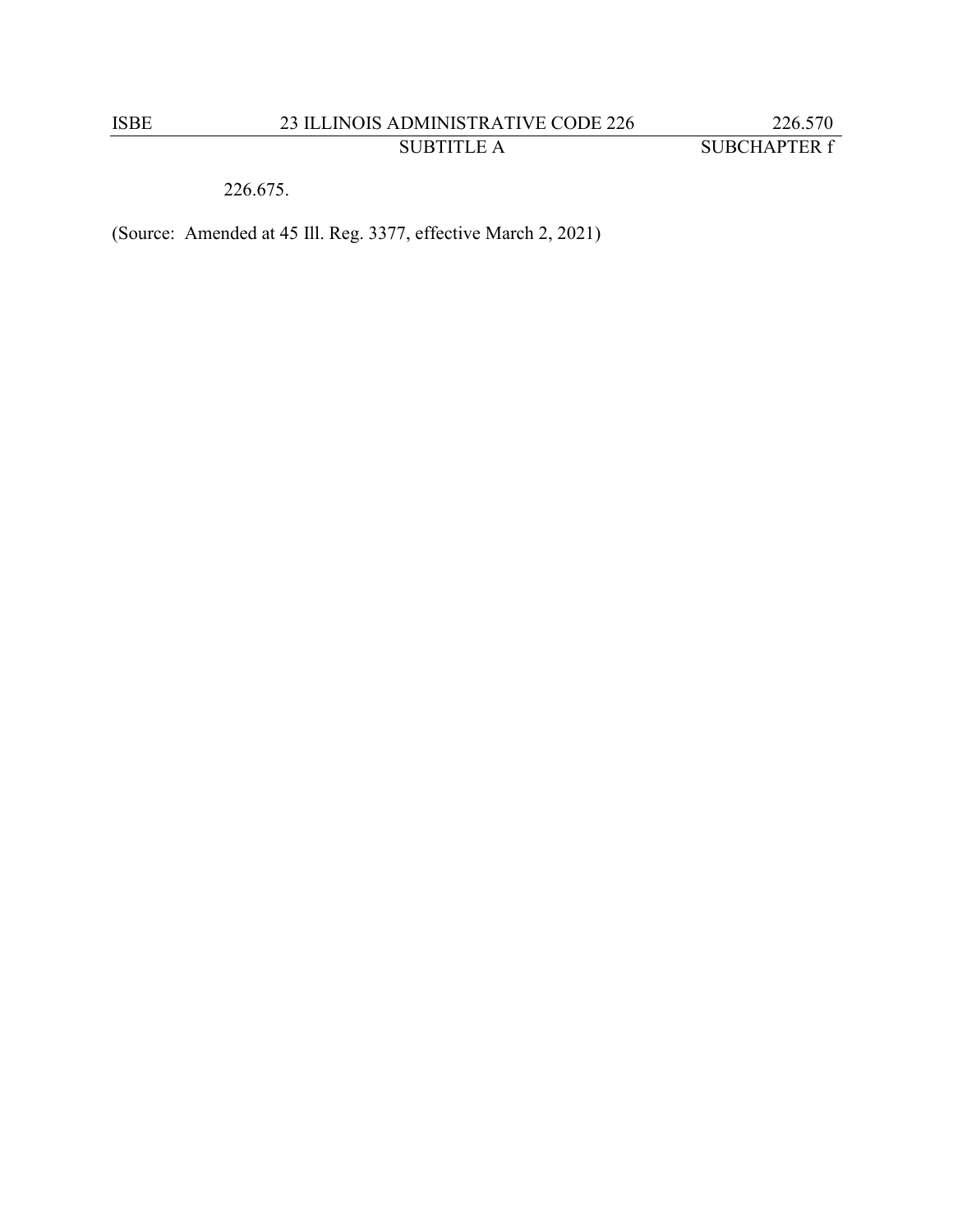226.675.

(Source: Amended at 45 Ill. Reg. 3377, effective March 2, 2021)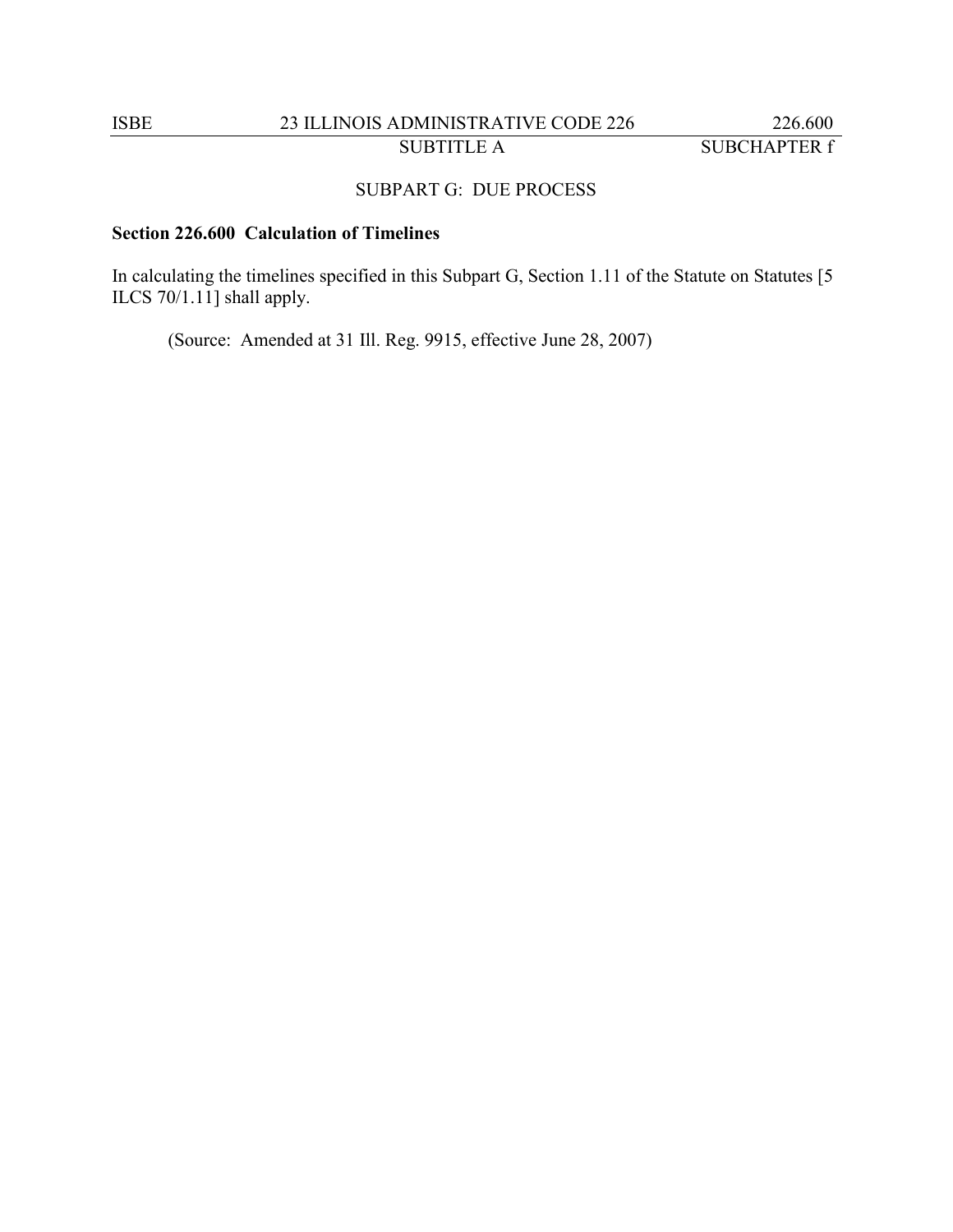## SUBPART G: DUE PROCESS

### Section 226.600 Calculation of Timelines

In calculating the timelines specified in this Subpart G, Section 1.11 of the Statute on Statutes [5 ILCS 70/1.11] shall apply.

(Source: Amended at 31 Ill. Reg. 9915, effective June 28, 2007)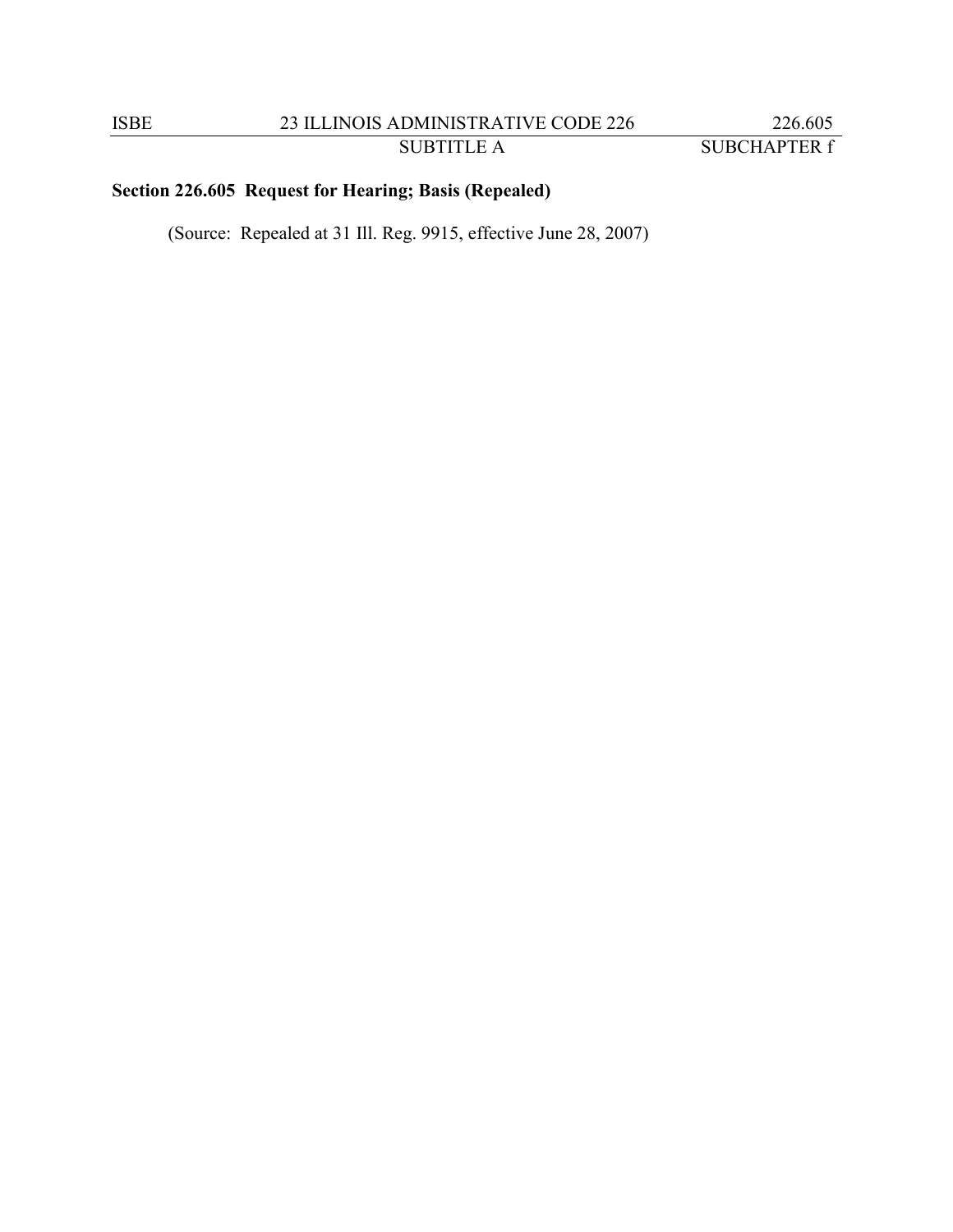**Section 226.605 Request for Hearing; Basis (Repealed)**

(Source: Repealed at 31 Ill. Reg. 9915, effective June 28, 2007)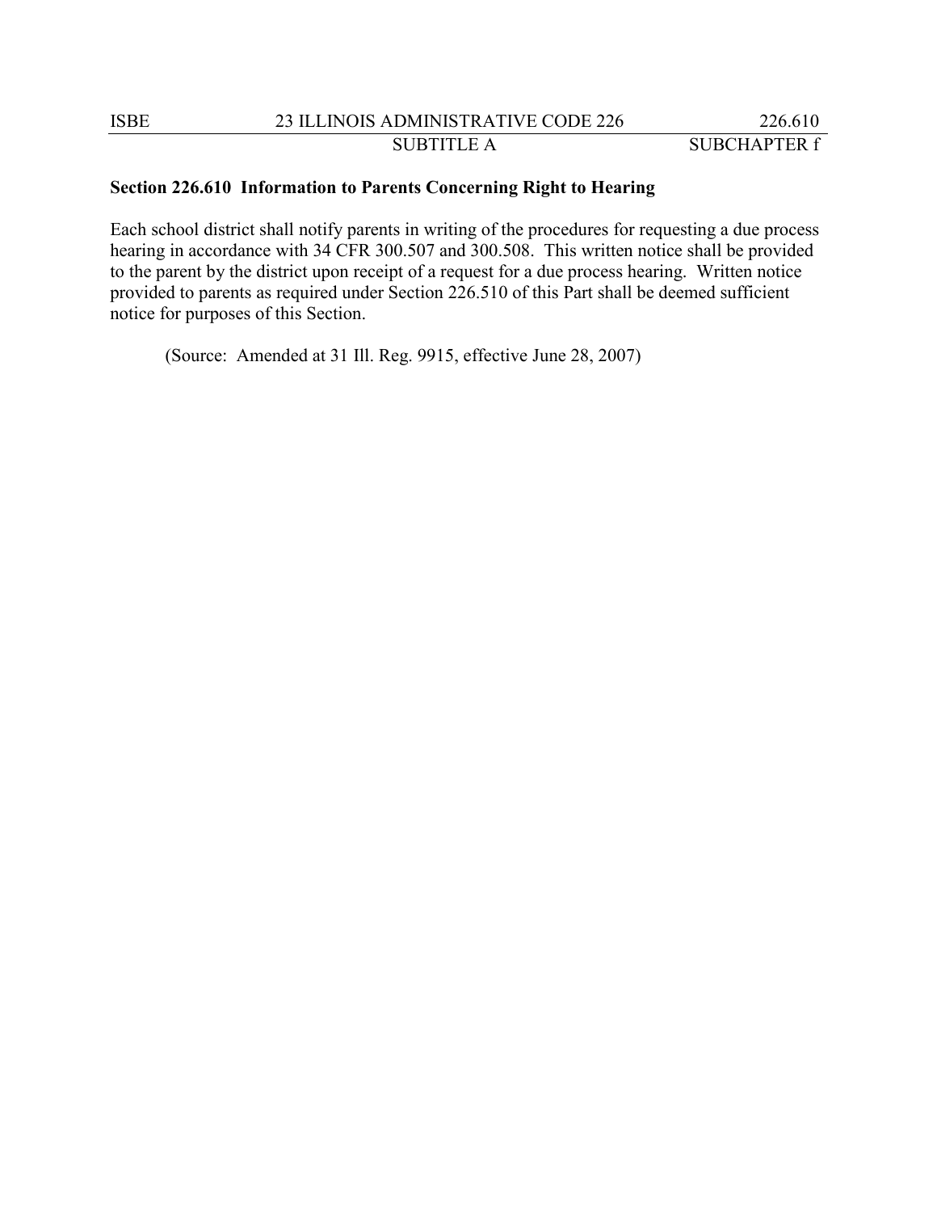## Section 226.610 Information to Parents Concerning Right to Hearing

Each school district shall notify parents in writing of the procedures for requesting a due process hearing in accordance with 34 CFR 300.507 and 300.508. This written notice shall be provided to the parent by the district upon receipt of a request for a due process hearing. Written notice provided to parents as required under Section 226.510 of this Part shall be deemed sufficient notice for purposes of this Section.

(Source: Amended at 31 Ill. Reg. 9915, effective June 28, 2007)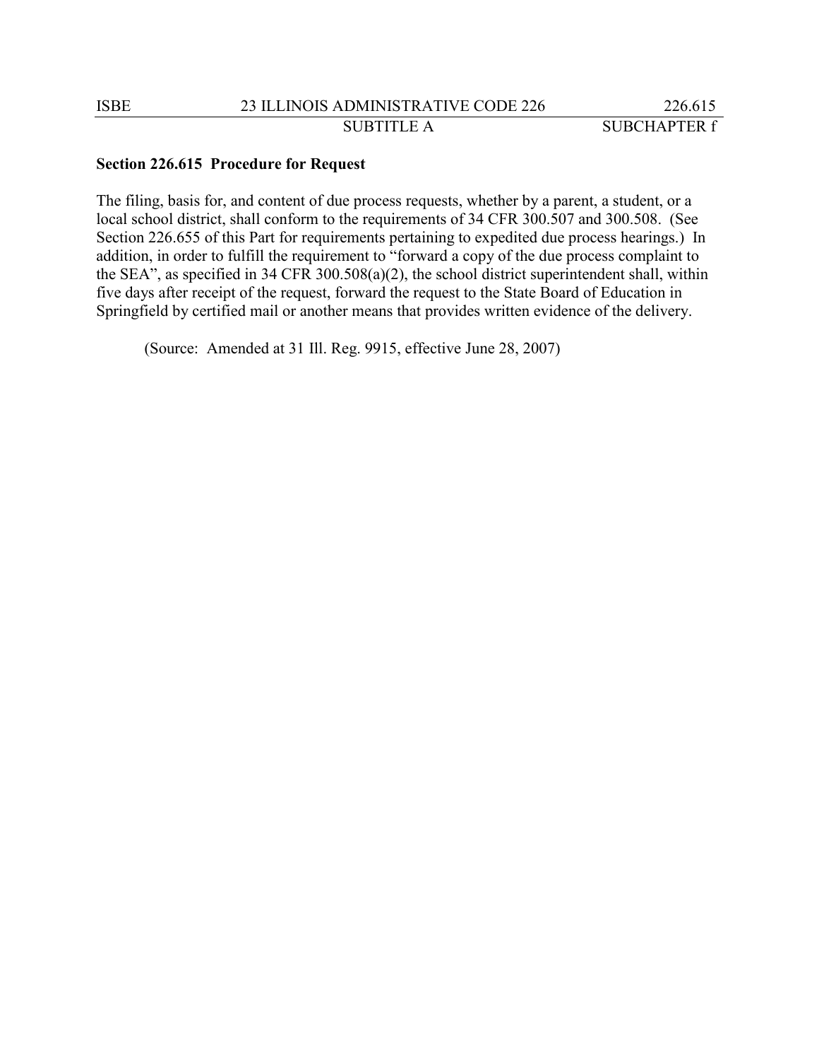## Section 226.615 Procedure for Request

The filing, basis for, and content of due process requests, whether by a parent, a student, or a local school district, shall conform to the requirements of 34 CFR 300.507 and 300.508. (See Section 226.655 of this Part for requirements pertaining to expedited due process hearings.) In addition, in order to fulfill the requirement to "forward a copy of the due process complaint to the SEA", as specified in 34 CFR 300.508(a)(2), the school district superintendent shall, within five days after receipt of the request, forward the request to the State Board of Education in Springfield by certified mail or another means that provides written evidence of the delivery.

(Source: Amended at 31 Ill. Reg. 9915, effective June 28, 2007)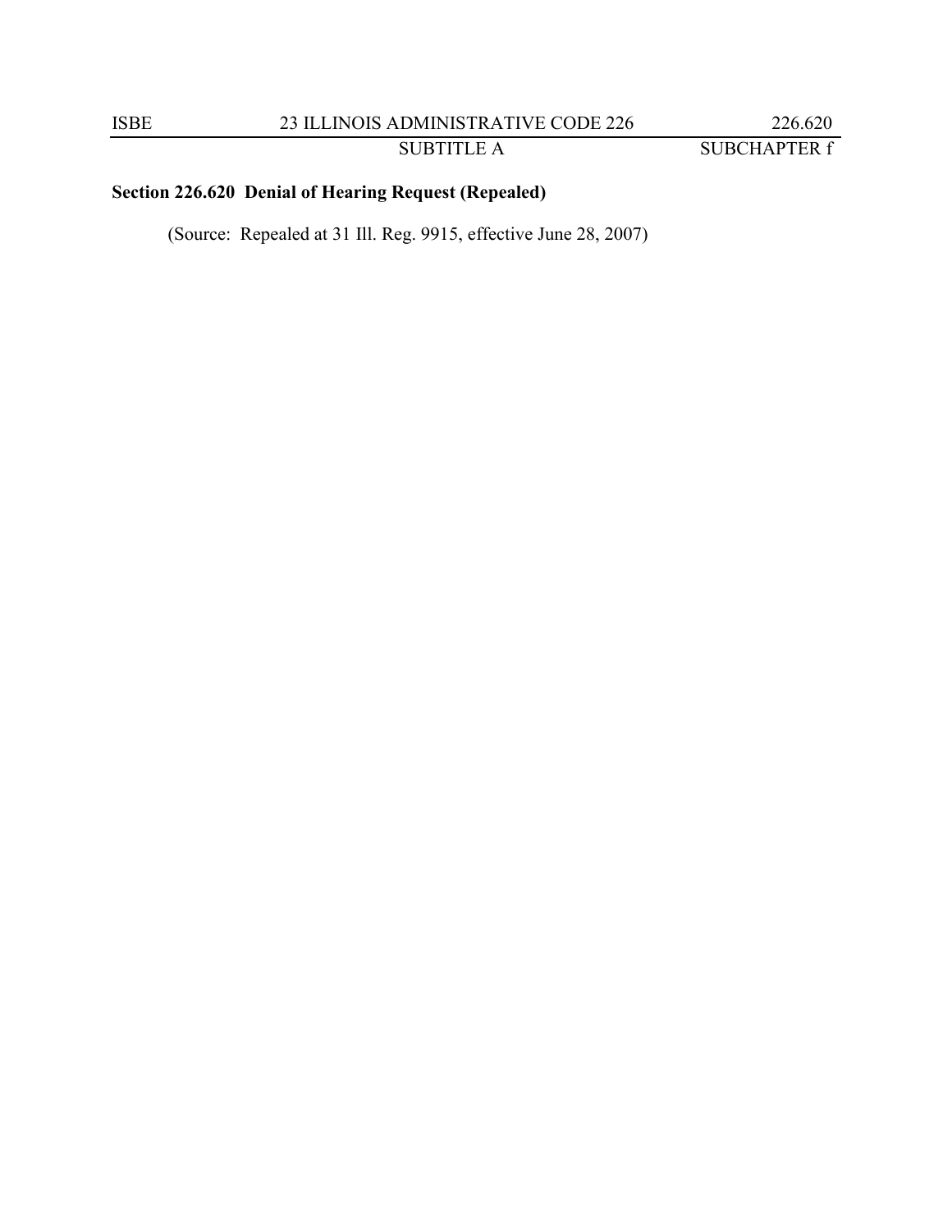**Section 226.620 Denial of Hearing Request (Repealed)**

(Source: Repealed at 31 Ill. Reg. 9915, effective June 28, 2007)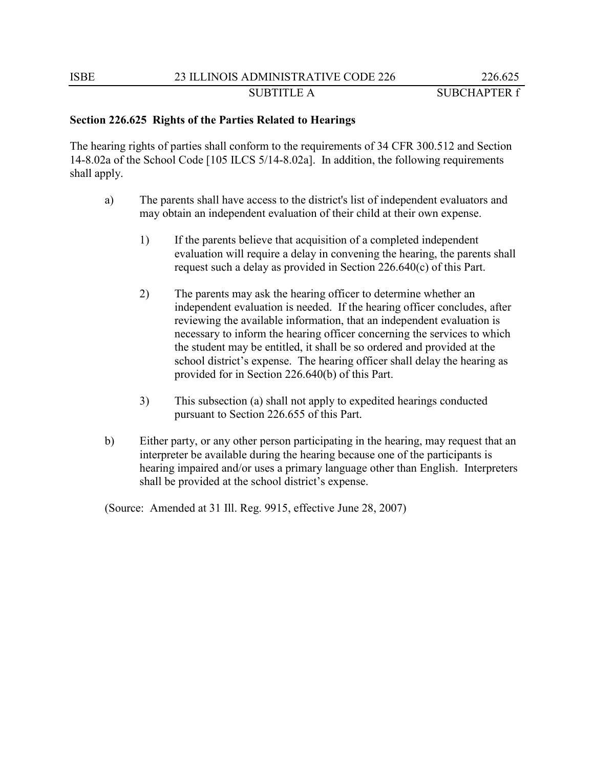**Section 226.625 Rights of the Parties Related to Hearings**

The hearing rights of parties shall conform to the requirements of 34 CFR 300.512 and Section 14-8.02a of the School Code [105 ILCS 5/14-8.02a]. In addition, the following requirements shall apply.

a) The parents shall have access to the district's list of independent evaluators and may obtain an independent evaluation of their child at their own expense.

   1) If the parents believe that acquisition of a completed independent evaluation will require a delay in convening the hearing, the parents shall request such a delay as provided in Section 226.640(c) of this Part.

   2) The parents may ask the hearing officer to determine whether an independent evaluation is needed. If the hearing officer concludes, after reviewing the available information, that an independent evaluation is necessary to inform the hearing officer concerning the services to which the student may be entitled, it shall be so ordered and provided at the school district's expense. The hearing officer shall delay the hearing as provided for in Section 226.640(b) of this Part.

   3) This subsection (a) shall not apply to expedited hearings conducted pursuant to Section 226.655 of this Part.

b) Either party, or any other person participating in the hearing, may request that an interpreter be available during the hearing because one of the participants is hearing impaired and/or uses a primary language other than English. Interpreters shall be provided at the school district's expense.

(Source: Amended at 31 Ill. Reg. 9915, effective June 28, 2007)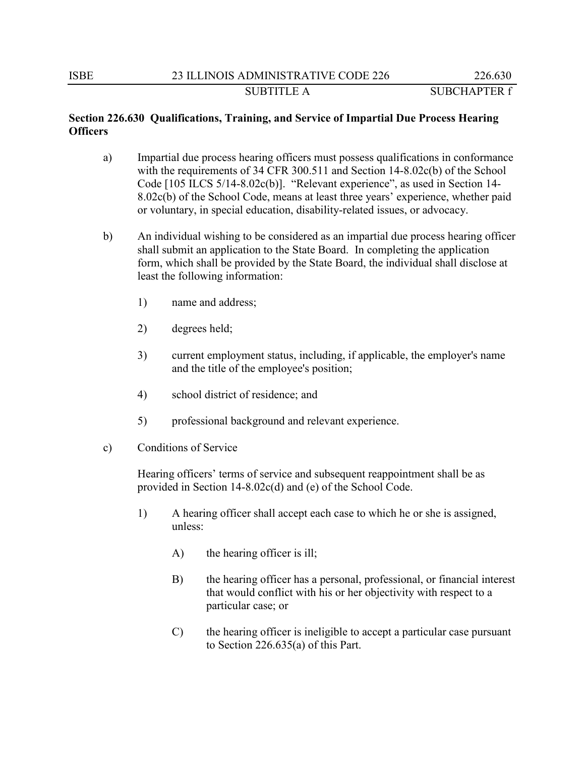**Section 226.630 Qualifications, Training, and Service of Impartial Due Process Hearing Officers**

a) Impartial due process hearing officers must possess qualifications in conformance with the requirements of 34 CFR 300.511 and Section 14-8.02c(b) of the School Code [105 ILCS 5/14-8.02c(b)]. "Relevant experience", as used in Section 14-8.02c(b) of the School Code, means at least three years' experience, whether paid or voluntary, in special education, disability-related issues, or advocacy.

b) An individual wishing to be considered as an impartial due process hearing officer shall submit an application to the State Board. In completing the application form, which shall be provided by the State Board, the individual shall disclose at least the following information:

1) name and address;

2) degrees held;

3) current employment status, including, if applicable, the employer's name and the title of the employee's position;

4) school district of residence; and

5) professional background and relevant experience.

c) Conditions of Service

Hearing officers' terms of service and subsequent reappointment shall be as provided in Section 14-8.02c(d) and (e) of the School Code.

1) A hearing officer shall accept each case to which he or she is assigned, unless:

A) the hearing officer is ill;

B) the hearing officer has a personal, professional, or financial interest that would conflict with his or her objectivity with respect to a particular case; or

C) the hearing officer is ineligible to accept a particular case pursuant to Section 226.635(a) of this Part.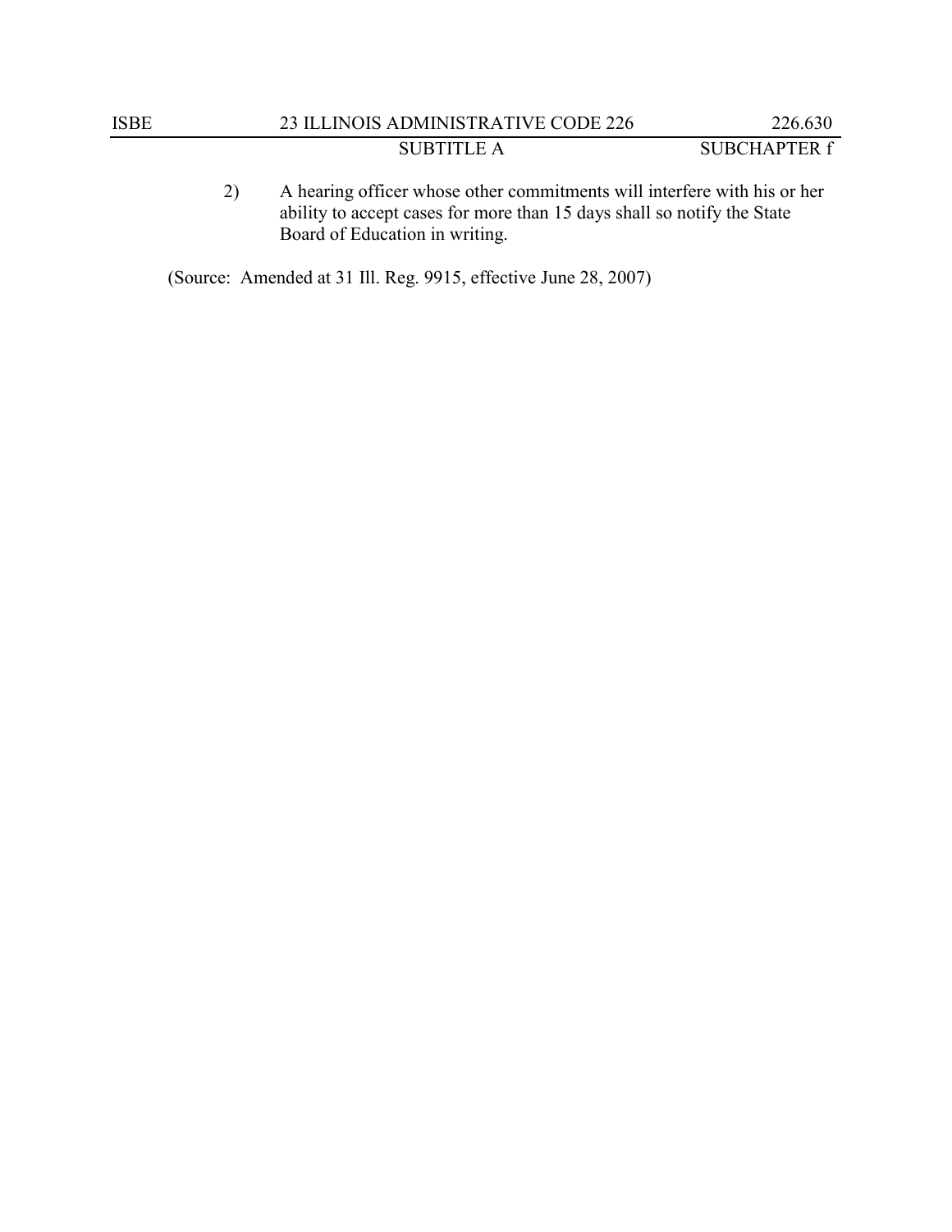2) A hearing officer whose other commitments will interfere with his or her ability to accept cases for more than 15 days shall so notify the State Board of Education in writing.

(Source: Amended at 31 Ill. Reg. 9915, effective June 28, 2007)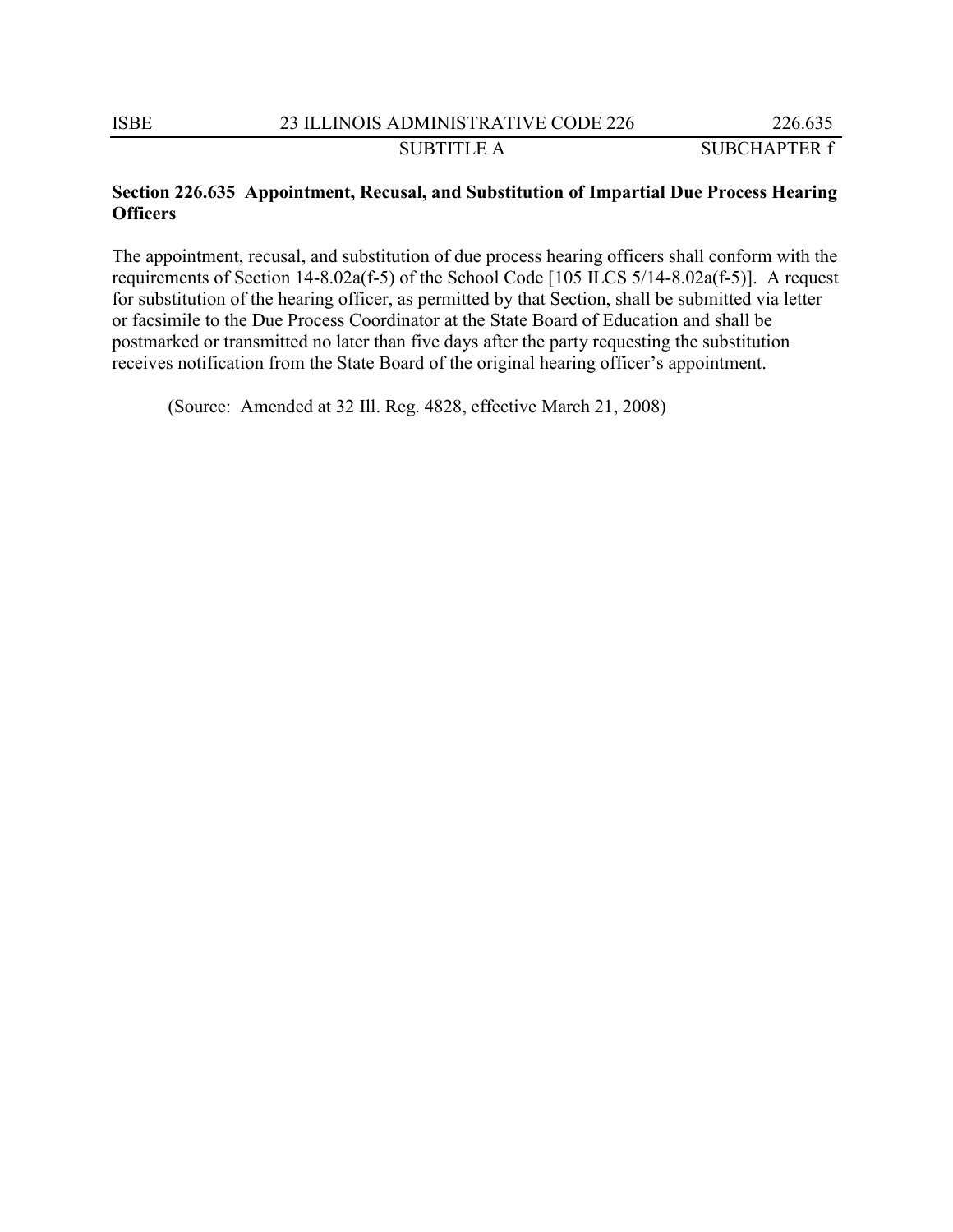**Section 226.635 Appointment, Recusal, and Substitution of Impartial Due Process Hearing Officers**

The appointment, recusal, and substitution of due process hearing officers shall conform with the requirements of Section 14-8.02a(f-5) of the School Code [105 ILCS 5/14-8.02a(f-5)]. A request for substitution of the hearing officer, as permitted by that Section, shall be submitted via letter or facsimile to the Due Process Coordinator at the State Board of Education and shall be postmarked or transmitted no later than five days after the party requesting the substitution receives notification from the State Board of the original hearing officer's appointment.

(Source: Amended at 32 Ill. Reg. 4828, effective March 21, 2008)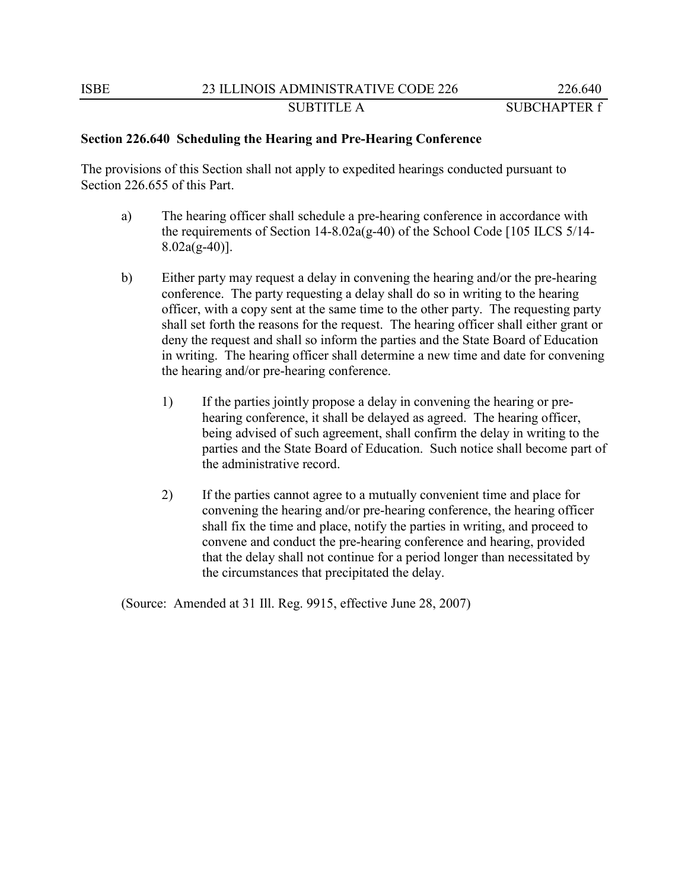**Section 226.640 Scheduling the Hearing and Pre-Hearing Conference**

The provisions of this Section shall not apply to expedited hearings conducted pursuant to Section 226.655 of this Part.

a) The hearing officer shall schedule a pre-hearing conference in accordance with the requirements of Section 14-8.02a(g-40) of the School Code [105 ILCS 5/14-8.02a(g-40)].

b) Either party may request a delay in convening the hearing and/or the pre-hearing conference. The party requesting a delay shall do so in writing to the hearing officer, with a copy sent at the same time to the other party. The requesting party shall set forth the reasons for the request. The hearing officer shall either grant or deny the request and shall so inform the parties and the State Board of Education in writing. The hearing officer shall determine a new time and date for convening the hearing and/or pre-hearing conference.

   1) If the parties jointly propose a delay in convening the hearing or pre-hearing conference, it shall be delayed as agreed. The hearing officer, being advised of such agreement, shall confirm the delay in writing to the parties and the State Board of Education. Such notice shall become part of the administrative record.

   2) If the parties cannot agree to a mutually convenient time and place for convening the hearing and/or pre-hearing conference, the hearing officer shall fix the time and place, notify the parties in writing, and proceed to convene and conduct the pre-hearing conference and hearing, provided that the delay shall not continue for a period longer than necessitated by the circumstances that precipitated the delay.

(Source: Amended at 31 Ill. Reg. 9915, effective June 28, 2007)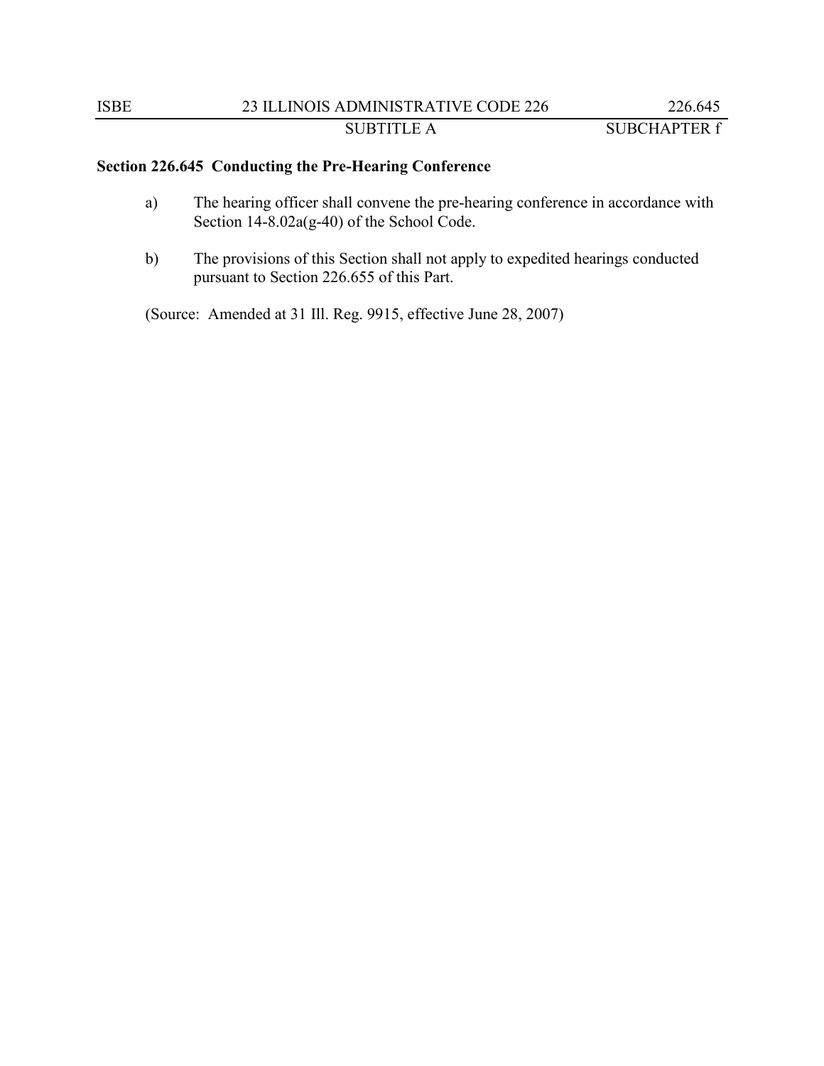**Section 226.645 Conducting the Pre-Hearing Conference**

a) The hearing officer shall convene the pre-hearing conference in accordance with Section 14-8.02a(g-40) of the School Code.

b) The provisions of this Section shall not apply to expedited hearings conducted pursuant to Section 226.655 of this Part.

(Source: Amended at 31 Ill. Reg. 9915, effective June 28, 2007)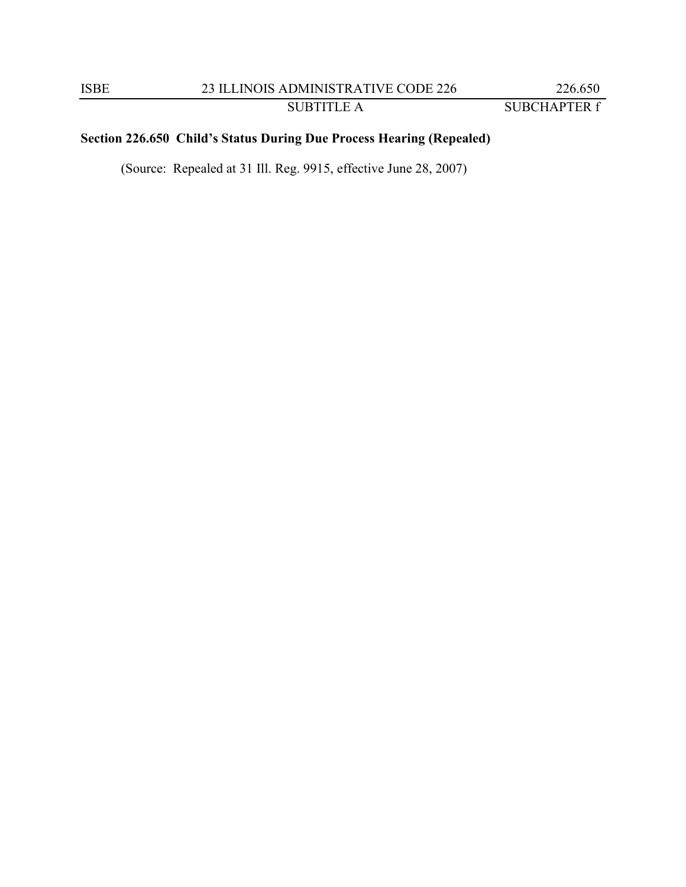**Section 226.650 Child's Status During Due Process Hearing (Repealed)**

(Source: Repealed at 31 Ill. Reg. 9915, effective June 28, 2007)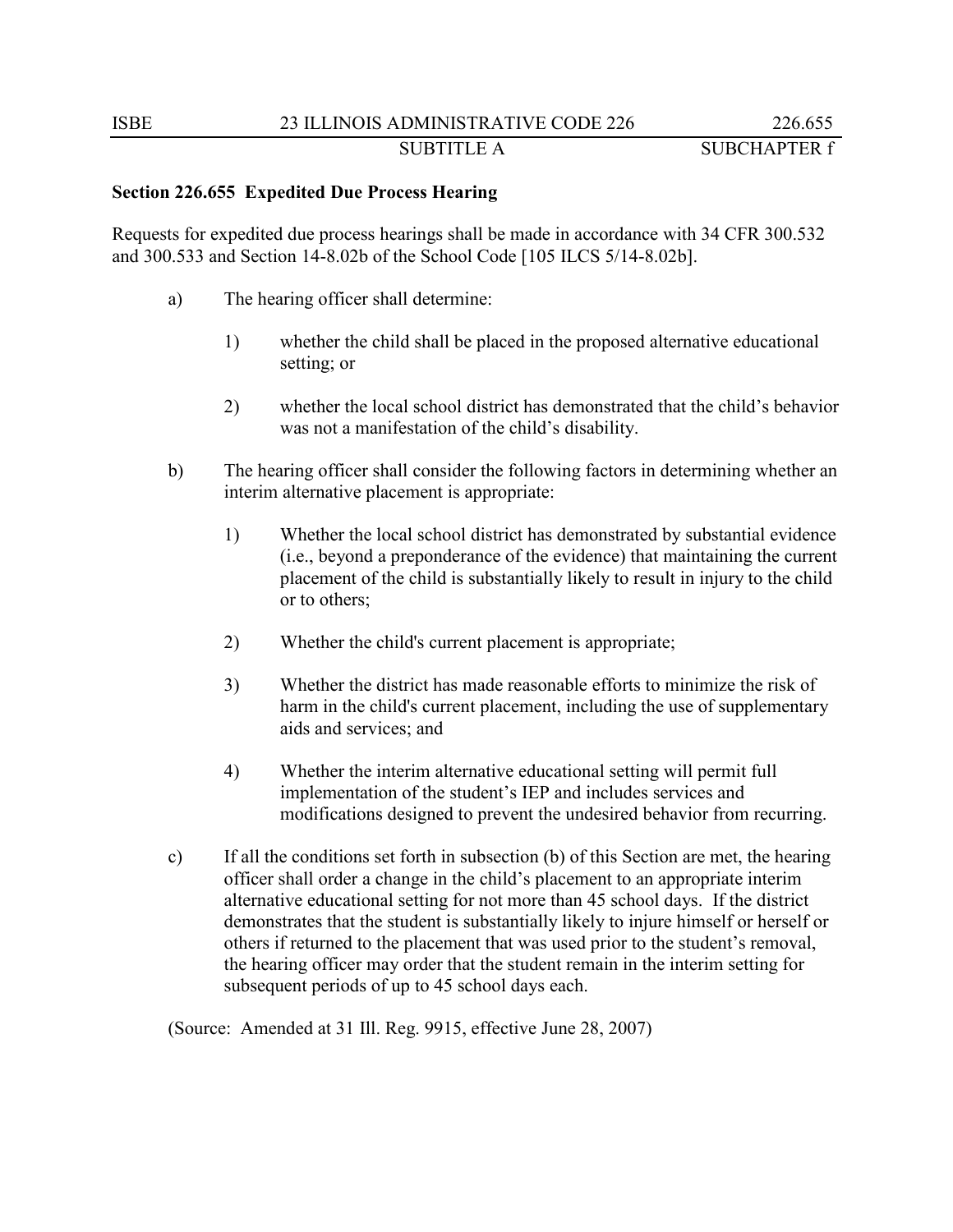**Section 226.655 Expedited Due Process Hearing**

Requests for expedited due process hearings shall be made in accordance with 34 CFR 300.532 and 300.533 and Section 14-8.02b of the School Code [105 ILCS 5/14-8.02b].

a) The hearing officer shall determine:

 1) whether the child shall be placed in the proposed alternative educational setting; or

 2) whether the local school district has demonstrated that the child's behavior was not a manifestation of the child's disability.

b) The hearing officer shall consider the following factors in determining whether an interim alternative placement is appropriate:

 1) Whether the local school district has demonstrated by substantial evidence (i.e., beyond a preponderance of the evidence) that maintaining the current placement of the child is substantially likely to result in injury to the child or to others;

 2) Whether the child's current placement is appropriate;

 3) Whether the district has made reasonable efforts to minimize the risk of harm in the child's current placement, including the use of supplementary aids and services; and

 4) Whether the interim alternative educational setting will permit full implementation of the student's IEP and includes services and modifications designed to prevent the undesired behavior from recurring.

c) If all the conditions set forth in subsection (b) of this Section are met, the hearing officer shall order a change in the child's placement to an appropriate interim alternative educational setting for not more than 45 school days. If the district demonstrates that the student is substantially likely to injure himself or herself or others if returned to the placement that was used prior to the student's removal, the hearing officer may order that the student remain in the interim setting for subsequent periods of up to 45 school days each.

(Source: Amended at 31 Ill. Reg. 9915, effective June 28, 2007)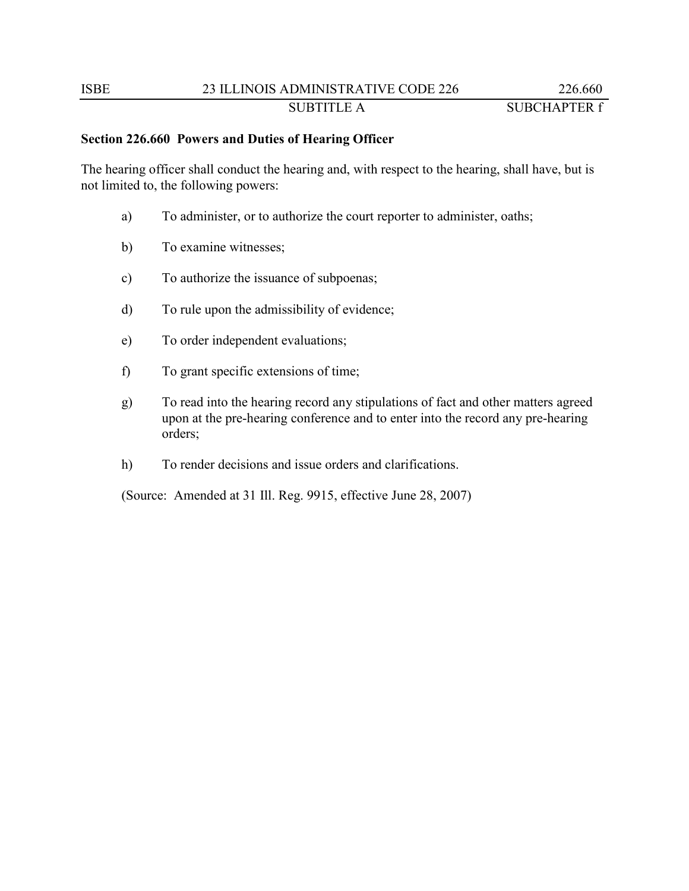**Section 226.660 Powers and Duties of Hearing Officer**

The hearing officer shall conduct the hearing and, with respect to the hearing, shall have, but is not limited to, the following powers:

a) To administer, or to authorize the court reporter to administer, oaths;

b) To examine witnesses;

c) To authorize the issuance of subpoenas;

d) To rule upon the admissibility of evidence;

e) To order independent evaluations;

f) To grant specific extensions of time;

g) To read into the hearing record any stipulations of fact and other matters agreed upon at the pre-hearing conference and to enter into the record any pre-hearing orders;

h) To render decisions and issue orders and clarifications.

(Source: Amended at 31 Ill. Reg. 9915, effective June 28, 2007)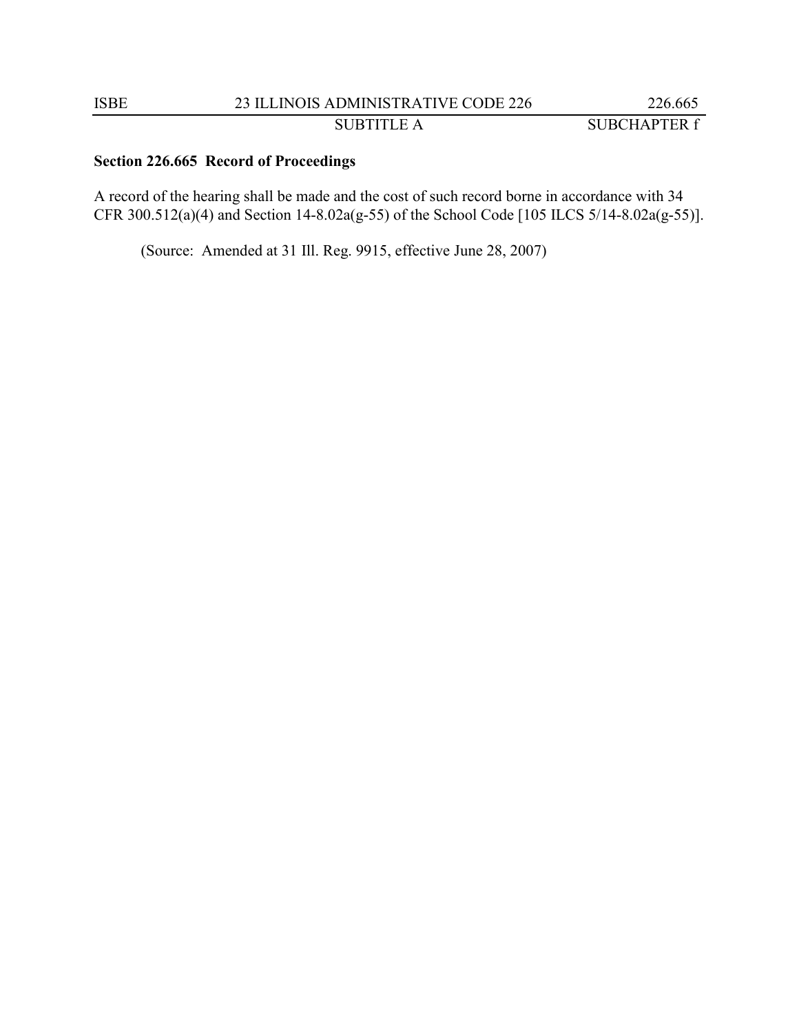**Section 226.665 Record of Proceedings**

A record of the hearing shall be made and the cost of such record borne in accordance with 34 CFR 300.512(a)(4) and Section 14-8.02a(g-55) of the School Code [105 ILCS 5/14-8.02a(g-55)].

(Source: Amended at 31 Ill. Reg. 9915, effective June 28, 2007)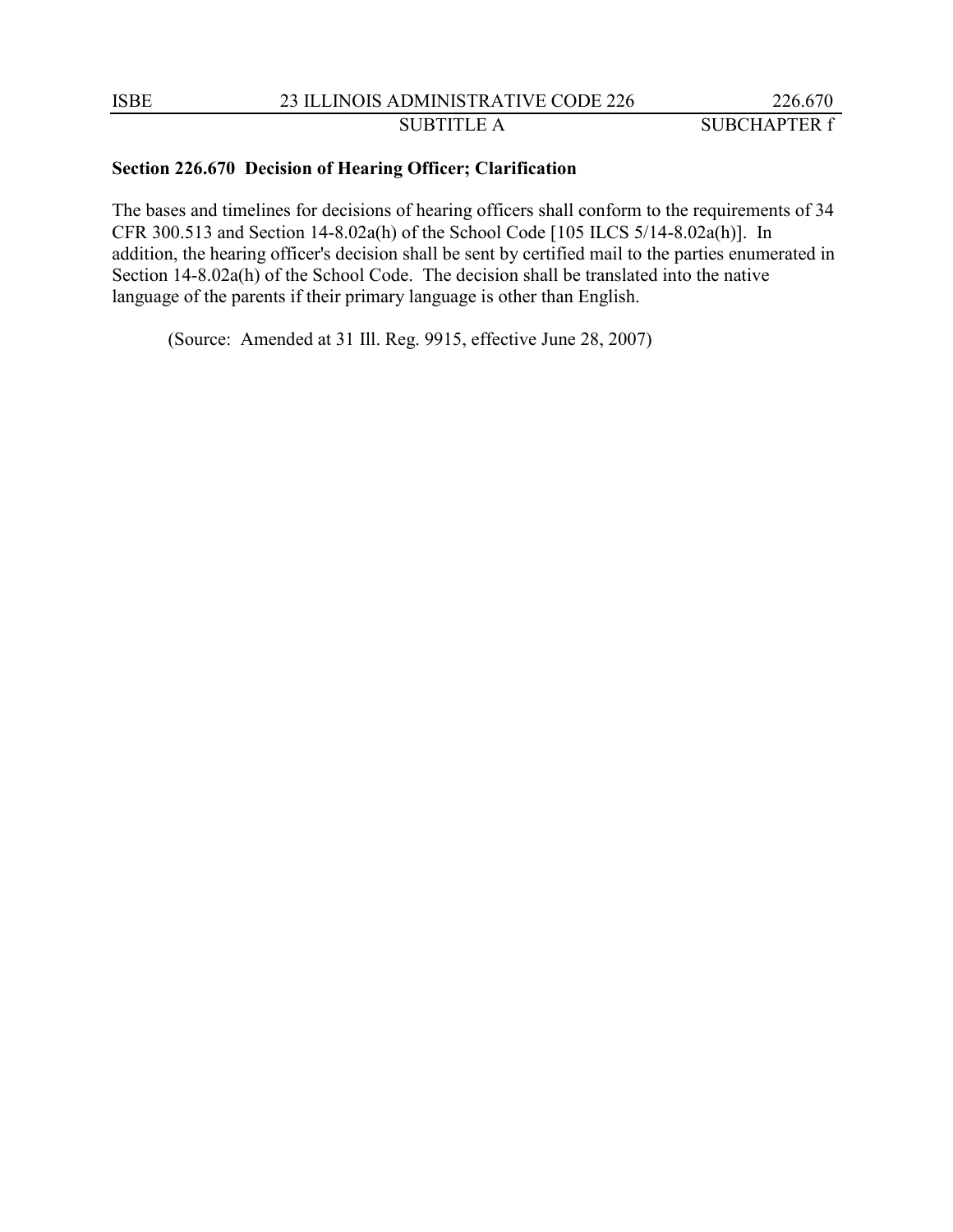**Section 226.670 Decision of Hearing Officer; Clarification**

The bases and timelines for decisions of hearing officers shall conform to the requirements of 34 CFR 300.513 and Section 14-8.02a(h) of the School Code [105 ILCS 5/14-8.02a(h)]. In addition, the hearing officer's decision shall be sent by certified mail to the parties enumerated in Section 14-8.02a(h) of the School Code. The decision shall be translated into the native language of the parents if their primary language is other than English.

(Source: Amended at 31 Ill. Reg. 9915, effective June 28, 2007)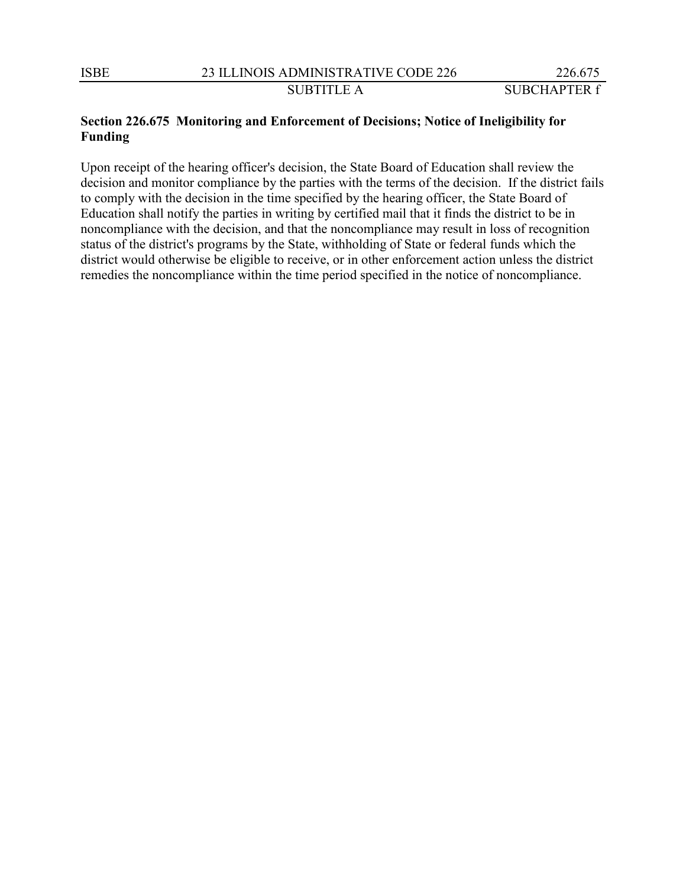**Section 226.675 Monitoring and Enforcement of Decisions; Notice of Ineligibility for Funding**

Upon receipt of the hearing officer's decision, the State Board of Education shall review the decision and monitor compliance by the parties with the terms of the decision. If the district fails to comply with the decision in the time specified by the hearing officer, the State Board of Education shall notify the parties in writing by certified mail that it finds the district to be in noncompliance with the decision, and that the noncompliance may result in loss of recognition status of the district's programs by the State, withholding of State or federal funds which the district would otherwise be eligible to receive, or in other enforcement action unless the district remedies the noncompliance within the time period specified in the notice of noncompliance.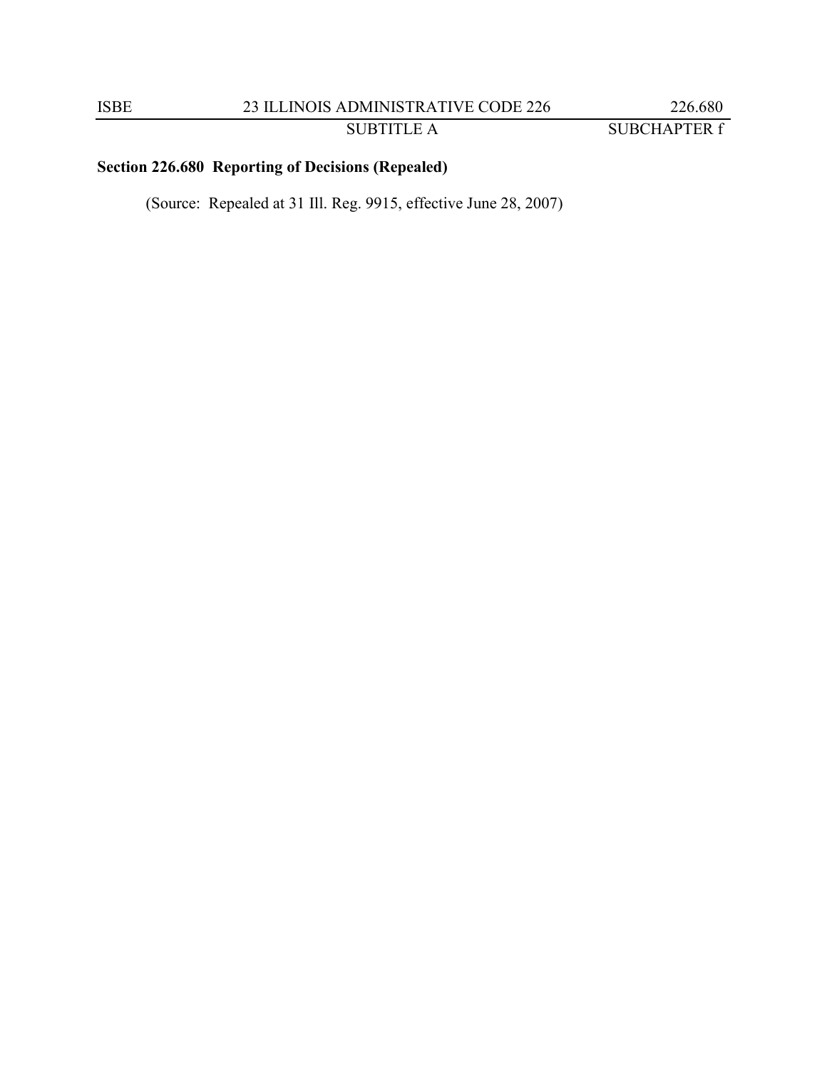**Section 226.680 Reporting of Decisions (Repealed)**

(Source: Repealed at 31 Ill. Reg. 9915, effective June 28, 2007)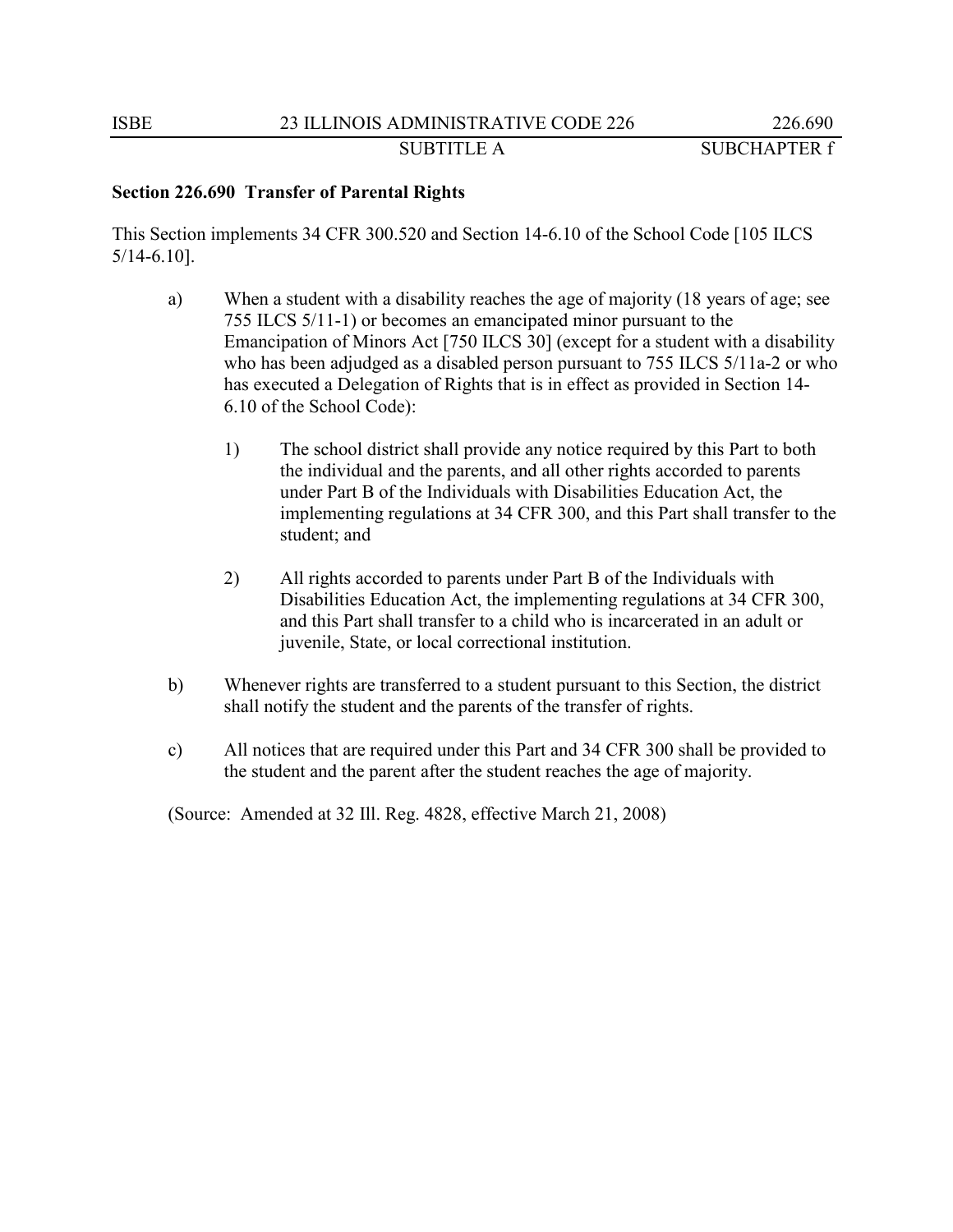**Section 226.690 Transfer of Parental Rights**

This Section implements 34 CFR 300.520 and Section 14-6.10 of the School Code [105 ILCS 5/14-6.10].

a) When a student with a disability reaches the age of majority (18 years of age; see 755 ILCS 5/11-1) or becomes an emancipated minor pursuant to the Emancipation of Minors Act [750 ILCS 30] (except for a student with a disability who has been adjudged as a disabled person pursuant to 755 ILCS 5/11a-2 or who has executed a Delegation of Rights that is in effect as provided in Section 14-6.10 of the School Code):

   1) The school district shall provide any notice required by this Part to both the individual and the parents, and all other rights accorded to parents under Part B of the Individuals with Disabilities Education Act, the implementing regulations at 34 CFR 300, and this Part shall transfer to the student; and

   2) All rights accorded to parents under Part B of the Individuals with Disabilities Education Act, the implementing regulations at 34 CFR 300, and this Part shall transfer to a child who is incarcerated in an adult or juvenile, State, or local correctional institution.

b) Whenever rights are transferred to a student pursuant to this Section, the district shall notify the student and the parents of the transfer of rights.

c) All notices that are required under this Part and 34 CFR 300 shall be provided to the student and the parent after the student reaches the age of majority.

(Source: Amended at 32 Ill. Reg. 4828, effective March 21, 2008)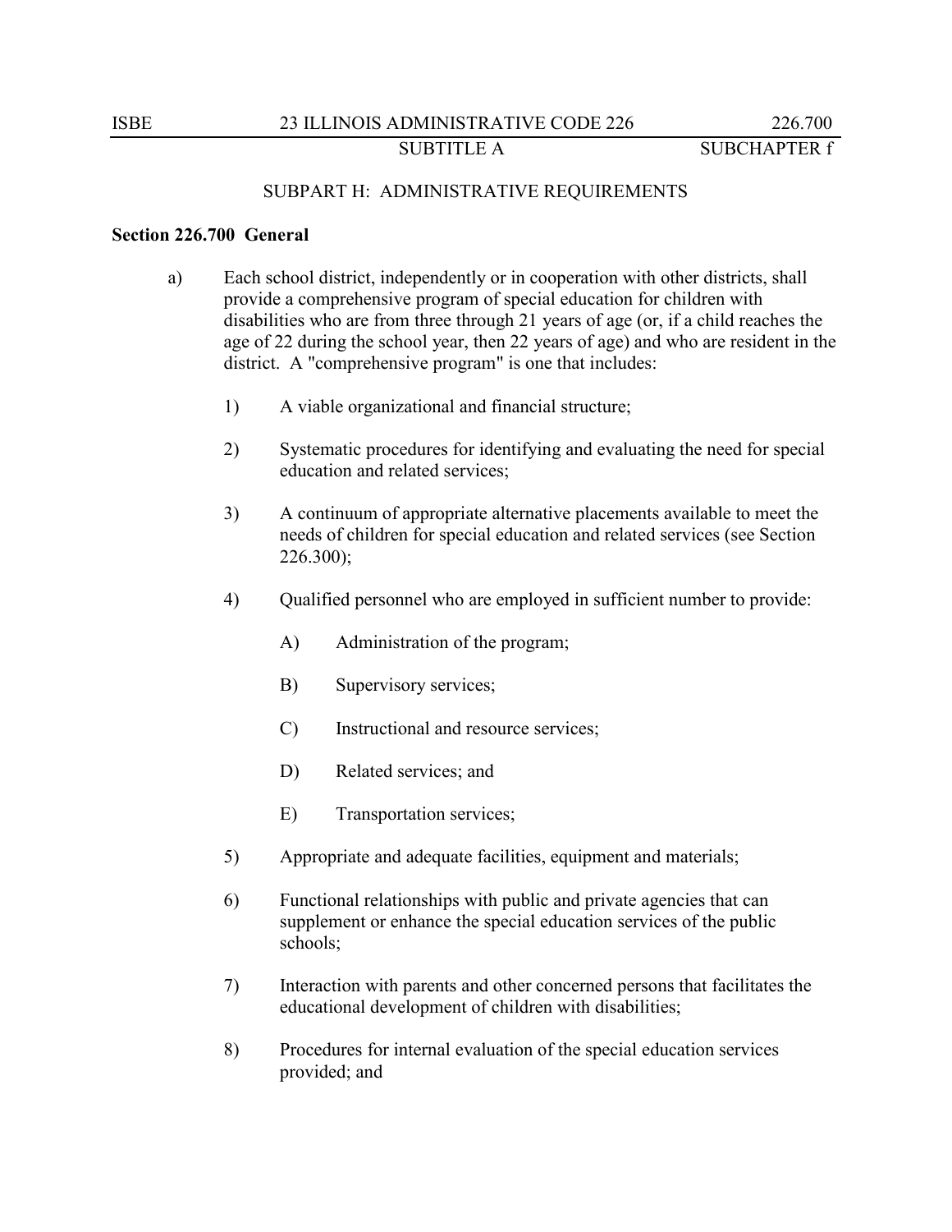## SUBPART H: ADMINISTRATIVE REQUIREMENTS

### Section 226.700 General

a) Each school district, independently or in cooperation with other districts, shall provide a comprehensive program of special education for children with disabilities who are from three through 21 years of age (or, if a child reaches the age of 22 during the school year, then 22 years of age) and who are resident in the district. A "comprehensive program" is one that includes:

1) A viable organizational and financial structure;

2) Systematic procedures for identifying and evaluating the need for special education and related services;

3) A continuum of appropriate alternative placements available to meet the needs of children for special education and related services (see Section 226.300);

4) Qualified personnel who are employed in sufficient number to provide:

A) Administration of the program;

B) Supervisory services;

C) Instructional and resource services;

D) Related services; and

E) Transportation services;

5) Appropriate and adequate facilities, equipment and materials;

6) Functional relationships with public and private agencies that can supplement or enhance the special education services of the public schools;

7) Interaction with parents and other concerned persons that facilitates the educational development of children with disabilities;

8) Procedures for internal evaluation of the special education services provided; and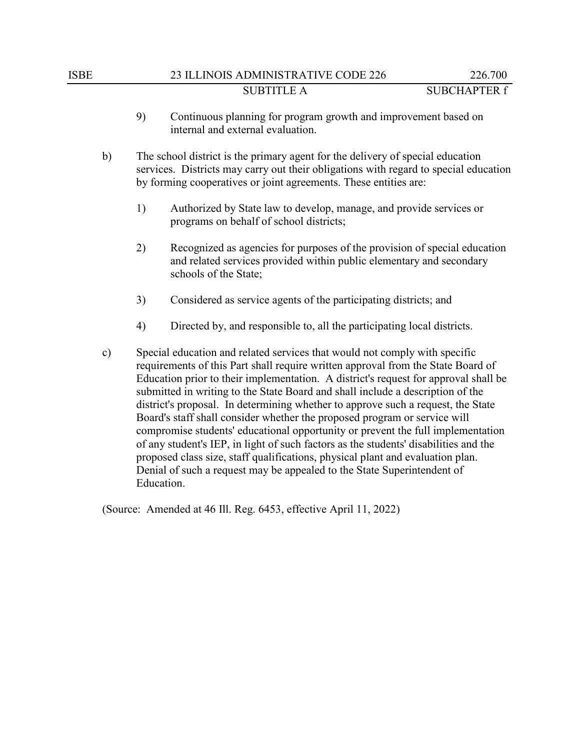9) Continuous planning for program growth and improvement based on internal and external evaluation.

b) The school district is the primary agent for the delivery of special education services. Districts may carry out their obligations with regard to special education by forming cooperatives or joint agreements. These entities are:

1) Authorized by State law to develop, manage, and provide services or programs on behalf of school districts;

2) Recognized as agencies for purposes of the provision of special education and related services provided within public elementary and secondary schools of the State;

3) Considered as service agents of the participating districts; and

4) Directed by, and responsible to, all the participating local districts.

c) Special education and related services that would not comply with specific requirements of this Part shall require written approval from the State Board of Education prior to their implementation. A district's request for approval shall be submitted in writing to the State Board and shall include a description of the district's proposal. In determining whether to approve such a request, the State Board's staff shall consider whether the proposed program or service will compromise students' educational opportunity or prevent the full implementation of any student's IEP, in light of such factors as the students' disabilities and the proposed class size, staff qualifications, physical plant and evaluation plan. Denial of such a request may be appealed to the State Superintendent of Education.

(Source: Amended at 46 Ill. Reg. 6453, effective April 11, 2022)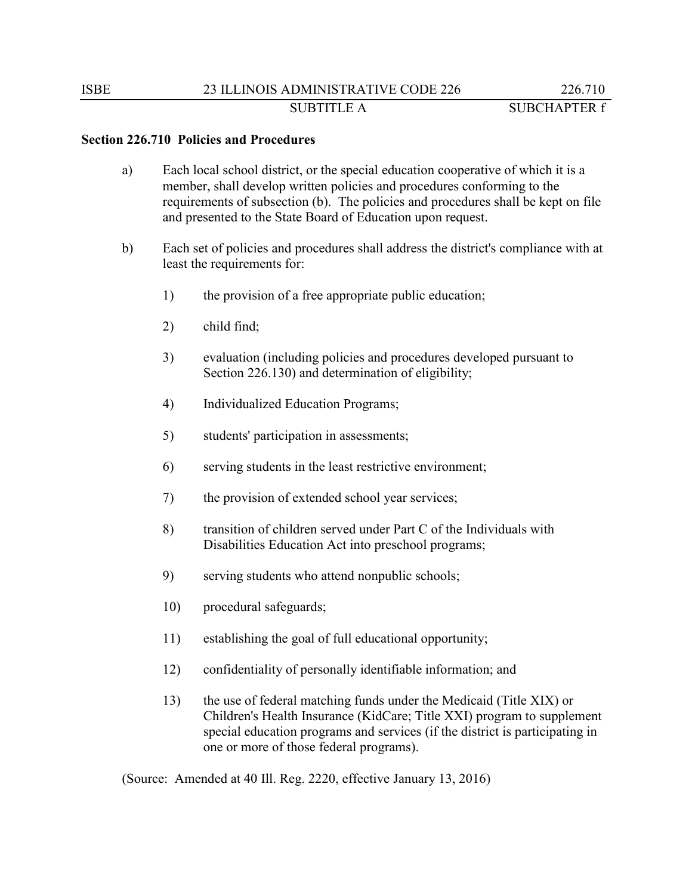**Section 226.710 Policies and Procedures**

a) Each local school district, or the special education cooperative of which it is a member, shall develop written policies and procedures conforming to the requirements of subsection (b). The policies and procedures shall be kept on file and presented to the State Board of Education upon request.

b) Each set of policies and procedures shall address the district's compliance with at least the requirements for:

1) the provision of a free appropriate public education;

2) child find;

3) evaluation (including policies and procedures developed pursuant to Section 226.130) and determination of eligibility;

4) Individualized Education Programs;

5) students' participation in assessments;

6) serving students in the least restrictive environment;

7) the provision of extended school year services;

8) transition of children served under Part C of the Individuals with Disabilities Education Act into preschool programs;

9) serving students who attend nonpublic schools;

10) procedural safeguards;

11) establishing the goal of full educational opportunity;

12) confidentiality of personally identifiable information; and

13) the use of federal matching funds under the Medicaid (Title XIX) or Children's Health Insurance (KidCare; Title XXI) program to supplement special education programs and services (if the district is participating in one or more of those federal programs).

(Source: Amended at 40 Ill. Reg. 2220, effective January 13, 2016)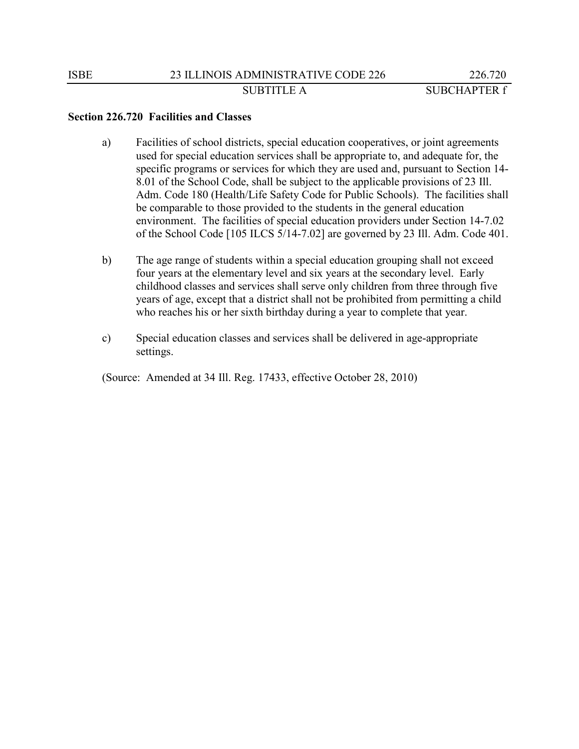**Section 226.720 Facilities and Classes**

a) Facilities of school districts, special education cooperatives, or joint agreements used for special education services shall be appropriate to, and adequate for, the specific programs or services for which they are used and, pursuant to Section 14-8.01 of the School Code, shall be subject to the applicable provisions of 23 Ill. Adm. Code 180 (Health/Life Safety Code for Public Schools). The facilities shall be comparable to those provided to the students in the general education environment. The facilities of special education providers under Section 14-7.02 of the School Code [105 ILCS 5/14-7.02] are governed by 23 Ill. Adm. Code 401.

b) The age range of students within a special education grouping shall not exceed four years at the elementary level and six years at the secondary level. Early childhood classes and services shall serve only children from three through five years of age, except that a district shall not be prohibited from permitting a child who reaches his or her sixth birthday during a year to complete that year.

c) Special education classes and services shall be delivered in age-appropriate settings.

(Source: Amended at 34 Ill. Reg. 17433, effective October 28, 2010)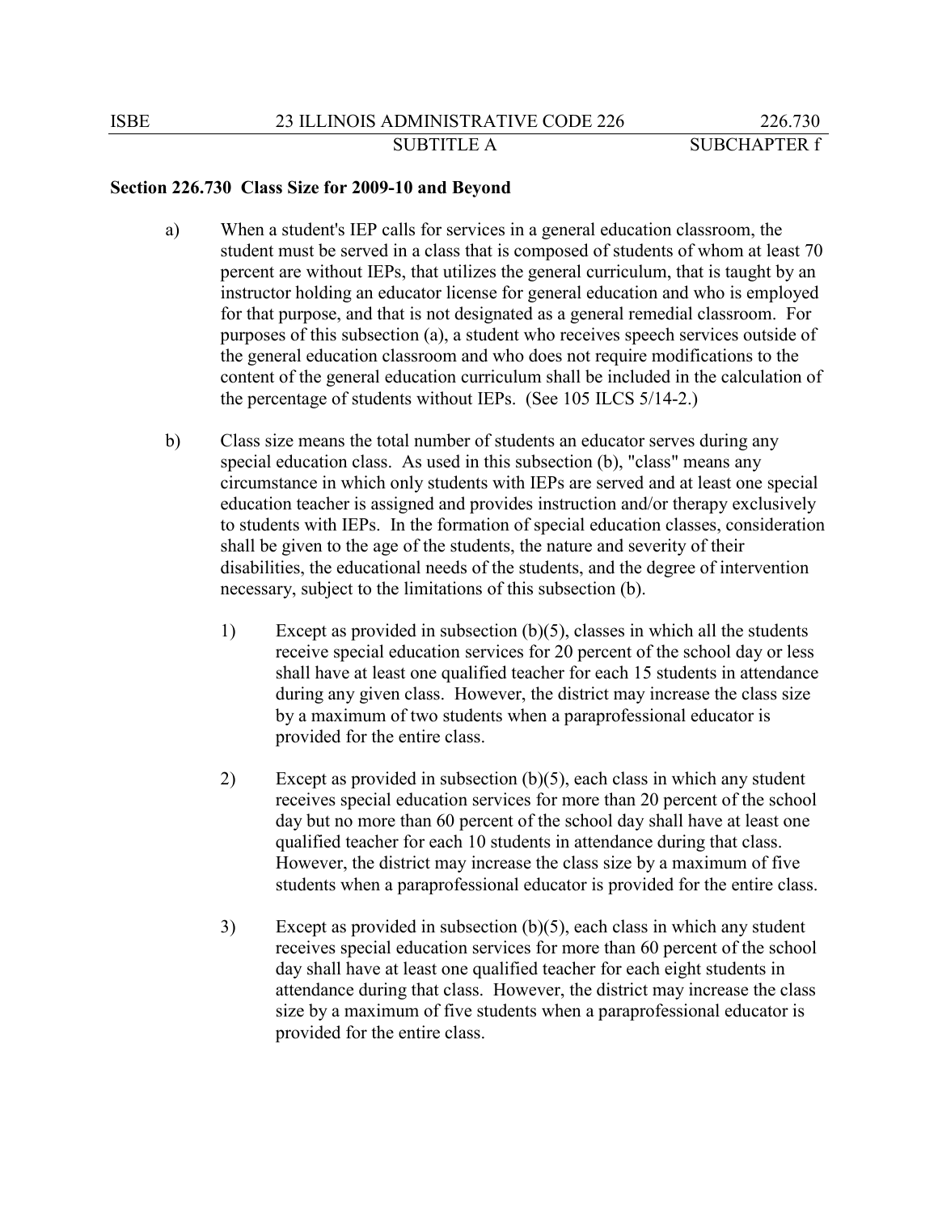**Section 226.730 Class Size for 2009-10 and Beyond**

a) When a student's IEP calls for services in a general education classroom, the student must be served in a class that is composed of students of whom at least 70 percent are without IEPs, that utilizes the general curriculum, that is taught by an instructor holding an educator license for general education and who is employed for that purpose, and that is not designated as a general remedial classroom. For purposes of this subsection (a), a student who receives speech services outside of the general education classroom and who does not require modifications to the content of the general education curriculum shall be included in the calculation of the percentage of students without IEPs. (See 105 ILCS 5/14-2.)

b) Class size means the total number of students an educator serves during any special education class. As used in this subsection (b), "class" means any circumstance in which only students with IEPs are served and at least one special education teacher is assigned and provides instruction and/or therapy exclusively to students with IEPs. In the formation of special education classes, consideration shall be given to the age of the students, the nature and severity of their disabilities, the educational needs of the students, and the degree of intervention necessary, subject to the limitations of this subsection (b).

1) Except as provided in subsection (b)(5), classes in which all the students receive special education services for 20 percent of the school day or less shall have at least one qualified teacher for each 15 students in attendance during any given class. However, the district may increase the class size by a maximum of two students when a paraprofessional educator is provided for the entire class.

2) Except as provided in subsection (b)(5), each class in which any student receives special education services for more than 20 percent of the school day but no more than 60 percent of the school day shall have at least one qualified teacher for each 10 students in attendance during that class. However, the district may increase the class size by a maximum of five students when a paraprofessional educator is provided for the entire class.

3) Except as provided in subsection (b)(5), each class in which any student receives special education services for more than 60 percent of the school day shall have at least one qualified teacher for each eight students in attendance during that class. However, the district may increase the class size by a maximum of five students when a paraprofessional educator is provided for the entire class.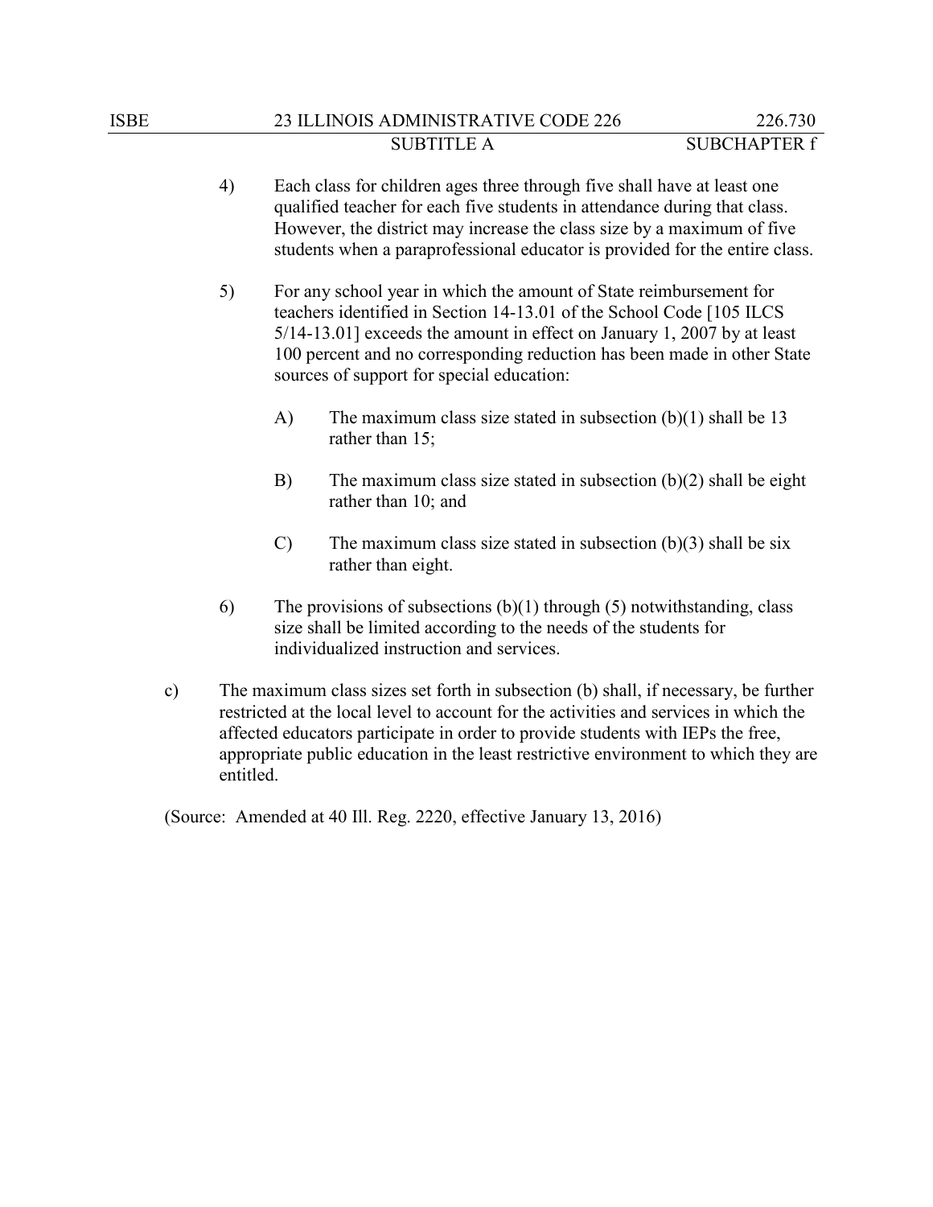4) Each class for children ages three through five shall have at least one qualified teacher for each five students in attendance during that class. However, the district may increase the class size by a maximum of five students when a paraprofessional educator is provided for the entire class.

5) For any school year in which the amount of State reimbursement for teachers identified in Section 14-13.01 of the School Code [105 ILCS 5/14-13.01] exceeds the amount in effect on January 1, 2007 by at least 100 percent and no corresponding reduction has been made in other State sources of support for special education:

   A) The maximum class size stated in subsection (b)(1) shall be 13 rather than 15;

   B) The maximum class size stated in subsection (b)(2) shall be eight rather than 10; and

   C) The maximum class size stated in subsection (b)(3) shall be six rather than eight.

6) The provisions of subsections (b)(1) through (5) notwithstanding, class size shall be limited according to the needs of the students for individualized instruction and services.

c) The maximum class sizes set forth in subsection (b) shall, if necessary, be further restricted at the local level to account for the activities and services in which the affected educators participate in order to provide students with IEPs the free, appropriate public education in the least restrictive environment to which they are entitled.

(Source: Amended at 40 Ill. Reg. 2220, effective January 13, 2016)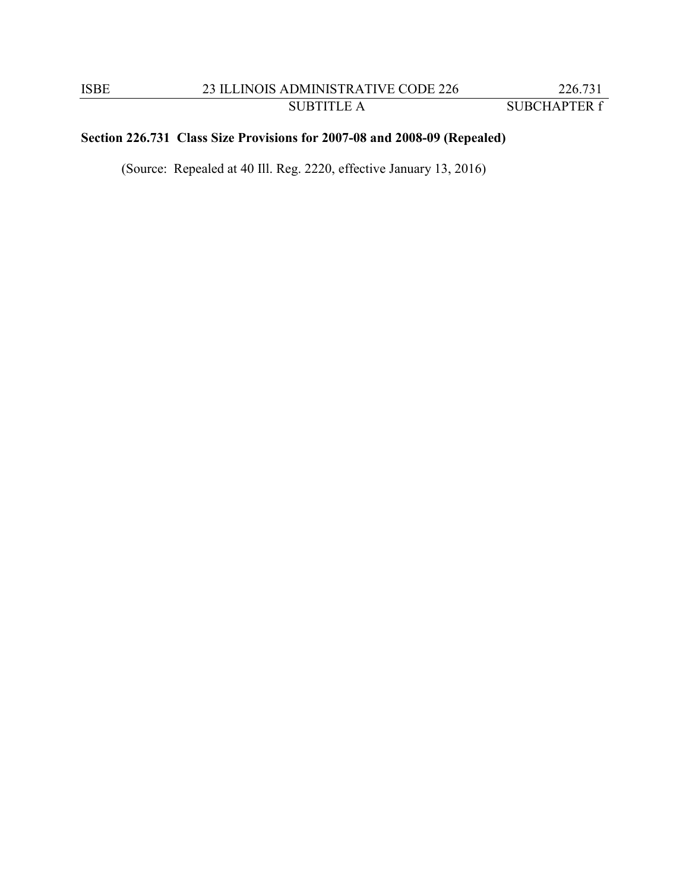**Section 226.731 Class Size Provisions for 2007-08 and 2008-09 (Repealed)**

(Source: Repealed at 40 Ill. Reg. 2220, effective January 13, 2016)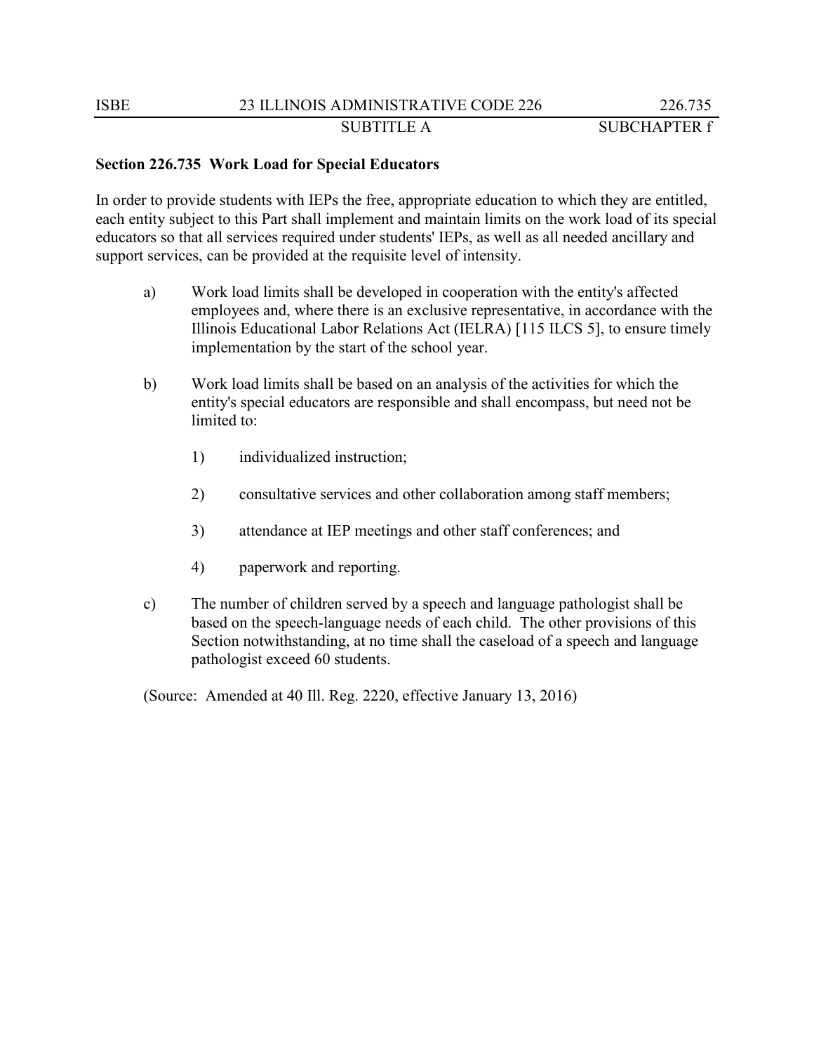**Section 226.735 Work Load for Special Educators**

In order to provide students with IEPs the free, appropriate education to which they are entitled, each entity subject to this Part shall implement and maintain limits on the work load of its special educators so that all services required under students' IEPs, as well as all needed ancillary and support services, can be provided at the requisite level of intensity.

a) Work load limits shall be developed in cooperation with the entity's affected employees and, where there is an exclusive representative, in accordance with the Illinois Educational Labor Relations Act (IELRA) [115 ILCS 5], to ensure timely implementation by the start of the school year.

b) Work load limits shall be based on an analysis of the activities for which the entity's special educators are responsible and shall encompass, but need not be limited to:

   1) individualized instruction;

   2) consultative services and other collaboration among staff members;

   3) attendance at IEP meetings and other staff conferences; and

   4) paperwork and reporting.

c) The number of children served by a speech and language pathologist shall be based on the speech-language needs of each child. The other provisions of this Section notwithstanding, at no time shall the caseload of a speech and language pathologist exceed 60 students.

(Source: Amended at 40 Ill. Reg. 2220, effective January 13, 2016)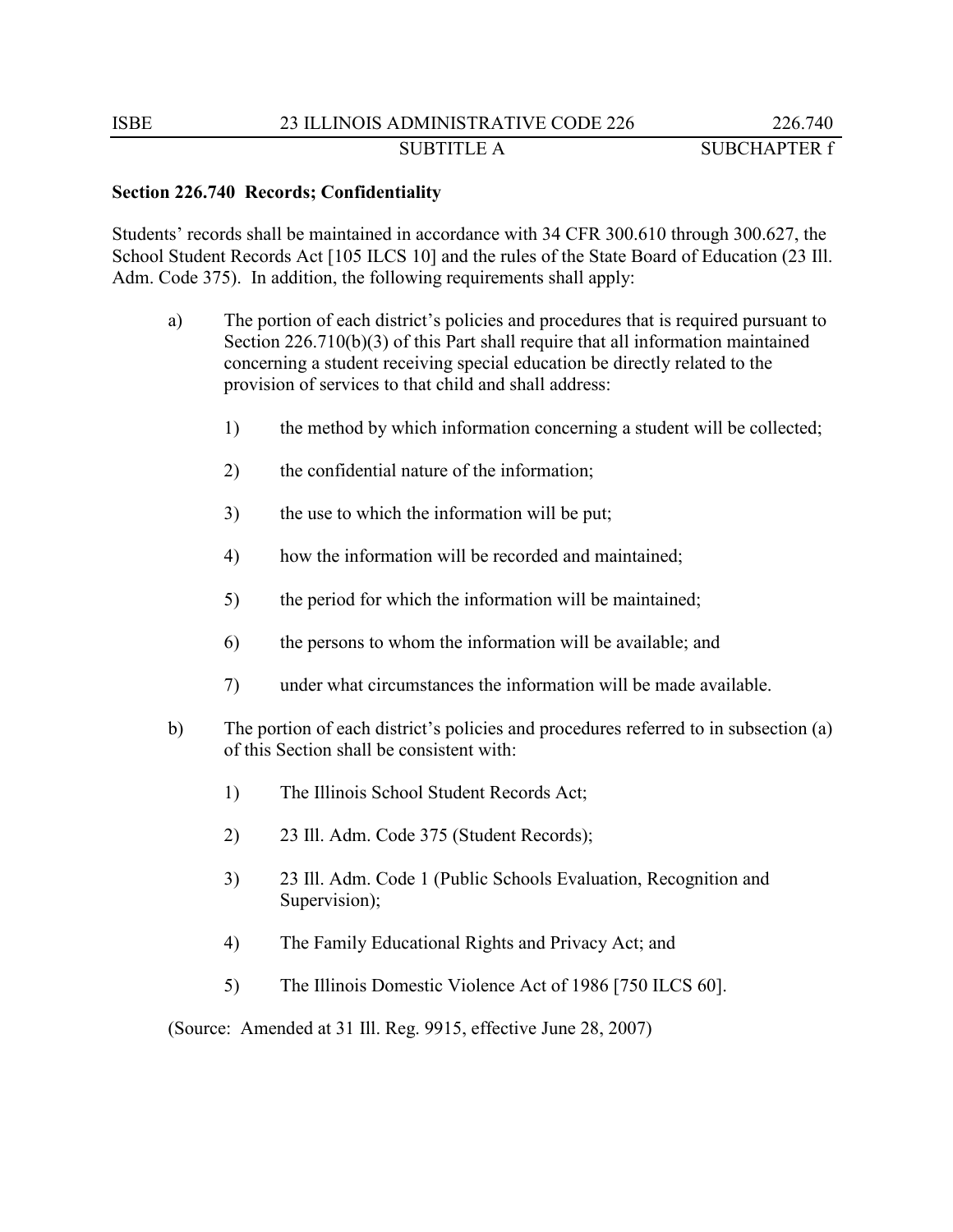**Section 226.740 Records; Confidentiality**

Students' records shall be maintained in accordance with 34 CFR 300.610 through 300.627, the School Student Records Act [105 ILCS 10] and the rules of the State Board of Education (23 Ill. Adm. Code 375). In addition, the following requirements shall apply:

a) The portion of each district's policies and procedures that is required pursuant to Section 226.710(b)(3) of this Part shall require that all information maintained concerning a student receiving special education be directly related to the provision of services to that child and shall address:

   1) the method by which information concerning a student will be collected;

   2) the confidential nature of the information;

   3) the use to which the information will be put;

   4) how the information will be recorded and maintained;

   5) the period for which the information will be maintained;

   6) the persons to whom the information will be available; and

   7) under what circumstances the information will be made available.

b) The portion of each district's policies and procedures referred to in subsection (a) of this Section shall be consistent with:

   1) The Illinois School Student Records Act;

   2) 23 Ill. Adm. Code 375 (Student Records);

   3) 23 Ill. Adm. Code 1 (Public Schools Evaluation, Recognition and Supervision);

   4) The Family Educational Rights and Privacy Act; and

   5) The Illinois Domestic Violence Act of 1986 [750 ILCS 60].

(Source: Amended at 31 Ill. Reg. 9915, effective June 28, 2007)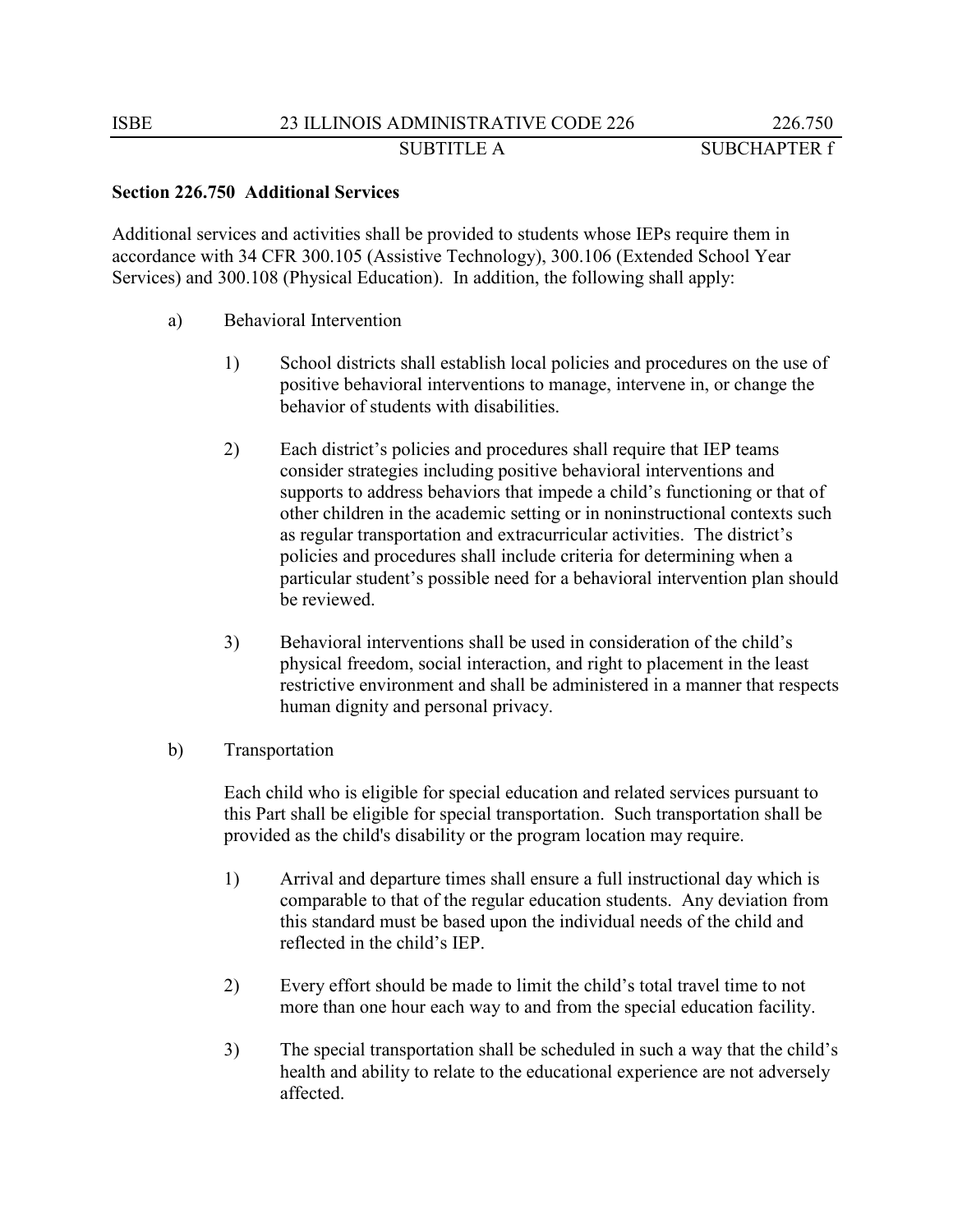## Section 226.750 Additional Services

Additional services and activities shall be provided to students whose IEPs require them in accordance with 34 CFR 300.105 (Assistive Technology), 300.106 (Extended School Year Services) and 300.108 (Physical Education). In addition, the following shall apply:

a) Behavioral Intervention

1) School districts shall establish local policies and procedures on the use of positive behavioral interventions to manage, intervene in, or change the behavior of students with disabilities.

2) Each district's policies and procedures shall require that IEP teams consider strategies including positive behavioral interventions and supports to address behaviors that impede a child's functioning or that of other children in the academic setting or in noninstructional contexts such as regular transportation and extracurricular activities. The district's policies and procedures shall include criteria for determining when a particular student's possible need for a behavioral intervention plan should be reviewed.

3) Behavioral interventions shall be used in consideration of the child's physical freedom, social interaction, and right to placement in the least restrictive environment and shall be administered in a manner that respects human dignity and personal privacy.

b) Transportation

Each child who is eligible for special education and related services pursuant to this Part shall be eligible for special transportation. Such transportation shall be provided as the child's disability or the program location may require.

1) Arrival and departure times shall ensure a full instructional day which is comparable to that of the regular education students. Any deviation from this standard must be based upon the individual needs of the child and reflected in the child's IEP.

2) Every effort should be made to limit the child's total travel time to not more than one hour each way to and from the special education facility.

3) The special transportation shall be scheduled in such a way that the child's health and ability to relate to the educational experience are not adversely affected.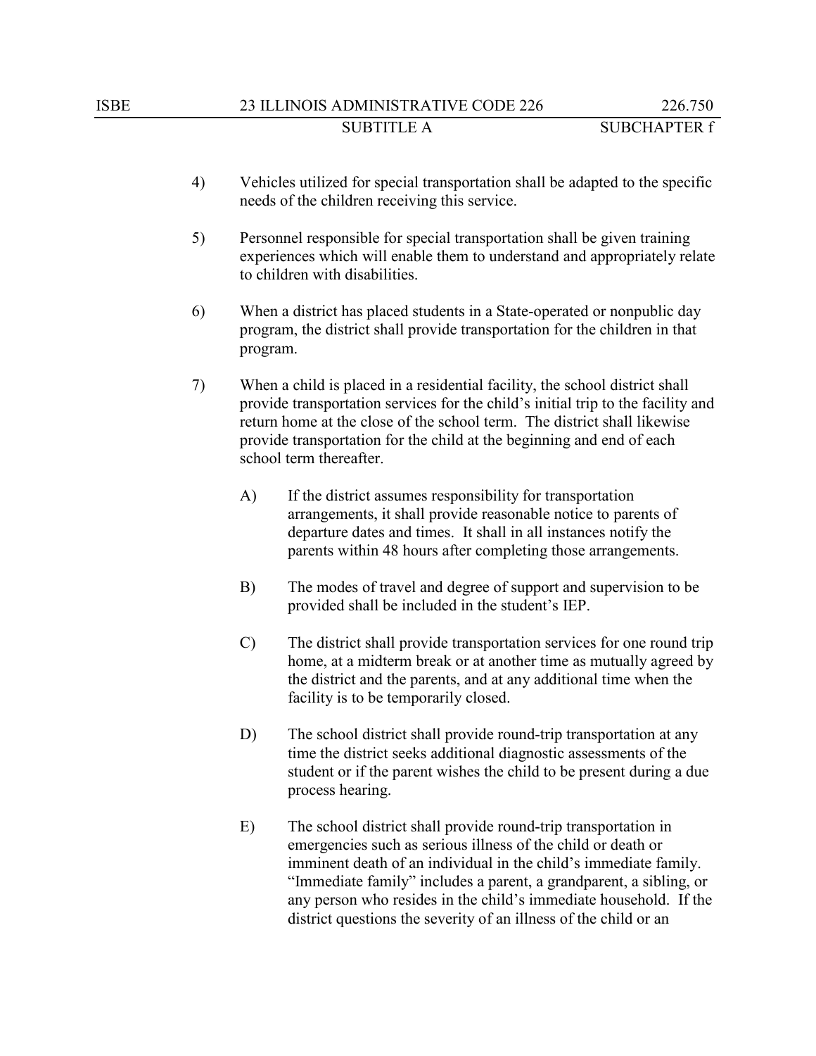4) Vehicles utilized for special transportation shall be adapted to the specific needs of the children receiving this service.

5) Personnel responsible for special transportation shall be given training experiences which will enable them to understand and appropriately relate to children with disabilities.

6) When a district has placed students in a State-operated or nonpublic day program, the district shall provide transportation for the children in that program.

7) When a child is placed in a residential facility, the school district shall provide transportation services for the child's initial trip to the facility and return home at the close of the school term. The district shall likewise provide transportation for the child at the beginning and end of each school term thereafter.

   A) If the district assumes responsibility for transportation arrangements, it shall provide reasonable notice to parents of departure dates and times. It shall in all instances notify the parents within 48 hours after completing those arrangements.

   B) The modes of travel and degree of support and supervision to be provided shall be included in the student's IEP.

   C) The district shall provide transportation services for one round trip home, at a midterm break or at another time as mutually agreed by the district and the parents, and at any additional time when the facility is to be temporarily closed.

   D) The school district shall provide round-trip transportation at any time the district seeks additional diagnostic assessments of the student or if the parent wishes the child to be present during a due process hearing.

   E) The school district shall provide round-trip transportation in emergencies such as serious illness of the child or death or imminent death of an individual in the child's immediate family. "Immediate family" includes a parent, a grandparent, a sibling, or any person who resides in the child's immediate household. If the district questions the severity of an illness of the child or an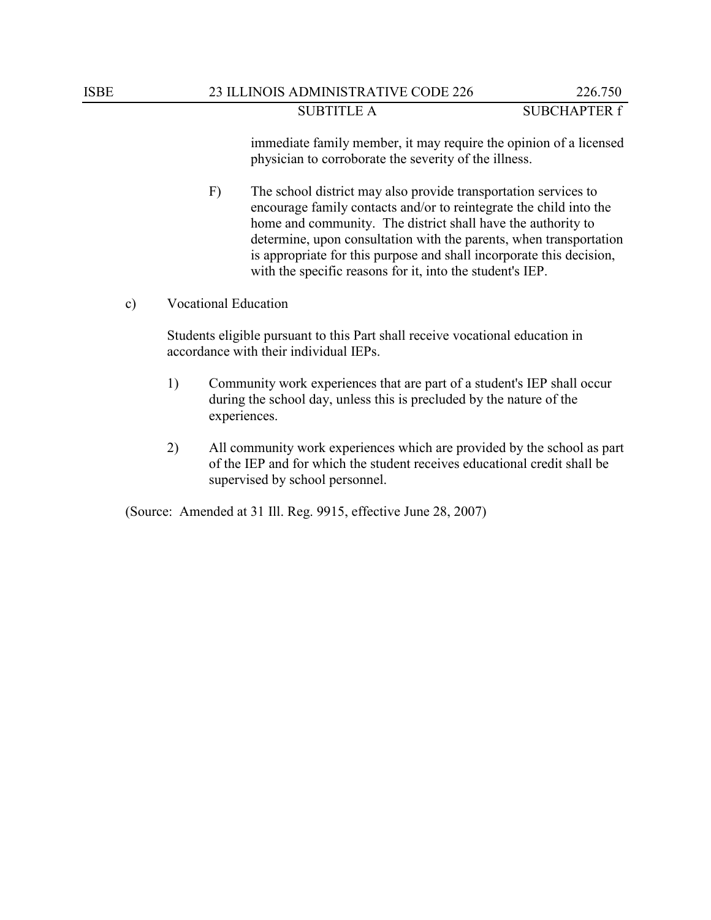immediate family member, it may require the opinion of a licensed physician to corroborate the severity of the illness.

F) The school district may also provide transportation services to encourage family contacts and/or to reintegrate the child into the home and community. The district shall have the authority to determine, upon consultation with the parents, when transportation is appropriate for this purpose and shall incorporate this decision, with the specific reasons for it, into the student's IEP.

c) Vocational Education

Students eligible pursuant to this Part shall receive vocational education in accordance with their individual IEPs.

1) Community work experiences that are part of a student's IEP shall occur during the school day, unless this is precluded by the nature of the experiences.

2) All community work experiences which are provided by the school as part of the IEP and for which the student receives educational credit shall be supervised by school personnel.

(Source: Amended at 31 Ill. Reg. 9915, effective June 28, 2007)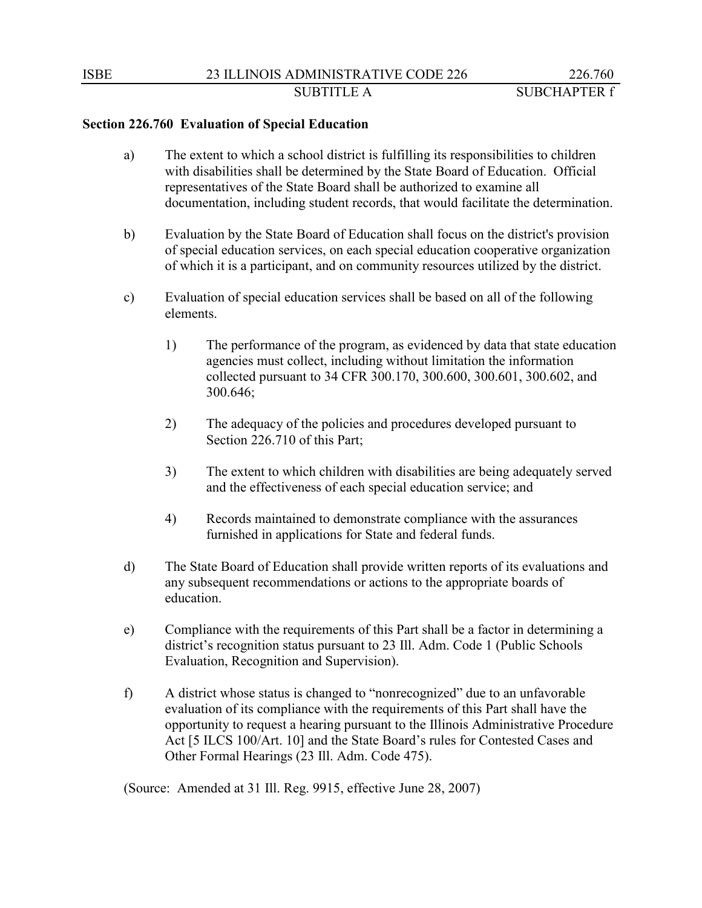**Section 226.760 Evaluation of Special Education**

a) The extent to which a school district is fulfilling its responsibilities to children with disabilities shall be determined by the State Board of Education. Official representatives of the State Board shall be authorized to examine all documentation, including student records, that would facilitate the determination.

b) Evaluation by the State Board of Education shall focus on the district's provision of special education services, on each special education cooperative organization of which it is a participant, and on community resources utilized by the district.

c) Evaluation of special education services shall be based on all of the following elements.

1) The performance of the program, as evidenced by data that state education agencies must collect, including without limitation the information collected pursuant to 34 CFR 300.170, 300.600, 300.601, 300.602, and 300.646;

2) The adequacy of the policies and procedures developed pursuant to Section 226.710 of this Part;

3) The extent to which children with disabilities are being adequately served and the effectiveness of each special education service; and

4) Records maintained to demonstrate compliance with the assurances furnished in applications for State and federal funds.

d) The State Board of Education shall provide written reports of its evaluations and any subsequent recommendations or actions to the appropriate boards of education.

e) Compliance with the requirements of this Part shall be a factor in determining a district's recognition status pursuant to 23 Ill. Adm. Code 1 (Public Schools Evaluation, Recognition and Supervision).

f) A district whose status is changed to "nonrecognized" due to an unfavorable evaluation of its compliance with the requirements of this Part shall have the opportunity to request a hearing pursuant to the Illinois Administrative Procedure Act [5 ILCS 100/Art. 10] and the State Board's rules for Contested Cases and Other Formal Hearings (23 Ill. Adm. Code 475).

(Source: Amended at 31 Ill. Reg. 9915, effective June 28, 2007)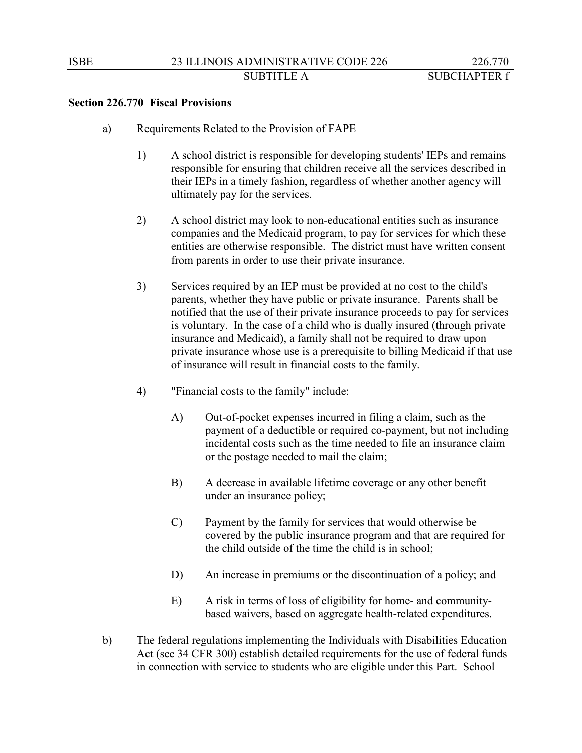**Section 226.770 Fiscal Provisions**

a) Requirements Related to the Provision of FAPE

1) A school district is responsible for developing students' IEPs and remains responsible for ensuring that children receive all the services described in their IEPs in a timely fashion, regardless of whether another agency will ultimately pay for the services.

2) A school district may look to non-educational entities such as insurance companies and the Medicaid program, to pay for services for which these entities are otherwise responsible. The district must have written consent from parents in order to use their private insurance.

3) Services required by an IEP must be provided at no cost to the child's parents, whether they have public or private insurance. Parents shall be notified that the use of their private insurance proceeds to pay for services is voluntary. In the case of a child who is dually insured (through private insurance and Medicaid), a family shall not be required to draw upon private insurance whose use is a prerequisite to billing Medicaid if that use of insurance will result in financial costs to the family.

4) "Financial costs to the family" include:

A) Out-of-pocket expenses incurred in filing a claim, such as the payment of a deductible or required co-payment, but not including incidental costs such as the time needed to file an insurance claim or the postage needed to mail the claim;

B) A decrease in available lifetime coverage or any other benefit under an insurance policy;

C) Payment by the family for services that would otherwise be covered by the public insurance program and that are required for the child outside of the time the child is in school;

D) An increase in premiums or the discontinuation of a policy; and

E) A risk in terms of loss of eligibility for home- and community-based waivers, based on aggregate health-related expenditures.

b) The federal regulations implementing the Individuals with Disabilities Education Act (see 34 CFR 300) establish detailed requirements for the use of federal funds in connection with service to students who are eligible under this Part. School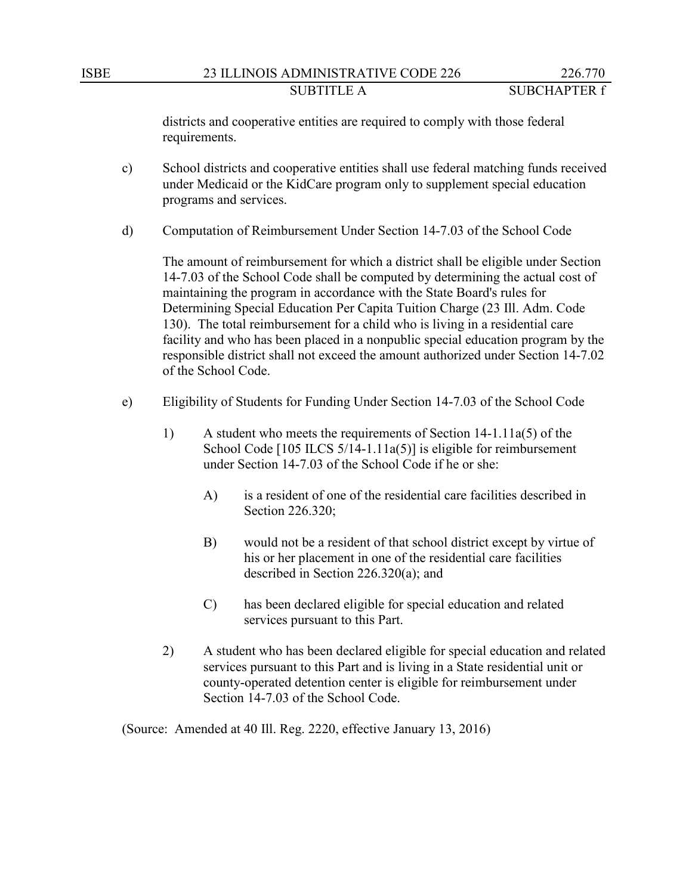districts and cooperative entities are required to comply with those federal requirements.

c) School districts and cooperative entities shall use federal matching funds received under Medicaid or the KidCare program only to supplement special education programs and services.

d) Computation of Reimbursement Under Section 14-7.03 of the School Code

The amount of reimbursement for which a district shall be eligible under Section 14-7.03 of the School Code shall be computed by determining the actual cost of maintaining the program in accordance with the State Board's rules for Determining Special Education Per Capita Tuition Charge (23 Ill. Adm. Code 130). The total reimbursement for a child who is living in a residential care facility and who has been placed in a nonpublic special education program by the responsible district shall not exceed the amount authorized under Section 14-7.02 of the School Code.

e) Eligibility of Students for Funding Under Section 14-7.03 of the School Code

1) A student who meets the requirements of Section 14-1.11a(5) of the School Code [105 ILCS 5/14-1.11a(5)] is eligible for reimbursement under Section 14-7.03 of the School Code if he or she:

A) is a resident of one of the residential care facilities described in Section 226.320;

B) would not be a resident of that school district except by virtue of his or her placement in one of the residential care facilities described in Section 226.320(a); and

C) has been declared eligible for special education and related services pursuant to this Part.

2) A student who has been declared eligible for special education and related services pursuant to this Part and is living in a State residential unit or county-operated detention center is eligible for reimbursement under Section 14-7.03 of the School Code.

(Source: Amended at 40 Ill. Reg. 2220, effective January 13, 2016)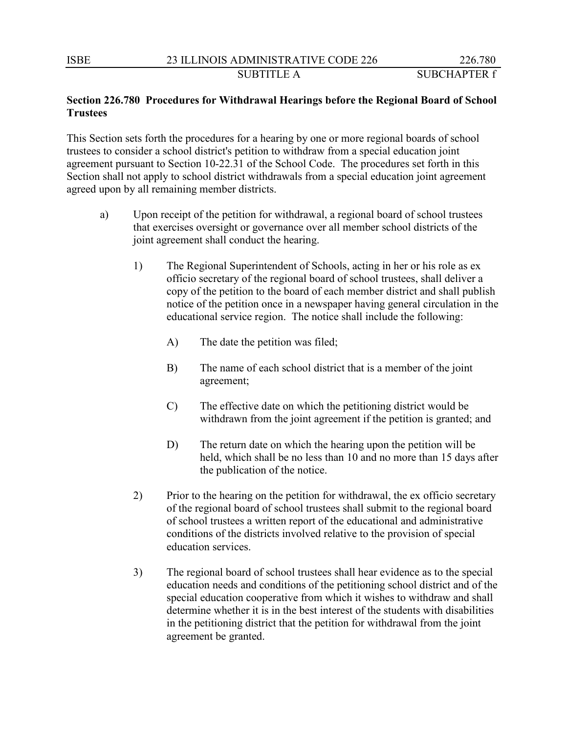**Section 226.780 Procedures for Withdrawal Hearings before the Regional Board of School Trustees**

This Section sets forth the procedures for a hearing by one or more regional boards of school trustees to consider a school district's petition to withdraw from a special education joint agreement pursuant to Section 10-22.31 of the School Code. The procedures set forth in this Section shall not apply to school district withdrawals from a special education joint agreement agreed upon by all remaining member districts.

a) Upon receipt of the petition for withdrawal, a regional board of school trustees that exercises oversight or governance over all member school districts of the joint agreement shall conduct the hearing.

 1) The Regional Superintendent of Schools, acting in her or his role as ex officio secretary of the regional board of school trustees, shall deliver a copy of the petition to the board of each member district and shall publish notice of the petition once in a newspaper having general circulation in the educational service region. The notice shall include the following:

  A) The date the petition was filed;

  B) The name of each school district that is a member of the joint agreement;

  C) The effective date on which the petitioning district would be withdrawn from the joint agreement if the petition is granted; and

  D) The return date on which the hearing upon the petition will be held, which shall be no less than 10 and no more than 15 days after the publication of the notice.

 2) Prior to the hearing on the petition for withdrawal, the ex officio secretary of the regional board of school trustees shall submit to the regional board of school trustees a written report of the educational and administrative conditions of the districts involved relative to the provision of special education services.

 3) The regional board of school trustees shall hear evidence as to the special education needs and conditions of the petitioning school district and of the special education cooperative from which it wishes to withdraw and shall determine whether it is in the best interest of the students with disabilities in the petitioning district that the petition for withdrawal from the joint agreement be granted.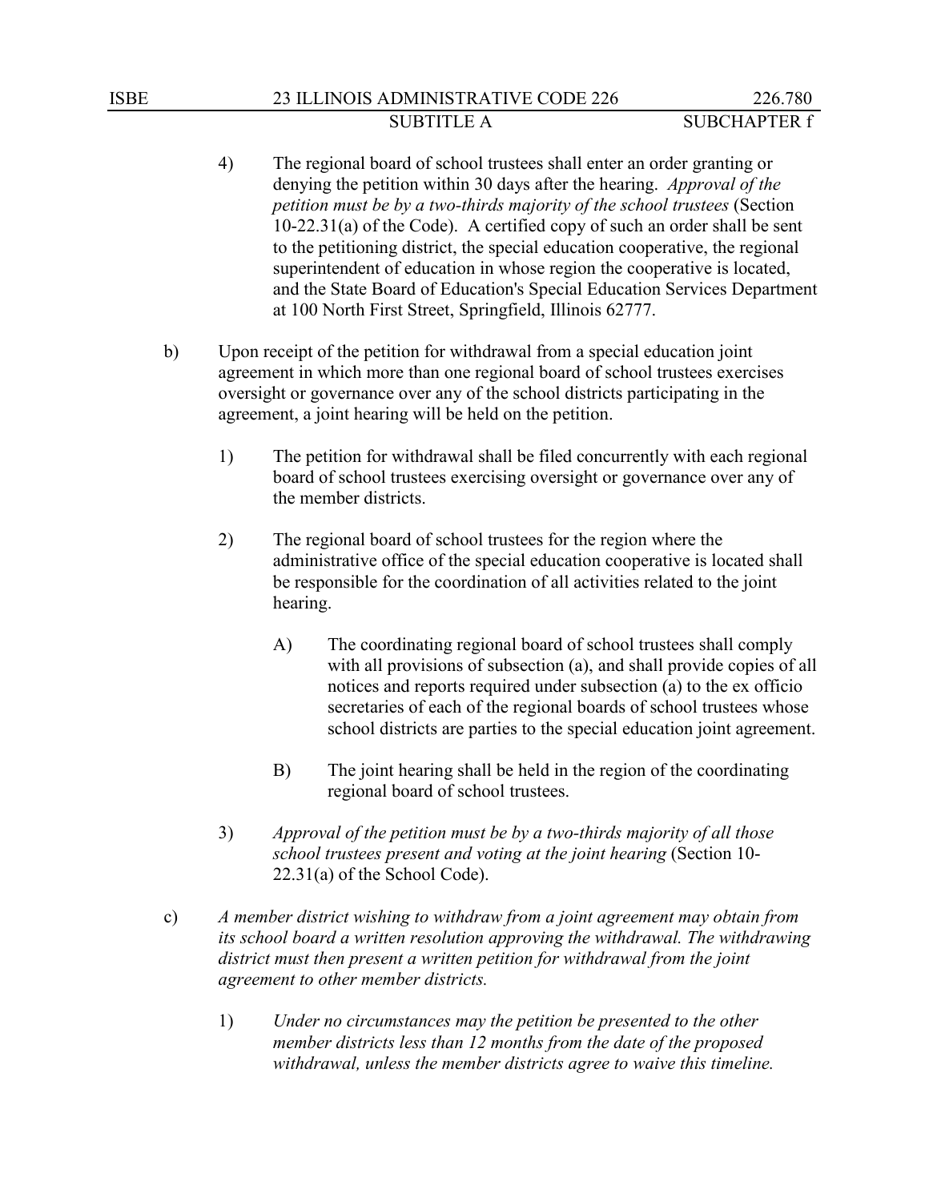4) The regional board of school trustees shall enter an order granting or denying the petition within 30 days after the hearing. *Approval of the petition must be by a two-thirds majority of the school trustees* (Section 10-22.31(a) of the Code). A certified copy of such an order shall be sent to the petitioning district, the special education cooperative, the regional superintendent of education in whose region the cooperative is located, and the State Board of Education's Special Education Services Department at 100 North First Street, Springfield, Illinois 62777.

b) Upon receipt of the petition for withdrawal from a special education joint agreement in which more than one regional board of school trustees exercises oversight or governance over any of the school districts participating in the agreement, a joint hearing will be held on the petition.

1) The petition for withdrawal shall be filed concurrently with each regional board of school trustees exercising oversight or governance over any of the member districts.

2) The regional board of school trustees for the region where the administrative office of the special education cooperative is located shall be responsible for the coordination of all activities related to the joint hearing.

A) The coordinating regional board of school trustees shall comply with all provisions of subsection (a), and shall provide copies of all notices and reports required under subsection (a) to the ex officio secretaries of each of the regional boards of school trustees whose school districts are parties to the special education joint agreement.

B) The joint hearing shall be held in the region of the coordinating regional board of school trustees.

3) *Approval of the petition must be by a two-thirds majority of all those school trustees present and voting at the joint hearing* (Section 10-22.31(a) of the School Code).

c) *A member district wishing to withdraw from a joint agreement may obtain from its school board a written resolution approving the withdrawal. The withdrawing district must then present a written petition for withdrawal from the joint agreement to other member districts.*

1) *Under no circumstances may the petition be presented to the other member districts less than 12 months from the date of the proposed withdrawal, unless the member districts agree to waive this timeline.*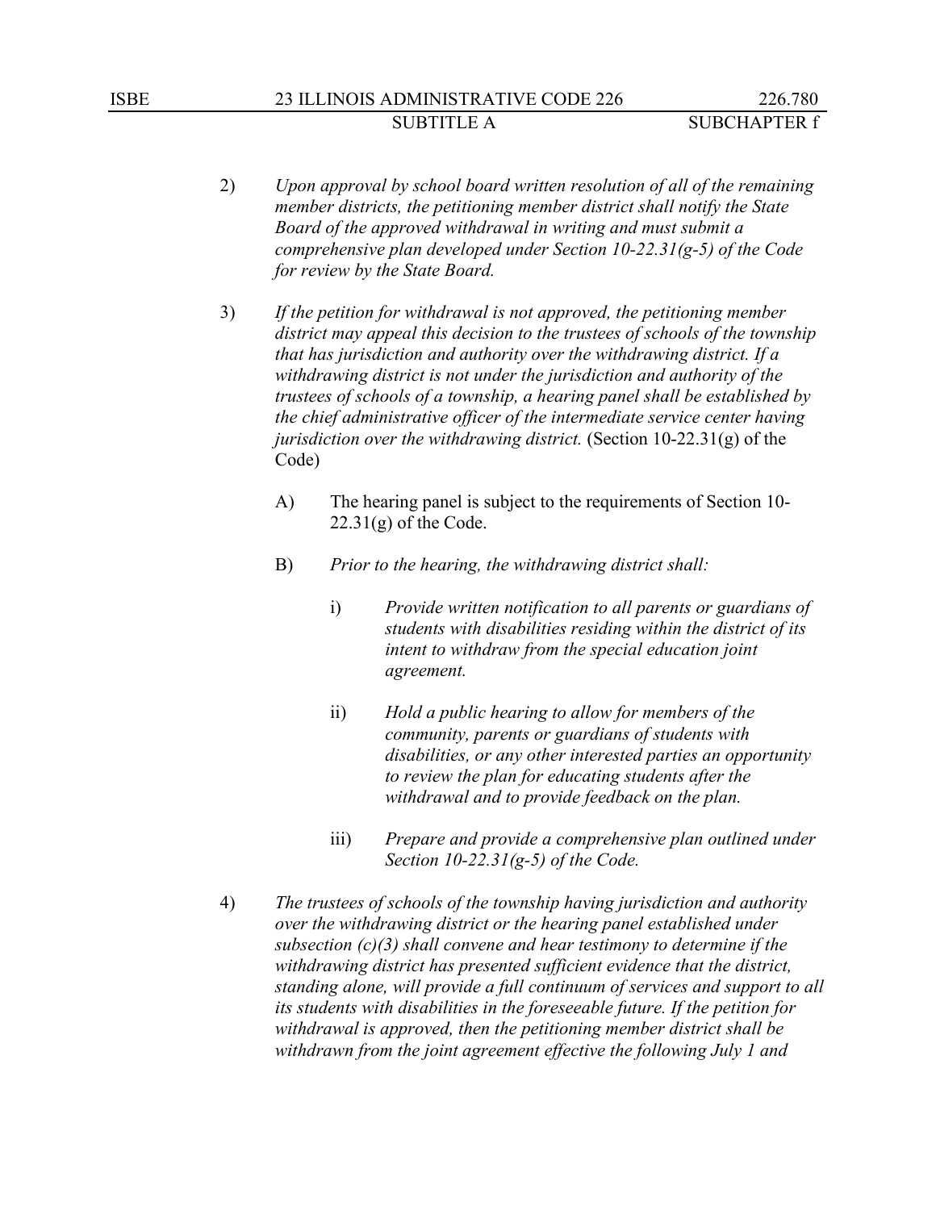2) *Upon approval by school board written resolution of all of the remaining member districts, the petitioning member district shall notify the State Board of the approved withdrawal in writing and must submit a comprehensive plan developed under Section 10-22.31(g-5) of the Code for review by the State Board.*

3) *If the petition for withdrawal is not approved, the petitioning member district may appeal this decision to the trustees of schools of the township that has jurisdiction and authority over the withdrawing district. If a withdrawing district is not under the jurisdiction and authority of the trustees of schools of a township, a hearing panel shall be established by the chief administrative officer of the intermediate service center having jurisdiction over the withdrawing district.* (Section 10-22.31(g) of the Code)

   A) The hearing panel is subject to the requirements of Section 10-22.31(g) of the Code.

   B) *Prior to the hearing, the withdrawing district shall:*

      i) *Provide written notification to all parents or guardians of students with disabilities residing within the district of its intent to withdraw from the special education joint agreement.*

      ii) *Hold a public hearing to allow for members of the community, parents or guardians of students with disabilities, or any other interested parties an opportunity to review the plan for educating students after the withdrawal and to provide feedback on the plan.*

      iii) *Prepare and provide a comprehensive plan outlined under Section 10-22.31(g-5) of the Code.*

4) *The trustees of schools of the township having jurisdiction and authority over the withdrawing district or the hearing panel established under subsection (c)(3) shall convene and hear testimony to determine if the withdrawing district has presented sufficient evidence that the district, standing alone, will provide a full continuum of services and support to all its students with disabilities in the foreseeable future. If the petition for withdrawal is approved, then the petitioning member district shall be withdrawn from the joint agreement effective the following July 1 and*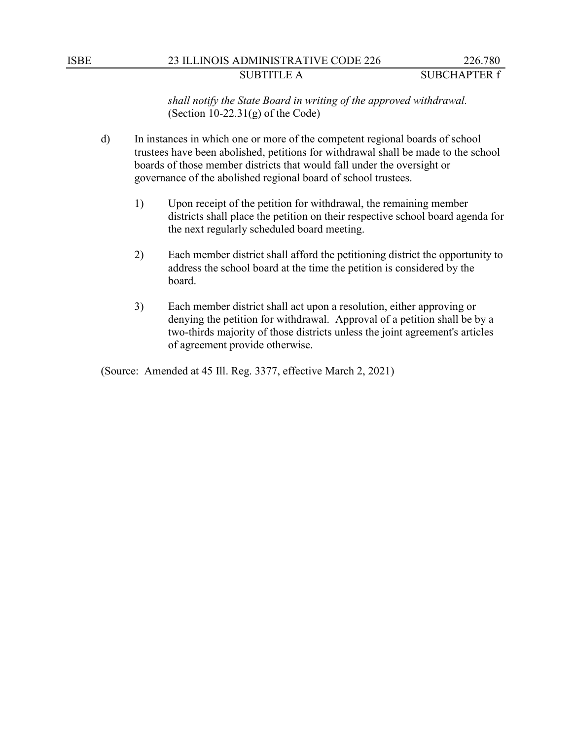*shall notify the State Board in writing of the approved withdrawal.* (Section 10-22.31(g) of the Code)

d) In instances in which one or more of the competent regional boards of school trustees have been abolished, petitions for withdrawal shall be made to the school boards of those member districts that would fall under the oversight or governance of the abolished regional board of school trustees.

1) Upon receipt of the petition for withdrawal, the remaining member districts shall place the petition on their respective school board agenda for the next regularly scheduled board meeting.

2) Each member district shall afford the petitioning district the opportunity to address the school board at the time the petition is considered by the board.

3) Each member district shall act upon a resolution, either approving or denying the petition for withdrawal. Approval of a petition shall be by a two-thirds majority of those districts unless the joint agreement's articles of agreement provide otherwise.

(Source: Amended at 45 Ill. Reg. 3377, effective March 2, 2021)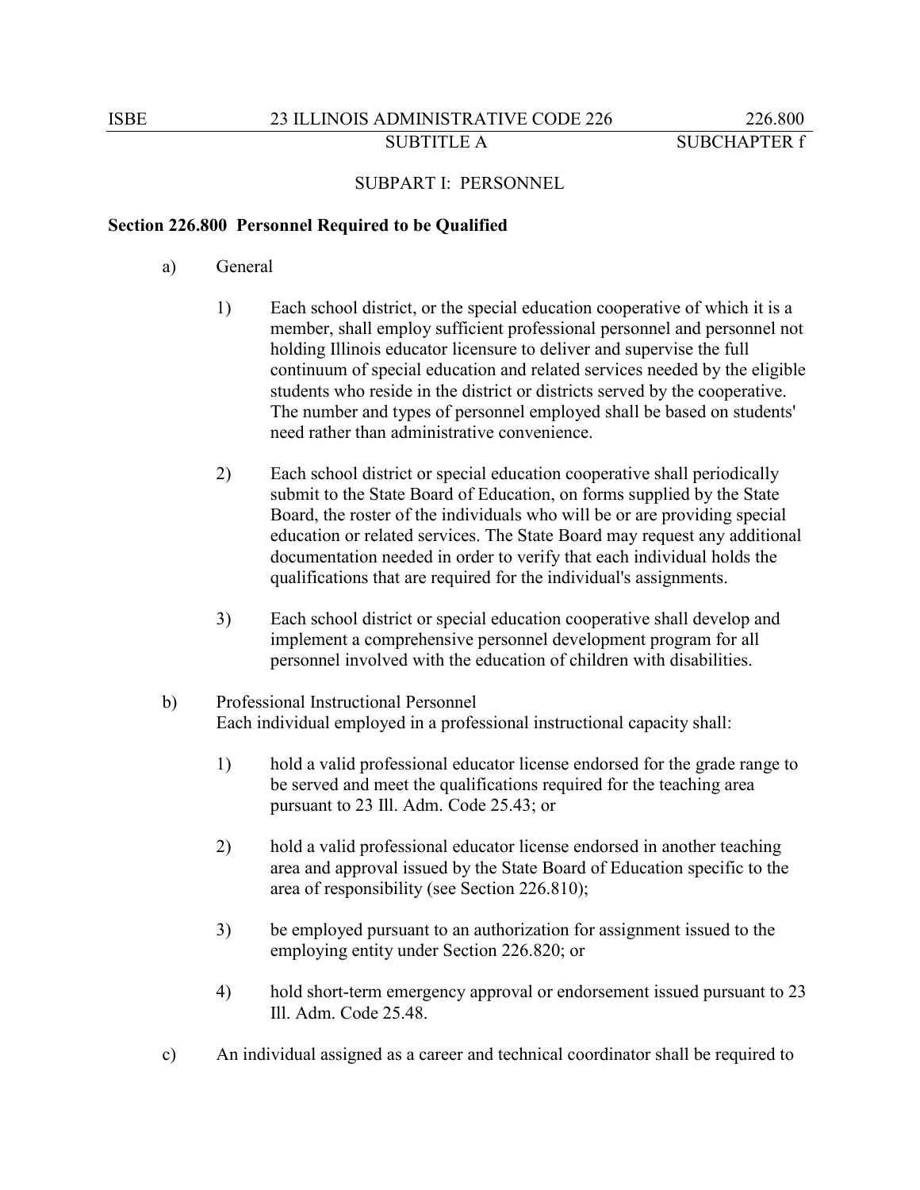## SUBPART I: PERSONNEL

### Section 226.800 Personnel Required to be Qualified

a) General

1) Each school district, or the special education cooperative of which it is a member, shall employ sufficient professional personnel and personnel not holding Illinois educator licensure to deliver and supervise the full continuum of special education and related services needed by the eligible students who reside in the district or districts served by the cooperative. The number and types of personnel employed shall be based on students' need rather than administrative convenience.

2) Each school district or special education cooperative shall periodically submit to the State Board of Education, on forms supplied by the State Board, the roster of the individuals who will be or are providing special education or related services. The State Board may request any additional documentation needed in order to verify that each individual holds the qualifications that are required for the individual's assignments.

3) Each school district or special education cooperative shall develop and implement a comprehensive personnel development program for all personnel involved with the education of children with disabilities.

b) Professional Instructional Personnel
Each individual employed in a professional instructional capacity shall:

1) hold a valid professional educator license endorsed for the grade range to be served and meet the qualifications required for the teaching area pursuant to 23 Ill. Adm. Code 25.43; or

2) hold a valid professional educator license endorsed in another teaching area and approval issued by the State Board of Education specific to the area of responsibility (see Section 226.810);

3) be employed pursuant to an authorization for assignment issued to the employing entity under Section 226.820; or

4) hold short-term emergency approval or endorsement issued pursuant to 23 Ill. Adm. Code 25.48.

c) An individual assigned as a career and technical coordinator shall be required to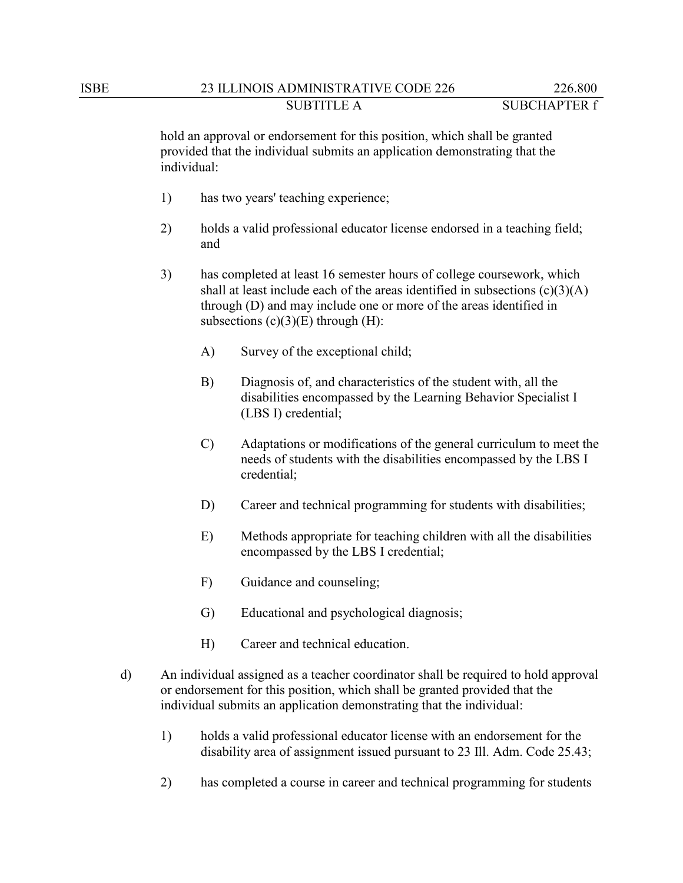hold an approval or endorsement for this position, which shall be granted provided that the individual submits an application demonstrating that the individual:

1) has two years' teaching experience;

2) holds a valid professional educator license endorsed in a teaching field; and

3) has completed at least 16 semester hours of college coursework, which shall at least include each of the areas identified in subsections (c)(3)(A) through (D) and may include one or more of the areas identified in subsections (c)(3)(E) through (H):

   A) Survey of the exceptional child;

   B) Diagnosis of, and characteristics of the student with, all the disabilities encompassed by the Learning Behavior Specialist I (LBS I) credential;

   C) Adaptations or modifications of the general curriculum to meet the needs of students with the disabilities encompassed by the LBS I credential;

   D) Career and technical programming for students with disabilities;

   E) Methods appropriate for teaching children with all the disabilities encompassed by the LBS I credential;

   F) Guidance and counseling;

   G) Educational and psychological diagnosis;

   H) Career and technical education.

d) An individual assigned as a teacher coordinator shall be required to hold approval or endorsement for this position, which shall be granted provided that the individual submits an application demonstrating that the individual:

1) holds a valid professional educator license with an endorsement for the disability area of assignment issued pursuant to 23 Ill. Adm. Code 25.43;

2) has completed a course in career and technical programming for students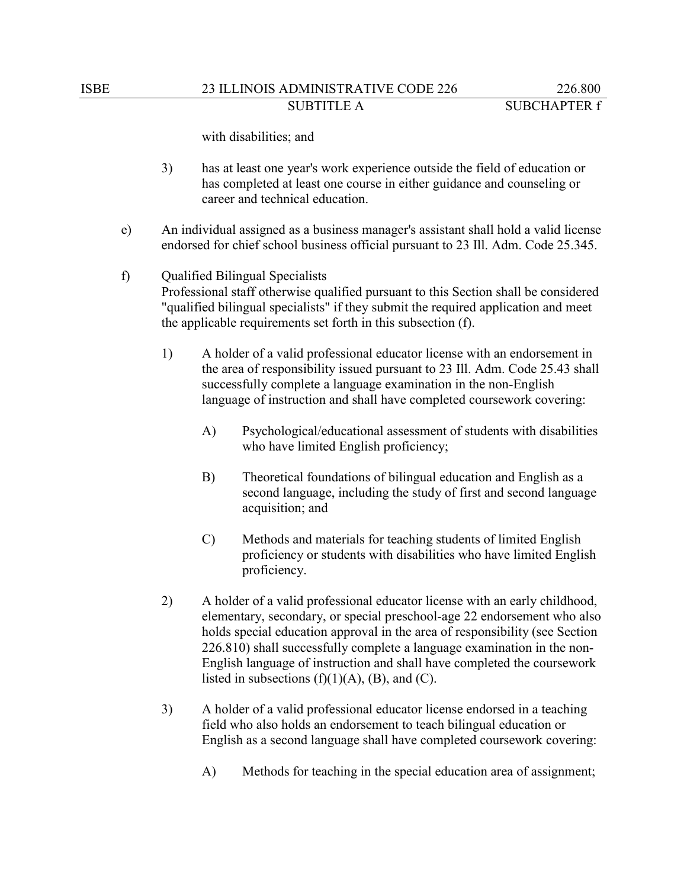with disabilities; and

3) has at least one year's work experience outside the field of education or has completed at least one course in either guidance and counseling or career and technical education.

e) An individual assigned as a business manager's assistant shall hold a valid license endorsed for chief school business official pursuant to 23 Ill. Adm. Code 25.345.

f) Qualified Bilingual Specialists
Professional staff otherwise qualified pursuant to this Section shall be considered "qualified bilingual specialists" if they submit the required application and meet the applicable requirements set forth in this subsection (f).

1) A holder of a valid professional educator license with an endorsement in the area of responsibility issued pursuant to 23 Ill. Adm. Code 25.43 shall successfully complete a language examination in the non-English language of instruction and shall have completed coursework covering:

   A) Psychological/educational assessment of students with disabilities who have limited English proficiency;

   B) Theoretical foundations of bilingual education and English as a second language, including the study of first and second language acquisition; and

   C) Methods and materials for teaching students of limited English proficiency or students with disabilities who have limited English proficiency.

2) A holder of a valid professional educator license with an early childhood, elementary, secondary, or special preschool-age 22 endorsement who also holds special education approval in the area of responsibility (see Section 226.810) shall successfully complete a language examination in the non-English language of instruction and shall have completed the coursework listed in subsections (f)(1)(A), (B), and (C).

3) A holder of a valid professional educator license endorsed in a teaching field who also holds an endorsement to teach bilingual education or English as a second language shall have completed coursework covering:

   A) Methods for teaching in the special education area of assignment;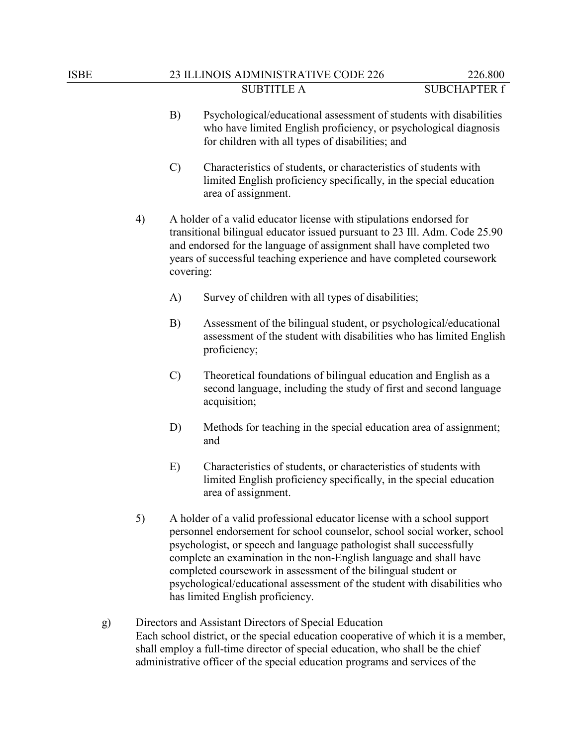B) Psychological/educational assessment of students with disabilities who have limited English proficiency, or psychological diagnosis for children with all types of disabilities; and

C) Characteristics of students, or characteristics of students with limited English proficiency specifically, in the special education area of assignment.

4) A holder of a valid educator license with stipulations endorsed for transitional bilingual educator issued pursuant to 23 Ill. Adm. Code 25.90 and endorsed for the language of assignment shall have completed two years of successful teaching experience and have completed coursework covering:

A) Survey of children with all types of disabilities;

B) Assessment of the bilingual student, or psychological/educational assessment of the student with disabilities who has limited English proficiency;

C) Theoretical foundations of bilingual education and English as a second language, including the study of first and second language acquisition;

D) Methods for teaching in the special education area of assignment; and

E) Characteristics of students, or characteristics of students with limited English proficiency specifically, in the special education area of assignment.

5) A holder of a valid professional educator license with a school support personnel endorsement for school counselor, school social worker, school psychologist, or speech and language pathologist shall successfully complete an examination in the non-English language and shall have completed coursework in assessment of the bilingual student or psychological/educational assessment of the student with disabilities who has limited English proficiency.

g) Directors and Assistant Directors of Special Education
Each school district, or the special education cooperative of which it is a member, shall employ a full-time director of special education, who shall be the chief administrative officer of the special education programs and services of the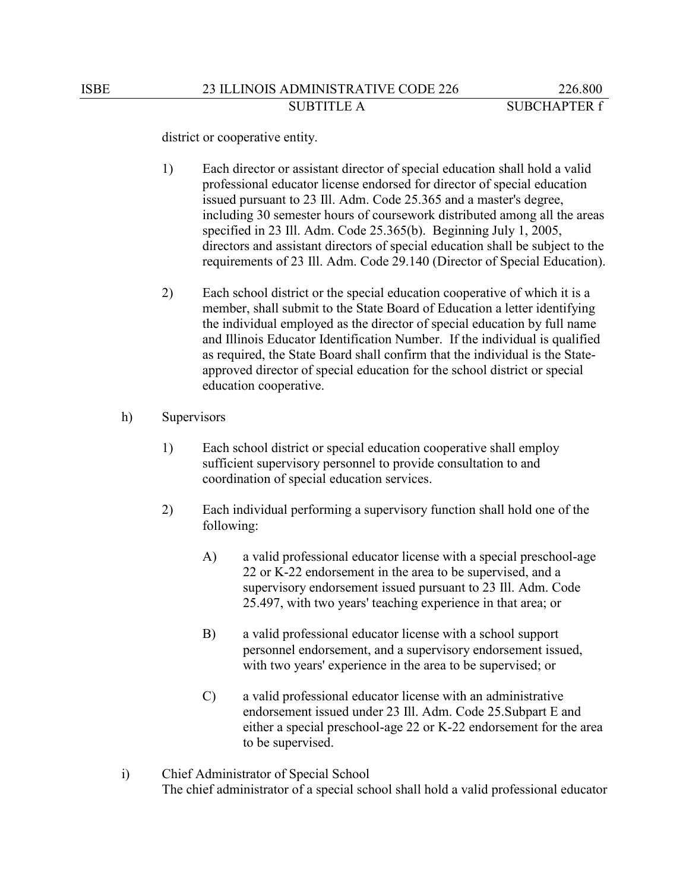district or cooperative entity.

1) Each director or assistant director of special education shall hold a valid professional educator license endorsed for director of special education issued pursuant to 23 Ill. Adm. Code 25.365 and a master's degree, including 30 semester hours of coursework distributed among all the areas specified in 23 Ill. Adm. Code 25.365(b). Beginning July 1, 2005, directors and assistant directors of special education shall be subject to the requirements of 23 Ill. Adm. Code 29.140 (Director of Special Education).

2) Each school district or the special education cooperative of which it is a member, shall submit to the State Board of Education a letter identifying the individual employed as the director of special education by full name and Illinois Educator Identification Number. If the individual is qualified as required, the State Board shall confirm that the individual is the State-approved director of special education for the school district or special education cooperative.

h) Supervisors

1) Each school district or special education cooperative shall employ sufficient supervisory personnel to provide consultation to and coordination of special education services.

2) Each individual performing a supervisory function shall hold one of the following:

A) a valid professional educator license with a special preschool-age 22 or K-22 endorsement in the area to be supervised, and a supervisory endorsement issued pursuant to 23 Ill. Adm. Code 25.497, with two years' teaching experience in that area; or

B) a valid professional educator license with a school support personnel endorsement, and a supervisory endorsement issued, with two years' experience in the area to be supervised; or

C) a valid professional educator license with an administrative endorsement issued under 23 Ill. Adm. Code 25.Subpart E and either a special preschool-age 22 or K-22 endorsement for the area to be supervised.

i) Chief Administrator of Special School

The chief administrator of a special school shall hold a valid professional educator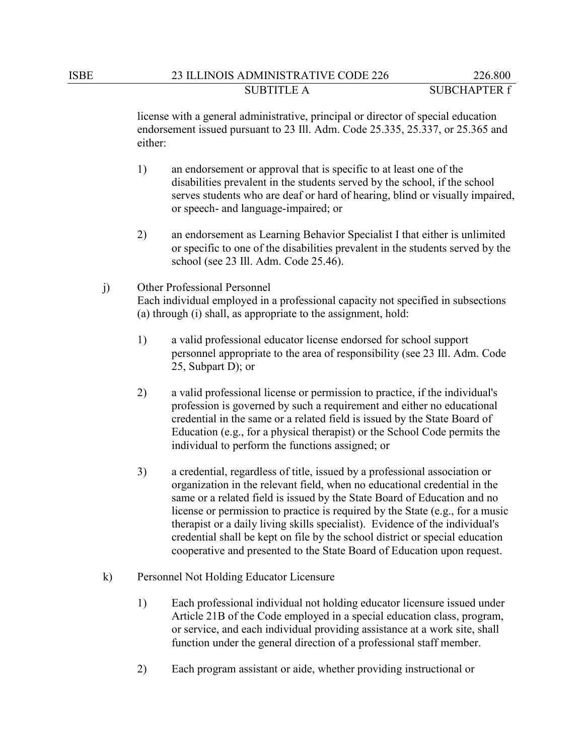license with a general administrative, principal or director of special education endorsement issued pursuant to 23 Ill. Adm. Code 25.335, 25.337, or 25.365 and either:

1) an endorsement or approval that is specific to at least one of the disabilities prevalent in the students served by the school, if the school serves students who are deaf or hard of hearing, blind or visually impaired, or speech- and language-impaired; or

2) an endorsement as Learning Behavior Specialist I that either is unlimited or specific to one of the disabilities prevalent in the students served by the school (see 23 Ill. Adm. Code 25.46).

j) Other Professional Personnel
Each individual employed in a professional capacity not specified in subsections (a) through (i) shall, as appropriate to the assignment, hold:

1) a valid professional educator license endorsed for school support personnel appropriate to the area of responsibility (see 23 Ill. Adm. Code 25, Subpart D); or

2) a valid professional license or permission to practice, if the individual's profession is governed by such a requirement and either no educational credential in the same or a related field is issued by the State Board of Education (e.g., for a physical therapist) or the School Code permits the individual to perform the functions assigned; or

3) a credential, regardless of title, issued by a professional association or organization in the relevant field, when no educational credential in the same or a related field is issued by the State Board of Education and no license or permission to practice is required by the State (e.g., for a music therapist or a daily living skills specialist). Evidence of the individual's credential shall be kept on file by the school district or special education cooperative and presented to the State Board of Education upon request.

k) Personnel Not Holding Educator Licensure

1) Each professional individual not holding educator licensure issued under Article 21B of the Code employed in a special education class, program, or service, and each individual providing assistance at a work site, shall function under the general direction of a professional staff member.

2) Each program assistant or aide, whether providing instructional or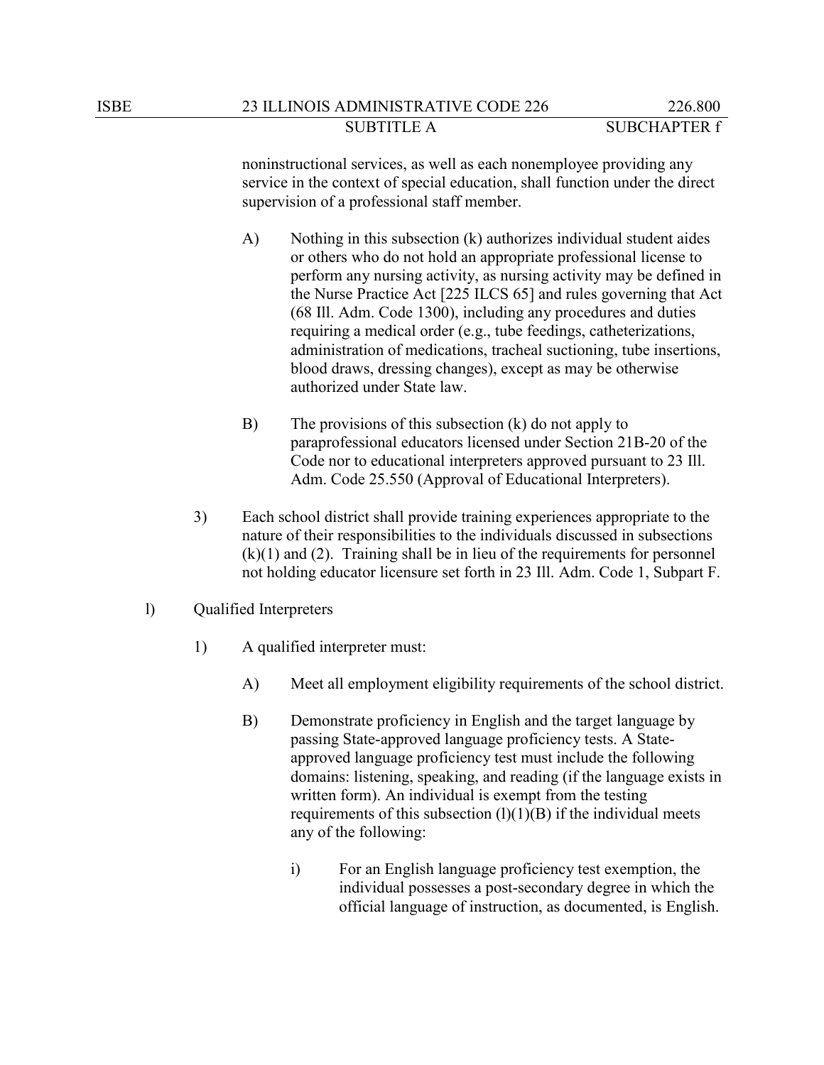noninstructional services, as well as each nonemployee providing any service in the context of special education, shall function under the direct supervision of a professional staff member.

A) Nothing in this subsection (k) authorizes individual student aides or others who do not hold an appropriate professional license to perform any nursing activity, as nursing activity may be defined in the Nurse Practice Act [225 ILCS 65] and rules governing that Act (68 Ill. Adm. Code 1300), including any procedures and duties requiring a medical order (e.g., tube feedings, catheterizations, administration of medications, tracheal suctioning, tube insertions, blood draws, dressing changes), except as may be otherwise authorized under State law.

B) The provisions of this subsection (k) do not apply to paraprofessional educators licensed under Section 21B-20 of the Code nor to educational interpreters approved pursuant to 23 Ill. Adm. Code 25.550 (Approval of Educational Interpreters).

3) Each school district shall provide training experiences appropriate to the nature of their responsibilities to the individuals discussed in subsections (k)(1) and (2). Training shall be in lieu of the requirements for personnel not holding educator licensure set forth in 23 Ill. Adm. Code 1, Subpart F.

l) Qualified Interpreters

1) A qualified interpreter must:

A) Meet all employment eligibility requirements of the school district.

B) Demonstrate proficiency in English and the target language by passing State-approved language proficiency tests. A State-approved language proficiency test must include the following domains: listening, speaking, and reading (if the language exists in written form). An individual is exempt from the testing requirements of this subsection (l)(1)(B) if the individual meets any of the following:

i) For an English language proficiency test exemption, the individual possesses a post-secondary degree in which the official language of instruction, as documented, is English.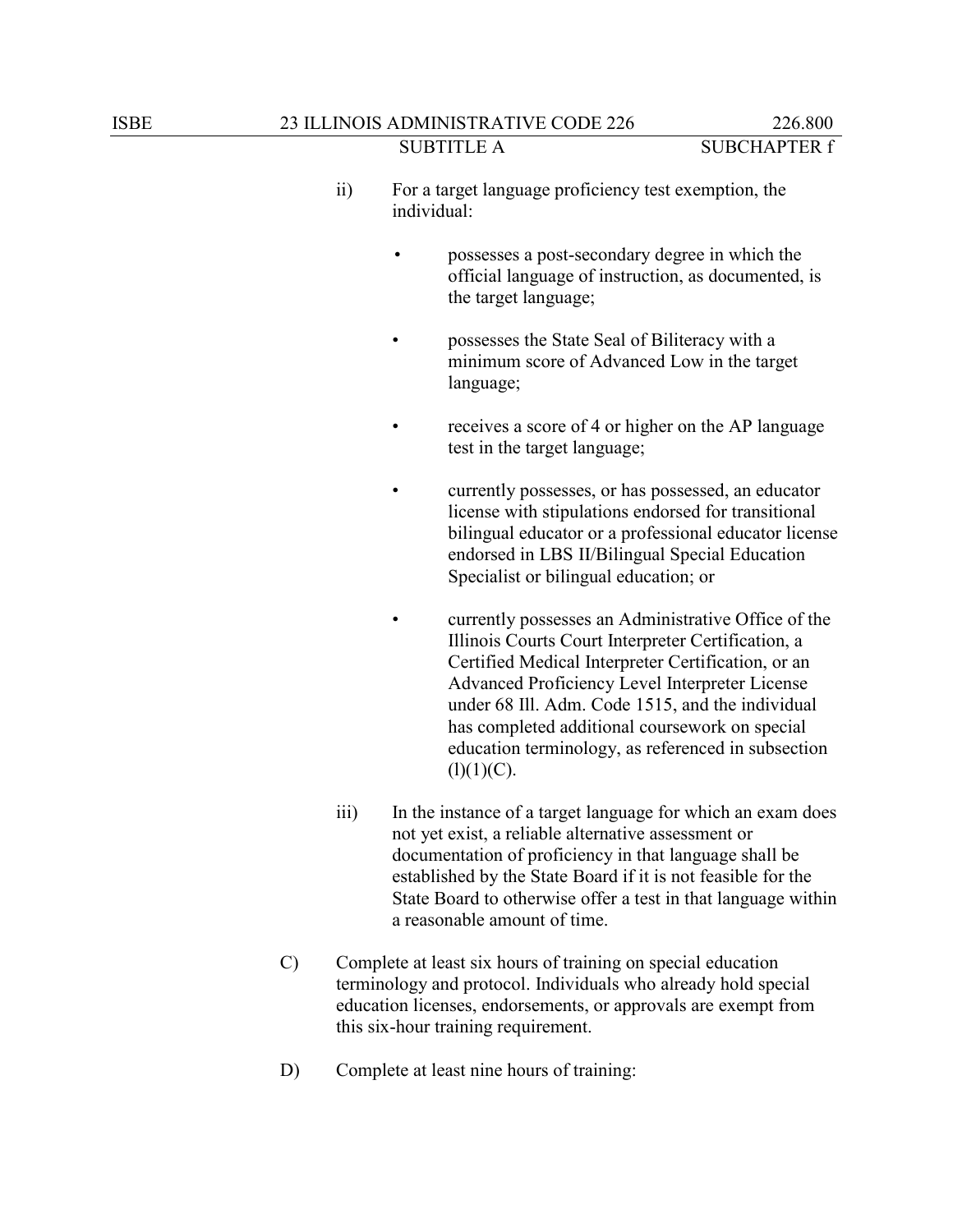ii) For a target language proficiency test exemption, the individual:

- possesses a post-secondary degree in which the official language of instruction, as documented, is the target language;
- possesses the State Seal of Biliteracy with a minimum score of Advanced Low in the target language;
- receives a score of 4 or higher on the AP language test in the target language;
- currently possesses, or has possessed, an educator license with stipulations endorsed for transitional bilingual educator or a professional educator license endorsed in LBS II/Bilingual Special Education Specialist or bilingual education; or
- currently possesses an Administrative Office of the Illinois Courts Court Interpreter Certification, a Certified Medical Interpreter Certification, or an Advanced Proficiency Level Interpreter License under 68 Ill. Adm. Code 1515, and the individual has completed additional coursework on special education terminology, as referenced in subsection (l)(1)(C).

iii) In the instance of a target language for which an exam does not yet exist, a reliable alternative assessment or documentation of proficiency in that language shall be established by the State Board if it is not feasible for the State Board to otherwise offer a test in that language within a reasonable amount of time.

C) Complete at least six hours of training on special education terminology and protocol. Individuals who already hold special education licenses, endorsements, or approvals are exempt from this six-hour training requirement.

D) Complete at least nine hours of training: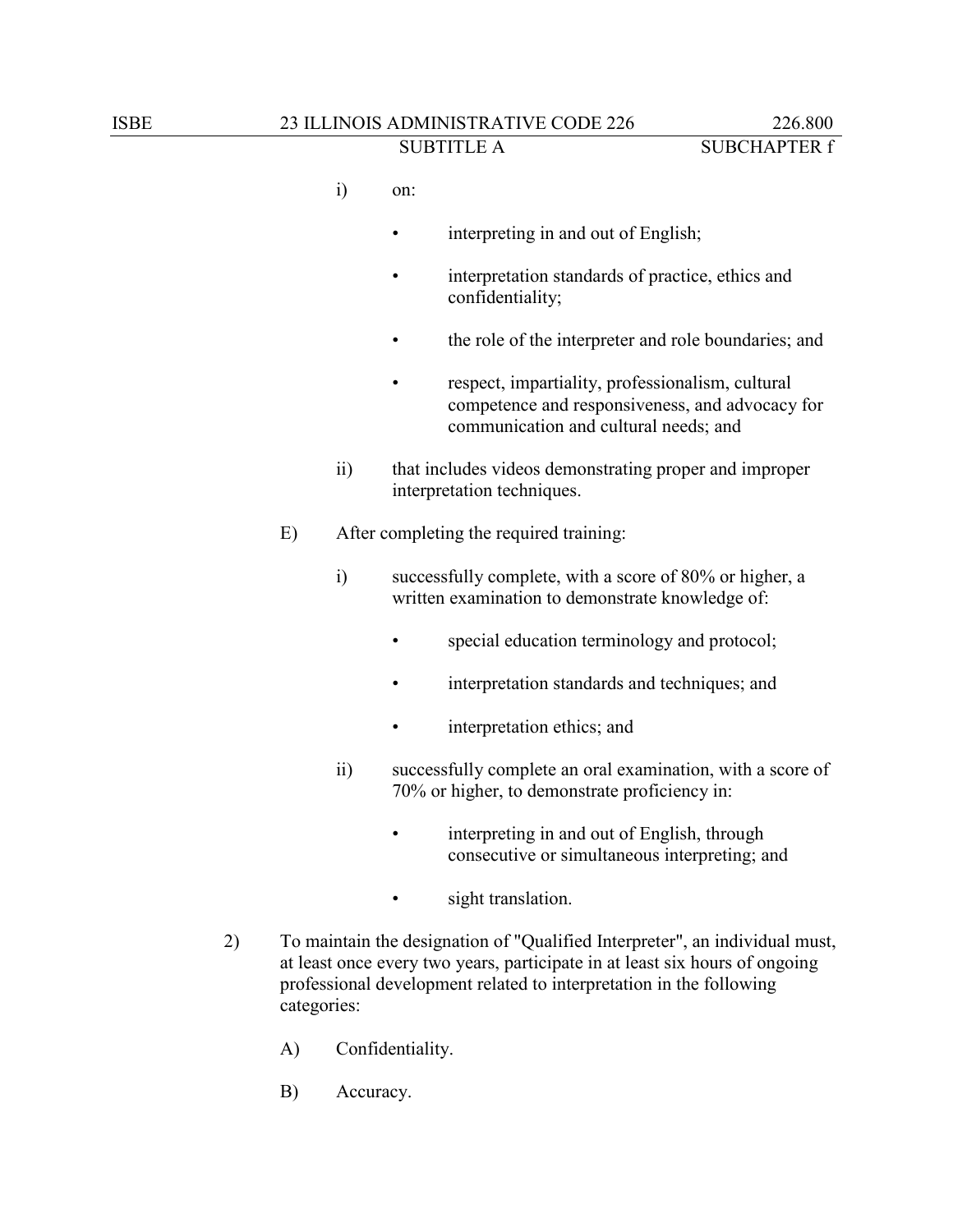i) on:

- interpreting in and out of English;
- interpretation standards of practice, ethics and confidentiality;
- the role of the interpreter and role boundaries; and
- respect, impartiality, professionalism, cultural competence and responsiveness, and advocacy for communication and cultural needs; and

ii) that includes videos demonstrating proper and improper interpretation techniques.

E) After completing the required training:

i) successfully complete, with a score of 80% or higher, a written examination to demonstrate knowledge of:

- special education terminology and protocol;
- interpretation standards and techniques; and
- interpretation ethics; and

ii) successfully complete an oral examination, with a score of 70% or higher, to demonstrate proficiency in:

- interpreting in and out of English, through consecutive or simultaneous interpreting; and
- sight translation.

2) To maintain the designation of "Qualified Interpreter", an individual must, at least once every two years, participate in at least six hours of ongoing professional development related to interpretation in the following categories:

A) Confidentiality.

B) Accuracy.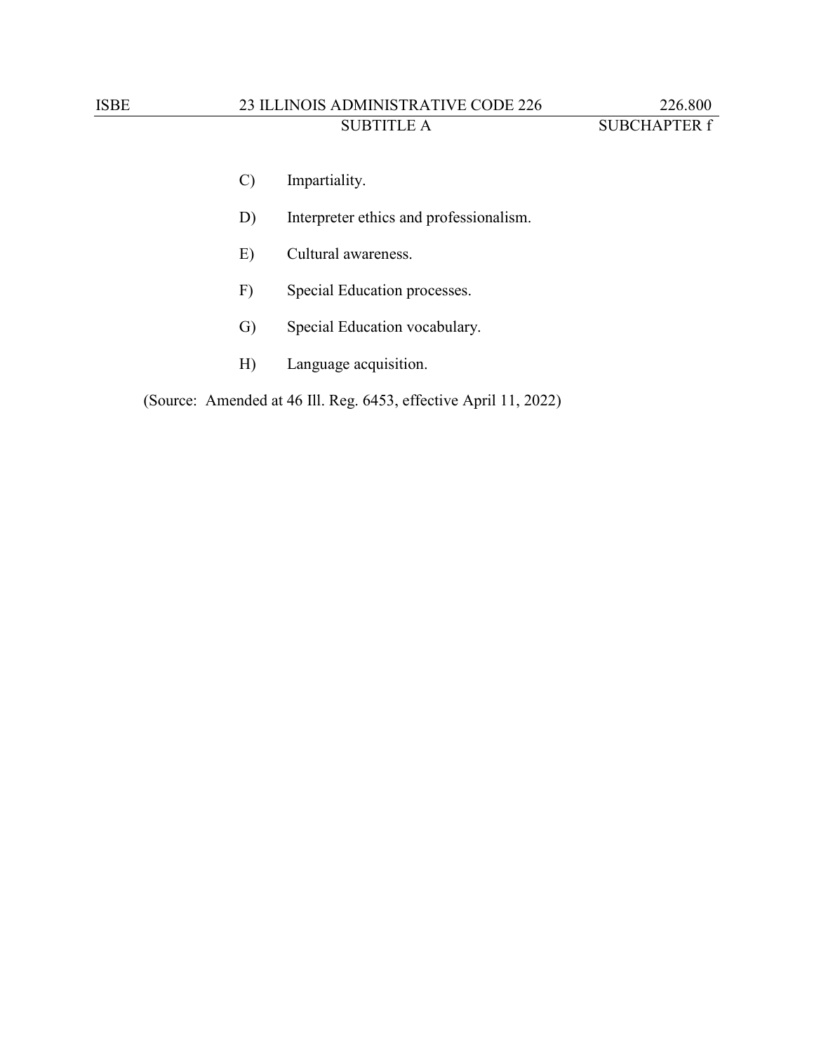C) Impartiality.

D) Interpreter ethics and professionalism.

E) Cultural awareness.

F) Special Education processes.

G) Special Education vocabulary.

H) Language acquisition.

(Source: Amended at 46 Ill. Reg. 6453, effective April 11, 2022)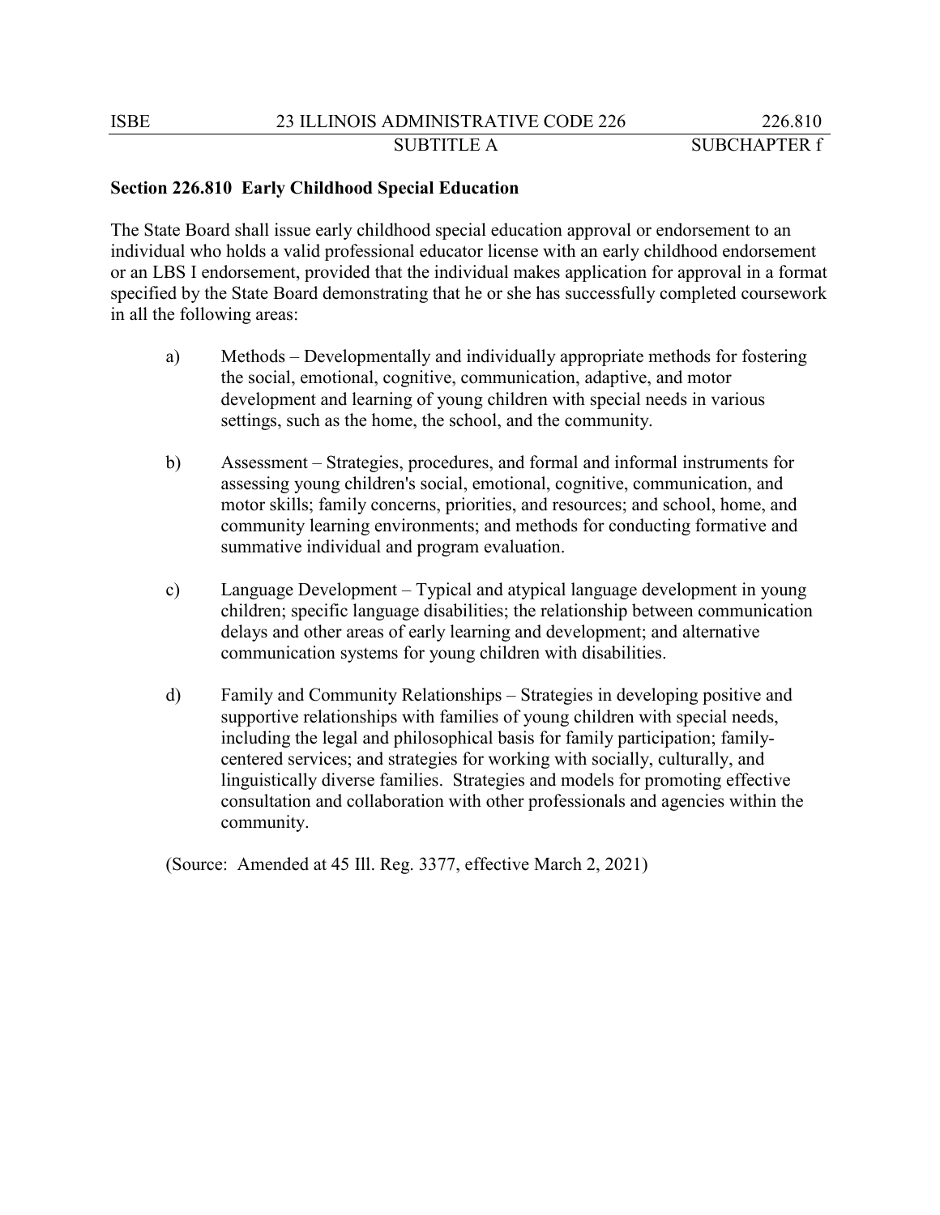## Section 226.810 Early Childhood Special Education

The State Board shall issue early childhood special education approval or endorsement to an individual who holds a valid professional educator license with an early childhood endorsement or an LBS I endorsement, provided that the individual makes application for approval in a format specified by the State Board demonstrating that he or she has successfully completed coursework in all the following areas:

a) Methods – Developmentally and individually appropriate methods for fostering the social, emotional, cognitive, communication, adaptive, and motor development and learning of young children with special needs in various settings, such as the home, the school, and the community.

b) Assessment – Strategies, procedures, and formal and informal instruments for assessing young children's social, emotional, cognitive, communication, and motor skills; family concerns, priorities, and resources; and school, home, and community learning environments; and methods for conducting formative and summative individual and program evaluation.

c) Language Development – Typical and atypical language development in young children; specific language disabilities; the relationship between communication delays and other areas of early learning and development; and alternative communication systems for young children with disabilities.

d) Family and Community Relationships – Strategies in developing positive and supportive relationships with families of young children with special needs, including the legal and philosophical basis for family participation; family-centered services; and strategies for working with socially, culturally, and linguistically diverse families. Strategies and models for promoting effective consultation and collaboration with other professionals and agencies within the community.

(Source: Amended at 45 Ill. Reg. 3377, effective March 2, 2021)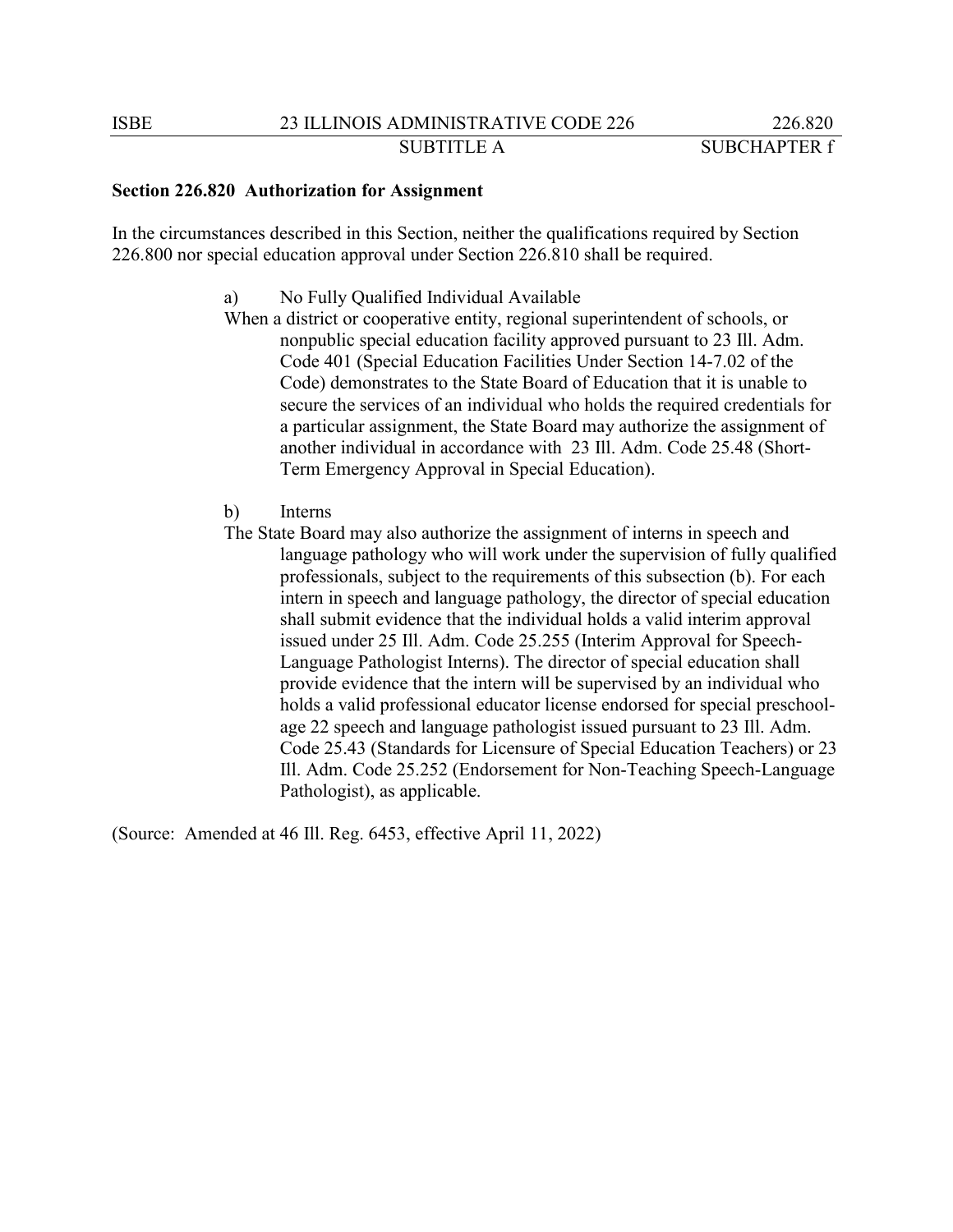**Section 226.820 Authorization for Assignment**

In the circumstances described in this Section, neither the qualifications required by Section 226.800 nor special education approval under Section 226.810 shall be required.

a) No Fully Qualified Individual Available

When a district or cooperative entity, regional superintendent of schools, or nonpublic special education facility approved pursuant to 23 Ill. Adm. Code 401 (Special Education Facilities Under Section 14-7.02 of the Code) demonstrates to the State Board of Education that it is unable to secure the services of an individual who holds the required credentials for a particular assignment, the State Board may authorize the assignment of another individual in accordance with 23 Ill. Adm. Code 25.48 (Short-Term Emergency Approval in Special Education).

b) Interns

The State Board may also authorize the assignment of interns in speech and language pathology who will work under the supervision of fully qualified professionals, subject to the requirements of this subsection (b). For each intern in speech and language pathology, the director of special education shall submit evidence that the individual holds a valid interim approval issued under 25 Ill. Adm. Code 25.255 (Interim Approval for Speech-Language Pathologist Interns). The director of special education shall provide evidence that the intern will be supervised by an individual who holds a valid professional educator license endorsed for special preschool-age 22 speech and language pathologist issued pursuant to 23 Ill. Adm. Code 25.43 (Standards for Licensure of Special Education Teachers) or 23 Ill. Adm. Code 25.252 (Endorsement for Non-Teaching Speech-Language Pathologist), as applicable.

(Source: Amended at 46 Ill. Reg. 6453, effective April 11, 2022)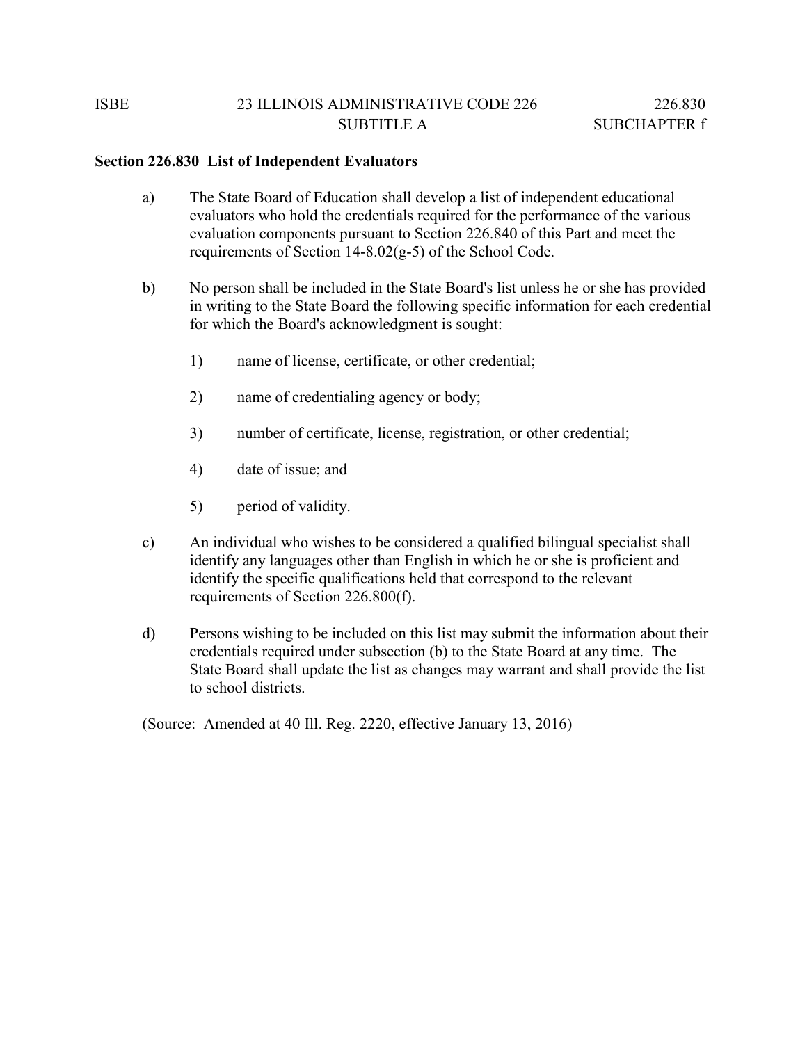**Section 226.830 List of Independent Evaluators**

a) The State Board of Education shall develop a list of independent educational evaluators who hold the credentials required for the performance of the various evaluation components pursuant to Section 226.840 of this Part and meet the requirements of Section 14-8.02(g-5) of the School Code.

b) No person shall be included in the State Board's list unless he or she has provided in writing to the State Board the following specific information for each credential for which the Board's acknowledgment is sought:

1) name of license, certificate, or other credential;

2) name of credentialing agency or body;

3) number of certificate, license, registration, or other credential;

4) date of issue; and

5) period of validity.

c) An individual who wishes to be considered a qualified bilingual specialist shall identify any languages other than English in which he or she is proficient and identify the specific qualifications held that correspond to the relevant requirements of Section 226.800(f).

d) Persons wishing to be included on this list may submit the information about their credentials required under subsection (b) to the State Board at any time. The State Board shall update the list as changes may warrant and shall provide the list to school districts.

(Source: Amended at 40 Ill. Reg. 2220, effective January 13, 2016)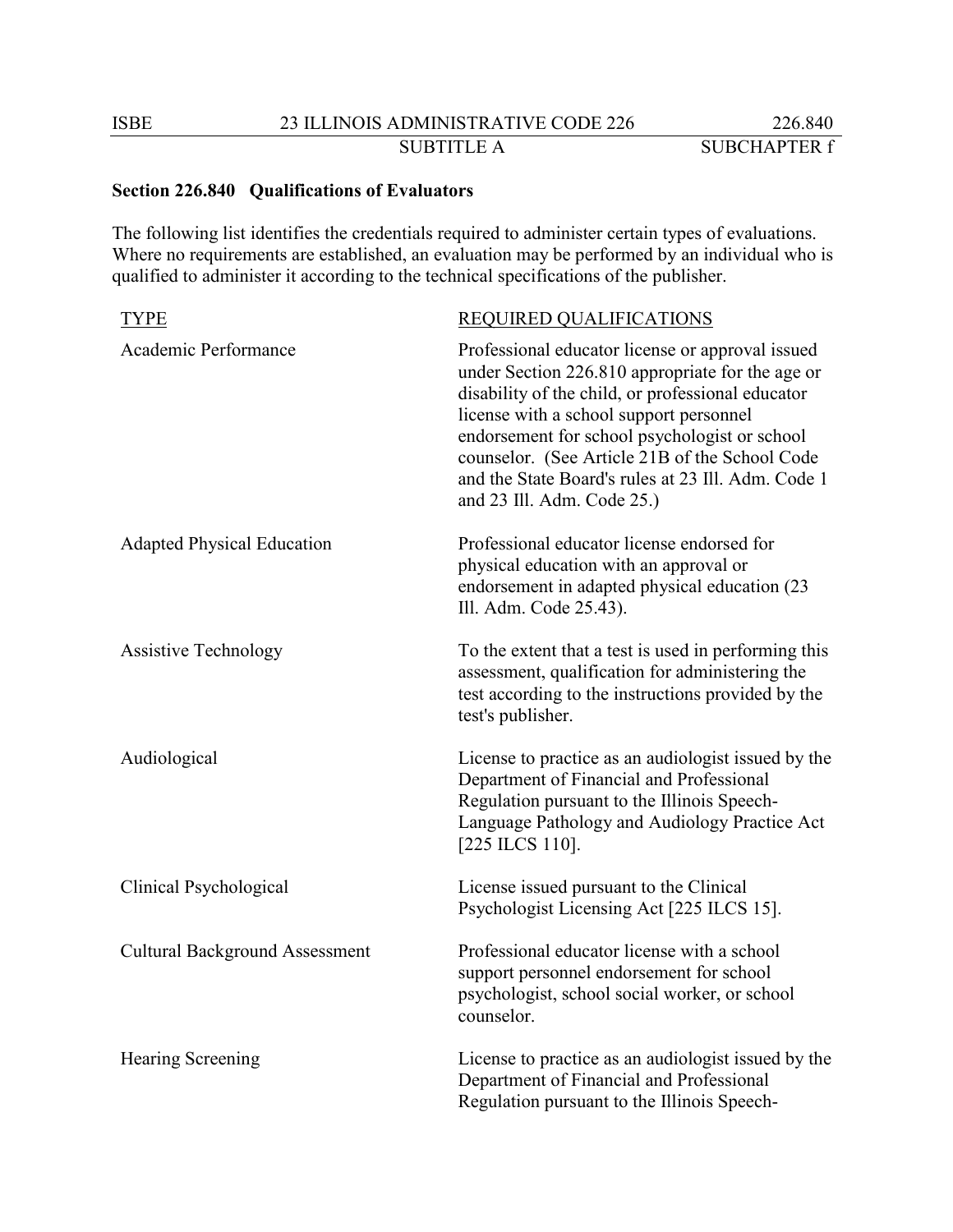## Section 226.840 Qualifications of Evaluators

The following list identifies the credentials required to administer certain types of evaluations. Where no requirements are established, an evaluation may be performed by an individual who is qualified to administer it according to the technical specifications of the publisher.

| TYPE | REQUIRED QUALIFICATIONS |
|---|---|
| Academic Performance | Professional educator license or approval issued under Section 226.810 appropriate for the age or disability of the child, or professional educator license with a school support personnel endorsement for school psychologist or school counselor. (See Article 21B of the School Code and the State Board's rules at 23 Ill. Adm. Code 1 and 23 Ill. Adm. Code 25.) |
| Adapted Physical Education | Professional educator license endorsed for physical education with an approval or endorsement in adapted physical education (23 Ill. Adm. Code 25.43). |
| Assistive Technology | To the extent that a test is used in performing this assessment, qualification for administering the test according to the instructions provided by the test's publisher. |
| Audiological | License to practice as an audiologist issued by the Department of Financial and Professional Regulation pursuant to the Illinois Speech-Language Pathology and Audiology Practice Act [225 ILCS 110]. |
| Clinical Psychological | License issued pursuant to the Clinical Psychologist Licensing Act [225 ILCS 15]. |
| Cultural Background Assessment | Professional educator license with a school support personnel endorsement for school psychologist, school social worker, or school counselor. |
| Hearing Screening | License to practice as an audiologist issued by the Department of Financial and Professional Regulation pursuant to the Illinois Speech- |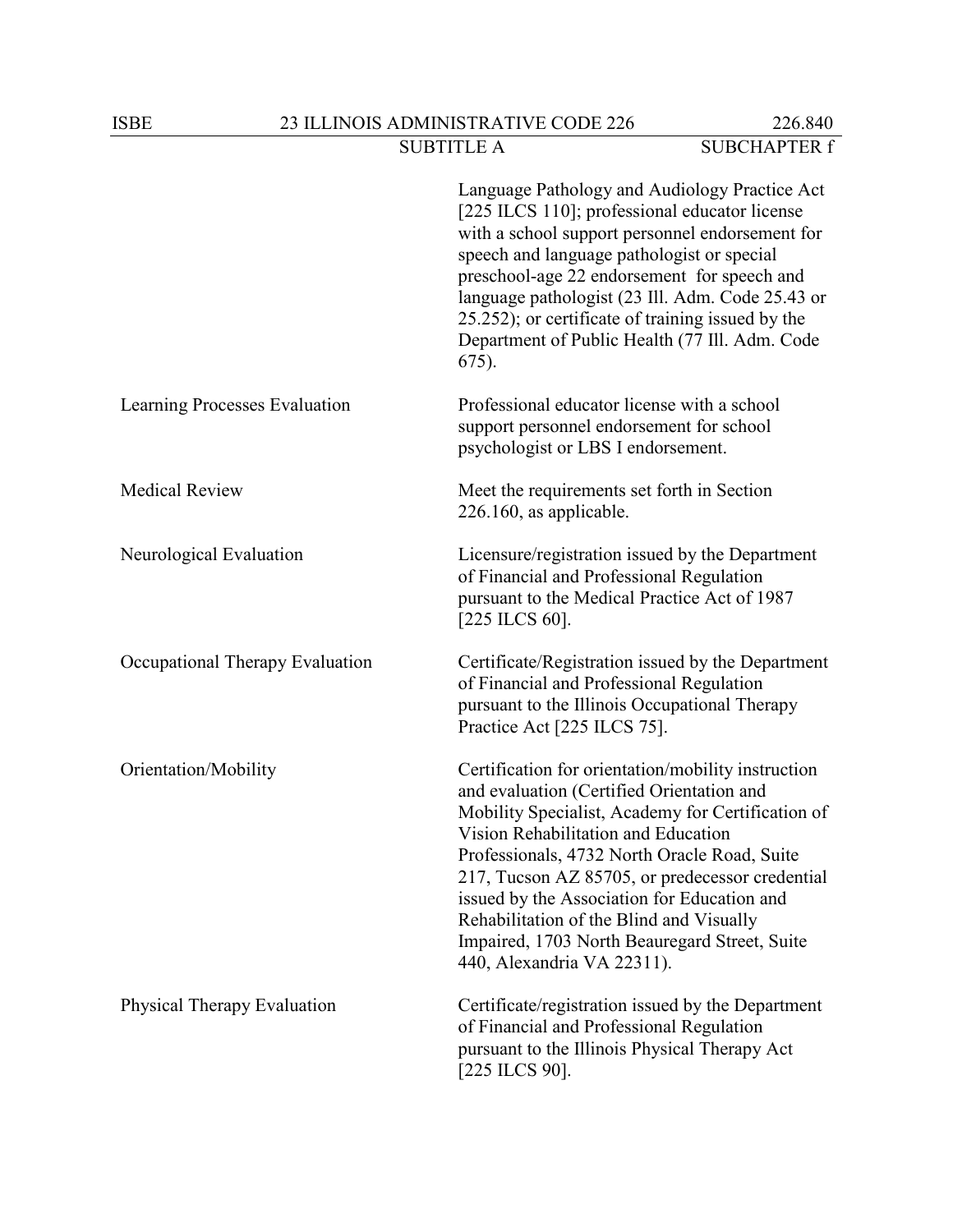| | |
|---|---|
| | Language Pathology and Audiology Practice Act [225 ILCS 110]; professional educator license with a school support personnel endorsement for speech and language pathologist or special preschool-age 22 endorsement for speech and language pathologist (23 Ill. Adm. Code 25.43 or 25.252); or certificate of training issued by the Department of Public Health (77 Ill. Adm. Code 675). |
| Learning Processes Evaluation | Professional educator license with a school support personnel endorsement for school psychologist or LBS I endorsement. |
| Medical Review | Meet the requirements set forth in Section 226.160, as applicable. |
| Neurological Evaluation | Licensure/registration issued by the Department of Financial and Professional Regulation pursuant to the Medical Practice Act of 1987 [225 ILCS 60]. |
| Occupational Therapy Evaluation | Certificate/Registration issued by the Department of Financial and Professional Regulation pursuant to the Illinois Occupational Therapy Practice Act [225 ILCS 75]. |
| Orientation/Mobility | Certification for orientation/mobility instruction and evaluation (Certified Orientation and Mobility Specialist, Academy for Certification of Vision Rehabilitation and Education Professionals, 4732 North Oracle Road, Suite 217, Tucson AZ 85705, or predecessor credential issued by the Association for Education and Rehabilitation of the Blind and Visually Impaired, 1703 North Beauregard Street, Suite 440, Alexandria VA 22311). |
| Physical Therapy Evaluation | Certificate/registration issued by the Department of Financial and Professional Regulation pursuant to the Illinois Physical Therapy Act [225 ILCS 90]. |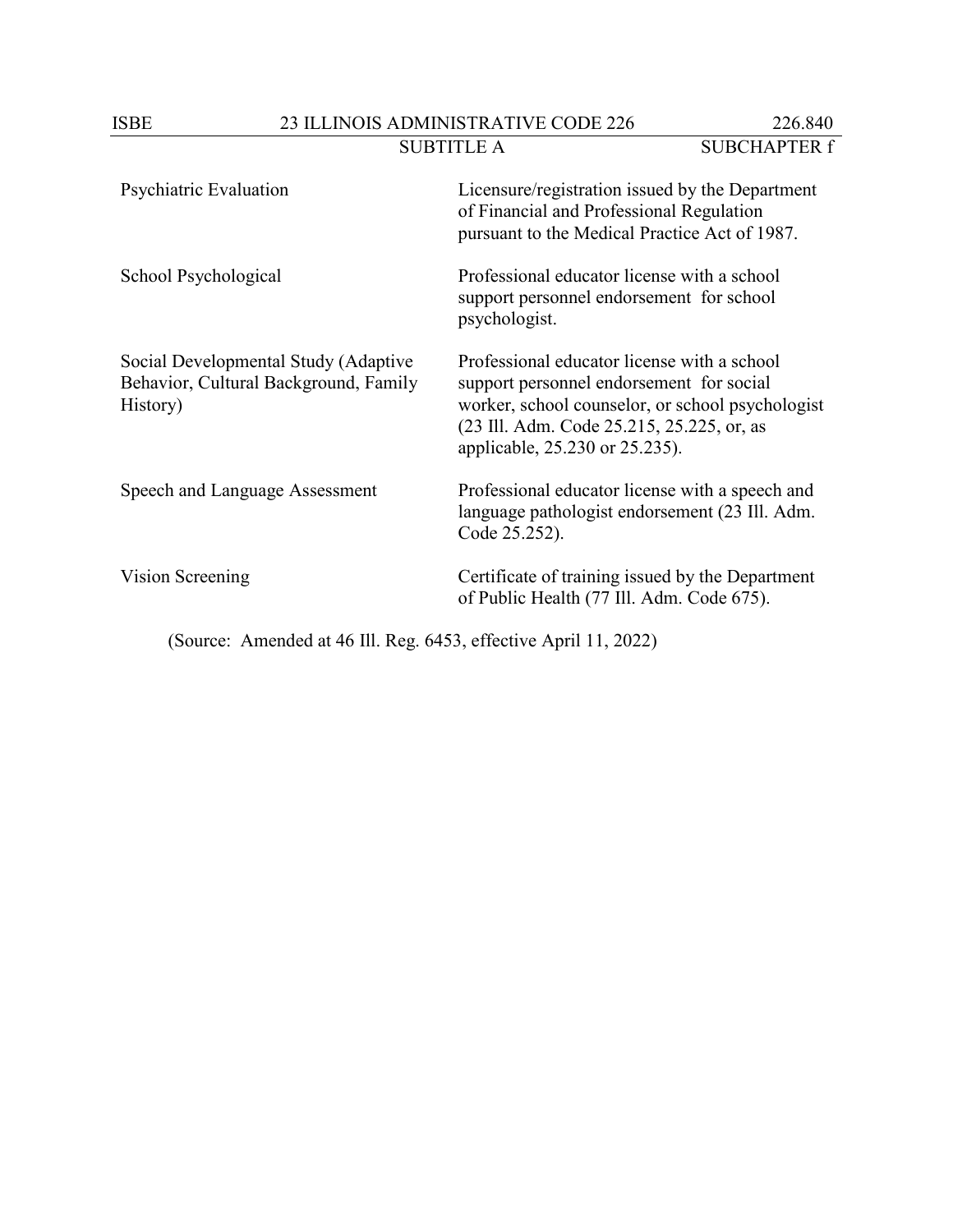| | |
|---|---|
| Psychiatric Evaluation | Licensure/registration issued by the Department of Financial and Professional Regulation pursuant to the Medical Practice Act of 1987. |
| School Psychological | Professional educator license with a school support personnel endorsement for school psychologist. |
| Social Developmental Study (Adaptive Behavior, Cultural Background, Family History) | Professional educator license with a school support personnel endorsement for social worker, school counselor, or school psychologist (23 Ill. Adm. Code 25.215, 25.225, or, as applicable, 25.230 or 25.235). |
| Speech and Language Assessment | Professional educator license with a speech and language pathologist endorsement (23 Ill. Adm. Code 25.252). |
| Vision Screening | Certificate of training issued by the Department of Public Health (77 Ill. Adm. Code 675). |

(Source: Amended at 46 Ill. Reg. 6453, effective April 11, 2022)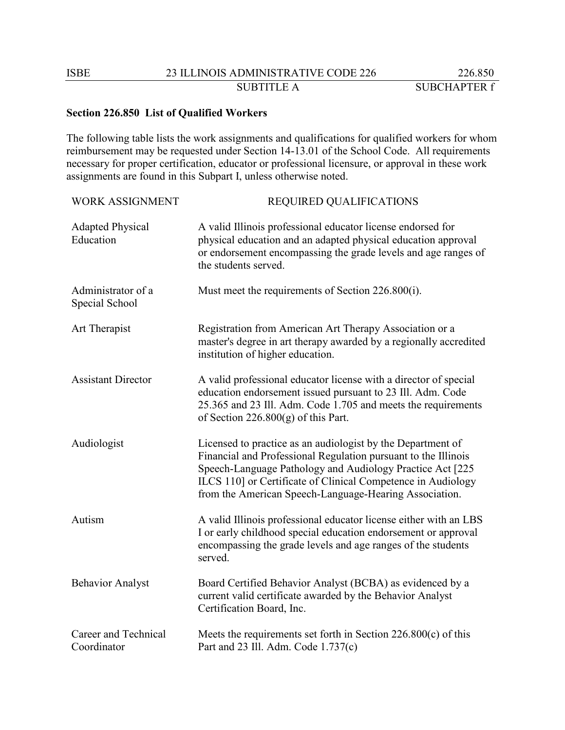**Section 226.850 List of Qualified Workers**

The following table lists the work assignments and qualifications for qualified workers for whom reimbursement may be requested under Section 14-13.01 of the School Code. All requirements necessary for proper certification, educator or professional licensure, or approval in these work assignments are found in this Subpart I, unless otherwise noted.

| WORK ASSIGNMENT | REQUIRED QUALIFICATIONS |
|---|---|
| Adapted Physical Education | A valid Illinois professional educator license endorsed for physical education and an adapted physical education approval or endorsement encompassing the grade levels and age ranges of the students served. |
| Administrator of a Special School | Must meet the requirements of Section 226.800(i). |
| Art Therapist | Registration from American Art Therapy Association or a master's degree in art therapy awarded by a regionally accredited institution of higher education. |
| Assistant Director | A valid professional educator license with a director of special education endorsement issued pursuant to 23 Ill. Adm. Code 25.365 and 23 Ill. Adm. Code 1.705 and meets the requirements of Section 226.800(g) of this Part. |
| Audiologist | Licensed to practice as an audiologist by the Department of Financial and Professional Regulation pursuant to the Illinois Speech-Language Pathology and Audiology Practice Act [225 ILCS 110] or Certificate of Clinical Competence in Audiology from the American Speech-Language-Hearing Association. |
| Autism | A valid Illinois professional educator license either with an LBS I or early childhood special education endorsement or approval encompassing the grade levels and age ranges of the students served. |
| Behavior Analyst | Board Certified Behavior Analyst (BCBA) as evidenced by a current valid certificate awarded by the Behavior Analyst Certification Board, Inc. |
| Career and Technical Coordinator | Meets the requirements set forth in Section 226.800(c) of this Part and 23 Ill. Adm. Code 1.737(c) |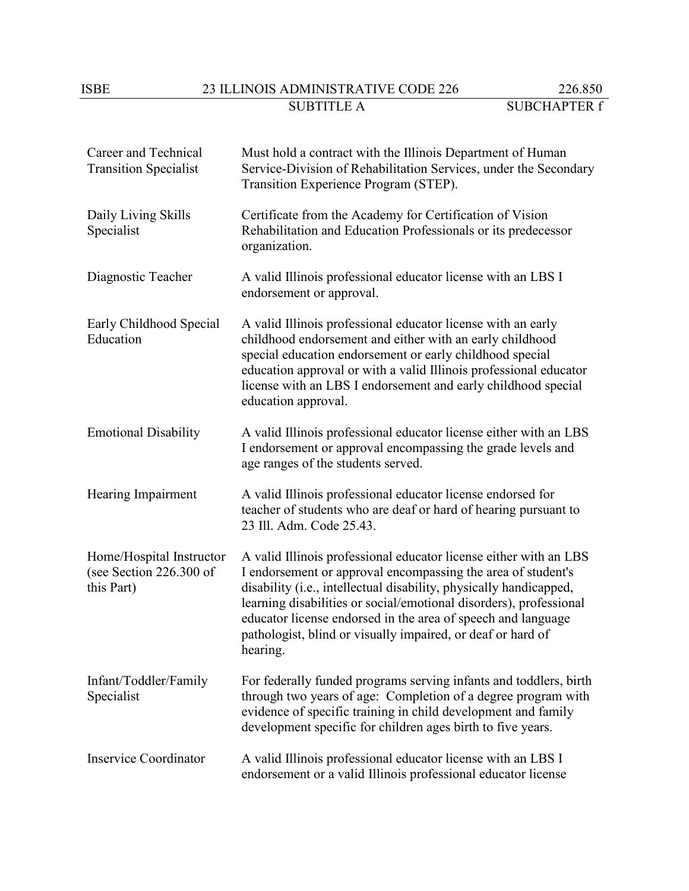| | |
|---|---|
| Career and Technical Transition Specialist | Must hold a contract with the Illinois Department of Human Service-Division of Rehabilitation Services, under the Secondary Transition Experience Program (STEP). |
| Daily Living Skills Specialist | Certificate from the Academy for Certification of Vision Rehabilitation and Education Professionals or its predecessor organization. |
| Diagnostic Teacher | A valid Illinois professional educator license with an LBS I endorsement or approval. |
| Early Childhood Special Education | A valid Illinois professional educator license with an early childhood endorsement and either with an early childhood special education endorsement or early childhood special education approval or with a valid Illinois professional educator license with an LBS I endorsement and early childhood special education approval. |
| Emotional Disability | A valid Illinois professional educator license either with an LBS I endorsement or approval encompassing the grade levels and age ranges of the students served. |
| Hearing Impairment | A valid Illinois professional educator license endorsed for teacher of students who are deaf or hard of hearing pursuant to 23 Ill. Adm. Code 25.43. |
| Home/Hospital Instructor (see Section 226.300 of this Part) | A valid Illinois professional educator license either with an LBS I endorsement or approval encompassing the area of student's disability (i.e., intellectual disability, physically handicapped, learning disabilities or social/emotional disorders), professional educator license endorsed in the area of speech and language pathologist, blind or visually impaired, or deaf or hard of hearing. |
| Infant/Toddler/Family Specialist | For federally funded programs serving infants and toddlers, birth through two years of age: Completion of a degree program with evidence of specific training in child development and family development specific for children ages birth to five years. |
| Inservice Coordinator | A valid Illinois professional educator license with an LBS I endorsement or a valid Illinois professional educator license |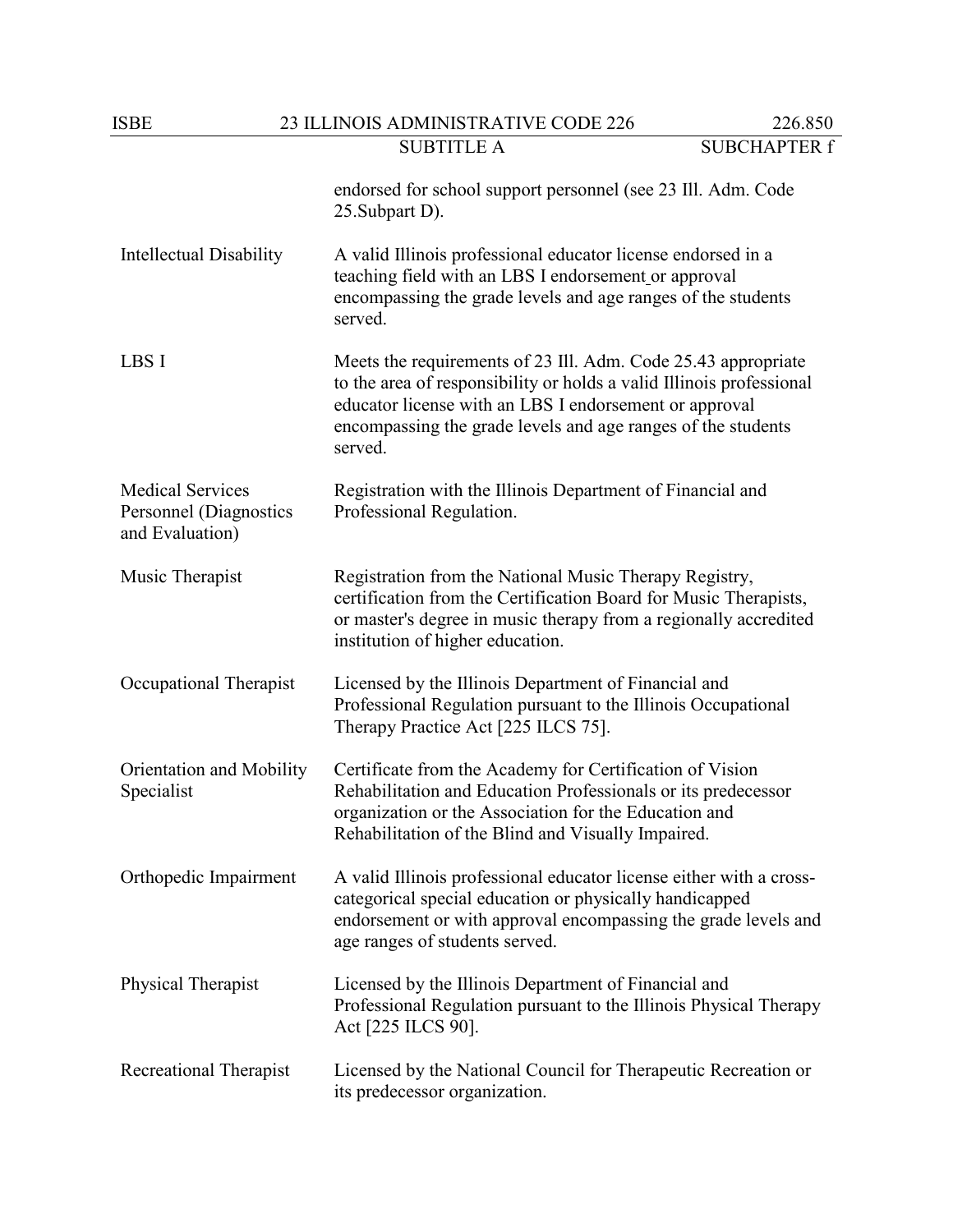| | |
|---|---|
| | endorsed for school support personnel (see 23 Ill. Adm. Code 25.Subpart D). |
| Intellectual Disability | A valid Illinois professional educator license endorsed in a teaching field with an LBS I endorsement or approval encompassing the grade levels and age ranges of the students served. |
| LBS I | Meets the requirements of 23 Ill. Adm. Code 25.43 appropriate to the area of responsibility or holds a valid Illinois professional educator license with an LBS I endorsement or approval encompassing the grade levels and age ranges of the students served. |
| Medical Services Personnel (Diagnostics and Evaluation) | Registration with the Illinois Department of Financial and Professional Regulation. |
| Music Therapist | Registration from the National Music Therapy Registry, certification from the Certification Board for Music Therapists, or master's degree in music therapy from a regionally accredited institution of higher education. |
| Occupational Therapist | Licensed by the Illinois Department of Financial and Professional Regulation pursuant to the Illinois Occupational Therapy Practice Act [225 ILCS 75]. |
| Orientation and Mobility Specialist | Certificate from the Academy for Certification of Vision Rehabilitation and Education Professionals or its predecessor organization or the Association for the Education and Rehabilitation of the Blind and Visually Impaired. |
| Orthopedic Impairment | A valid Illinois professional educator license either with a cross-categorical special education or physically handicapped endorsement or with approval encompassing the grade levels and age ranges of students served. |
| Physical Therapist | Licensed by the Illinois Department of Financial and Professional Regulation pursuant to the Illinois Physical Therapy Act [225 ILCS 90]. |
| Recreational Therapist | Licensed by the National Council for Therapeutic Recreation or its predecessor organization. |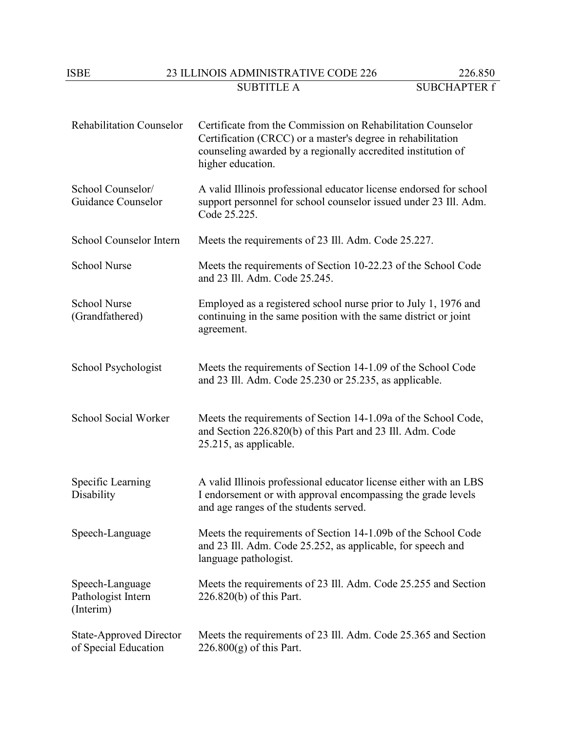| | |
|---|---|
| Rehabilitation Counselor | Certificate from the Commission on Rehabilitation Counselor Certification (CRCC) or a master's degree in rehabilitation counseling awarded by a regionally accredited institution of higher education. |
| School Counselor/ Guidance Counselor | A valid Illinois professional educator license endorsed for school support personnel for school counselor issued under 23 Ill. Adm. Code 25.225. |
| School Counselor Intern | Meets the requirements of 23 Ill. Adm. Code 25.227. |
| School Nurse | Meets the requirements of Section 10-22.23 of the School Code and 23 Ill. Adm. Code 25.245. |
| School Nurse (Grandfathered) | Employed as a registered school nurse prior to July 1, 1976 and continuing in the same position with the same district or joint agreement. |
| School Psychologist | Meets the requirements of Section 14-1.09 of the School Code and 23 Ill. Adm. Code 25.230 or 25.235, as applicable. |
| School Social Worker | Meets the requirements of Section 14-1.09a of the School Code, and Section 226.820(b) of this Part and 23 Ill. Adm. Code 25.215, as applicable. |
| Specific Learning Disability | A valid Illinois professional educator license either with an LBS I endorsement or with approval encompassing the grade levels and age ranges of the students served. |
| Speech-Language | Meets the requirements of Section 14-1.09b of the School Code and 23 Ill. Adm. Code 25.252, as applicable, for speech and language pathologist. |
| Speech-Language Pathologist Intern (Interim) | Meets the requirements of 23 Ill. Adm. Code 25.255 and Section 226.820(b) of this Part. |
| State-Approved Director of Special Education | Meets the requirements of 23 Ill. Adm. Code 25.365 and Section 226.800(g) of this Part. |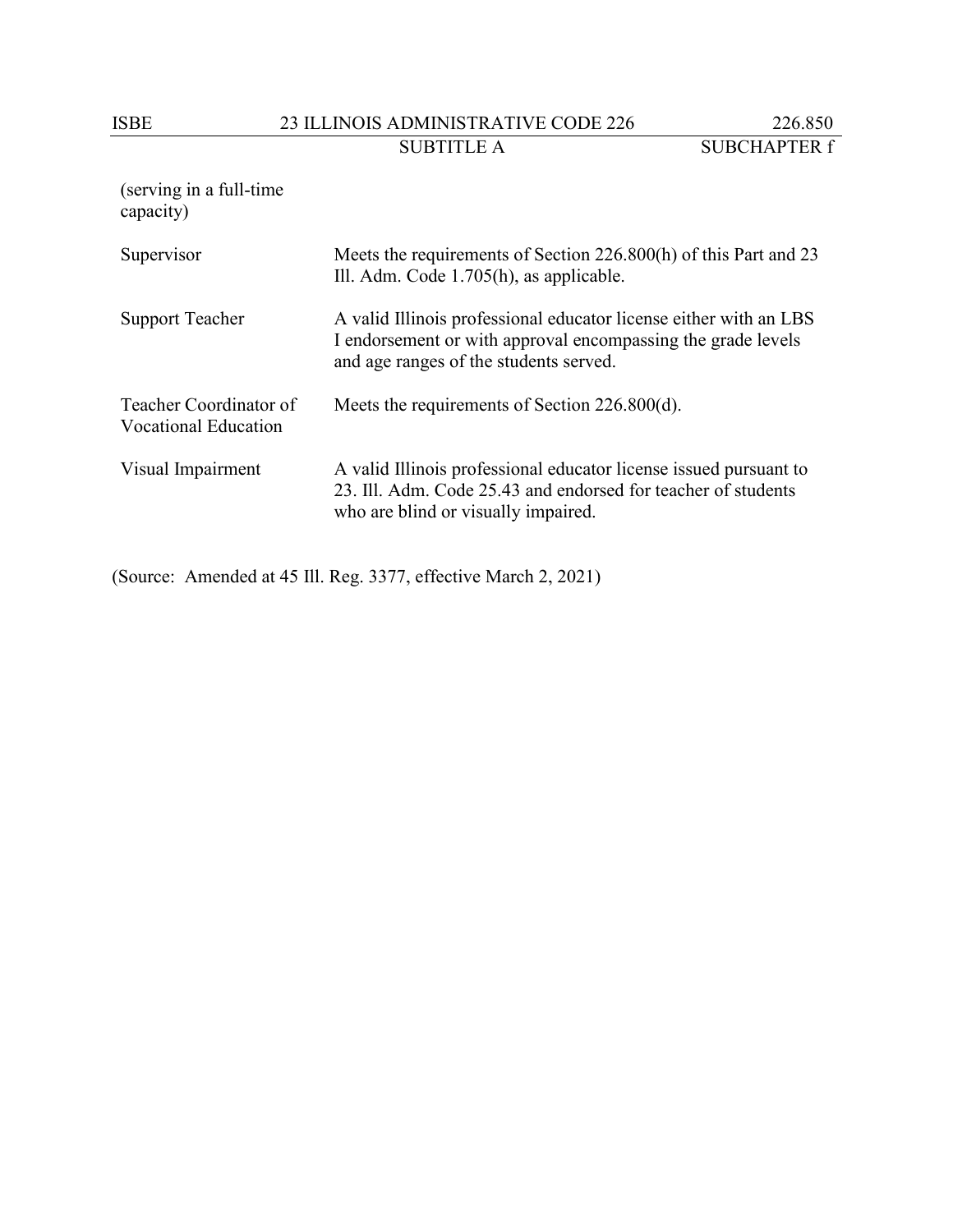| | |
|---|---|
| (serving in a full-time capacity) | |
| Supervisor | Meets the requirements of Section 226.800(h) of this Part and 23 Ill. Adm. Code 1.705(h), as applicable. |
| Support Teacher | A valid Illinois professional educator license either with an LBS I endorsement or with approval encompassing the grade levels and age ranges of the students served. |
| Teacher Coordinator of Vocational Education | Meets the requirements of Section 226.800(d). |
| Visual Impairment | A valid Illinois professional educator license issued pursuant to 23. Ill. Adm. Code 25.43 and endorsed for teacher of students who are blind or visually impaired. |

(Source: Amended at 45 Ill. Reg. 3377, effective March 2, 2021)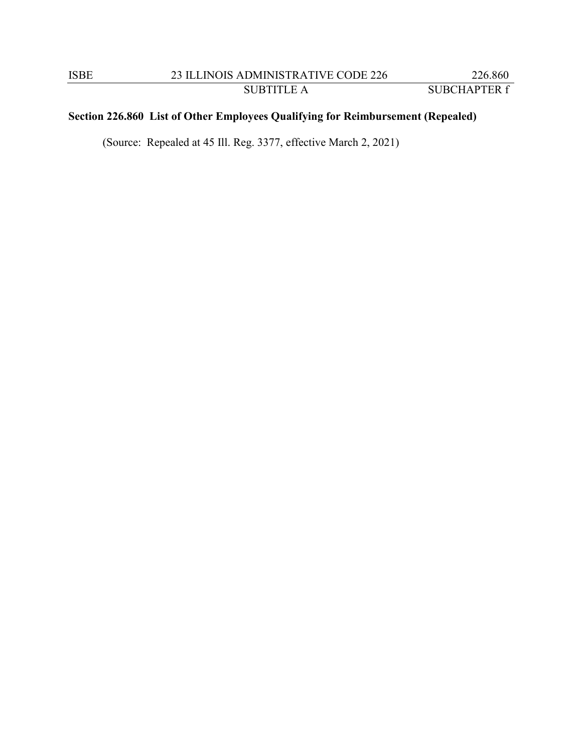**Section 226.860 List of Other Employees Qualifying for Reimbursement (Repealed)**

(Source: Repealed at 45 Ill. Reg. 3377, effective March 2, 2021)